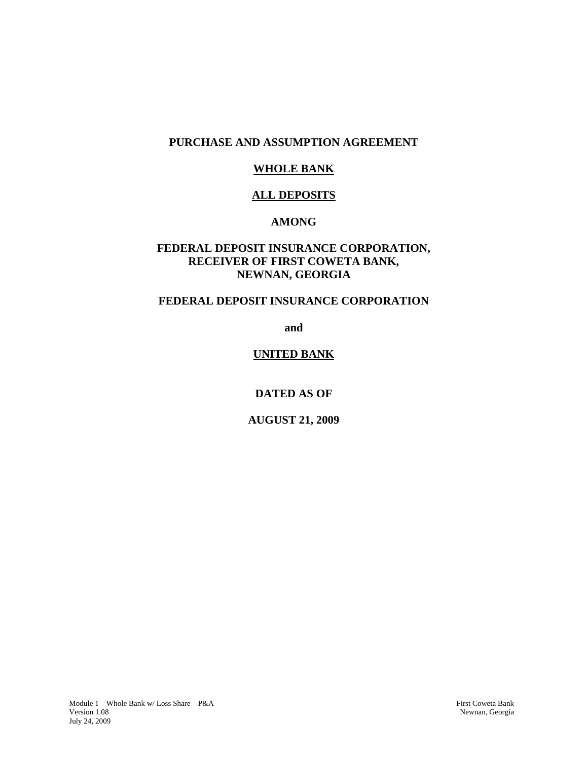**PURCHASE AND ASSUMPTION AGREEMENT**

**WHOLE BANK**

**ALL DEPOSITS**

**AMONG**

**FEDERAL DEPOSIT INSURANCE CORPORATION, RECEIVER OF FIRST COWETA BANK, NEWNAN, GEORGIA**

**FEDERAL DEPOSIT INSURANCE CORPORATION**

**and**

**UNITED BANK**

**DATED AS OF**

**AUGUST 21, 2009**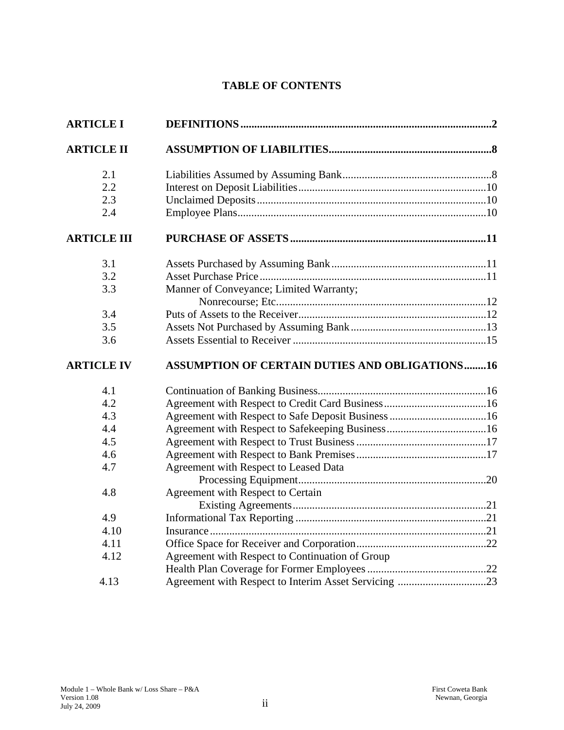# TABLE OF CONTENTS

| | | |
|---|---|---|
| **ARTICLE I** | **DEFINITIONS** | **2** |
| **ARTICLE II** | **ASSUMPTION OF LIABILITIES** | **8** |
| 2.1 | Liabilities Assumed by Assuming Bank | 8 |
| 2.2 | Interest on Deposit Liabilities | 10 |
| 2.3 | Unclaimed Deposits | 10 |
| 2.4 | Employee Plans | 10 |
| **ARTICLE III** | **PURCHASE OF ASSETS** | **11** |
| 3.1 | Assets Purchased by Assuming Bank | 11 |
| 3.2 | Asset Purchase Price | 11 |
| 3.3 | Manner of Conveyance; Limited Warranty; Nonrecourse; Etc. | 12 |
| 3.4 | Puts of Assets to the Receiver | 12 |
| 3.5 | Assets Not Purchased by Assuming Bank | 13 |
| 3.6 | Assets Essential to Receiver | 15 |
| **ARTICLE IV** | **ASSUMPTION OF CERTAIN DUTIES AND OBLIGATIONS** | **16** |
| 4.1 | Continuation of Banking Business | 16 |
| 4.2 | Agreement with Respect to Credit Card Business | 16 |
| 4.3 | Agreement with Respect to Safe Deposit Business | 16 |
| 4.4 | Agreement with Respect to Safekeeping Business | 16 |
| 4.5 | Agreement with Respect to Trust Business | 17 |
| 4.6 | Agreement with Respect to Bank Premises | 17 |
| 4.7 | Agreement with Respect to Leased Data Processing Equipment | 20 |
| 4.8 | Agreement with Respect to Certain Existing Agreements | 21 |
| 4.9 | Informational Tax Reporting | 21 |
| 4.10 | Insurance | 21 |
| 4.11 | Office Space for Receiver and Corporation | 22 |
| 4.12 | Agreement with Respect to Continuation of Group Health Plan Coverage for Former Employees | 22 |
| 4.13 | Agreement with Respect to Interim Asset Servicing | 23 |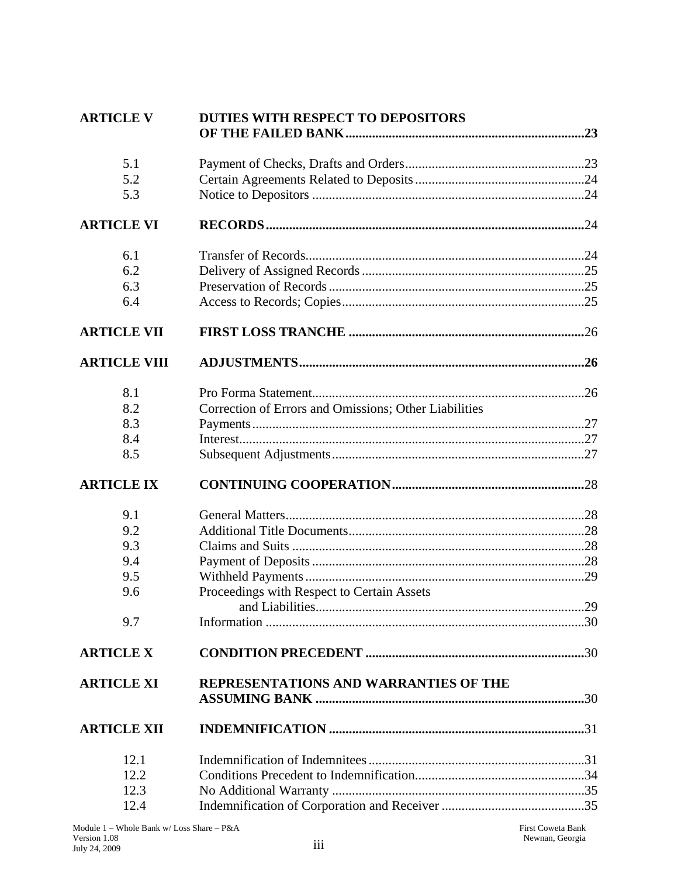| | | |
|---|---|---|
| **ARTICLE V** | **DUTIES WITH RESPECT TO DEPOSITORS OF THE FAILED BANK** | **23** |
| 5.1 | Payment of Checks, Drafts and Orders | 23 |
| 5.2 | Certain Agreements Related to Deposits | 24 |
| 5.3 | Notice to Depositors | 24 |
| **ARTICLE VI** | **RECORDS** | 24 |
| 6.1 | Transfer of Records | 24 |
| 6.2 | Delivery of Assigned Records | 25 |
| 6.3 | Preservation of Records | 25 |
| 6.4 | Access to Records; Copies | 25 |
| **ARTICLE VII** | **FIRST LOSS TRANCHE** | 26 |
| **ARTICLE VIII** | **ADJUSTMENTS** | **26** |
| 8.1 | Pro Forma Statement | 26 |
| 8.2 | Correction of Errors and Omissions; Other Liabilities | |
| 8.3 | Payments | 27 |
| 8.4 | Interest | 27 |
| 8.5 | Subsequent Adjustments | 27 |
| **ARTICLE IX** | **CONTINUING COOPERATION** | 28 |
| 9.1 | General Matters | 28 |
| 9.2 | Additional Title Documents | 28 |
| 9.3 | Claims and Suits | 28 |
| 9.4 | Payment of Deposits | 28 |
| 9.5 | Withheld Payments | 29 |
| 9.6 | Proceedings with Respect to Certain Assets and Liabilities | 29 |
| 9.7 | Information | 30 |
| **ARTICLE X** | **CONDITION PRECEDENT** | 30 |
| **ARTICLE XI** | **REPRESENTATIONS AND WARRANTIES OF THE ASSUMING BANK** | 30 |
| **ARTICLE XII** | **INDEMNIFICATION** | 31 |
| 12.1 | Indemnification of Indemnitees | 31 |
| 12.2 | Conditions Precedent to Indemnification | 34 |
| 12.3 | No Additional Warranty | 35 |
| 12.4 | Indemnification of Corporation and Receiver | 35 |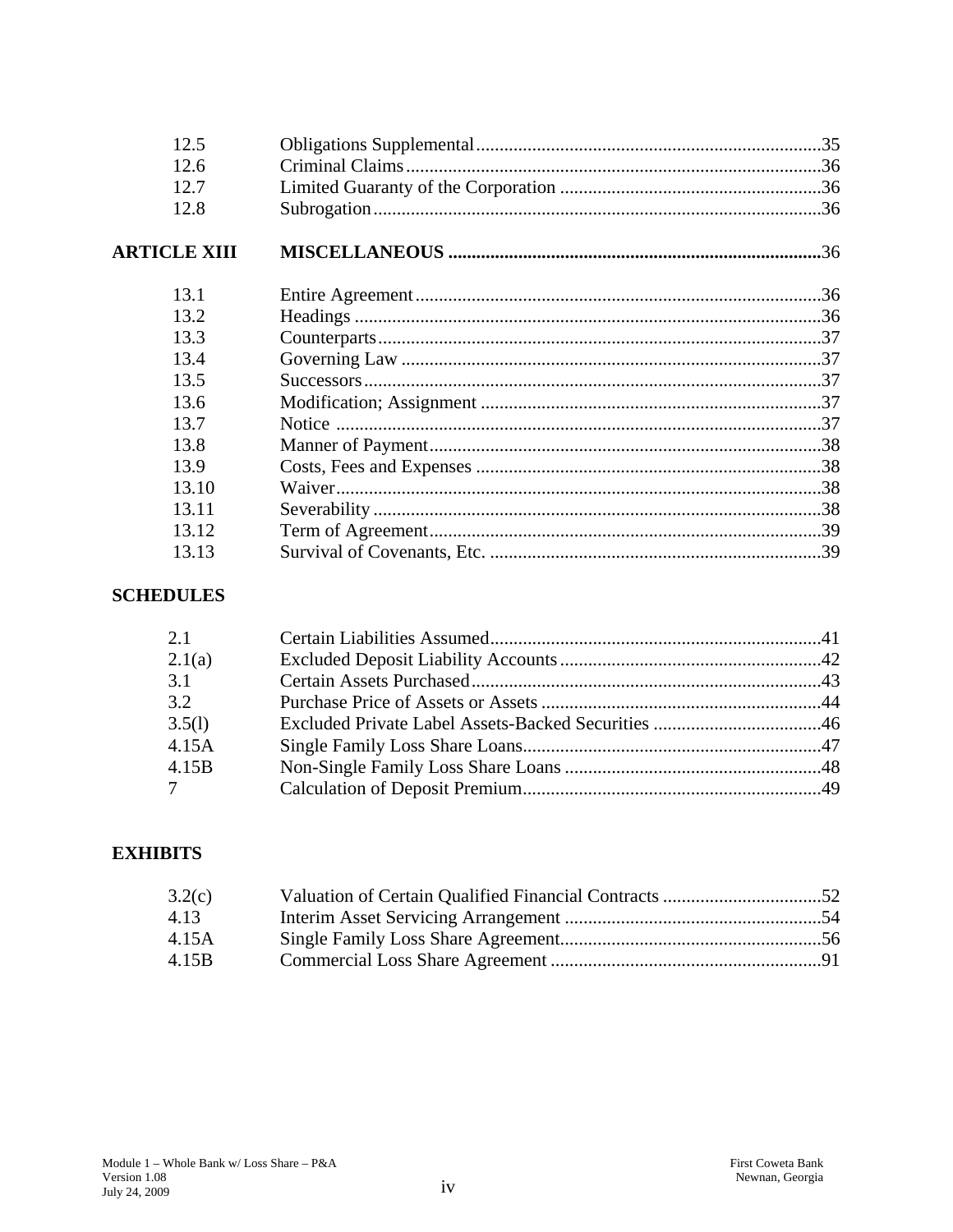| | | |
|---|---|---|
| 12.5 | Obligations Supplemental | 35 |
| 12.6 | Criminal Claims | 36 |
| 12.7 | Limited Guaranty of the Corporation | 36 |
| 12.8 | Subrogation | 36 |
| **ARTICLE XIII** | **MISCELLANEOUS** | **36** |
| 13.1 | Entire Agreement | 36 |
| 13.2 | Headings | 36 |
| 13.3 | Counterparts | 37 |
| 13.4 | Governing Law | 37 |
| 13.5 | Successors | 37 |
| 13.6 | Modification; Assignment | 37 |
| 13.7 | Notice | 37 |
| 13.8 | Manner of Payment | 38 |
| 13.9 | Costs, Fees and Expenses | 38 |
| 13.10 | Waiver | 38 |
| 13.11 | Severability | 38 |
| 13.12 | Term of Agreement | 39 |
| 13.13 | Survival of Covenants, Etc. | 39 |

**SCHEDULES**

| | | |
|---|---|---|
| 2.1 | Certain Liabilities Assumed | 41 |
| 2.1(a) | Excluded Deposit Liability Accounts | 42 |
| 3.1 | Certain Assets Purchased | 43 |
| 3.2 | Purchase Price of Assets or Assets | 44 |
| 3.5(l) | Excluded Private Label Assets-Backed Securities | 46 |
| 4.15A | Single Family Loss Share Loans | 47 |
| 4.15B | Non-Single Family Loss Share Loans | 48 |
| 7 | Calculation of Deposit Premium | 49 |

**EXHIBITS**

| | | |
|---|---|---|
| 3.2(c) | Valuation of Certain Qualified Financial Contracts | 52 |
| 4.13 | Interim Asset Servicing Arrangement | 54 |
| 4.15A | Single Family Loss Share Agreement | 56 |
| 4.15B | Commercial Loss Share Agreement | 91 |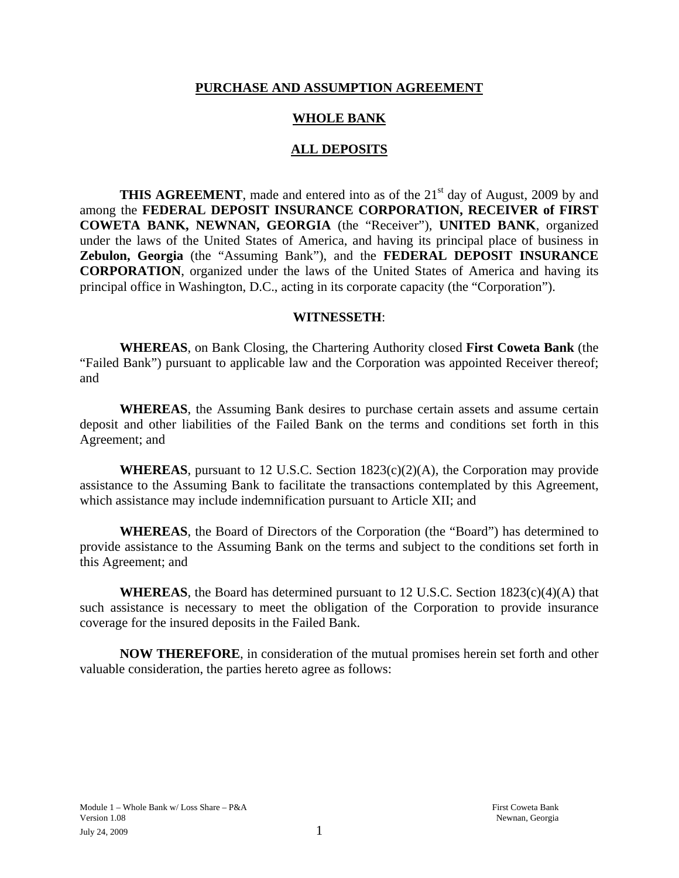# PURCHASE AND ASSUMPTION AGREEMENT

## WHOLE BANK

## ALL DEPOSITS

**THIS AGREEMENT**, made and entered into as of the 21st day of August, 2009 by and among the **FEDERAL DEPOSIT INSURANCE CORPORATION, RECEIVER of FIRST COWETA BANK, NEWNAN, GEORGIA** (the "Receiver"), **UNITED BANK**, organized under the laws of the United States of America, and having its principal place of business in **Zebulon, Georgia** (the "Assuming Bank"), and the **FEDERAL DEPOSIT INSURANCE CORPORATION**, organized under the laws of the United States of America and having its principal office in Washington, D.C., acting in its corporate capacity (the "Corporation").

**WITNESSETH**:

**WHEREAS**, on Bank Closing, the Chartering Authority closed **First Coweta Bank** (the "Failed Bank") pursuant to applicable law and the Corporation was appointed Receiver thereof; and

**WHEREAS**, the Assuming Bank desires to purchase certain assets and assume certain deposit and other liabilities of the Failed Bank on the terms and conditions set forth in this Agreement; and

**WHEREAS**, pursuant to 12 U.S.C. Section 1823(c)(2)(A), the Corporation may provide assistance to the Assuming Bank to facilitate the transactions contemplated by this Agreement, which assistance may include indemnification pursuant to Article XII; and

**WHEREAS**, the Board of Directors of the Corporation (the "Board") has determined to provide assistance to the Assuming Bank on the terms and subject to the conditions set forth in this Agreement; and

**WHEREAS**, the Board has determined pursuant to 12 U.S.C. Section 1823(c)(4)(A) that such assistance is necessary to meet the obligation of the Corporation to provide insurance coverage for the insured deposits in the Failed Bank.

**NOW THEREFORE**, in consideration of the mutual promises herein set forth and other valuable consideration, the parties hereto agree as follows: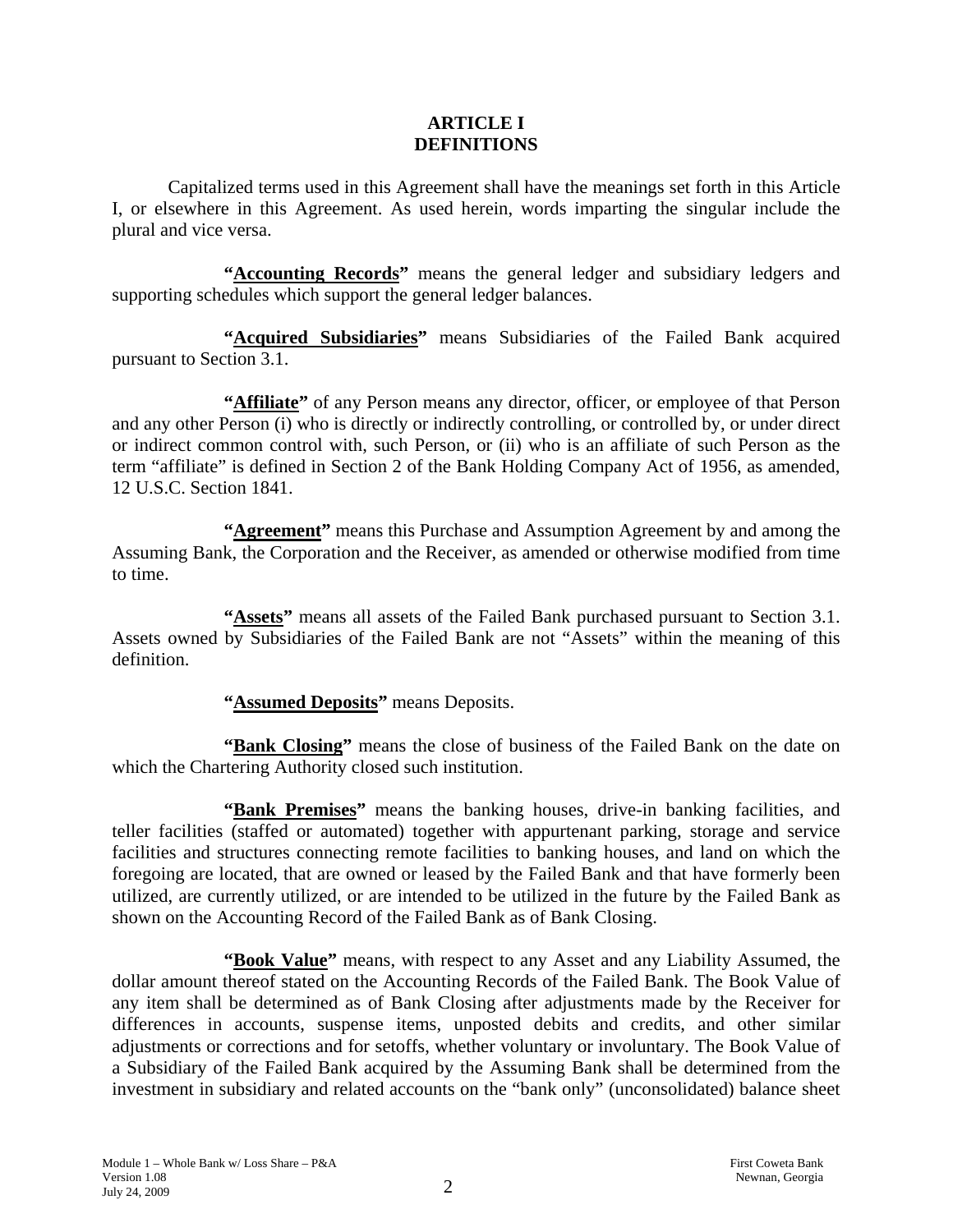# ARTICLE I
# DEFINITIONS

Capitalized terms used in this Agreement shall have the meanings set forth in this Article I, or elsewhere in this Agreement. As used herein, words imparting the singular include the plural and vice versa.

**"Accounting Records"** means the general ledger and subsidiary ledgers and supporting schedules which support the general ledger balances.

**"Acquired Subsidiaries"** means Subsidiaries of the Failed Bank acquired pursuant to Section 3.1.

**"Affiliate"** of any Person means any director, officer, or employee of that Person and any other Person (i) who is directly or indirectly controlling, or controlled by, or under direct or indirect common control with, such Person, or (ii) who is an affiliate of such Person as the term "affiliate" is defined in Section 2 of the Bank Holding Company Act of 1956, as amended, 12 U.S.C. Section 1841.

**"Agreement"** means this Purchase and Assumption Agreement by and among the Assuming Bank, the Corporation and the Receiver, as amended or otherwise modified from time to time.

**"Assets"** means all assets of the Failed Bank purchased pursuant to Section 3.1. Assets owned by Subsidiaries of the Failed Bank are not "Assets" within the meaning of this definition.

**"Assumed Deposits"** means Deposits.

**"Bank Closing"** means the close of business of the Failed Bank on the date on which the Chartering Authority closed such institution.

**"Bank Premises"** means the banking houses, drive-in banking facilities, and teller facilities (staffed or automated) together with appurtenant parking, storage and service facilities and structures connecting remote facilities to banking houses, and land on which the foregoing are located, that are owned or leased by the Failed Bank and that have formerly been utilized, are currently utilized, or are intended to be utilized in the future by the Failed Bank as shown on the Accounting Record of the Failed Bank as of Bank Closing.

**"Book Value"** means, with respect to any Asset and any Liability Assumed, the dollar amount thereof stated on the Accounting Records of the Failed Bank. The Book Value of any item shall be determined as of Bank Closing after adjustments made by the Receiver for differences in accounts, suspense items, unposted debits and credits, and other similar adjustments or corrections and for setoffs, whether voluntary or involuntary. The Book Value of a Subsidiary of the Failed Bank acquired by the Assuming Bank shall be determined from the investment in subsidiary and related accounts on the "bank only" (unconsolidated) balance sheet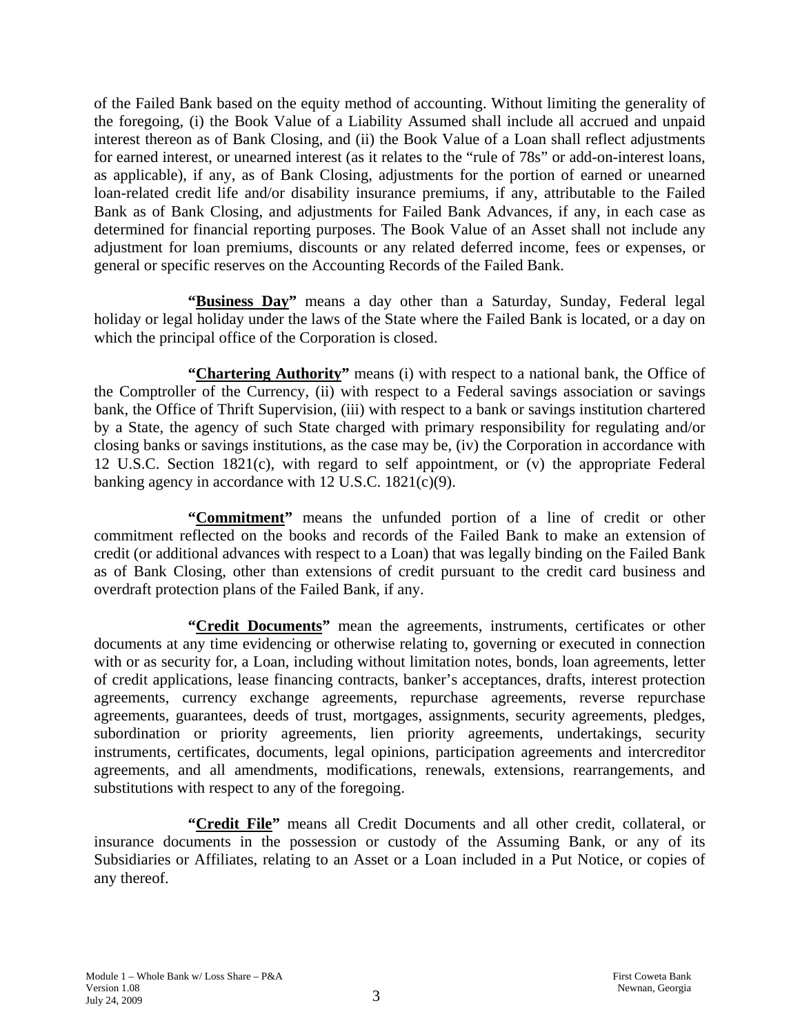of the Failed Bank based on the equity method of accounting. Without limiting the generality of the foregoing, (i) the Book Value of a Liability Assumed shall include all accrued and unpaid interest thereon as of Bank Closing, and (ii) the Book Value of a Loan shall reflect adjustments for earned interest, or unearned interest (as it relates to the "rule of 78s" or add-on-interest loans, as applicable), if any, as of Bank Closing, adjustments for the portion of earned or unearned loan-related credit life and/or disability insurance premiums, if any, attributable to the Failed Bank as of Bank Closing, and adjustments for Failed Bank Advances, if any, in each case as determined for financial reporting purposes. The Book Value of an Asset shall not include any adjustment for loan premiums, discounts or any related deferred income, fees or expenses, or general or specific reserves on the Accounting Records of the Failed Bank.

**"Business Day"** means a day other than a Saturday, Sunday, Federal legal holiday or legal holiday under the laws of the State where the Failed Bank is located, or a day on which the principal office of the Corporation is closed.

**"Chartering Authority"** means (i) with respect to a national bank, the Office of the Comptroller of the Currency, (ii) with respect to a Federal savings association or savings bank, the Office of Thrift Supervision, (iii) with respect to a bank or savings institution chartered by a State, the agency of such State charged with primary responsibility for regulating and/or closing banks or savings institutions, as the case may be, (iv) the Corporation in accordance with 12 U.S.C. Section 1821(c), with regard to self appointment, or (v) the appropriate Federal banking agency in accordance with 12 U.S.C. 1821(c)(9).

**"Commitment"** means the unfunded portion of a line of credit or other commitment reflected on the books and records of the Failed Bank to make an extension of credit (or additional advances with respect to a Loan) that was legally binding on the Failed Bank as of Bank Closing, other than extensions of credit pursuant to the credit card business and overdraft protection plans of the Failed Bank, if any.

**"Credit Documents"** mean the agreements, instruments, certificates or other documents at any time evidencing or otherwise relating to, governing or executed in connection with or as security for, a Loan, including without limitation notes, bonds, loan agreements, letter of credit applications, lease financing contracts, banker's acceptances, drafts, interest protection agreements, currency exchange agreements, repurchase agreements, reverse repurchase agreements, guarantees, deeds of trust, mortgages, assignments, security agreements, pledges, subordination or priority agreements, lien priority agreements, undertakings, security instruments, certificates, documents, legal opinions, participation agreements and intercreditor agreements, and all amendments, modifications, renewals, extensions, rearrangements, and substitutions with respect to any of the foregoing.

**"Credit File"** means all Credit Documents and all other credit, collateral, or insurance documents in the possession or custody of the Assuming Bank, or any of its Subsidiaries or Affiliates, relating to an Asset or a Loan included in a Put Notice, or copies of any thereof.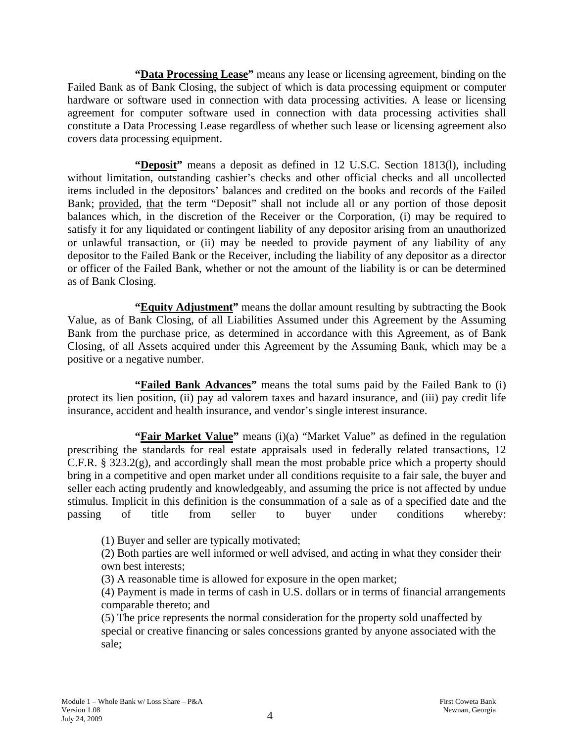**"<u>Data Processing Lease</u>"** means any lease or licensing agreement, binding on the Failed Bank as of Bank Closing, the subject of which is data processing equipment or computer hardware or software used in connection with data processing activities. A lease or licensing agreement for computer software used in connection with data processing activities shall constitute a Data Processing Lease regardless of whether such lease or licensing agreement also covers data processing equipment.

**"<u>Deposit</u>"** means a deposit as defined in 12 U.S.C. Section 1813(l), including without limitation, outstanding cashier's checks and other official checks and all uncollected items included in the depositors' balances and credited on the books and records of the Failed Bank; <u>provided</u>, <u>that</u> the term "Deposit" shall not include all or any portion of those deposit balances which, in the discretion of the Receiver or the Corporation, (i) may be required to satisfy it for any liquidated or contingent liability of any depositor arising from an unauthorized or unlawful transaction, or (ii) may be needed to provide payment of any liability of any depositor to the Failed Bank or the Receiver, including the liability of any depositor as a director or officer of the Failed Bank, whether or not the amount of the liability is or can be determined as of Bank Closing.

**"<u>Equity Adjustment</u>"** means the dollar amount resulting by subtracting the Book Value, as of Bank Closing, of all Liabilities Assumed under this Agreement by the Assuming Bank from the purchase price, as determined in accordance with this Agreement, as of Bank Closing, of all Assets acquired under this Agreement by the Assuming Bank, which may be a positive or a negative number.

**"<u>Failed Bank Advances</u>"** means the total sums paid by the Failed Bank to (i) protect its lien position, (ii) pay ad valorem taxes and hazard insurance, and (iii) pay credit life insurance, accident and health insurance, and vendor's single interest insurance.

**"<u>Fair Market Value</u>"** means (i)(a) "Market Value" as defined in the regulation prescribing the standards for real estate appraisals used in federally related transactions, 12 C.F.R. § 323.2(g), and accordingly shall mean the most probable price which a property should bring in a competitive and open market under all conditions requisite to a fair sale, the buyer and seller each acting prudently and knowledgeably, and assuming the price is not affected by undue stimulus. Implicit in this definition is the consummation of a sale as of a specified date and the passing of title from seller to buyer under conditions whereby:

(1) Buyer and seller are typically motivated;
(2) Both parties are well informed or well advised, and acting in what they consider their own best interests;
(3) A reasonable time is allowed for exposure in the open market;
(4) Payment is made in terms of cash in U.S. dollars or in terms of financial arrangements comparable thereto; and
(5) The price represents the normal consideration for the property sold unaffected by special or creative financing or sales concessions granted by anyone associated with the sale;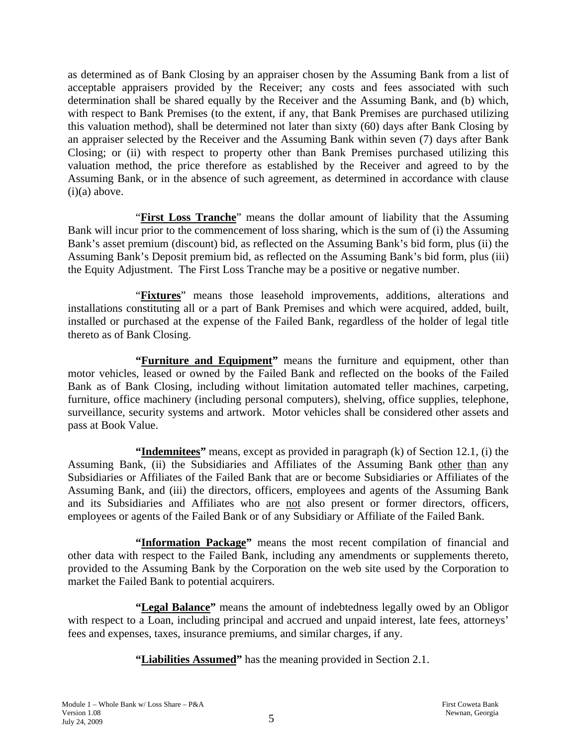as determined as of Bank Closing by an appraiser chosen by the Assuming Bank from a list of acceptable appraisers provided by the Receiver; any costs and fees associated with such determination shall be shared equally by the Receiver and the Assuming Bank, and (b) which, with respect to Bank Premises (to the extent, if any, that Bank Premises are purchased utilizing this valuation method), shall be determined not later than sixty (60) days after Bank Closing by an appraiser selected by the Receiver and the Assuming Bank within seven (7) days after Bank Closing; or (ii) with respect to property other than Bank Premises purchased utilizing this valuation method, the price therefore as established by the Receiver and agreed to by the Assuming Bank, or in the absence of such agreement, as determined in accordance with clause (i)(a) above.

"**First Loss Tranche**" means the dollar amount of liability that the Assuming Bank will incur prior to the commencement of loss sharing, which is the sum of (i) the Assuming Bank's asset premium (discount) bid, as reflected on the Assuming Bank's bid form, plus (ii) the Assuming Bank's Deposit premium bid, as reflected on the Assuming Bank's bid form, plus (iii) the Equity Adjustment. The First Loss Tranche may be a positive or negative number.

"**Fixtures**" means those leasehold improvements, additions, alterations and installations constituting all or a part of Bank Premises and which were acquired, added, built, installed or purchased at the expense of the Failed Bank, regardless of the holder of legal title thereto as of Bank Closing.

**"Furniture and Equipment"** means the furniture and equipment, other than motor vehicles, leased or owned by the Failed Bank and reflected on the books of the Failed Bank as of Bank Closing, including without limitation automated teller machines, carpeting, furniture, office machinery (including personal computers), shelving, office supplies, telephone, surveillance, security systems and artwork. Motor vehicles shall be considered other assets and pass at Book Value.

**"Indemnitees"** means, except as provided in paragraph (k) of Section 12.1, (i) the Assuming Bank, (ii) the Subsidiaries and Affiliates of the Assuming Bank other than any Subsidiaries or Affiliates of the Failed Bank that are or become Subsidiaries or Affiliates of the Assuming Bank, and (iii) the directors, officers, employees and agents of the Assuming Bank and its Subsidiaries and Affiliates who are not also present or former directors, officers, employees or agents of the Failed Bank or of any Subsidiary or Affiliate of the Failed Bank.

**"Information Package"** means the most recent compilation of financial and other data with respect to the Failed Bank, including any amendments or supplements thereto, provided to the Assuming Bank by the Corporation on the web site used by the Corporation to market the Failed Bank to potential acquirers.

**"Legal Balance"** means the amount of indebtedness legally owed by an Obligor with respect to a Loan, including principal and accrued and unpaid interest, late fees, attorneys' fees and expenses, taxes, insurance premiums, and similar charges, if any.

**"Liabilities Assumed"** has the meaning provided in Section 2.1.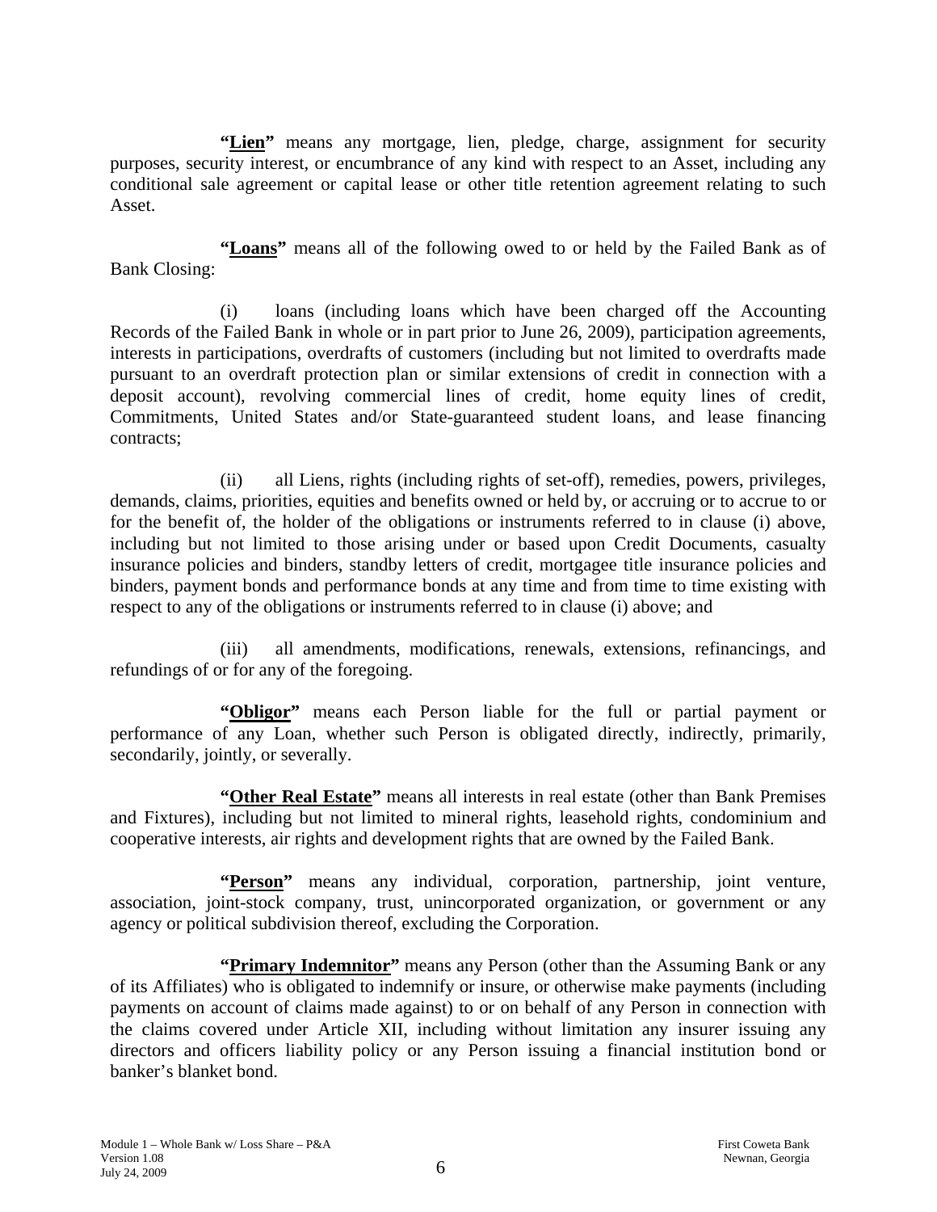**"<u>Lien</u>"** means any mortgage, lien, pledge, charge, assignment for security purposes, security interest, or encumbrance of any kind with respect to an Asset, including any conditional sale agreement or capital lease or other title retention agreement relating to such Asset.

**"<u>Loans</u>"** means all of the following owed to or held by the Failed Bank as of Bank Closing:

(i) loans (including loans which have been charged off the Accounting Records of the Failed Bank in whole or in part prior to June 26, 2009), participation agreements, interests in participations, overdrafts of customers (including but not limited to overdrafts made pursuant to an overdraft protection plan or similar extensions of credit in connection with a deposit account), revolving commercial lines of credit, home equity lines of credit, Commitments, United States and/or State-guaranteed student loans, and lease financing contracts;

(ii) all Liens, rights (including rights of set-off), remedies, powers, privileges, demands, claims, priorities, equities and benefits owned or held by, or accruing or to accrue to or for the benefit of, the holder of the obligations or instruments referred to in clause (i) above, including but not limited to those arising under or based upon Credit Documents, casualty insurance policies and binders, standby letters of credit, mortgagee title insurance policies and binders, payment bonds and performance bonds at any time and from time to time existing with respect to any of the obligations or instruments referred to in clause (i) above; and

(iii) all amendments, modifications, renewals, extensions, refinancings, and refundings of or for any of the foregoing.

**"<u>Obligor</u>"** means each Person liable for the full or partial payment or performance of any Loan, whether such Person is obligated directly, indirectly, primarily, secondarily, jointly, or severally.

**"<u>Other Real Estate</u>"** means all interests in real estate (other than Bank Premises and Fixtures), including but not limited to mineral rights, leasehold rights, condominium and cooperative interests, air rights and development rights that are owned by the Failed Bank.

**"<u>Person</u>"** means any individual, corporation, partnership, joint venture, association, joint-stock company, trust, unincorporated organization, or government or any agency or political subdivision thereof, excluding the Corporation.

**"<u>Primary Indemnitor</u>"** means any Person (other than the Assuming Bank or any of its Affiliates) who is obligated to indemnify or insure, or otherwise make payments (including payments on account of claims made against) to or on behalf of any Person in connection with the claims covered under Article XII, including without limitation any insurer issuing any directors and officers liability policy or any Person issuing a financial institution bond or banker's blanket bond.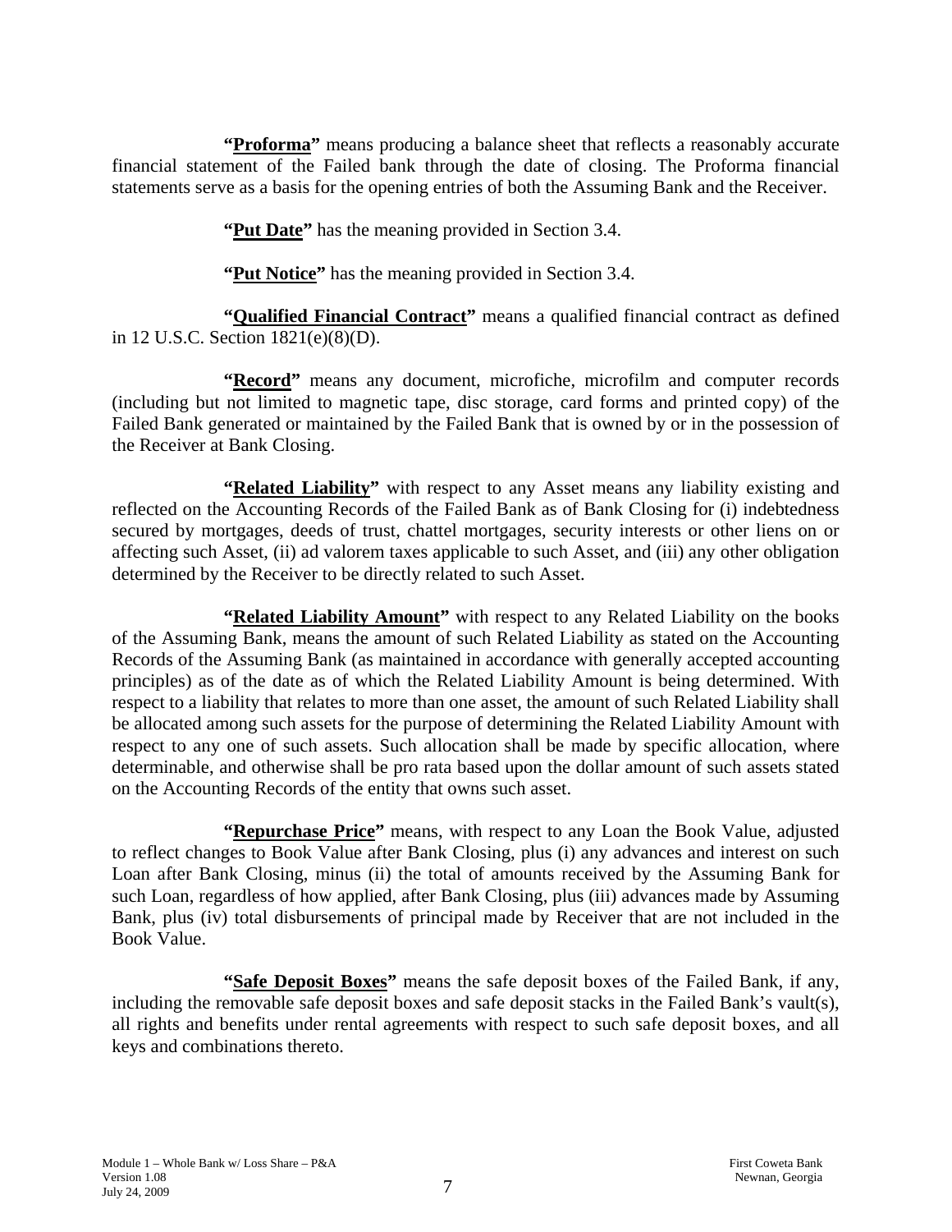**"Proforma"** means producing a balance sheet that reflects a reasonably accurate financial statement of the Failed bank through the date of closing. The Proforma financial statements serve as a basis for the opening entries of both the Assuming Bank and the Receiver.

**"Put Date"** has the meaning provided in Section 3.4.

**"Put Notice"** has the meaning provided in Section 3.4.

**"Qualified Financial Contract"** means a qualified financial contract as defined in 12 U.S.C. Section 1821(e)(8)(D).

**"Record"** means any document, microfiche, microfilm and computer records (including but not limited to magnetic tape, disc storage, card forms and printed copy) of the Failed Bank generated or maintained by the Failed Bank that is owned by or in the possession of the Receiver at Bank Closing.

**"Related Liability"** with respect to any Asset means any liability existing and reflected on the Accounting Records of the Failed Bank as of Bank Closing for (i) indebtedness secured by mortgages, deeds of trust, chattel mortgages, security interests or other liens on or affecting such Asset, (ii) ad valorem taxes applicable to such Asset, and (iii) any other obligation determined by the Receiver to be directly related to such Asset.

**"Related Liability Amount"** with respect to any Related Liability on the books of the Assuming Bank, means the amount of such Related Liability as stated on the Accounting Records of the Assuming Bank (as maintained in accordance with generally accepted accounting principles) as of the date as of which the Related Liability Amount is being determined. With respect to a liability that relates to more than one asset, the amount of such Related Liability shall be allocated among such assets for the purpose of determining the Related Liability Amount with respect to any one of such assets. Such allocation shall be made by specific allocation, where determinable, and otherwise shall be pro rata based upon the dollar amount of such assets stated on the Accounting Records of the entity that owns such asset.

**"Repurchase Price"** means, with respect to any Loan the Book Value, adjusted to reflect changes to Book Value after Bank Closing, plus (i) any advances and interest on such Loan after Bank Closing, minus (ii) the total of amounts received by the Assuming Bank for such Loan, regardless of how applied, after Bank Closing, plus (iii) advances made by Assuming Bank, plus (iv) total disbursements of principal made by Receiver that are not included in the Book Value.

**"Safe Deposit Boxes"** means the safe deposit boxes of the Failed Bank, if any, including the removable safe deposit boxes and safe deposit stacks in the Failed Bank's vault(s), all rights and benefits under rental agreements with respect to such safe deposit boxes, and all keys and combinations thereto.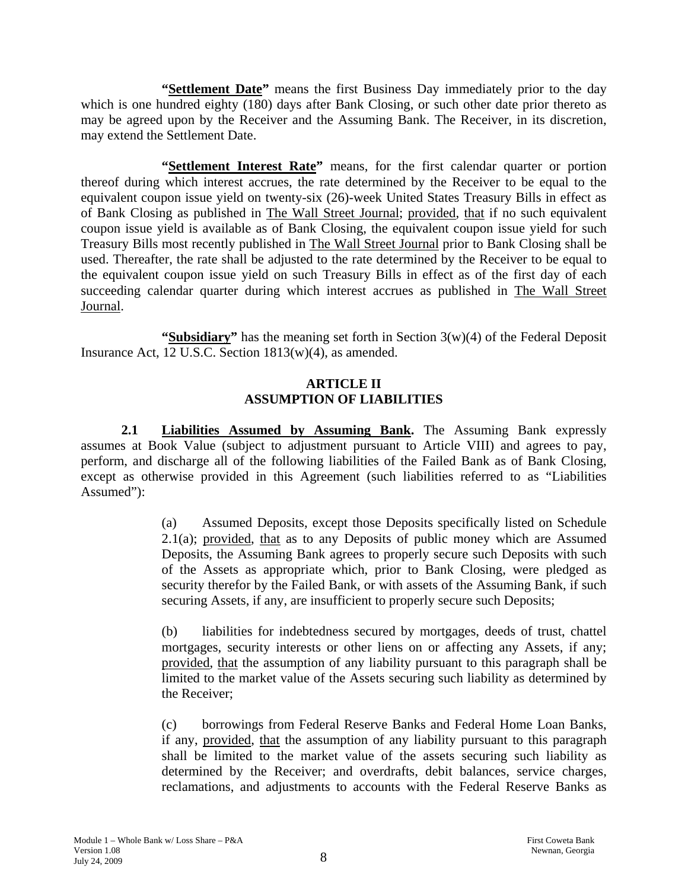**"<u>Settlement Date</u>"** means the first Business Day immediately prior to the day which is one hundred eighty (180) days after Bank Closing, or such other date prior thereto as may be agreed upon by the Receiver and the Assuming Bank. The Receiver, in its discretion, may extend the Settlement Date.

**"<u>Settlement Interest Rate</u>"** means, for the first calendar quarter or portion thereof during which interest accrues, the rate determined by the Receiver to be equal to the equivalent coupon issue yield on twenty-six (26)-week United States Treasury Bills in effect as of Bank Closing as published in <u>The Wall Street Journal</u>; <u>provided</u>, <u>that</u> if no such equivalent coupon issue yield is available as of Bank Closing, the equivalent coupon issue yield for such Treasury Bills most recently published in <u>The Wall Street Journal</u> prior to Bank Closing shall be used. Thereafter, the rate shall be adjusted to the rate determined by the Receiver to be equal to the equivalent coupon issue yield on such Treasury Bills in effect as of the first day of each succeeding calendar quarter during which interest accrues as published in <u>The Wall Street Journal</u>.

**"<u>Subsidiary</u>"** has the meaning set forth in Section 3(w)(4) of the Federal Deposit Insurance Act, 12 U.S.C. Section 1813(w)(4), as amended.

## ARTICLE II
## ASSUMPTION OF LIABILITIES

**2.1 <u>Liabilities Assumed by Assuming Bank</u>.** The Assuming Bank expressly assumes at Book Value (subject to adjustment pursuant to Article VIII) and agrees to pay, perform, and discharge all of the following liabilities of the Failed Bank as of Bank Closing, except as otherwise provided in this Agreement (such liabilities referred to as "Liabilities Assumed"):

(a) Assumed Deposits, except those Deposits specifically listed on Schedule 2.1(a); <u>provided</u>, <u>that</u> as to any Deposits of public money which are Assumed Deposits, the Assuming Bank agrees to properly secure such Deposits with such of the Assets as appropriate which, prior to Bank Closing, were pledged as security therefor by the Failed Bank, or with assets of the Assuming Bank, if such securing Assets, if any, are insufficient to properly secure such Deposits;

(b) liabilities for indebtedness secured by mortgages, deeds of trust, chattel mortgages, security interests or other liens on or affecting any Assets, if any; <u>provided</u>, <u>that</u> the assumption of any liability pursuant to this paragraph shall be limited to the market value of the Assets securing such liability as determined by the Receiver;

(c) borrowings from Federal Reserve Banks and Federal Home Loan Banks, if any, <u>provided</u>, <u>that</u> the assumption of any liability pursuant to this paragraph shall be limited to the market value of the assets securing such liability as determined by the Receiver; and overdrafts, debit balances, service charges, reclamations, and adjustments to accounts with the Federal Reserve Banks as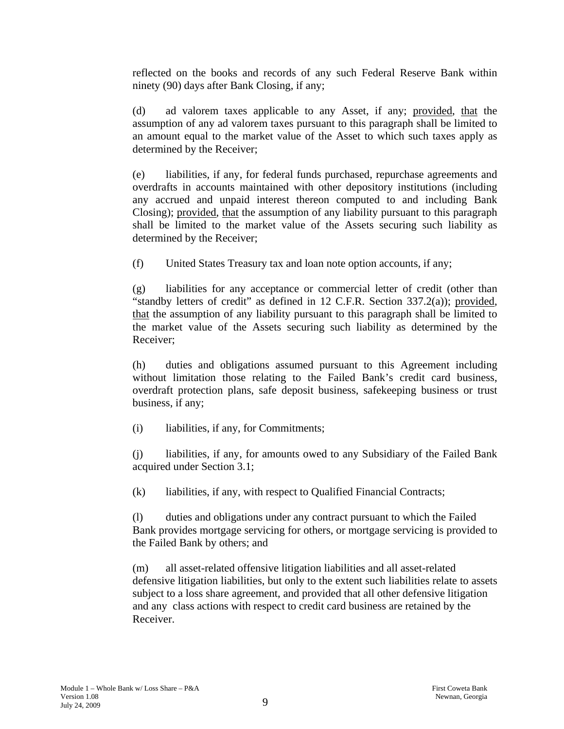reflected on the books and records of any such Federal Reserve Bank within ninety (90) days after Bank Closing, if any;

(d) ad valorem taxes applicable to any Asset, if any; provided, that the assumption of any ad valorem taxes pursuant to this paragraph shall be limited to an amount equal to the market value of the Asset to which such taxes apply as determined by the Receiver;

(e) liabilities, if any, for federal funds purchased, repurchase agreements and overdrafts in accounts maintained with other depository institutions (including any accrued and unpaid interest thereon computed to and including Bank Closing); provided, that the assumption of any liability pursuant to this paragraph shall be limited to the market value of the Assets securing such liability as determined by the Receiver;

(f) United States Treasury tax and loan note option accounts, if any;

(g) liabilities for any acceptance or commercial letter of credit (other than "standby letters of credit" as defined in 12 C.F.R. Section 337.2(a)); provided, that the assumption of any liability pursuant to this paragraph shall be limited to the market value of the Assets securing such liability as determined by the Receiver;

(h) duties and obligations assumed pursuant to this Agreement including without limitation those relating to the Failed Bank's credit card business, overdraft protection plans, safe deposit business, safekeeping business or trust business, if any;

(i) liabilities, if any, for Commitments;

(j) liabilities, if any, for amounts owed to any Subsidiary of the Failed Bank acquired under Section 3.1;

(k) liabilities, if any, with respect to Qualified Financial Contracts;

(l) duties and obligations under any contract pursuant to which the Failed Bank provides mortgage servicing for others, or mortgage servicing is provided to the Failed Bank by others; and

(m) all asset-related offensive litigation liabilities and all asset-related defensive litigation liabilities, but only to the extent such liabilities relate to assets subject to a loss share agreement, and provided that all other defensive litigation and any class actions with respect to credit card business are retained by the Receiver.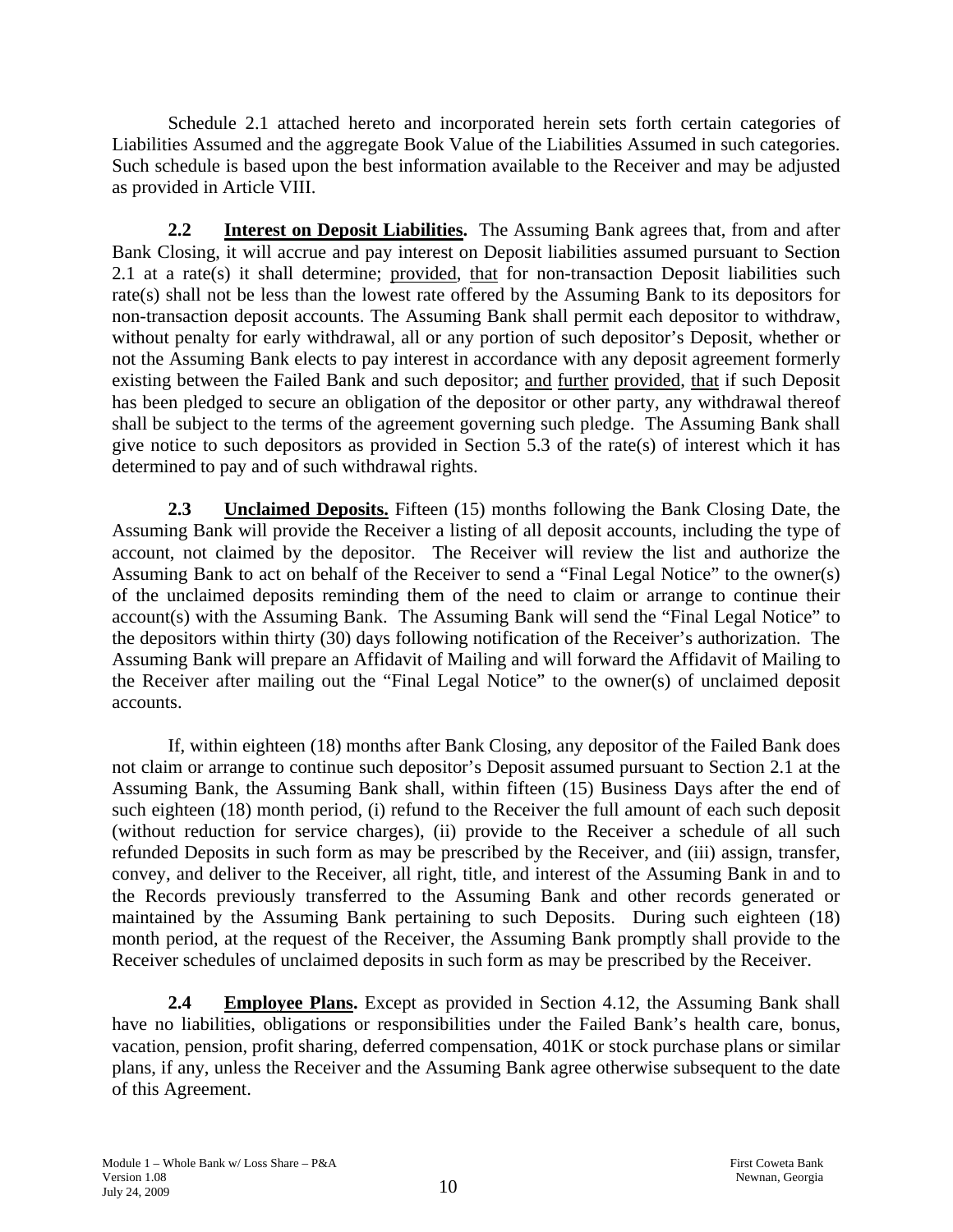Schedule 2.1 attached hereto and incorporated herein sets forth certain categories of Liabilities Assumed and the aggregate Book Value of the Liabilities Assumed in such categories. Such schedule is based upon the best information available to the Receiver and may be adjusted as provided in Article VIII.

**2.2 Interest on Deposit Liabilities.** The Assuming Bank agrees that, from and after Bank Closing, it will accrue and pay interest on Deposit liabilities assumed pursuant to Section 2.1 at a rate(s) it shall determine; provided, that for non-transaction Deposit liabilities such rate(s) shall not be less than the lowest rate offered by the Assuming Bank to its depositors for non-transaction deposit accounts. The Assuming Bank shall permit each depositor to withdraw, without penalty for early withdrawal, all or any portion of such depositor's Deposit, whether or not the Assuming Bank elects to pay interest in accordance with any deposit agreement formerly existing between the Failed Bank and such depositor; and further provided, that if such Deposit has been pledged to secure an obligation of the depositor or other party, any withdrawal thereof shall be subject to the terms of the agreement governing such pledge. The Assuming Bank shall give notice to such depositors as provided in Section 5.3 of the rate(s) of interest which it has determined to pay and of such withdrawal rights.

**2.3 Unclaimed Deposits.** Fifteen (15) months following the Bank Closing Date, the Assuming Bank will provide the Receiver a listing of all deposit accounts, including the type of account, not claimed by the depositor. The Receiver will review the list and authorize the Assuming Bank to act on behalf of the Receiver to send a "Final Legal Notice" to the owner(s) of the unclaimed deposits reminding them of the need to claim or arrange to continue their account(s) with the Assuming Bank. The Assuming Bank will send the "Final Legal Notice" to the depositors within thirty (30) days following notification of the Receiver's authorization. The Assuming Bank will prepare an Affidavit of Mailing and will forward the Affidavit of Mailing to the Receiver after mailing out the "Final Legal Notice" to the owner(s) of unclaimed deposit accounts.

If, within eighteen (18) months after Bank Closing, any depositor of the Failed Bank does not claim or arrange to continue such depositor's Deposit assumed pursuant to Section 2.1 at the Assuming Bank, the Assuming Bank shall, within fifteen (15) Business Days after the end of such eighteen (18) month period, (i) refund to the Receiver the full amount of each such deposit (without reduction for service charges), (ii) provide to the Receiver a schedule of all such refunded Deposits in such form as may be prescribed by the Receiver, and (iii) assign, transfer, convey, and deliver to the Receiver, all right, title, and interest of the Assuming Bank in and to the Records previously transferred to the Assuming Bank and other records generated or maintained by the Assuming Bank pertaining to such Deposits. During such eighteen (18) month period, at the request of the Receiver, the Assuming Bank promptly shall provide to the Receiver schedules of unclaimed deposits in such form as may be prescribed by the Receiver.

**2.4 Employee Plans.** Except as provided in Section 4.12, the Assuming Bank shall have no liabilities, obligations or responsibilities under the Failed Bank's health care, bonus, vacation, pension, profit sharing, deferred compensation, 401K or stock purchase plans or similar plans, if any, unless the Receiver and the Assuming Bank agree otherwise subsequent to the date of this Agreement.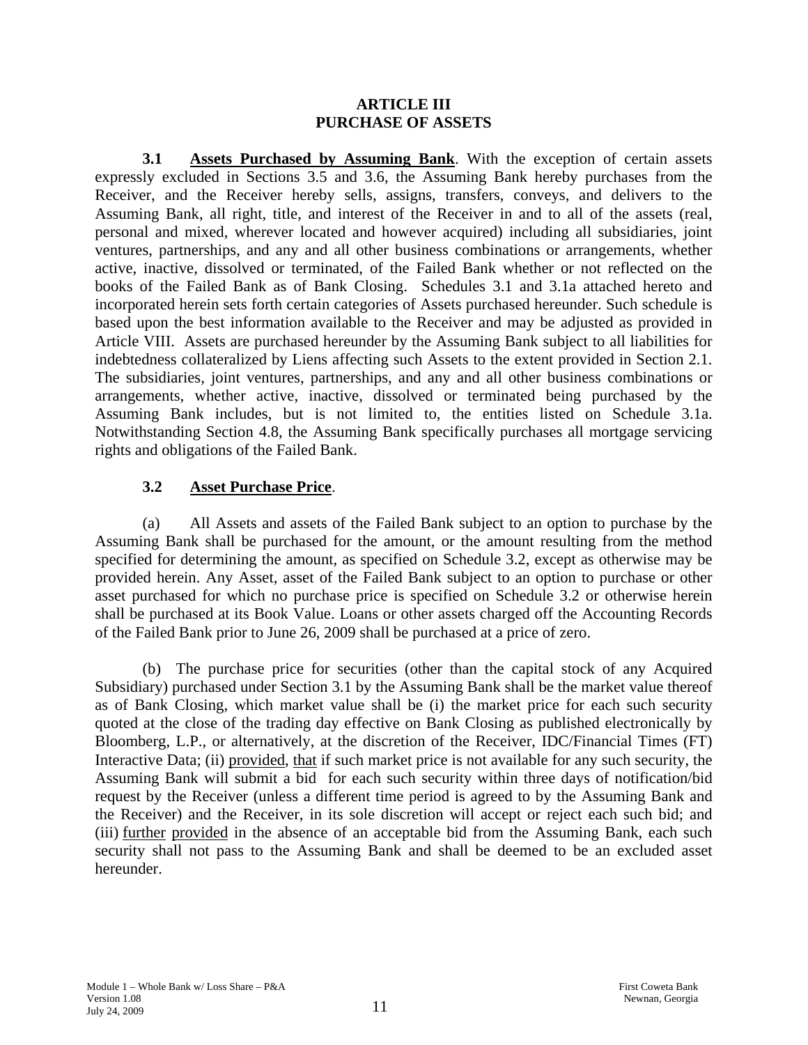# ARTICLE III
# PURCHASE OF ASSETS

**3.1 Assets Purchased by Assuming Bank**. With the exception of certain assets expressly excluded in Sections 3.5 and 3.6, the Assuming Bank hereby purchases from the Receiver, and the Receiver hereby sells, assigns, transfers, conveys, and delivers to the Assuming Bank, all right, title, and interest of the Receiver in and to all of the assets (real, personal and mixed, wherever located and however acquired) including all subsidiaries, joint ventures, partnerships, and any and all other business combinations or arrangements, whether active, inactive, dissolved or terminated, of the Failed Bank whether or not reflected on the books of the Failed Bank as of Bank Closing. Schedules 3.1 and 3.1a attached hereto and incorporated herein sets forth certain categories of Assets purchased hereunder. Such schedule is based upon the best information available to the Receiver and may be adjusted as provided in Article VIII. Assets are purchased hereunder by the Assuming Bank subject to all liabilities for indebtedness collateralized by Liens affecting such Assets to the extent provided in Section 2.1. The subsidiaries, joint ventures, partnerships, and any and all other business combinations or arrangements, whether active, inactive, dissolved or terminated being purchased by the Assuming Bank includes, but is not limited to, the entities listed on Schedule 3.1a. Notwithstanding Section 4.8, the Assuming Bank specifically purchases all mortgage servicing rights and obligations of the Failed Bank.

**3.2 Asset Purchase Price**.

(a) All Assets and assets of the Failed Bank subject to an option to purchase by the Assuming Bank shall be purchased for the amount, or the amount resulting from the method specified for determining the amount, as specified on Schedule 3.2, except as otherwise may be provided herein. Any Asset, asset of the Failed Bank subject to an option to purchase or other asset purchased for which no purchase price is specified on Schedule 3.2 or otherwise herein shall be purchased at its Book Value. Loans or other assets charged off the Accounting Records of the Failed Bank prior to June 26, 2009 shall be purchased at a price of zero.

(b) The purchase price for securities (other than the capital stock of any Acquired Subsidiary) purchased under Section 3.1 by the Assuming Bank shall be the market value thereof as of Bank Closing, which market value shall be (i) the market price for each such security quoted at the close of the trading day effective on Bank Closing as published electronically by Bloomberg, L.P., or alternatively, at the discretion of the Receiver, IDC/Financial Times (FT) Interactive Data; (ii) provided, that if such market price is not available for any such security, the Assuming Bank will submit a bid for each such security within three days of notification/bid request by the Receiver (unless a different time period is agreed to by the Assuming Bank and the Receiver) and the Receiver, in its sole discretion will accept or reject each such bid; and (iii) further provided in the absence of an acceptable bid from the Assuming Bank, each such security shall not pass to the Assuming Bank and shall be deemed to be an excluded asset hereunder.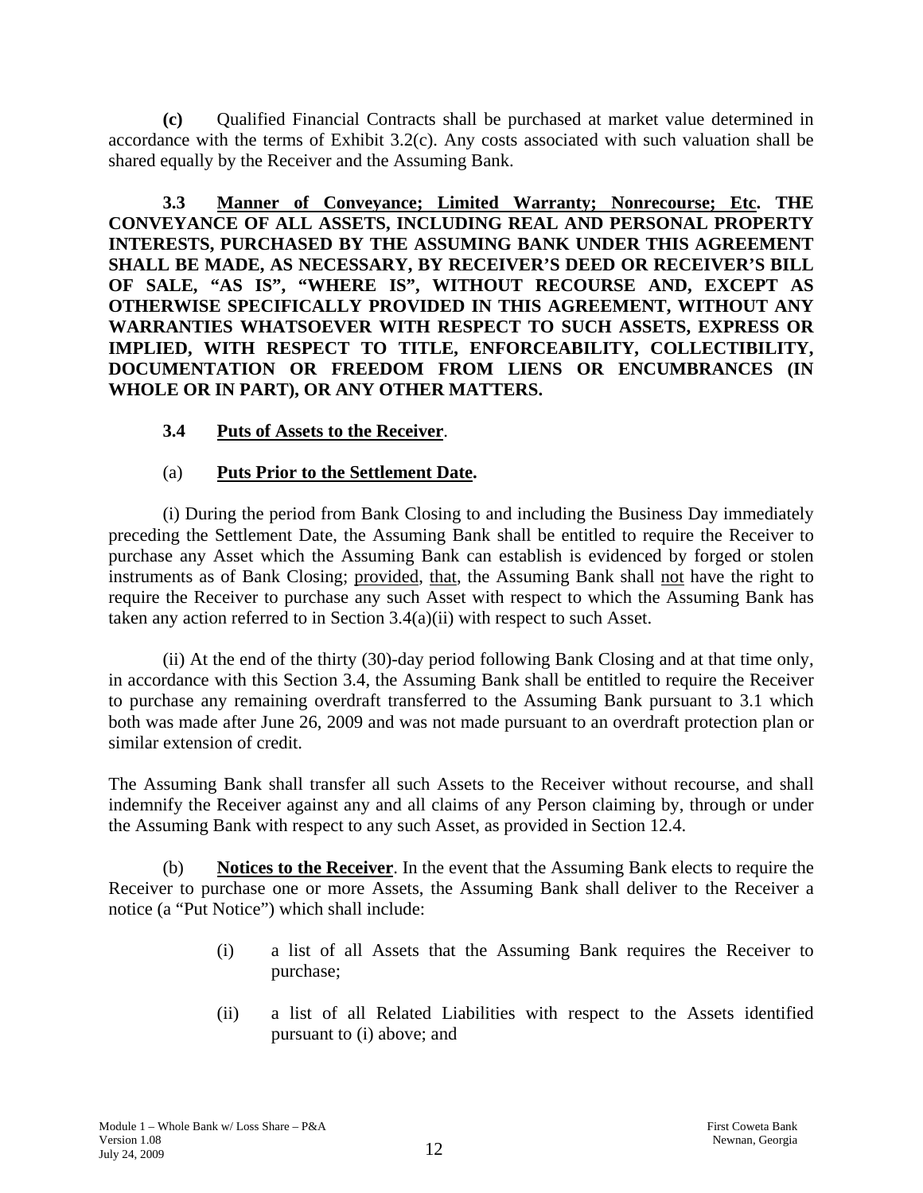**(c)** Qualified Financial Contracts shall be purchased at market value determined in accordance with the terms of Exhibit 3.2(c). Any costs associated with such valuation shall be shared equally by the Receiver and the Assuming Bank.

**3.3 Manner of Conveyance; Limited Warranty; Nonrecourse; Etc. THE CONVEYANCE OF ALL ASSETS, INCLUDING REAL AND PERSONAL PROPERTY INTERESTS, PURCHASED BY THE ASSUMING BANK UNDER THIS AGREEMENT SHALL BE MADE, AS NECESSARY, BY RECEIVER'S DEED OR RECEIVER'S BILL OF SALE, "AS IS", "WHERE IS", WITHOUT RECOURSE AND, EXCEPT AS OTHERWISE SPECIFICALLY PROVIDED IN THIS AGREEMENT, WITHOUT ANY WARRANTIES WHATSOEVER WITH RESPECT TO SUCH ASSETS, EXPRESS OR IMPLIED, WITH RESPECT TO TITLE, ENFORCEABILITY, COLLECTIBILITY, DOCUMENTATION OR FREEDOM FROM LIENS OR ENCUMBRANCES (IN WHOLE OR IN PART), OR ANY OTHER MATTERS.**

**3.4 Puts of Assets to the Receiver**.

(a) **Puts Prior to the Settlement Date.**

(i) During the period from Bank Closing to and including the Business Day immediately preceding the Settlement Date, the Assuming Bank shall be entitled to require the Receiver to purchase any Asset which the Assuming Bank can establish is evidenced by forged or stolen instruments as of Bank Closing; provided, that, the Assuming Bank shall not have the right to require the Receiver to purchase any such Asset with respect to which the Assuming Bank has taken any action referred to in Section 3.4(a)(ii) with respect to such Asset.

(ii) At the end of the thirty (30)-day period following Bank Closing and at that time only, in accordance with this Section 3.4, the Assuming Bank shall be entitled to require the Receiver to purchase any remaining overdraft transferred to the Assuming Bank pursuant to 3.1 which both was made after June 26, 2009 and was not made pursuant to an overdraft protection plan or similar extension of credit.

The Assuming Bank shall transfer all such Assets to the Receiver without recourse, and shall indemnify the Receiver against any and all claims of any Person claiming by, through or under the Assuming Bank with respect to any such Asset, as provided in Section 12.4.

(b) **Notices to the Receiver**. In the event that the Assuming Bank elects to require the Receiver to purchase one or more Assets, the Assuming Bank shall deliver to the Receiver a notice (a "Put Notice") which shall include:

(i) a list of all Assets that the Assuming Bank requires the Receiver to purchase;

(ii) a list of all Related Liabilities with respect to the Assets identified pursuant to (i) above; and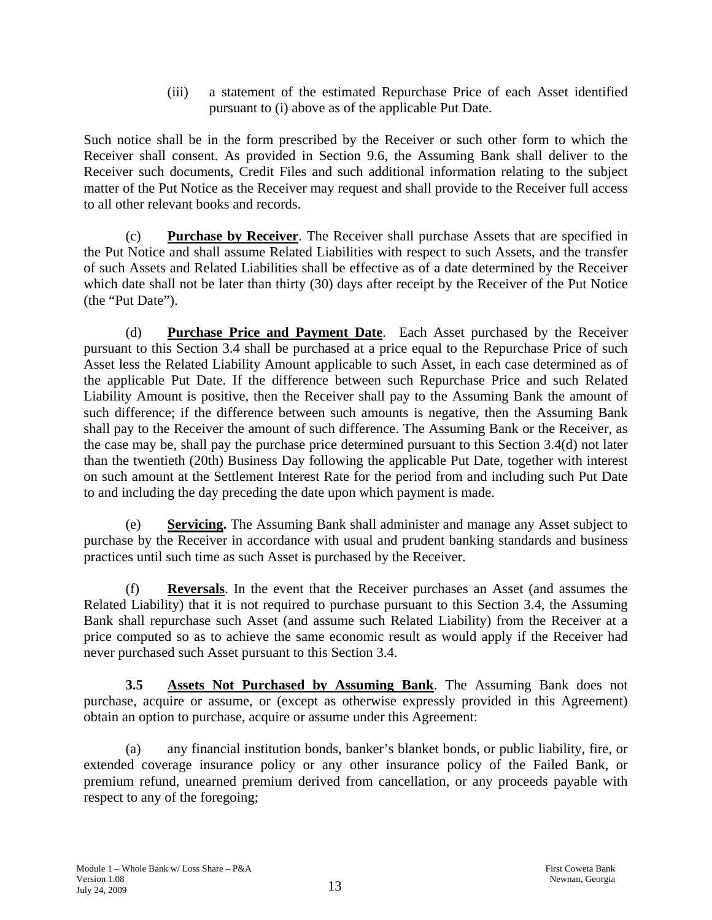(iii) a statement of the estimated Repurchase Price of each Asset identified pursuant to (i) above as of the applicable Put Date.

Such notice shall be in the form prescribed by the Receiver or such other form to which the Receiver shall consent. As provided in Section 9.6, the Assuming Bank shall deliver to the Receiver such documents, Credit Files and such additional information relating to the subject matter of the Put Notice as the Receiver may request and shall provide to the Receiver full access to all other relevant books and records.

(c) **Purchase by Receiver**. The Receiver shall purchase Assets that are specified in the Put Notice and shall assume Related Liabilities with respect to such Assets, and the transfer of such Assets and Related Liabilities shall be effective as of a date determined by the Receiver which date shall not be later than thirty (30) days after receipt by the Receiver of the Put Notice (the "Put Date").

(d) **Purchase Price and Payment Date**. Each Asset purchased by the Receiver pursuant to this Section 3.4 shall be purchased at a price equal to the Repurchase Price of such Asset less the Related Liability Amount applicable to such Asset, in each case determined as of the applicable Put Date. If the difference between such Repurchase Price and such Related Liability Amount is positive, then the Receiver shall pay to the Assuming Bank the amount of such difference; if the difference between such amounts is negative, then the Assuming Bank shall pay to the Receiver the amount of such difference. The Assuming Bank or the Receiver, as the case may be, shall pay the purchase price determined pursuant to this Section 3.4(d) not later than the twentieth (20th) Business Day following the applicable Put Date, together with interest on such amount at the Settlement Interest Rate for the period from and including such Put Date to and including the day preceding the date upon which payment is made.

(e) **Servicing.** The Assuming Bank shall administer and manage any Asset subject to purchase by the Receiver in accordance with usual and prudent banking standards and business practices until such time as such Asset is purchased by the Receiver.

(f) **Reversals**. In the event that the Receiver purchases an Asset (and assumes the Related Liability) that it is not required to purchase pursuant to this Section 3.4, the Assuming Bank shall repurchase such Asset (and assume such Related Liability) from the Receiver at a price computed so as to achieve the same economic result as would apply if the Receiver had never purchased such Asset pursuant to this Section 3.4.

**3.5 Assets Not Purchased by Assuming Bank**. The Assuming Bank does not purchase, acquire or assume, or (except as otherwise expressly provided in this Agreement) obtain an option to purchase, acquire or assume under this Agreement:

(a) any financial institution bonds, banker's blanket bonds, or public liability, fire, or extended coverage insurance policy or any other insurance policy of the Failed Bank, or premium refund, unearned premium derived from cancellation, or any proceeds payable with respect to any of the foregoing;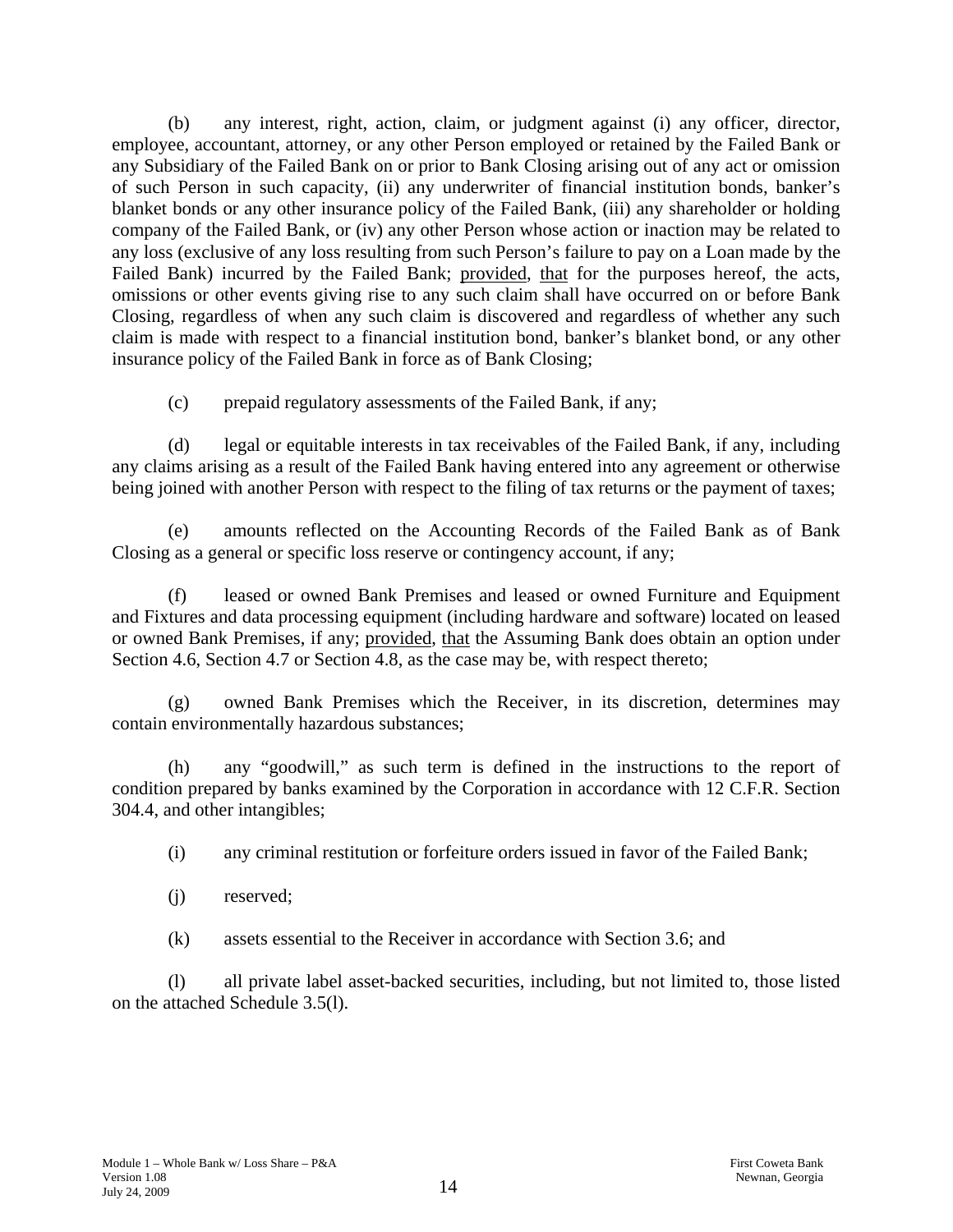(b) any interest, right, action, claim, or judgment against (i) any officer, director, employee, accountant, attorney, or any other Person employed or retained by the Failed Bank or any Subsidiary of the Failed Bank on or prior to Bank Closing arising out of any act or omission of such Person in such capacity, (ii) any underwriter of financial institution bonds, banker's blanket bonds or any other insurance policy of the Failed Bank, (iii) any shareholder or holding company of the Failed Bank, or (iv) any other Person whose action or inaction may be related to any loss (exclusive of any loss resulting from such Person's failure to pay on a Loan made by the Failed Bank) incurred by the Failed Bank; provided, that for the purposes hereof, the acts, omissions or other events giving rise to any such claim shall have occurred on or before Bank Closing, regardless of when any such claim is discovered and regardless of whether any such claim is made with respect to a financial institution bond, banker's blanket bond, or any other insurance policy of the Failed Bank in force as of Bank Closing;

(c) prepaid regulatory assessments of the Failed Bank, if any;

(d) legal or equitable interests in tax receivables of the Failed Bank, if any, including any claims arising as a result of the Failed Bank having entered into any agreement or otherwise being joined with another Person with respect to the filing of tax returns or the payment of taxes;

(e) amounts reflected on the Accounting Records of the Failed Bank as of Bank Closing as a general or specific loss reserve or contingency account, if any;

(f) leased or owned Bank Premises and leased or owned Furniture and Equipment and Fixtures and data processing equipment (including hardware and software) located on leased or owned Bank Premises, if any; provided, that the Assuming Bank does obtain an option under Section 4.6, Section 4.7 or Section 4.8, as the case may be, with respect thereto;

(g) owned Bank Premises which the Receiver, in its discretion, determines may contain environmentally hazardous substances;

(h) any "goodwill," as such term is defined in the instructions to the report of condition prepared by banks examined by the Corporation in accordance with 12 C.F.R. Section 304.4, and other intangibles;

(i) any criminal restitution or forfeiture orders issued in favor of the Failed Bank;

(j) reserved;

(k) assets essential to the Receiver in accordance with Section 3.6; and

(l) all private label asset-backed securities, including, but not limited to, those listed on the attached Schedule 3.5(l).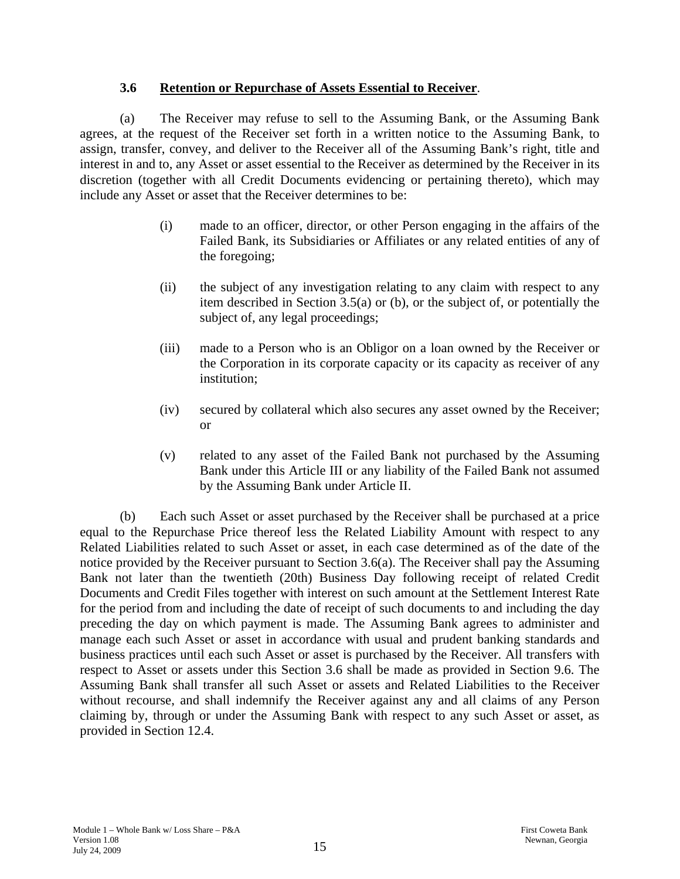### 3.6 Retention or Repurchase of Assets Essential to Receiver.

(a) The Receiver may refuse to sell to the Assuming Bank, or the Assuming Bank agrees, at the request of the Receiver set forth in a written notice to the Assuming Bank, to assign, transfer, convey, and deliver to the Receiver all of the Assuming Bank's right, title and interest in and to, any Asset or asset essential to the Receiver as determined by the Receiver in its discretion (together with all Credit Documents evidencing or pertaining thereto), which may include any Asset or asset that the Receiver determines to be:

(i) made to an officer, director, or other Person engaging in the affairs of the Failed Bank, its Subsidiaries or Affiliates or any related entities of any of the foregoing;

(ii) the subject of any investigation relating to any claim with respect to any item described in Section 3.5(a) or (b), or the subject of, or potentially the subject of, any legal proceedings;

(iii) made to a Person who is an Obligor on a loan owned by the Receiver or the Corporation in its corporate capacity or its capacity as receiver of any institution;

(iv) secured by collateral which also secures any asset owned by the Receiver; or

(v) related to any asset of the Failed Bank not purchased by the Assuming Bank under this Article III or any liability of the Failed Bank not assumed by the Assuming Bank under Article II.

(b) Each such Asset or asset purchased by the Receiver shall be purchased at a price equal to the Repurchase Price thereof less the Related Liability Amount with respect to any Related Liabilities related to such Asset or asset, in each case determined as of the date of the notice provided by the Receiver pursuant to Section 3.6(a). The Receiver shall pay the Assuming Bank not later than the twentieth (20th) Business Day following receipt of related Credit Documents and Credit Files together with interest on such amount at the Settlement Interest Rate for the period from and including the date of receipt of such documents to and including the day preceding the day on which payment is made. The Assuming Bank agrees to administer and manage each such Asset or asset in accordance with usual and prudent banking standards and business practices until each such Asset or asset is purchased by the Receiver. All transfers with respect to Asset or assets under this Section 3.6 shall be made as provided in Section 9.6. The Assuming Bank shall transfer all such Asset or assets and Related Liabilities to the Receiver without recourse, and shall indemnify the Receiver against any and all claims of any Person claiming by, through or under the Assuming Bank with respect to any such Asset or asset, as provided in Section 12.4.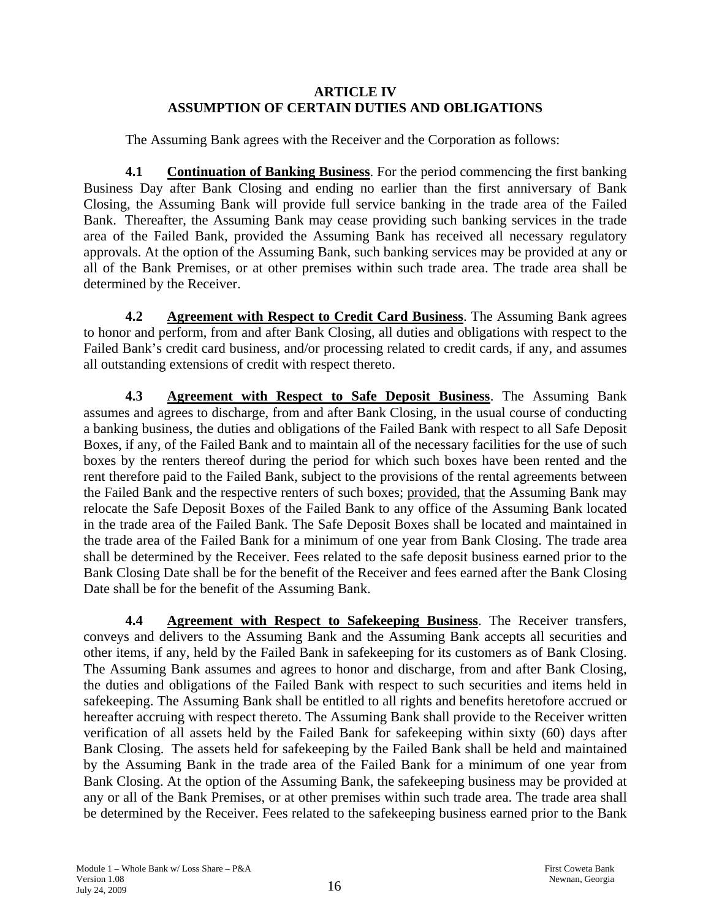## ARTICLE IV
## ASSUMPTION OF CERTAIN DUTIES AND OBLIGATIONS

The Assuming Bank agrees with the Receiver and the Corporation as follows:

**4.1 Continuation of Banking Business**. For the period commencing the first banking Business Day after Bank Closing and ending no earlier than the first anniversary of Bank Closing, the Assuming Bank will provide full service banking in the trade area of the Failed Bank. Thereafter, the Assuming Bank may cease providing such banking services in the trade area of the Failed Bank, provided the Assuming Bank has received all necessary regulatory approvals. At the option of the Assuming Bank, such banking services may be provided at any or all of the Bank Premises, or at other premises within such trade area. The trade area shall be determined by the Receiver.

**4.2 Agreement with Respect to Credit Card Business**. The Assuming Bank agrees to honor and perform, from and after Bank Closing, all duties and obligations with respect to the Failed Bank's credit card business, and/or processing related to credit cards, if any, and assumes all outstanding extensions of credit with respect thereto.

**4.3 Agreement with Respect to Safe Deposit Business**. The Assuming Bank assumes and agrees to discharge, from and after Bank Closing, in the usual course of conducting a banking business, the duties and obligations of the Failed Bank with respect to all Safe Deposit Boxes, if any, of the Failed Bank and to maintain all of the necessary facilities for the use of such boxes by the renters thereof during the period for which such boxes have been rented and the rent therefore paid to the Failed Bank, subject to the provisions of the rental agreements between the Failed Bank and the respective renters of such boxes; provided, that the Assuming Bank may relocate the Safe Deposit Boxes of the Failed Bank to any office of the Assuming Bank located in the trade area of the Failed Bank. The Safe Deposit Boxes shall be located and maintained in the trade area of the Failed Bank for a minimum of one year from Bank Closing. The trade area shall be determined by the Receiver. Fees related to the safe deposit business earned prior to the Bank Closing Date shall be for the benefit of the Receiver and fees earned after the Bank Closing Date shall be for the benefit of the Assuming Bank.

**4.4 Agreement with Respect to Safekeeping Business**. The Receiver transfers, conveys and delivers to the Assuming Bank and the Assuming Bank accepts all securities and other items, if any, held by the Failed Bank in safekeeping for its customers as of Bank Closing. The Assuming Bank assumes and agrees to honor and discharge, from and after Bank Closing, the duties and obligations of the Failed Bank with respect to such securities and items held in safekeeping. The Assuming Bank shall be entitled to all rights and benefits heretofore accrued or hereafter accruing with respect thereto. The Assuming Bank shall provide to the Receiver written verification of all assets held by the Failed Bank for safekeeping within sixty (60) days after Bank Closing. The assets held for safekeeping by the Failed Bank shall be held and maintained by the Assuming Bank in the trade area of the Failed Bank for a minimum of one year from Bank Closing. At the option of the Assuming Bank, the safekeeping business may be provided at any or all of the Bank Premises, or at other premises within such trade area. The trade area shall be determined by the Receiver. Fees related to the safekeeping business earned prior to the Bank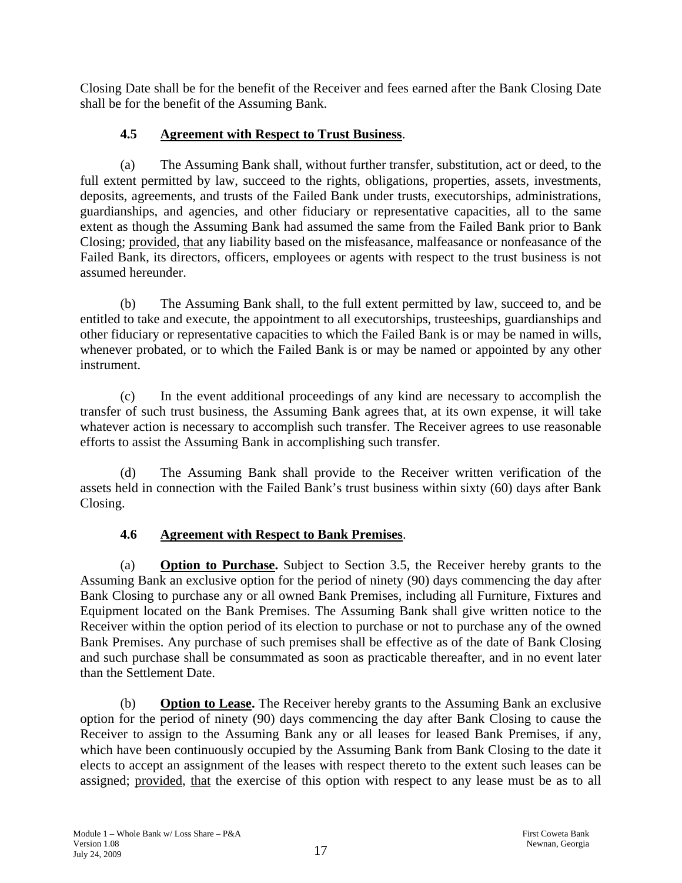Closing Date shall be for the benefit of the Receiver and fees earned after the Bank Closing Date shall be for the benefit of the Assuming Bank.

### 4.5 Agreement with Respect to Trust Business.

(a) The Assuming Bank shall, without further transfer, substitution, act or deed, to the full extent permitted by law, succeed to the rights, obligations, properties, assets, investments, deposits, agreements, and trusts of the Failed Bank under trusts, executorships, administrations, guardianships, and agencies, and other fiduciary or representative capacities, all to the same extent as though the Assuming Bank had assumed the same from the Failed Bank prior to Bank Closing; provided, that any liability based on the misfeasance, malfeasance or nonfeasance of the Failed Bank, its directors, officers, employees or agents with respect to the trust business is not assumed hereunder.

(b) The Assuming Bank shall, to the full extent permitted by law, succeed to, and be entitled to take and execute, the appointment to all executorships, trusteeships, guardianships and other fiduciary or representative capacities to which the Failed Bank is or may be named in wills, whenever probated, or to which the Failed Bank is or may be named or appointed by any other instrument.

(c) In the event additional proceedings of any kind are necessary to accomplish the transfer of such trust business, the Assuming Bank agrees that, at its own expense, it will take whatever action is necessary to accomplish such transfer. The Receiver agrees to use reasonable efforts to assist the Assuming Bank in accomplishing such transfer.

(d) The Assuming Bank shall provide to the Receiver written verification of the assets held in connection with the Failed Bank's trust business within sixty (60) days after Bank Closing.

### 4.6 Agreement with Respect to Bank Premises.

(a) **Option to Purchase.** Subject to Section 3.5, the Receiver hereby grants to the Assuming Bank an exclusive option for the period of ninety (90) days commencing the day after Bank Closing to purchase any or all owned Bank Premises, including all Furniture, Fixtures and Equipment located on the Bank Premises. The Assuming Bank shall give written notice to the Receiver within the option period of its election to purchase or not to purchase any of the owned Bank Premises. Any purchase of such premises shall be effective as of the date of Bank Closing and such purchase shall be consummated as soon as practicable thereafter, and in no event later than the Settlement Date.

(b) **Option to Lease.** The Receiver hereby grants to the Assuming Bank an exclusive option for the period of ninety (90) days commencing the day after Bank Closing to cause the Receiver to assign to the Assuming Bank any or all leases for leased Bank Premises, if any, which have been continuously occupied by the Assuming Bank from Bank Closing to the date it elects to accept an assignment of the leases with respect thereto to the extent such leases can be assigned; provided, that the exercise of this option with respect to any lease must be as to all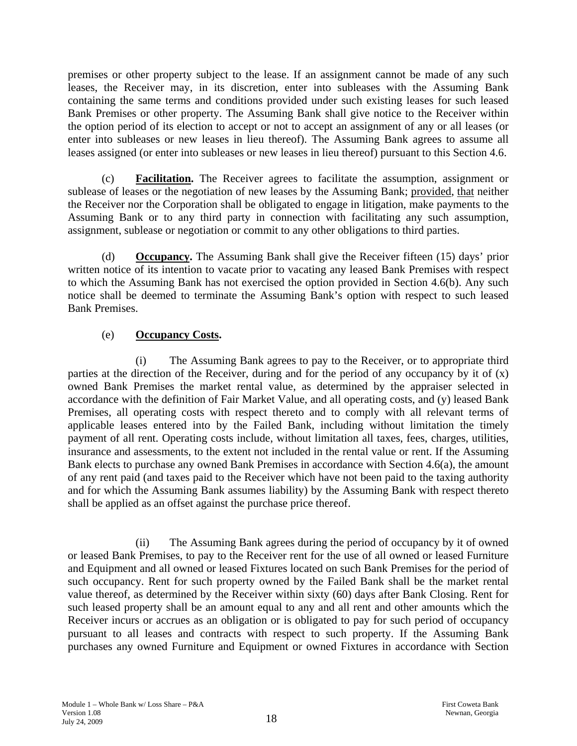premises or other property subject to the lease. If an assignment cannot be made of any such leases, the Receiver may, in its discretion, enter into subleases with the Assuming Bank containing the same terms and conditions provided under such existing leases for such leased Bank Premises or other property. The Assuming Bank shall give notice to the Receiver within the option period of its election to accept or not to accept an assignment of any or all leases (or enter into subleases or new leases in lieu thereof). The Assuming Bank agrees to assume all leases assigned (or enter into subleases or new leases in lieu thereof) pursuant to this Section 4.6.

(c) **Facilitation.** The Receiver agrees to facilitate the assumption, assignment or sublease of leases or the negotiation of new leases by the Assuming Bank; provided, that neither the Receiver nor the Corporation shall be obligated to engage in litigation, make payments to the Assuming Bank or to any third party in connection with facilitating any such assumption, assignment, sublease or negotiation or commit to any other obligations to third parties.

(d) **Occupancy.** The Assuming Bank shall give the Receiver fifteen (15) days' prior written notice of its intention to vacate prior to vacating any leased Bank Premises with respect to which the Assuming Bank has not exercised the option provided in Section 4.6(b). Any such notice shall be deemed to terminate the Assuming Bank's option with respect to such leased Bank Premises.

(e) **Occupancy Costs.**

(i) The Assuming Bank agrees to pay to the Receiver, or to appropriate third parties at the direction of the Receiver, during and for the period of any occupancy by it of (x) owned Bank Premises the market rental value, as determined by the appraiser selected in accordance with the definition of Fair Market Value, and all operating costs, and (y) leased Bank Premises, all operating costs with respect thereto and to comply with all relevant terms of applicable leases entered into by the Failed Bank, including without limitation the timely payment of all rent. Operating costs include, without limitation all taxes, fees, charges, utilities, insurance and assessments, to the extent not included in the rental value or rent. If the Assuming Bank elects to purchase any owned Bank Premises in accordance with Section 4.6(a), the amount of any rent paid (and taxes paid to the Receiver which have not been paid to the taxing authority and for which the Assuming Bank assumes liability) by the Assuming Bank with respect thereto shall be applied as an offset against the purchase price thereof.

(ii) The Assuming Bank agrees during the period of occupancy by it of owned or leased Bank Premises, to pay to the Receiver rent for the use of all owned or leased Furniture and Equipment and all owned or leased Fixtures located on such Bank Premises for the period of such occupancy. Rent for such property owned by the Failed Bank shall be the market rental value thereof, as determined by the Receiver within sixty (60) days after Bank Closing. Rent for such leased property shall be an amount equal to any and all rent and other amounts which the Receiver incurs or accrues as an obligation or is obligated to pay for such period of occupancy pursuant to all leases and contracts with respect to such property. If the Assuming Bank purchases any owned Furniture and Equipment or owned Fixtures in accordance with Section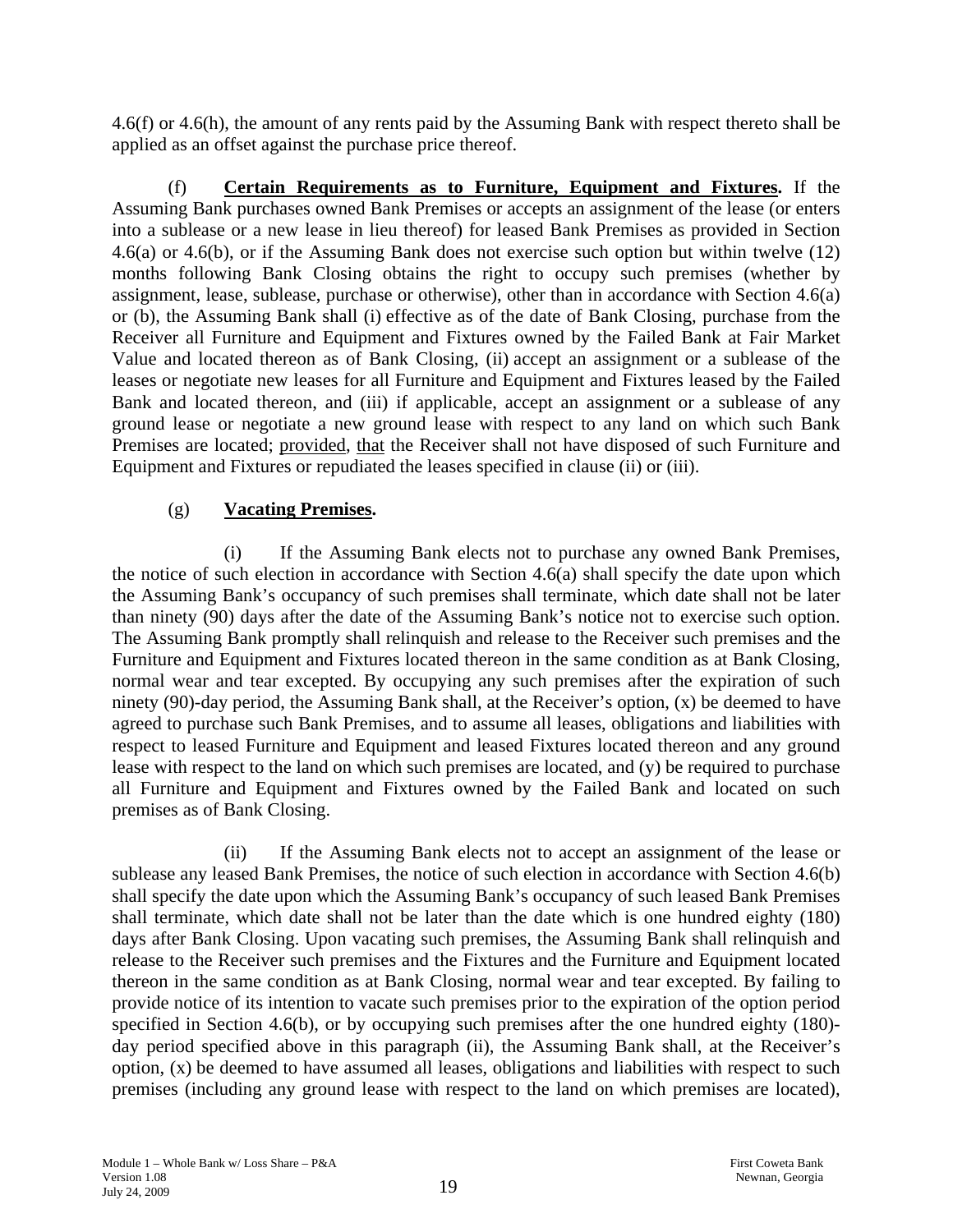4.6(f) or 4.6(h), the amount of any rents paid by the Assuming Bank with respect thereto shall be applied as an offset against the purchase price thereof.

(f) **Certain Requirements as to Furniture, Equipment and Fixtures.** If the Assuming Bank purchases owned Bank Premises or accepts an assignment of the lease (or enters into a sublease or a new lease in lieu thereof) for leased Bank Premises as provided in Section 4.6(a) or 4.6(b), or if the Assuming Bank does not exercise such option but within twelve (12) months following Bank Closing obtains the right to occupy such premises (whether by assignment, lease, sublease, purchase or otherwise), other than in accordance with Section 4.6(a) or (b), the Assuming Bank shall (i) effective as of the date of Bank Closing, purchase from the Receiver all Furniture and Equipment and Fixtures owned by the Failed Bank at Fair Market Value and located thereon as of Bank Closing, (ii) accept an assignment or a sublease of the leases or negotiate new leases for all Furniture and Equipment and Fixtures leased by the Failed Bank and located thereon, and (iii) if applicable, accept an assignment or a sublease of any ground lease or negotiate a new ground lease with respect to any land on which such Bank Premises are located; provided, that the Receiver shall not have disposed of such Furniture and Equipment and Fixtures or repudiated the leases specified in clause (ii) or (iii).

(g) **Vacating Premises.**

(i) If the Assuming Bank elects not to purchase any owned Bank Premises, the notice of such election in accordance with Section 4.6(a) shall specify the date upon which the Assuming Bank's occupancy of such premises shall terminate, which date shall not be later than ninety (90) days after the date of the Assuming Bank's notice not to exercise such option. The Assuming Bank promptly shall relinquish and release to the Receiver such premises and the Furniture and Equipment and Fixtures located thereon in the same condition as at Bank Closing, normal wear and tear excepted. By occupying any such premises after the expiration of such ninety (90)-day period, the Assuming Bank shall, at the Receiver's option, (x) be deemed to have agreed to purchase such Bank Premises, and to assume all leases, obligations and liabilities with respect to leased Furniture and Equipment and leased Fixtures located thereon and any ground lease with respect to the land on which such premises are located, and (y) be required to purchase all Furniture and Equipment and Fixtures owned by the Failed Bank and located on such premises as of Bank Closing.

(ii) If the Assuming Bank elects not to accept an assignment of the lease or sublease any leased Bank Premises, the notice of such election in accordance with Section 4.6(b) shall specify the date upon which the Assuming Bank's occupancy of such leased Bank Premises shall terminate, which date shall not be later than the date which is one hundred eighty (180) days after Bank Closing. Upon vacating such premises, the Assuming Bank shall relinquish and release to the Receiver such premises and the Fixtures and the Furniture and Equipment located thereon in the same condition as at Bank Closing, normal wear and tear excepted. By failing to provide notice of its intention to vacate such premises prior to the expiration of the option period specified in Section 4.6(b), or by occupying such premises after the one hundred eighty (180)-day period specified above in this paragraph (ii), the Assuming Bank shall, at the Receiver's option, (x) be deemed to have assumed all leases, obligations and liabilities with respect to such premises (including any ground lease with respect to the land on which premises are located),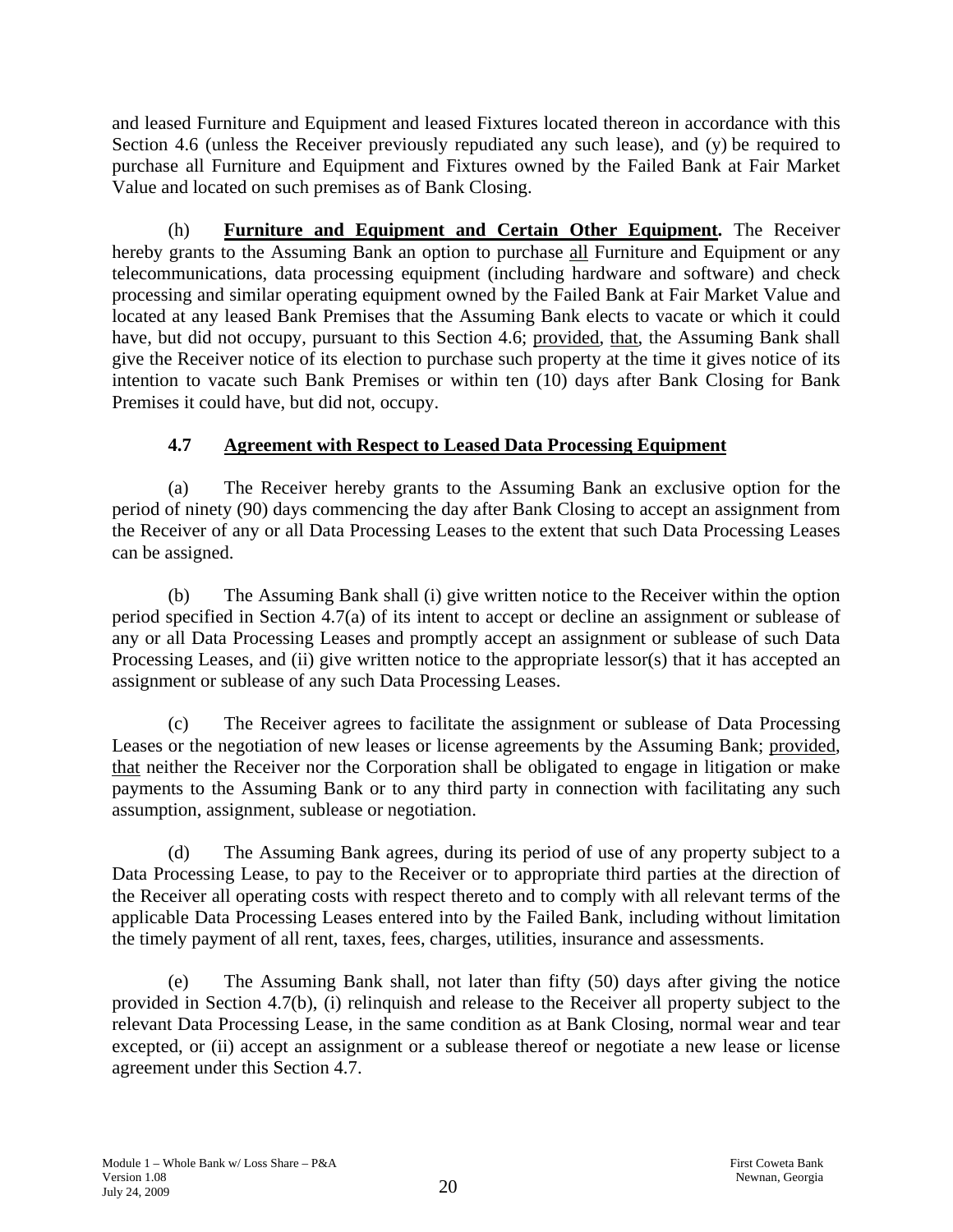and leased Furniture and Equipment and leased Fixtures located thereon in accordance with this Section 4.6 (unless the Receiver previously repudiated any such lease), and (y) be required to purchase all Furniture and Equipment and Fixtures owned by the Failed Bank at Fair Market Value and located on such premises as of Bank Closing.

(h) **Furniture and Equipment and Certain Other Equipment.** The Receiver hereby grants to the Assuming Bank an option to purchase all Furniture and Equipment or any telecommunications, data processing equipment (including hardware and software) and check processing and similar operating equipment owned by the Failed Bank at Fair Market Value and located at any leased Bank Premises that the Assuming Bank elects to vacate or which it could have, but did not occupy, pursuant to this Section 4.6; provided, that, the Assuming Bank shall give the Receiver notice of its election to purchase such property at the time it gives notice of its intention to vacate such Bank Premises or within ten (10) days after Bank Closing for Bank Premises it could have, but did not, occupy.

### 4.7 Agreement with Respect to Leased Data Processing Equipment

(a) The Receiver hereby grants to the Assuming Bank an exclusive option for the period of ninety (90) days commencing the day after Bank Closing to accept an assignment from the Receiver of any or all Data Processing Leases to the extent that such Data Processing Leases can be assigned.

(b) The Assuming Bank shall (i) give written notice to the Receiver within the option period specified in Section 4.7(a) of its intent to accept or decline an assignment or sublease of any or all Data Processing Leases and promptly accept an assignment or sublease of such Data Processing Leases, and (ii) give written notice to the appropriate lessor(s) that it has accepted an assignment or sublease of any such Data Processing Leases.

(c) The Receiver agrees to facilitate the assignment or sublease of Data Processing Leases or the negotiation of new leases or license agreements by the Assuming Bank; provided, that neither the Receiver nor the Corporation shall be obligated to engage in litigation or make payments to the Assuming Bank or to any third party in connection with facilitating any such assumption, assignment, sublease or negotiation.

(d) The Assuming Bank agrees, during its period of use of any property subject to a Data Processing Lease, to pay to the Receiver or to appropriate third parties at the direction of the Receiver all operating costs with respect thereto and to comply with all relevant terms of the applicable Data Processing Leases entered into by the Failed Bank, including without limitation the timely payment of all rent, taxes, fees, charges, utilities, insurance and assessments.

(e) The Assuming Bank shall, not later than fifty (50) days after giving the notice provided in Section 4.7(b), (i) relinquish and release to the Receiver all property subject to the relevant Data Processing Lease, in the same condition as at Bank Closing, normal wear and tear excepted, or (ii) accept an assignment or a sublease thereof or negotiate a new lease or license agreement under this Section 4.7.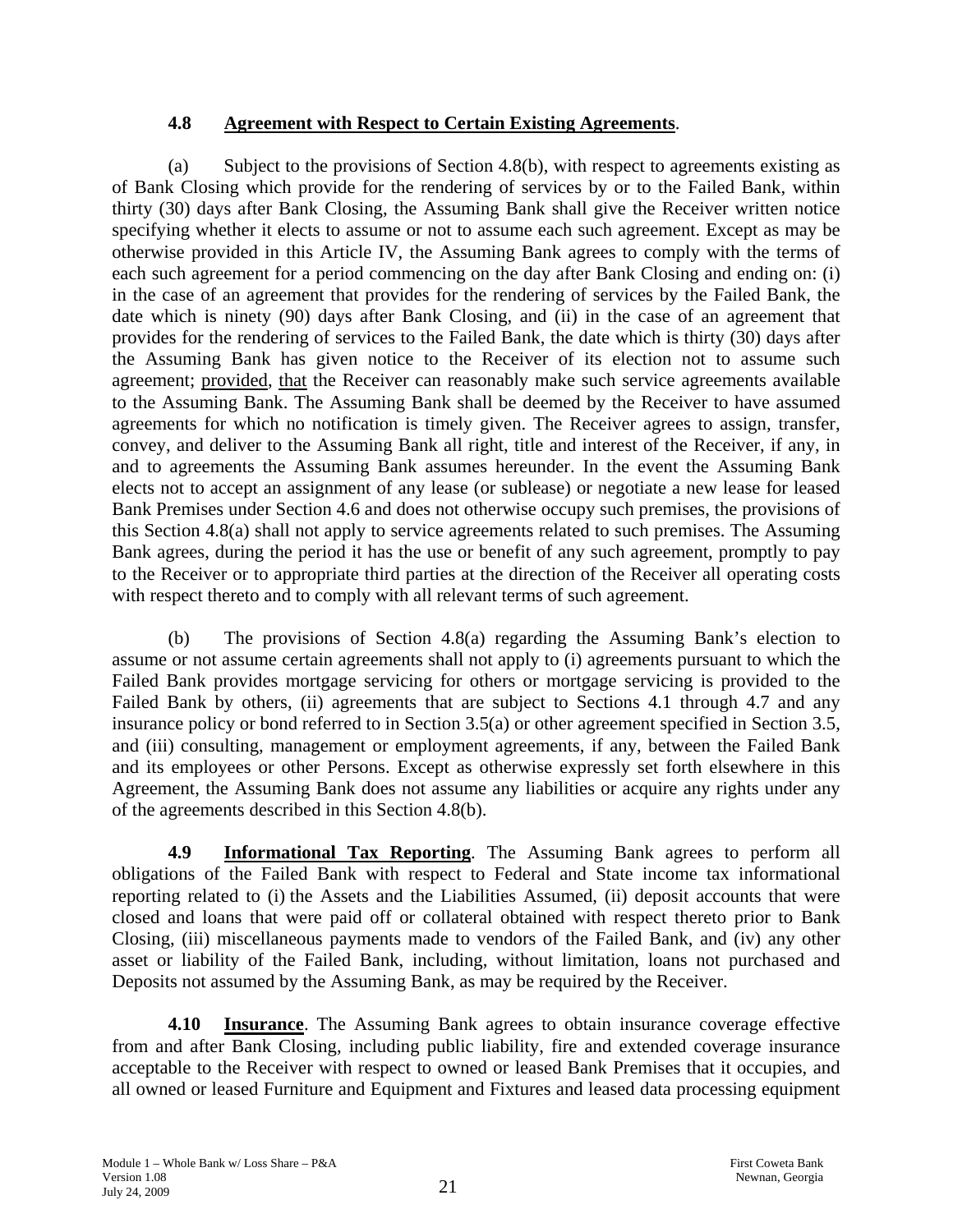### **4.8 Agreement with Respect to Certain Existing Agreements**.

(a) Subject to the provisions of Section 4.8(b), with respect to agreements existing as of Bank Closing which provide for the rendering of services by or to the Failed Bank, within thirty (30) days after Bank Closing, the Assuming Bank shall give the Receiver written notice specifying whether it elects to assume or not to assume each such agreement. Except as may be otherwise provided in this Article IV, the Assuming Bank agrees to comply with the terms of each such agreement for a period commencing on the day after Bank Closing and ending on: (i) in the case of an agreement that provides for the rendering of services by the Failed Bank, the date which is ninety (90) days after Bank Closing, and (ii) in the case of an agreement that provides for the rendering of services to the Failed Bank, the date which is thirty (30) days after the Assuming Bank has given notice to the Receiver of its election not to assume such agreement; provided, that the Receiver can reasonably make such service agreements available to the Assuming Bank. The Assuming Bank shall be deemed by the Receiver to have assumed agreements for which no notification is timely given. The Receiver agrees to assign, transfer, convey, and deliver to the Assuming Bank all right, title and interest of the Receiver, if any, in and to agreements the Assuming Bank assumes hereunder. In the event the Assuming Bank elects not to accept an assignment of any lease (or sublease) or negotiate a new lease for leased Bank Premises under Section 4.6 and does not otherwise occupy such premises, the provisions of this Section 4.8(a) shall not apply to service agreements related to such premises. The Assuming Bank agrees, during the period it has the use or benefit of any such agreement, promptly to pay to the Receiver or to appropriate third parties at the direction of the Receiver all operating costs with respect thereto and to comply with all relevant terms of such agreement.

(b) The provisions of Section 4.8(a) regarding the Assuming Bank's election to assume or not assume certain agreements shall not apply to (i) agreements pursuant to which the Failed Bank provides mortgage servicing for others or mortgage servicing is provided to the Failed Bank by others, (ii) agreements that are subject to Sections 4.1 through 4.7 and any insurance policy or bond referred to in Section 3.5(a) or other agreement specified in Section 3.5, and (iii) consulting, management or employment agreements, if any, between the Failed Bank and its employees or other Persons. Except as otherwise expressly set forth elsewhere in this Agreement, the Assuming Bank does not assume any liabilities or acquire any rights under any of the agreements described in this Section 4.8(b).

**4.9 Informational Tax Reporting**. The Assuming Bank agrees to perform all obligations of the Failed Bank with respect to Federal and State income tax informational reporting related to (i) the Assets and the Liabilities Assumed, (ii) deposit accounts that were closed and loans that were paid off or collateral obtained with respect thereto prior to Bank Closing, (iii) miscellaneous payments made to vendors of the Failed Bank, and (iv) any other asset or liability of the Failed Bank, including, without limitation, loans not purchased and Deposits not assumed by the Assuming Bank, as may be required by the Receiver.

**4.10 Insurance**. The Assuming Bank agrees to obtain insurance coverage effective from and after Bank Closing, including public liability, fire and extended coverage insurance acceptable to the Receiver with respect to owned or leased Bank Premises that it occupies, and all owned or leased Furniture and Equipment and Fixtures and leased data processing equipment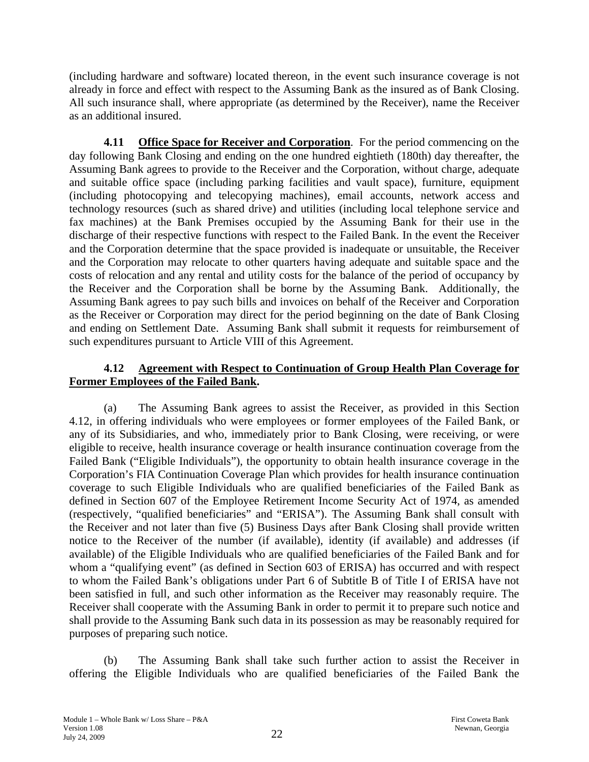(including hardware and software) located thereon, in the event such insurance coverage is not already in force and effect with respect to the Assuming Bank as the insured as of Bank Closing. All such insurance shall, where appropriate (as determined by the Receiver), name the Receiver as an additional insured.

**4.11 Office Space for Receiver and Corporation**. For the period commencing on the day following Bank Closing and ending on the one hundred eightieth (180th) day thereafter, the Assuming Bank agrees to provide to the Receiver and the Corporation, without charge, adequate and suitable office space (including parking facilities and vault space), furniture, equipment (including photocopying and telecopying machines), email accounts, network access and technology resources (such as shared drive) and utilities (including local telephone service and fax machines) at the Bank Premises occupied by the Assuming Bank for their use in the discharge of their respective functions with respect to the Failed Bank. In the event the Receiver and the Corporation determine that the space provided is inadequate or unsuitable, the Receiver and the Corporation may relocate to other quarters having adequate and suitable space and the costs of relocation and any rental and utility costs for the balance of the period of occupancy by the Receiver and the Corporation shall be borne by the Assuming Bank. Additionally, the Assuming Bank agrees to pay such bills and invoices on behalf of the Receiver and Corporation as the Receiver or Corporation may direct for the period beginning on the date of Bank Closing and ending on Settlement Date. Assuming Bank shall submit it requests for reimbursement of such expenditures pursuant to Article VIII of this Agreement.

**4.12 Agreement with Respect to Continuation of Group Health Plan Coverage for Former Employees of the Failed Bank.**

(a) The Assuming Bank agrees to assist the Receiver, as provided in this Section 4.12, in offering individuals who were employees or former employees of the Failed Bank, or any of its Subsidiaries, and who, immediately prior to Bank Closing, were receiving, or were eligible to receive, health insurance coverage or health insurance continuation coverage from the Failed Bank ("Eligible Individuals"), the opportunity to obtain health insurance coverage in the Corporation's FIA Continuation Coverage Plan which provides for health insurance continuation coverage to such Eligible Individuals who are qualified beneficiaries of the Failed Bank as defined in Section 607 of the Employee Retirement Income Security Act of 1974, as amended (respectively, "qualified beneficiaries" and "ERISA"). The Assuming Bank shall consult with the Receiver and not later than five (5) Business Days after Bank Closing shall provide written notice to the Receiver of the number (if available), identity (if available) and addresses (if available) of the Eligible Individuals who are qualified beneficiaries of the Failed Bank and for whom a "qualifying event" (as defined in Section 603 of ERISA) has occurred and with respect to whom the Failed Bank's obligations under Part 6 of Subtitle B of Title I of ERISA have not been satisfied in full, and such other information as the Receiver may reasonably require. The Receiver shall cooperate with the Assuming Bank in order to permit it to prepare such notice and shall provide to the Assuming Bank such data in its possession as may be reasonably required for purposes of preparing such notice.

(b) The Assuming Bank shall take such further action to assist the Receiver in offering the Eligible Individuals who are qualified beneficiaries of the Failed Bank the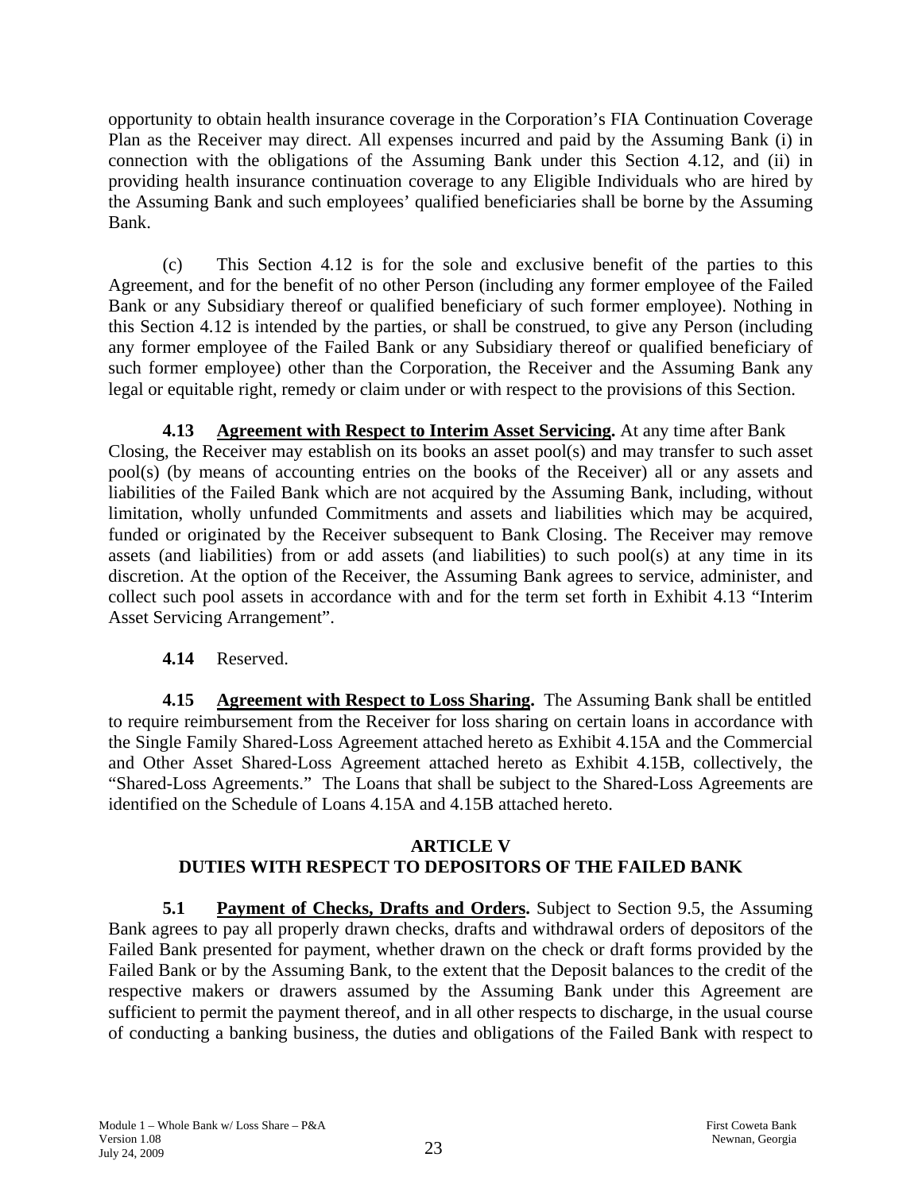opportunity to obtain health insurance coverage in the Corporation's FIA Continuation Coverage Plan as the Receiver may direct. All expenses incurred and paid by the Assuming Bank (i) in connection with the obligations of the Assuming Bank under this Section 4.12, and (ii) in providing health insurance continuation coverage to any Eligible Individuals who are hired by the Assuming Bank and such employees' qualified beneficiaries shall be borne by the Assuming Bank.

(c) This Section 4.12 is for the sole and exclusive benefit of the parties to this Agreement, and for the benefit of no other Person (including any former employee of the Failed Bank or any Subsidiary thereof or qualified beneficiary of such former employee). Nothing in this Section 4.12 is intended by the parties, or shall be construed, to give any Person (including any former employee of the Failed Bank or any Subsidiary thereof or qualified beneficiary of such former employee) other than the Corporation, the Receiver and the Assuming Bank any legal or equitable right, remedy or claim under or with respect to the provisions of this Section.

**4.13 Agreement with Respect to Interim Asset Servicing.** At any time after Bank Closing, the Receiver may establish on its books an asset pool(s) and may transfer to such asset pool(s) (by means of accounting entries on the books of the Receiver) all or any assets and liabilities of the Failed Bank which are not acquired by the Assuming Bank, including, without limitation, wholly unfunded Commitments and assets and liabilities which may be acquired, funded or originated by the Receiver subsequent to Bank Closing. The Receiver may remove assets (and liabilities) from or add assets (and liabilities) to such pool(s) at any time in its discretion. At the option of the Receiver, the Assuming Bank agrees to service, administer, and collect such pool assets in accordance with and for the term set forth in Exhibit 4.13 "Interim Asset Servicing Arrangement".

**4.14** Reserved.

**4.15 Agreement with Respect to Loss Sharing.** The Assuming Bank shall be entitled to require reimbursement from the Receiver for loss sharing on certain loans in accordance with the Single Family Shared-Loss Agreement attached hereto as Exhibit 4.15A and the Commercial and Other Asset Shared-Loss Agreement attached hereto as Exhibit 4.15B, collectively, the "Shared-Loss Agreements." The Loans that shall be subject to the Shared-Loss Agreements are identified on the Schedule of Loans 4.15A and 4.15B attached hereto.

## ARTICLE V
## DUTIES WITH RESPECT TO DEPOSITORS OF THE FAILED BANK

**5.1 Payment of Checks, Drafts and Orders.** Subject to Section 9.5, the Assuming Bank agrees to pay all properly drawn checks, drafts and withdrawal orders of depositors of the Failed Bank presented for payment, whether drawn on the check or draft forms provided by the Failed Bank or by the Assuming Bank, to the extent that the Deposit balances to the credit of the respective makers or drawers assumed by the Assuming Bank under this Agreement are sufficient to permit the payment thereof, and in all other respects to discharge, in the usual course of conducting a banking business, the duties and obligations of the Failed Bank with respect to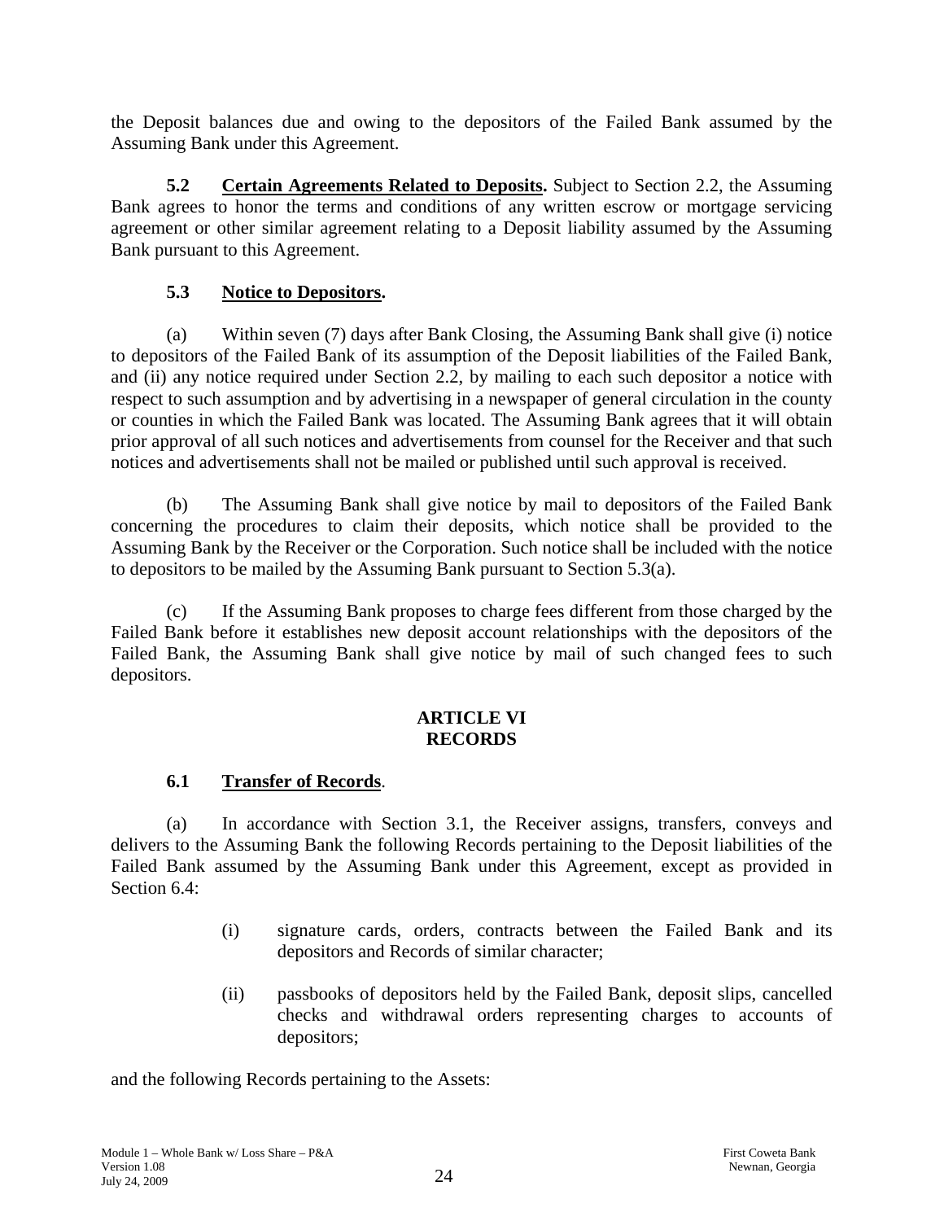the Deposit balances due and owing to the depositors of the Failed Bank assumed by the Assuming Bank under this Agreement.

**5.2 Certain Agreements Related to Deposits.** Subject to Section 2.2, the Assuming Bank agrees to honor the terms and conditions of any written escrow or mortgage servicing agreement or other similar agreement relating to a Deposit liability assumed by the Assuming Bank pursuant to this Agreement.

**5.3 Notice to Depositors.**

(a) Within seven (7) days after Bank Closing, the Assuming Bank shall give (i) notice to depositors of the Failed Bank of its assumption of the Deposit liabilities of the Failed Bank, and (ii) any notice required under Section 2.2, by mailing to each such depositor a notice with respect to such assumption and by advertising in a newspaper of general circulation in the county or counties in which the Failed Bank was located. The Assuming Bank agrees that it will obtain prior approval of all such notices and advertisements from counsel for the Receiver and that such notices and advertisements shall not be mailed or published until such approval is received.

(b) The Assuming Bank shall give notice by mail to depositors of the Failed Bank concerning the procedures to claim their deposits, which notice shall be provided to the Assuming Bank by the Receiver or the Corporation. Such notice shall be included with the notice to depositors to be mailed by the Assuming Bank pursuant to Section 5.3(a).

(c) If the Assuming Bank proposes to charge fees different from those charged by the Failed Bank before it establishes new deposit account relationships with the depositors of the Failed Bank, the Assuming Bank shall give notice by mail of such changed fees to such depositors.

## ARTICLE VI
## RECORDS

**6.1 Transfer of Records.**

(a) In accordance with Section 3.1, the Receiver assigns, transfers, conveys and delivers to the Assuming Bank the following Records pertaining to the Deposit liabilities of the Failed Bank assumed by the Assuming Bank under this Agreement, except as provided in Section 6.4:

(i) signature cards, orders, contracts between the Failed Bank and its depositors and Records of similar character;

(ii) passbooks of depositors held by the Failed Bank, deposit slips, cancelled checks and withdrawal orders representing charges to accounts of depositors;

and the following Records pertaining to the Assets: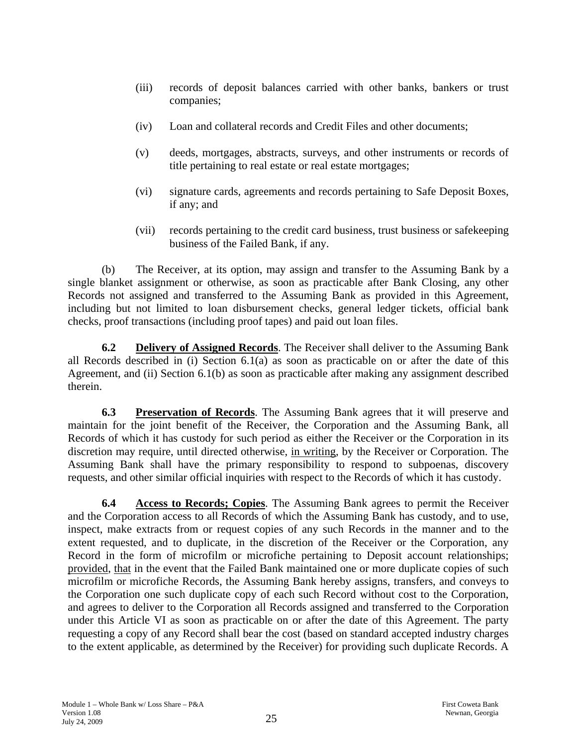(iii) records of deposit balances carried with other banks, bankers or trust companies;

(iv) Loan and collateral records and Credit Files and other documents;

(v) deeds, mortgages, abstracts, surveys, and other instruments or records of title pertaining to real estate or real estate mortgages;

(vi) signature cards, agreements and records pertaining to Safe Deposit Boxes, if any; and

(vii) records pertaining to the credit card business, trust business or safekeeping business of the Failed Bank, if any.

(b) The Receiver, at its option, may assign and transfer to the Assuming Bank by a single blanket assignment or otherwise, as soon as practicable after Bank Closing, any other Records not assigned and transferred to the Assuming Bank as provided in this Agreement, including but not limited to loan disbursement checks, general ledger tickets, official bank checks, proof transactions (including proof tapes) and paid out loan files.

**6.2 <u>Delivery of Assigned Records</u>**. The Receiver shall deliver to the Assuming Bank all Records described in (i) Section 6.1(a) as soon as practicable on or after the date of this Agreement, and (ii) Section 6.1(b) as soon as practicable after making any assignment described therein.

**6.3 <u>Preservation of Records</u>**. The Assuming Bank agrees that it will preserve and maintain for the joint benefit of the Receiver, the Corporation and the Assuming Bank, all Records of which it has custody for such period as either the Receiver or the Corporation in its discretion may require, until directed otherwise, <u>in writing</u>, by the Receiver or Corporation. The Assuming Bank shall have the primary responsibility to respond to subpoenas, discovery requests, and other similar official inquiries with respect to the Records of which it has custody.

**6.4 <u>Access to Records; Copies</u>**. The Assuming Bank agrees to permit the Receiver and the Corporation access to all Records of which the Assuming Bank has custody, and to use, inspect, make extracts from or request copies of any such Records in the manner and to the extent requested, and to duplicate, in the discretion of the Receiver or the Corporation, any Record in the form of microfilm or microfiche pertaining to Deposit account relationships; <u>provided</u>, <u>that</u> in the event that the Failed Bank maintained one or more duplicate copies of such microfilm or microfiche Records, the Assuming Bank hereby assigns, transfers, and conveys to the Corporation one such duplicate copy of each such Record without cost to the Corporation, and agrees to deliver to the Corporation all Records assigned and transferred to the Corporation under this Article VI as soon as practicable on or after the date of this Agreement. The party requesting a copy of any Record shall bear the cost (based on standard accepted industry charges to the extent applicable, as determined by the Receiver) for providing such duplicate Records. A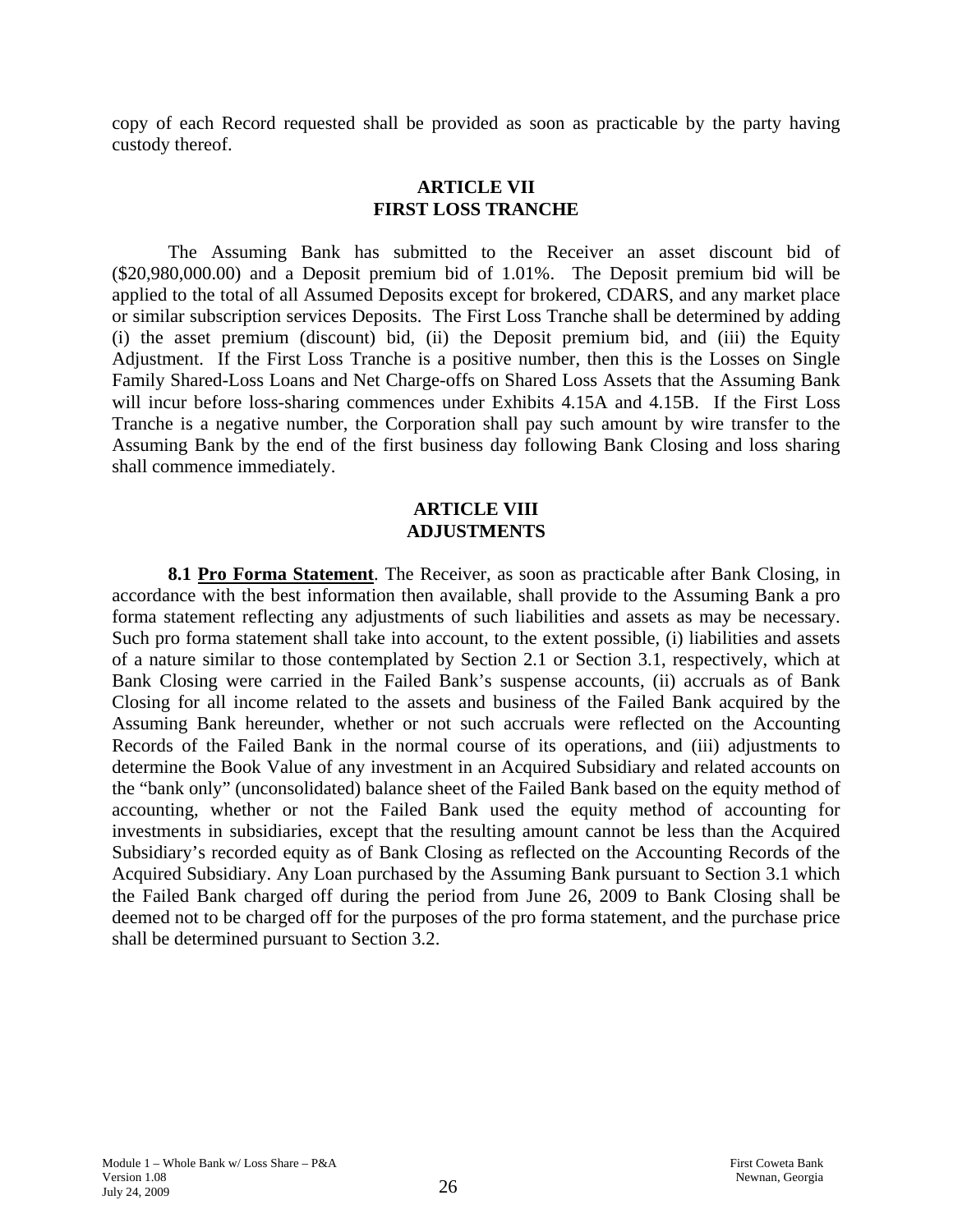copy of each Record requested shall be provided as soon as practicable by the party having custody thereof.

## ARTICLE VII
## FIRST LOSS TRANCHE

The Assuming Bank has submitted to the Receiver an asset discount bid of ($20,980,000.00) and a Deposit premium bid of 1.01%. The Deposit premium bid will be applied to the total of all Assumed Deposits except for brokered, CDARS, and any market place or similar subscription services Deposits. The First Loss Tranche shall be determined by adding (i) the asset premium (discount) bid, (ii) the Deposit premium bid, and (iii) the Equity Adjustment. If the First Loss Tranche is a positive number, then this is the Losses on Single Family Shared-Loss Loans and Net Charge-offs on Shared Loss Assets that the Assuming Bank will incur before loss-sharing commences under Exhibits 4.15A and 4.15B. If the First Loss Tranche is a negative number, the Corporation shall pay such amount by wire transfer to the Assuming Bank by the end of the first business day following Bank Closing and loss sharing shall commence immediately.

## ARTICLE VIII
## ADJUSTMENTS

**8.1 Pro Forma Statement**. The Receiver, as soon as practicable after Bank Closing, in accordance with the best information then available, shall provide to the Assuming Bank a pro forma statement reflecting any adjustments of such liabilities and assets as may be necessary. Such pro forma statement shall take into account, to the extent possible, (i) liabilities and assets of a nature similar to those contemplated by Section 2.1 or Section 3.1, respectively, which at Bank Closing were carried in the Failed Bank's suspense accounts, (ii) accruals as of Bank Closing for all income related to the assets and business of the Failed Bank acquired by the Assuming Bank hereunder, whether or not such accruals were reflected on the Accounting Records of the Failed Bank in the normal course of its operations, and (iii) adjustments to determine the Book Value of any investment in an Acquired Subsidiary and related accounts on the "bank only" (unconsolidated) balance sheet of the Failed Bank based on the equity method of accounting, whether or not the Failed Bank used the equity method of accounting for investments in subsidiaries, except that the resulting amount cannot be less than the Acquired Subsidiary's recorded equity as of Bank Closing as reflected on the Accounting Records of the Acquired Subsidiary. Any Loan purchased by the Assuming Bank pursuant to Section 3.1 which the Failed Bank charged off during the period from June 26, 2009 to Bank Closing shall be deemed not to be charged off for the purposes of the pro forma statement, and the purchase price shall be determined pursuant to Section 3.2.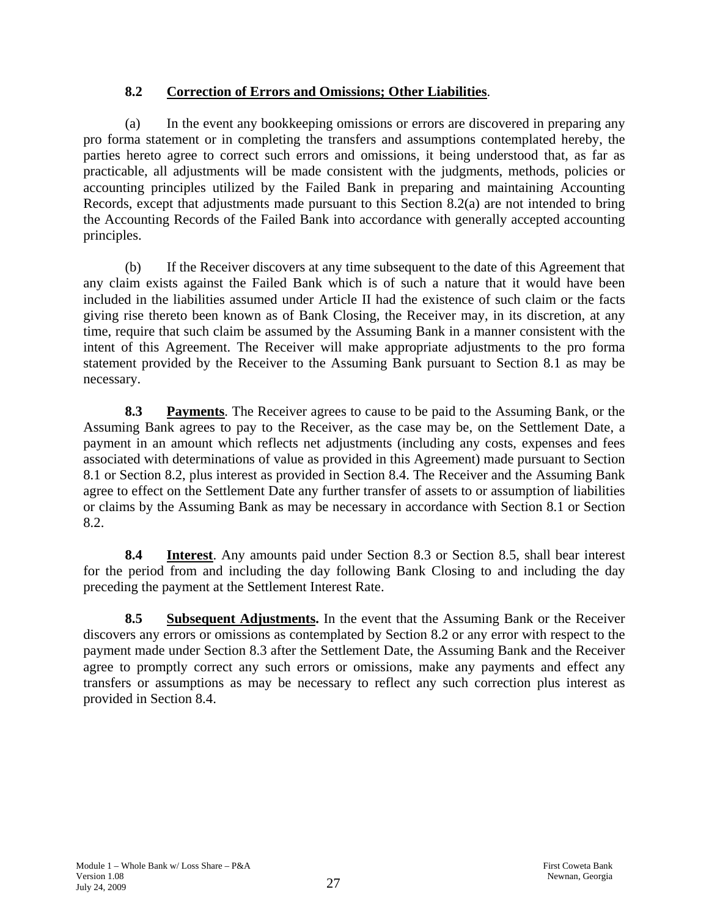**8.2 Correction of Errors and Omissions; Other Liabilities**.

(a) In the event any bookkeeping omissions or errors are discovered in preparing any pro forma statement or in completing the transfers and assumptions contemplated hereby, the parties hereto agree to correct such errors and omissions, it being understood that, as far as practicable, all adjustments will be made consistent with the judgments, methods, policies or accounting principles utilized by the Failed Bank in preparing and maintaining Accounting Records, except that adjustments made pursuant to this Section 8.2(a) are not intended to bring the Accounting Records of the Failed Bank into accordance with generally accepted accounting principles.

(b) If the Receiver discovers at any time subsequent to the date of this Agreement that any claim exists against the Failed Bank which is of such a nature that it would have been included in the liabilities assumed under Article II had the existence of such claim or the facts giving rise thereto been known as of Bank Closing, the Receiver may, in its discretion, at any time, require that such claim be assumed by the Assuming Bank in a manner consistent with the intent of this Agreement. The Receiver will make appropriate adjustments to the pro forma statement provided by the Receiver to the Assuming Bank pursuant to Section 8.1 as may be necessary.

**8.3 Payments**. The Receiver agrees to cause to be paid to the Assuming Bank, or the Assuming Bank agrees to pay to the Receiver, as the case may be, on the Settlement Date, a payment in an amount which reflects net adjustments (including any costs, expenses and fees associated with determinations of value as provided in this Agreement) made pursuant to Section 8.1 or Section 8.2, plus interest as provided in Section 8.4. The Receiver and the Assuming Bank agree to effect on the Settlement Date any further transfer of assets to or assumption of liabilities or claims by the Assuming Bank as may be necessary in accordance with Section 8.1 or Section 8.2.

**8.4 Interest**. Any amounts paid under Section 8.3 or Section 8.5, shall bear interest for the period from and including the day following Bank Closing to and including the day preceding the payment at the Settlement Interest Rate.

**8.5 Subsequent Adjustments.** In the event that the Assuming Bank or the Receiver discovers any errors or omissions as contemplated by Section 8.2 or any error with respect to the payment made under Section 8.3 after the Settlement Date, the Assuming Bank and the Receiver agree to promptly correct any such errors or omissions, make any payments and effect any transfers or assumptions as may be necessary to reflect any such correction plus interest as provided in Section 8.4.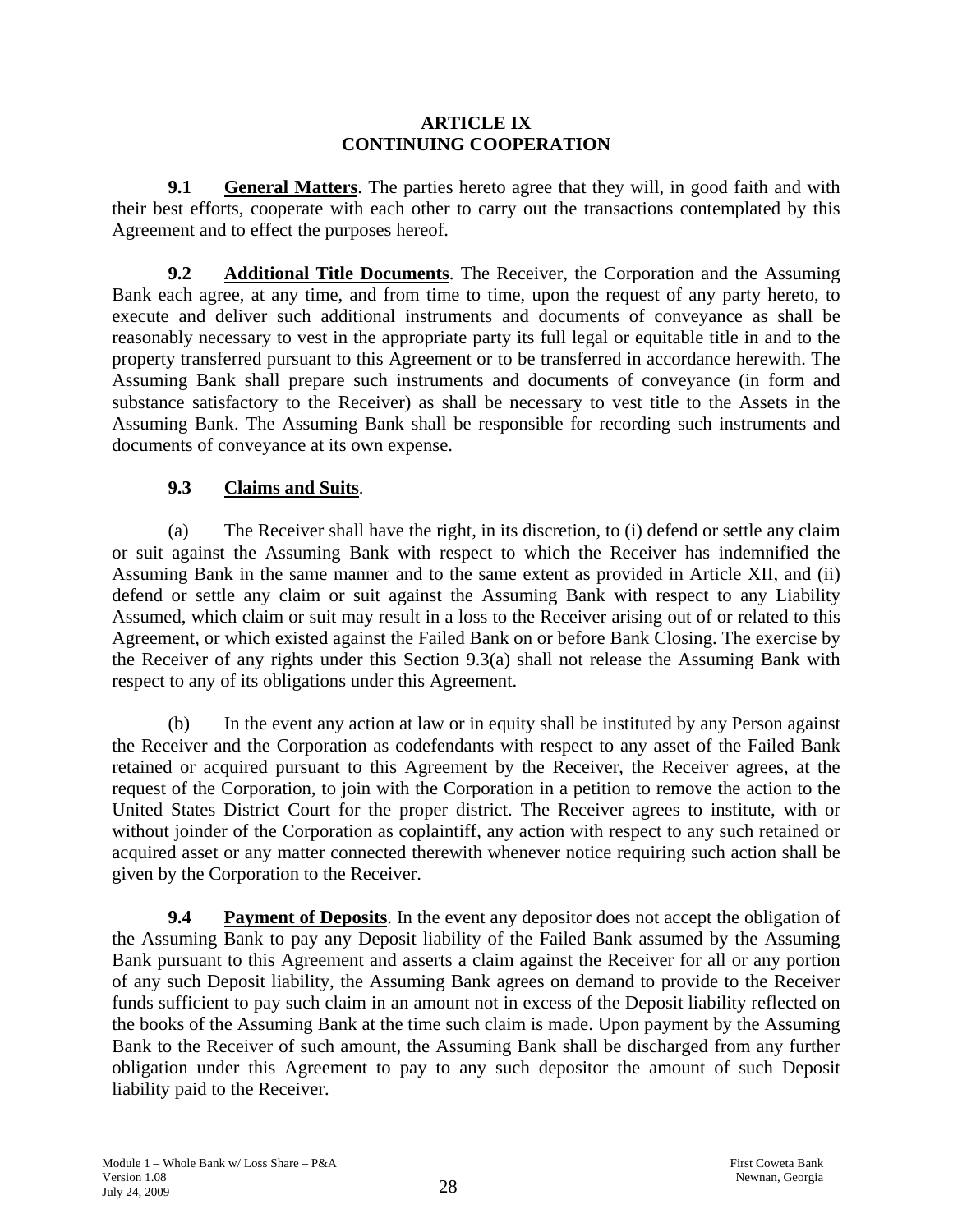# ARTICLE IX
# CONTINUING COOPERATION

**9.1 General Matters**. The parties hereto agree that they will, in good faith and with their best efforts, cooperate with each other to carry out the transactions contemplated by this Agreement and to effect the purposes hereof.

**9.2 Additional Title Documents**. The Receiver, the Corporation and the Assuming Bank each agree, at any time, and from time to time, upon the request of any party hereto, to execute and deliver such additional instruments and documents of conveyance as shall be reasonably necessary to vest in the appropriate party its full legal or equitable title in and to the property transferred pursuant to this Agreement or to be transferred in accordance herewith. The Assuming Bank shall prepare such instruments and documents of conveyance (in form and substance satisfactory to the Receiver) as shall be necessary to vest title to the Assets in the Assuming Bank. The Assuming Bank shall be responsible for recording such instruments and documents of conveyance at its own expense.

**9.3 Claims and Suits**.

(a) The Receiver shall have the right, in its discretion, to (i) defend or settle any claim or suit against the Assuming Bank with respect to which the Receiver has indemnified the Assuming Bank in the same manner and to the same extent as provided in Article XII, and (ii) defend or settle any claim or suit against the Assuming Bank with respect to any Liability Assumed, which claim or suit may result in a loss to the Receiver arising out of or related to this Agreement, or which existed against the Failed Bank on or before Bank Closing. The exercise by the Receiver of any rights under this Section 9.3(a) shall not release the Assuming Bank with respect to any of its obligations under this Agreement.

(b) In the event any action at law or in equity shall be instituted by any Person against the Receiver and the Corporation as codefendants with respect to any asset of the Failed Bank retained or acquired pursuant to this Agreement by the Receiver, the Receiver agrees, at the request of the Corporation, to join with the Corporation in a petition to remove the action to the United States District Court for the proper district. The Receiver agrees to institute, with or without joinder of the Corporation as coplaintiff, any action with respect to any such retained or acquired asset or any matter connected therewith whenever notice requiring such action shall be given by the Corporation to the Receiver.

**9.4 Payment of Deposits**. In the event any depositor does not accept the obligation of the Assuming Bank to pay any Deposit liability of the Failed Bank assumed by the Assuming Bank pursuant to this Agreement and asserts a claim against the Receiver for all or any portion of any such Deposit liability, the Assuming Bank agrees on demand to provide to the Receiver funds sufficient to pay such claim in an amount not in excess of the Deposit liability reflected on the books of the Assuming Bank at the time such claim is made. Upon payment by the Assuming Bank to the Receiver of such amount, the Assuming Bank shall be discharged from any further obligation under this Agreement to pay to any such depositor the amount of such Deposit liability paid to the Receiver.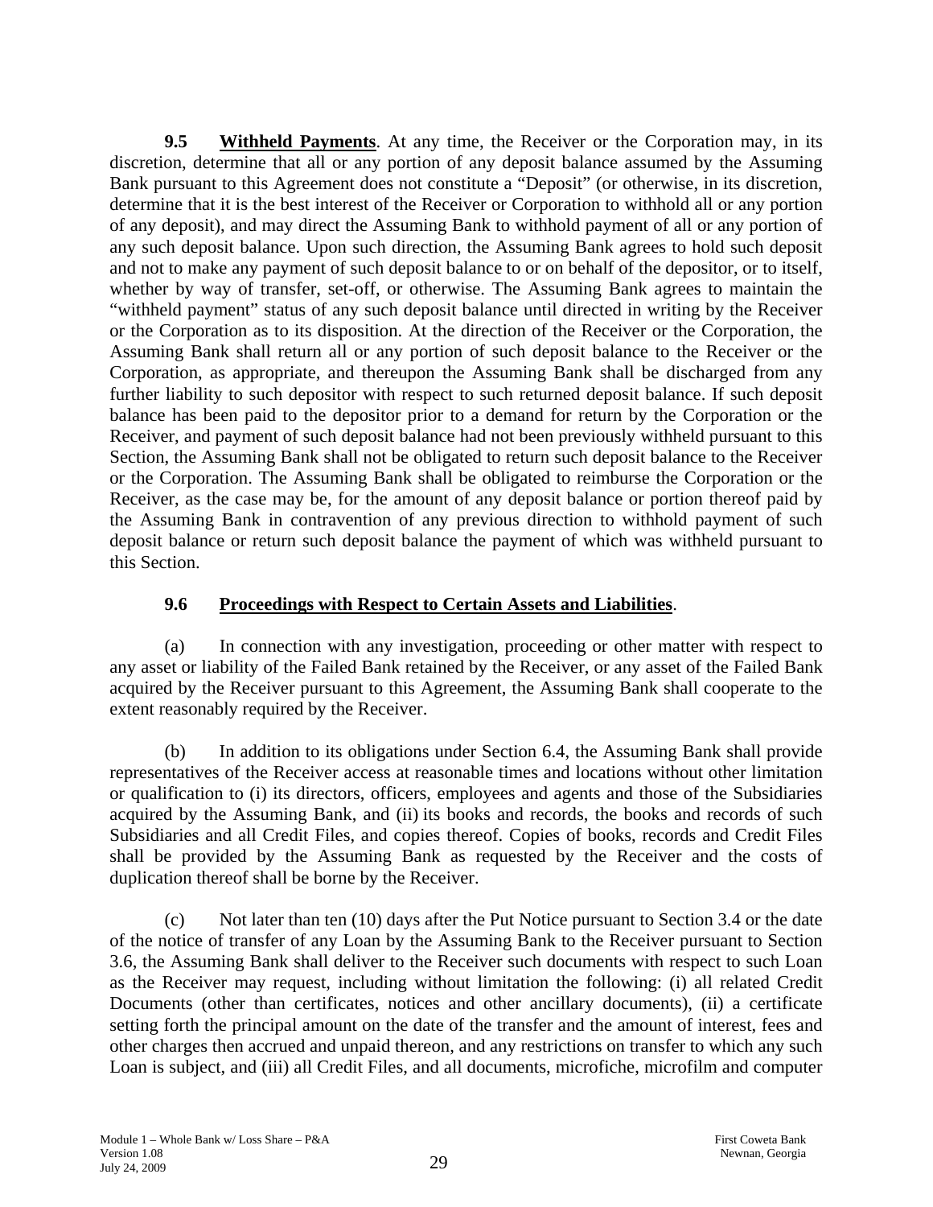**9.5 Withheld Payments**. At any time, the Receiver or the Corporation may, in its discretion, determine that all or any portion of any deposit balance assumed by the Assuming Bank pursuant to this Agreement does not constitute a "Deposit" (or otherwise, in its discretion, determine that it is the best interest of the Receiver or Corporation to withhold all or any portion of any deposit), and may direct the Assuming Bank to withhold payment of all or any portion of any such deposit balance. Upon such direction, the Assuming Bank agrees to hold such deposit and not to make any payment of such deposit balance to or on behalf of the depositor, or to itself, whether by way of transfer, set-off, or otherwise. The Assuming Bank agrees to maintain the "withheld payment" status of any such deposit balance until directed in writing by the Receiver or the Corporation as to its disposition. At the direction of the Receiver or the Corporation, the Assuming Bank shall return all or any portion of such deposit balance to the Receiver or the Corporation, as appropriate, and thereupon the Assuming Bank shall be discharged from any further liability to such depositor with respect to such returned deposit balance. If such deposit balance has been paid to the depositor prior to a demand for return by the Corporation or the Receiver, and payment of such deposit balance had not been previously withheld pursuant to this Section, the Assuming Bank shall not be obligated to return such deposit balance to the Receiver or the Corporation. The Assuming Bank shall be obligated to reimburse the Corporation or the Receiver, as the case may be, for the amount of any deposit balance or portion thereof paid by the Assuming Bank in contravention of any previous direction to withhold payment of such deposit balance or return such deposit balance the payment of which was withheld pursuant to this Section.

**9.6 Proceedings with Respect to Certain Assets and Liabilities**.

(a) In connection with any investigation, proceeding or other matter with respect to any asset or liability of the Failed Bank retained by the Receiver, or any asset of the Failed Bank acquired by the Receiver pursuant to this Agreement, the Assuming Bank shall cooperate to the extent reasonably required by the Receiver.

(b) In addition to its obligations under Section 6.4, the Assuming Bank shall provide representatives of the Receiver access at reasonable times and locations without other limitation or qualification to (i) its directors, officers, employees and agents and those of the Subsidiaries acquired by the Assuming Bank, and (ii) its books and records, the books and records of such Subsidiaries and all Credit Files, and copies thereof. Copies of books, records and Credit Files shall be provided by the Assuming Bank as requested by the Receiver and the costs of duplication thereof shall be borne by the Receiver.

(c) Not later than ten (10) days after the Put Notice pursuant to Section 3.4 or the date of the notice of transfer of any Loan by the Assuming Bank to the Receiver pursuant to Section 3.6, the Assuming Bank shall deliver to the Receiver such documents with respect to such Loan as the Receiver may request, including without limitation the following: (i) all related Credit Documents (other than certificates, notices and other ancillary documents), (ii) a certificate setting forth the principal amount on the date of the transfer and the amount of interest, fees and other charges then accrued and unpaid thereon, and any restrictions on transfer to which any such Loan is subject, and (iii) all Credit Files, and all documents, microfiche, microfilm and computer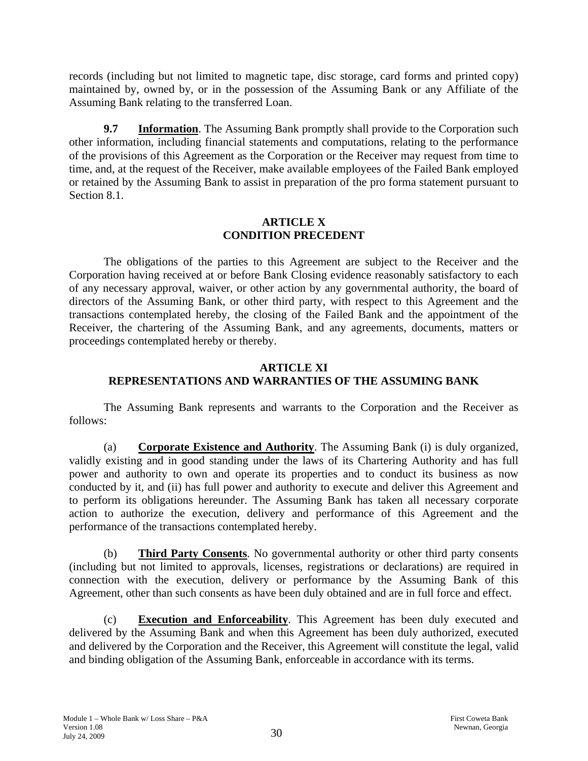records (including but not limited to magnetic tape, disc storage, card forms and printed copy) maintained by, owned by, or in the possession of the Assuming Bank or any Affiliate of the Assuming Bank relating to the transferred Loan.

**9.7 Information**. The Assuming Bank promptly shall provide to the Corporation such other information, including financial statements and computations, relating to the performance of the provisions of this Agreement as the Corporation or the Receiver may request from time to time, and, at the request of the Receiver, make available employees of the Failed Bank employed or retained by the Assuming Bank to assist in preparation of the pro forma statement pursuant to Section 8.1.

## ARTICLE X
## CONDITION PRECEDENT

The obligations of the parties to this Agreement are subject to the Receiver and the Corporation having received at or before Bank Closing evidence reasonably satisfactory to each of any necessary approval, waiver, or other action by any governmental authority, the board of directors of the Assuming Bank, or other third party, with respect to this Agreement and the transactions contemplated hereby, the closing of the Failed Bank and the appointment of the Receiver, the chartering of the Assuming Bank, and any agreements, documents, matters or proceedings contemplated hereby or thereby.

## ARTICLE XI
## REPRESENTATIONS AND WARRANTIES OF THE ASSUMING BANK

The Assuming Bank represents and warrants to the Corporation and the Receiver as follows:

(a) **Corporate Existence and Authority**. The Assuming Bank (i) is duly organized, validly existing and in good standing under the laws of its Chartering Authority and has full power and authority to own and operate its properties and to conduct its business as now conducted by it, and (ii) has full power and authority to execute and deliver this Agreement and to perform its obligations hereunder. The Assuming Bank has taken all necessary corporate action to authorize the execution, delivery and performance of this Agreement and the performance of the transactions contemplated hereby.

(b) **Third Party Consents**. No governmental authority or other third party consents (including but not limited to approvals, licenses, registrations or declarations) are required in connection with the execution, delivery or performance by the Assuming Bank of this Agreement, other than such consents as have been duly obtained and are in full force and effect.

(c) **Execution and Enforceability**. This Agreement has been duly executed and delivered by the Assuming Bank and when this Agreement has been duly authorized, executed and delivered by the Corporation and the Receiver, this Agreement will constitute the legal, valid and binding obligation of the Assuming Bank, enforceable in accordance with its terms.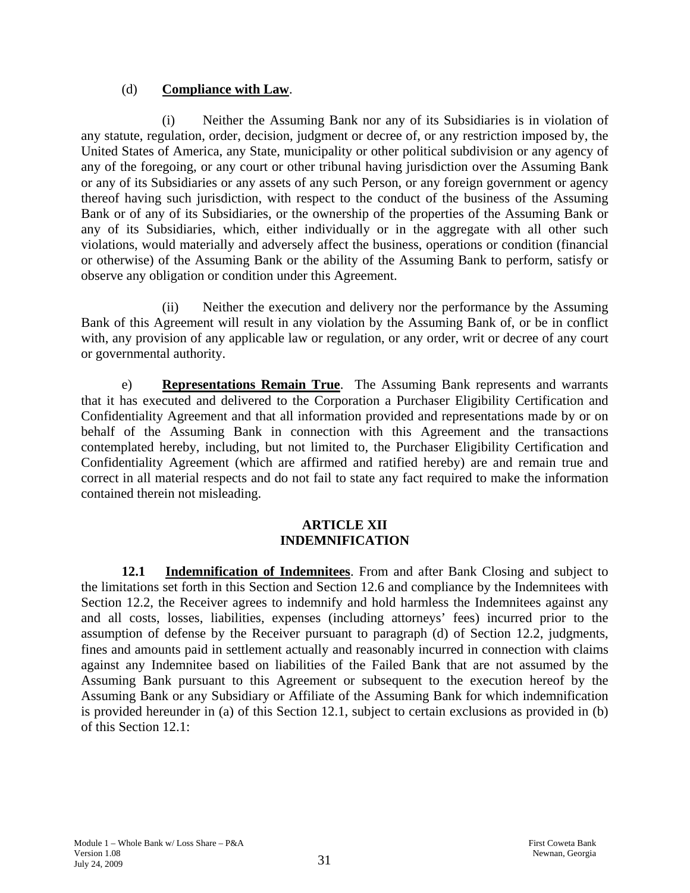(d) **Compliance with Law**.

(i) Neither the Assuming Bank nor any of its Subsidiaries is in violation of any statute, regulation, order, decision, judgment or decree of, or any restriction imposed by, the United States of America, any State, municipality or other political subdivision or any agency of any of the foregoing, or any court or other tribunal having jurisdiction over the Assuming Bank or any of its Subsidiaries or any assets of any such Person, or any foreign government or agency thereof having such jurisdiction, with respect to the conduct of the business of the Assuming Bank or of any of its Subsidiaries, or the ownership of the properties of the Assuming Bank or any of its Subsidiaries, which, either individually or in the aggregate with all other such violations, would materially and adversely affect the business, operations or condition (financial or otherwise) of the Assuming Bank or the ability of the Assuming Bank to perform, satisfy or observe any obligation or condition under this Agreement.

(ii) Neither the execution and delivery nor the performance by the Assuming Bank of this Agreement will result in any violation by the Assuming Bank of, or be in conflict with, any provision of any applicable law or regulation, or any order, writ or decree of any court or governmental authority.

e) **Representations Remain True**. The Assuming Bank represents and warrants that it has executed and delivered to the Corporation a Purchaser Eligibility Certification and Confidentiality Agreement and that all information provided and representations made by or on behalf of the Assuming Bank in connection with this Agreement and the transactions contemplated hereby, including, but not limited to, the Purchaser Eligibility Certification and Confidentiality Agreement (which are affirmed and ratified hereby) are and remain true and correct in all material respects and do not fail to state any fact required to make the information contained therein not misleading.

## ARTICLE XII
## INDEMNIFICATION

**12.1 Indemnification of Indemnitees**. From and after Bank Closing and subject to the limitations set forth in this Section and Section 12.6 and compliance by the Indemnitees with Section 12.2, the Receiver agrees to indemnify and hold harmless the Indemnitees against any and all costs, losses, liabilities, expenses (including attorneys' fees) incurred prior to the assumption of defense by the Receiver pursuant to paragraph (d) of Section 12.2, judgments, fines and amounts paid in settlement actually and reasonably incurred in connection with claims against any Indemnitee based on liabilities of the Failed Bank that are not assumed by the Assuming Bank pursuant to this Agreement or subsequent to the execution hereof by the Assuming Bank or any Subsidiary or Affiliate of the Assuming Bank for which indemnification is provided hereunder in (a) of this Section 12.1, subject to certain exclusions as provided in (b) of this Section 12.1: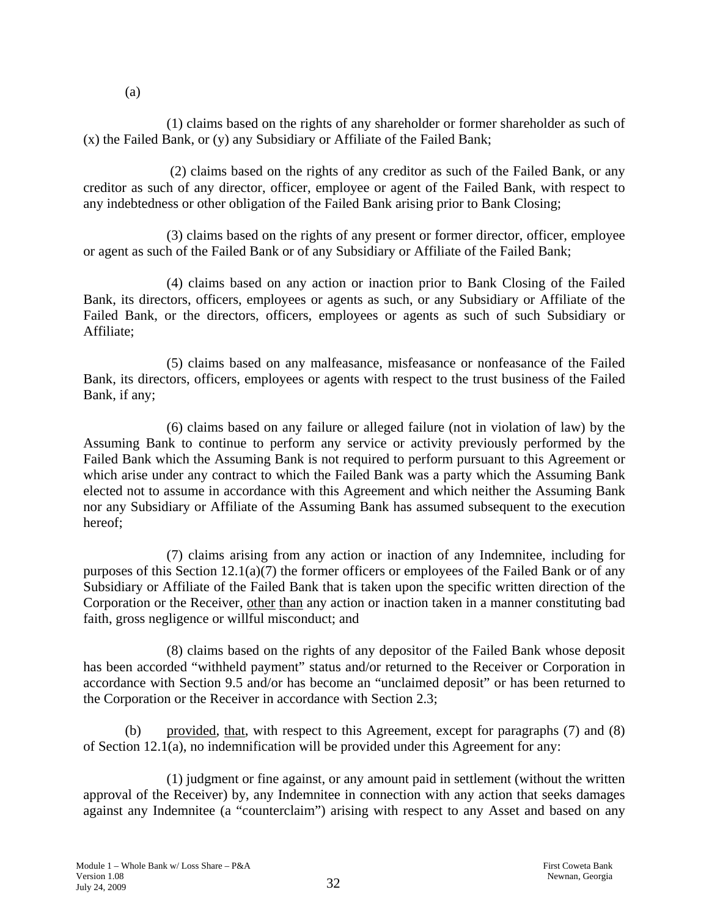(a)

(1) claims based on the rights of any shareholder or former shareholder as such of (x) the Failed Bank, or (y) any Subsidiary or Affiliate of the Failed Bank;

(2) claims based on the rights of any creditor as such of the Failed Bank, or any creditor as such of any director, officer, employee or agent of the Failed Bank, with respect to any indebtedness or other obligation of the Failed Bank arising prior to Bank Closing;

(3) claims based on the rights of any present or former director, officer, employee or agent as such of the Failed Bank or of any Subsidiary or Affiliate of the Failed Bank;

(4) claims based on any action or inaction prior to Bank Closing of the Failed Bank, its directors, officers, employees or agents as such, or any Subsidiary or Affiliate of the Failed Bank, or the directors, officers, employees or agents as such of such Subsidiary or Affiliate;

(5) claims based on any malfeasance, misfeasance or nonfeasance of the Failed Bank, its directors, officers, employees or agents with respect to the trust business of the Failed Bank, if any;

(6) claims based on any failure or alleged failure (not in violation of law) by the Assuming Bank to continue to perform any service or activity previously performed by the Failed Bank which the Assuming Bank is not required to perform pursuant to this Agreement or which arise under any contract to which the Failed Bank was a party which the Assuming Bank elected not to assume in accordance with this Agreement and which neither the Assuming Bank nor any Subsidiary or Affiliate of the Assuming Bank has assumed subsequent to the execution hereof;

(7) claims arising from any action or inaction of any Indemnitee, including for purposes of this Section 12.1(a)(7) the former officers or employees of the Failed Bank or of any Subsidiary or Affiliate of the Failed Bank that is taken upon the specific written direction of the Corporation or the Receiver, other than any action or inaction taken in a manner constituting bad faith, gross negligence or willful misconduct; and

(8) claims based on the rights of any depositor of the Failed Bank whose deposit has been accorded "withheld payment" status and/or returned to the Receiver or Corporation in accordance with Section 9.5 and/or has become an "unclaimed deposit" or has been returned to the Corporation or the Receiver in accordance with Section 2.3;

(b) provided, that, with respect to this Agreement, except for paragraphs (7) and (8) of Section 12.1(a), no indemnification will be provided under this Agreement for any:

(1) judgment or fine against, or any amount paid in settlement (without the written approval of the Receiver) by, any Indemnitee in connection with any action that seeks damages against any Indemnitee (a "counterclaim") arising with respect to any Asset and based on any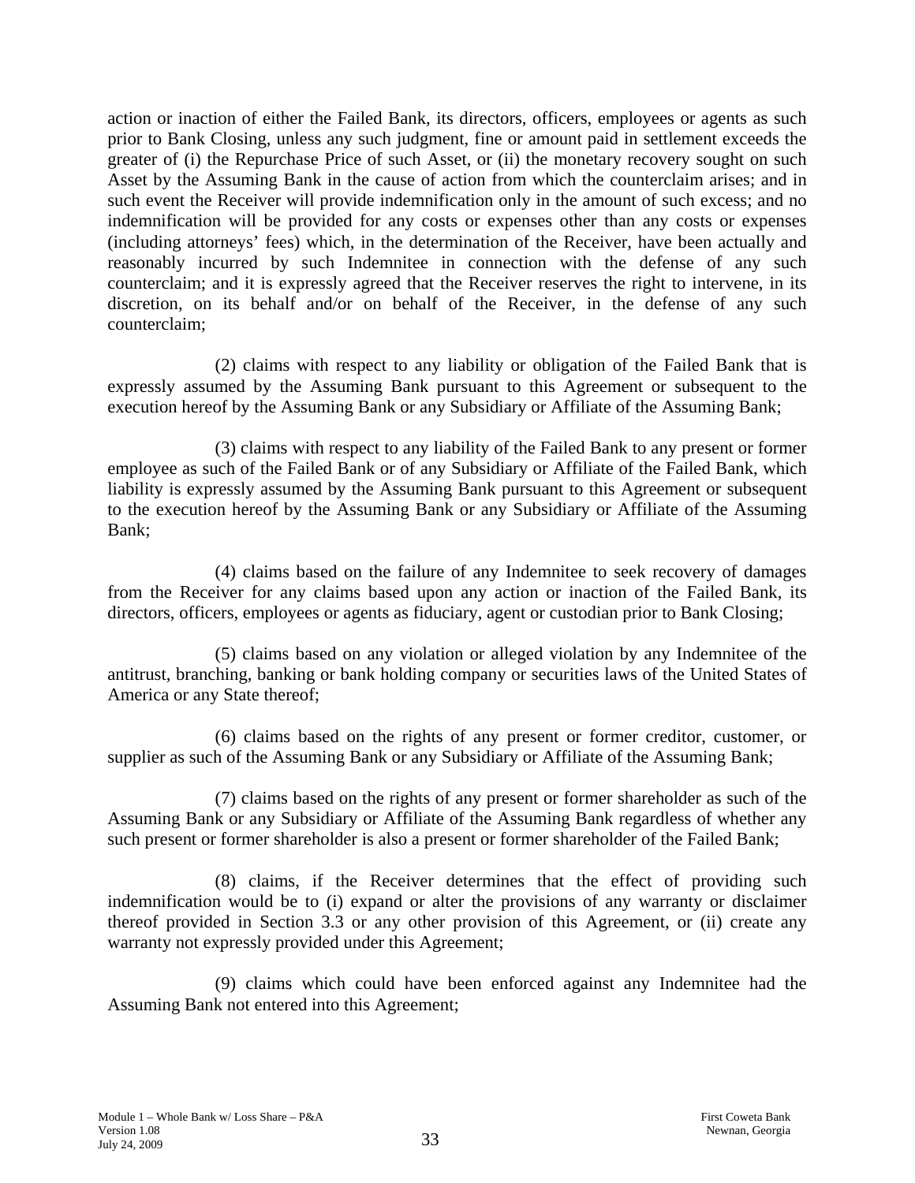action or inaction of either the Failed Bank, its directors, officers, employees or agents as such prior to Bank Closing, unless any such judgment, fine or amount paid in settlement exceeds the greater of (i) the Repurchase Price of such Asset, or (ii) the monetary recovery sought on such Asset by the Assuming Bank in the cause of action from which the counterclaim arises; and in such event the Receiver will provide indemnification only in the amount of such excess; and no indemnification will be provided for any costs or expenses other than any costs or expenses (including attorneys' fees) which, in the determination of the Receiver, have been actually and reasonably incurred by such Indemnitee in connection with the defense of any such counterclaim; and it is expressly agreed that the Receiver reserves the right to intervene, in its discretion, on its behalf and/or on behalf of the Receiver, in the defense of any such counterclaim;

(2) claims with respect to any liability or obligation of the Failed Bank that is expressly assumed by the Assuming Bank pursuant to this Agreement or subsequent to the execution hereof by the Assuming Bank or any Subsidiary or Affiliate of the Assuming Bank;

(3) claims with respect to any liability of the Failed Bank to any present or former employee as such of the Failed Bank or of any Subsidiary or Affiliate of the Failed Bank, which liability is expressly assumed by the Assuming Bank pursuant to this Agreement or subsequent to the execution hereof by the Assuming Bank or any Subsidiary or Affiliate of the Assuming Bank;

(4) claims based on the failure of any Indemnitee to seek recovery of damages from the Receiver for any claims based upon any action or inaction of the Failed Bank, its directors, officers, employees or agents as fiduciary, agent or custodian prior to Bank Closing;

(5) claims based on any violation or alleged violation by any Indemnitee of the antitrust, branching, banking or bank holding company or securities laws of the United States of America or any State thereof;

(6) claims based on the rights of any present or former creditor, customer, or supplier as such of the Assuming Bank or any Subsidiary or Affiliate of the Assuming Bank;

(7) claims based on the rights of any present or former shareholder as such of the Assuming Bank or any Subsidiary or Affiliate of the Assuming Bank regardless of whether any such present or former shareholder is also a present or former shareholder of the Failed Bank;

(8) claims, if the Receiver determines that the effect of providing such indemnification would be to (i) expand or alter the provisions of any warranty or disclaimer thereof provided in Section 3.3 or any other provision of this Agreement, or (ii) create any warranty not expressly provided under this Agreement;

(9) claims which could have been enforced against any Indemnitee had the Assuming Bank not entered into this Agreement;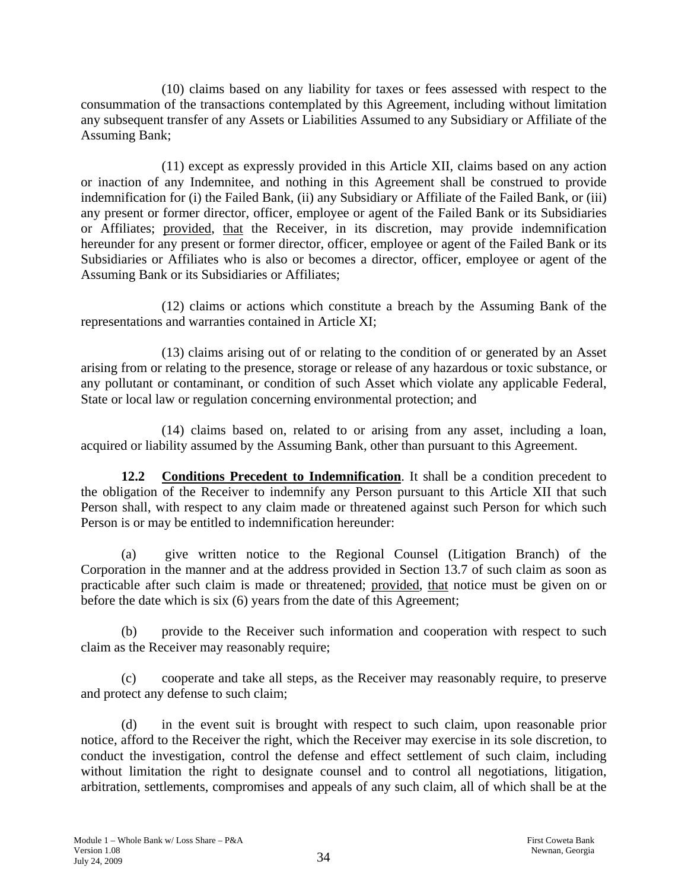(10) claims based on any liability for taxes or fees assessed with respect to the consummation of the transactions contemplated by this Agreement, including without limitation any subsequent transfer of any Assets or Liabilities Assumed to any Subsidiary or Affiliate of the Assuming Bank;

(11) except as expressly provided in this Article XII, claims based on any action or inaction of any Indemnitee, and nothing in this Agreement shall be construed to provide indemnification for (i) the Failed Bank, (ii) any Subsidiary or Affiliate of the Failed Bank, or (iii) any present or former director, officer, employee or agent of the Failed Bank or its Subsidiaries or Affiliates; provided, that the Receiver, in its discretion, may provide indemnification hereunder for any present or former director, officer, employee or agent of the Failed Bank or its Subsidiaries or Affiliates who is also or becomes a director, officer, employee or agent of the Assuming Bank or its Subsidiaries or Affiliates;

(12) claims or actions which constitute a breach by the Assuming Bank of the representations and warranties contained in Article XI;

(13) claims arising out of or relating to the condition of or generated by an Asset arising from or relating to the presence, storage or release of any hazardous or toxic substance, or any pollutant or contaminant, or condition of such Asset which violate any applicable Federal, State or local law or regulation concerning environmental protection; and

(14) claims based on, related to or arising from any asset, including a loan, acquired or liability assumed by the Assuming Bank, other than pursuant to this Agreement.

**12.2 Conditions Precedent to Indemnification**. It shall be a condition precedent to the obligation of the Receiver to indemnify any Person pursuant to this Article XII that such Person shall, with respect to any claim made or threatened against such Person for which such Person is or may be entitled to indemnification hereunder:

(a) give written notice to the Regional Counsel (Litigation Branch) of the Corporation in the manner and at the address provided in Section 13.7 of such claim as soon as practicable after such claim is made or threatened; provided, that notice must be given on or before the date which is six (6) years from the date of this Agreement;

(b) provide to the Receiver such information and cooperation with respect to such claim as the Receiver may reasonably require;

(c) cooperate and take all steps, as the Receiver may reasonably require, to preserve and protect any defense to such claim;

(d) in the event suit is brought with respect to such claim, upon reasonable prior notice, afford to the Receiver the right, which the Receiver may exercise in its sole discretion, to conduct the investigation, control the defense and effect settlement of such claim, including without limitation the right to designate counsel and to control all negotiations, litigation, arbitration, settlements, compromises and appeals of any such claim, all of which shall be at the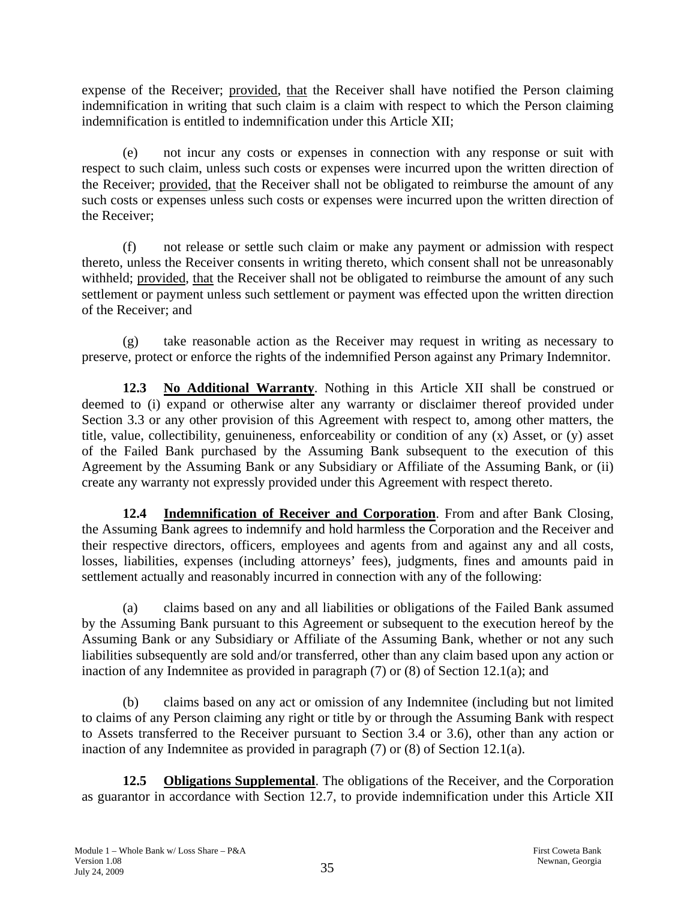expense of the Receiver; provided, that the Receiver shall have notified the Person claiming indemnification in writing that such claim is a claim with respect to which the Person claiming indemnification is entitled to indemnification under this Article XII;

(e) not incur any costs or expenses in connection with any response or suit with respect to such claim, unless such costs or expenses were incurred upon the written direction of the Receiver; provided, that the Receiver shall not be obligated to reimburse the amount of any such costs or expenses unless such costs or expenses were incurred upon the written direction of the Receiver;

(f) not release or settle such claim or make any payment or admission with respect thereto, unless the Receiver consents in writing thereto, which consent shall not be unreasonably withheld; provided, that the Receiver shall not be obligated to reimburse the amount of any such settlement or payment unless such settlement or payment was effected upon the written direction of the Receiver; and

(g) take reasonable action as the Receiver may request in writing as necessary to preserve, protect or enforce the rights of the indemnified Person against any Primary Indemnitor.

**12.3 No Additional Warranty**. Nothing in this Article XII shall be construed or deemed to (i) expand or otherwise alter any warranty or disclaimer thereof provided under Section 3.3 or any other provision of this Agreement with respect to, among other matters, the title, value, collectibility, genuineness, enforceability or condition of any (x) Asset, or (y) asset of the Failed Bank purchased by the Assuming Bank subsequent to the execution of this Agreement by the Assuming Bank or any Subsidiary or Affiliate of the Assuming Bank, or (ii) create any warranty not expressly provided under this Agreement with respect thereto.

**12.4 Indemnification of Receiver and Corporation**. From and after Bank Closing, the Assuming Bank agrees to indemnify and hold harmless the Corporation and the Receiver and their respective directors, officers, employees and agents from and against any and all costs, losses, liabilities, expenses (including attorneys' fees), judgments, fines and amounts paid in settlement actually and reasonably incurred in connection with any of the following:

(a) claims based on any and all liabilities or obligations of the Failed Bank assumed by the Assuming Bank pursuant to this Agreement or subsequent to the execution hereof by the Assuming Bank or any Subsidiary or Affiliate of the Assuming Bank, whether or not any such liabilities subsequently are sold and/or transferred, other than any claim based upon any action or inaction of any Indemnitee as provided in paragraph (7) or (8) of Section 12.1(a); and

(b) claims based on any act or omission of any Indemnitee (including but not limited to claims of any Person claiming any right or title by or through the Assuming Bank with respect to Assets transferred to the Receiver pursuant to Section 3.4 or 3.6), other than any action or inaction of any Indemnitee as provided in paragraph (7) or (8) of Section 12.1(a).

**12.5 Obligations Supplemental**. The obligations of the Receiver, and the Corporation as guarantor in accordance with Section 12.7, to provide indemnification under this Article XII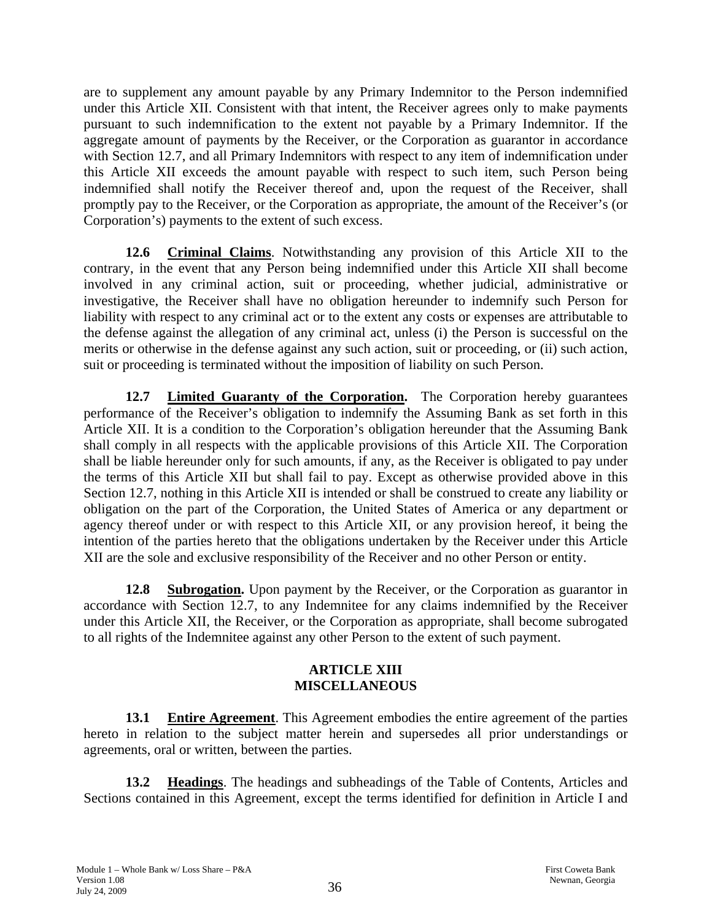are to supplement any amount payable by any Primary Indemnitor to the Person indemnified under this Article XII. Consistent with that intent, the Receiver agrees only to make payments pursuant to such indemnification to the extent not payable by a Primary Indemnitor. If the aggregate amount of payments by the Receiver, or the Corporation as guarantor in accordance with Section 12.7, and all Primary Indemnitors with respect to any item of indemnification under this Article XII exceeds the amount payable with respect to such item, such Person being indemnified shall notify the Receiver thereof and, upon the request of the Receiver, shall promptly pay to the Receiver, or the Corporation as appropriate, the amount of the Receiver's (or Corporation's) payments to the extent of such excess.

**12.6 Criminal Claims**. Notwithstanding any provision of this Article XII to the contrary, in the event that any Person being indemnified under this Article XII shall become involved in any criminal action, suit or proceeding, whether judicial, administrative or investigative, the Receiver shall have no obligation hereunder to indemnify such Person for liability with respect to any criminal act or to the extent any costs or expenses are attributable to the defense against the allegation of any criminal act, unless (i) the Person is successful on the merits or otherwise in the defense against any such action, suit or proceeding, or (ii) such action, suit or proceeding is terminated without the imposition of liability on such Person.

**12.7 Limited Guaranty of the Corporation.** The Corporation hereby guarantees performance of the Receiver's obligation to indemnify the Assuming Bank as set forth in this Article XII. It is a condition to the Corporation's obligation hereunder that the Assuming Bank shall comply in all respects with the applicable provisions of this Article XII. The Corporation shall be liable hereunder only for such amounts, if any, as the Receiver is obligated to pay under the terms of this Article XII but shall fail to pay. Except as otherwise provided above in this Section 12.7, nothing in this Article XII is intended or shall be construed to create any liability or obligation on the part of the Corporation, the United States of America or any department or agency thereof under or with respect to this Article XII, or any provision hereof, it being the intention of the parties hereto that the obligations undertaken by the Receiver under this Article XII are the sole and exclusive responsibility of the Receiver and no other Person or entity.

**12.8 Subrogation.** Upon payment by the Receiver, or the Corporation as guarantor in accordance with Section 12.7, to any Indemnitee for any claims indemnified by the Receiver under this Article XII, the Receiver, or the Corporation as appropriate, shall become subrogated to all rights of the Indemnitee against any other Person to the extent of such payment.

## ARTICLE XIII
## MISCELLANEOUS

**13.1 Entire Agreement**. This Agreement embodies the entire agreement of the parties hereto in relation to the subject matter herein and supersedes all prior understandings or agreements, oral or written, between the parties.

**13.2 Headings**. The headings and subheadings of the Table of Contents, Articles and Sections contained in this Agreement, except the terms identified for definition in Article I and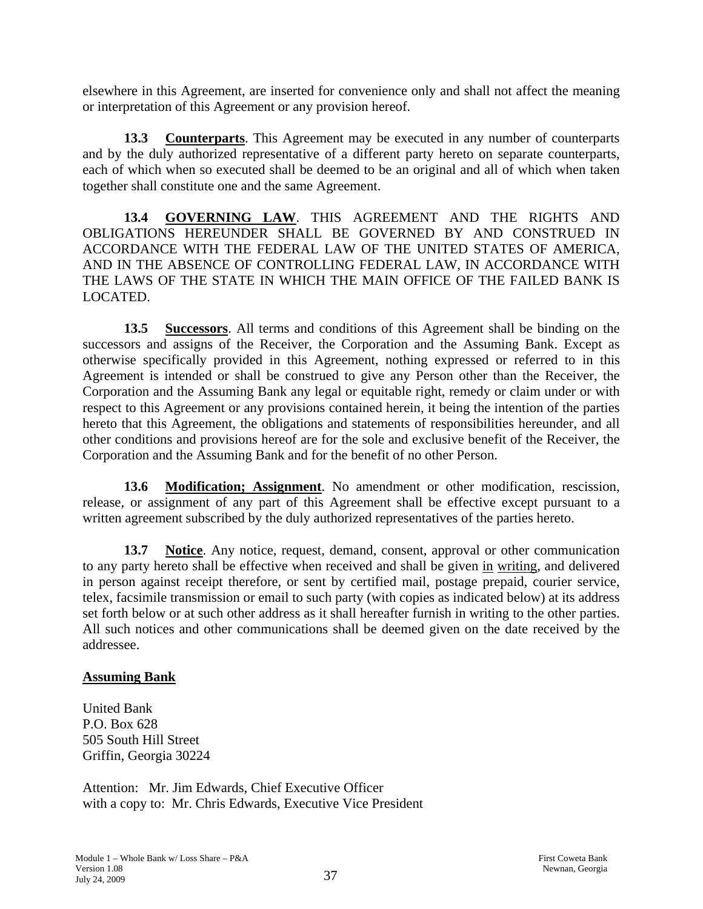elsewhere in this Agreement, are inserted for convenience only and shall not affect the meaning or interpretation of this Agreement or any provision hereof.

**13.3 Counterparts**. This Agreement may be executed in any number of counterparts and by the duly authorized representative of a different party hereto on separate counterparts, each of which when so executed shall be deemed to be an original and all of which when taken together shall constitute one and the same Agreement.

**13.4 GOVERNING LAW**. THIS AGREEMENT AND THE RIGHTS AND OBLIGATIONS HEREUNDER SHALL BE GOVERNED BY AND CONSTRUED IN ACCORDANCE WITH THE FEDERAL LAW OF THE UNITED STATES OF AMERICA, AND IN THE ABSENCE OF CONTROLLING FEDERAL LAW, IN ACCORDANCE WITH THE LAWS OF THE STATE IN WHICH THE MAIN OFFICE OF THE FAILED BANK IS LOCATED.

**13.5 Successors**. All terms and conditions of this Agreement shall be binding on the successors and assigns of the Receiver, the Corporation and the Assuming Bank. Except as otherwise specifically provided in this Agreement, nothing expressed or referred to in this Agreement is intended or shall be construed to give any Person other than the Receiver, the Corporation and the Assuming Bank any legal or equitable right, remedy or claim under or with respect to this Agreement or any provisions contained herein, it being the intention of the parties hereto that this Agreement, the obligations and statements of responsibilities hereunder, and all other conditions and provisions hereof are for the sole and exclusive benefit of the Receiver, the Corporation and the Assuming Bank and for the benefit of no other Person.

**13.6 Modification; Assignment**. No amendment or other modification, rescission, release, or assignment of any part of this Agreement shall be effective except pursuant to a written agreement subscribed by the duly authorized representatives of the parties hereto.

**13.7 Notice**. Any notice, request, demand, consent, approval or other communication to any party hereto shall be effective when received and shall be given in writing, and delivered in person against receipt therefore, or sent by certified mail, postage prepaid, courier service, telex, facsimile transmission or email to such party (with copies as indicated below) at its address set forth below or at such other address as it shall hereafter furnish in writing to the other parties. All such notices and other communications shall be deemed given on the date received by the addressee.

**Assuming Bank**

United Bank
P.O. Box 628
505 South Hill Street
Griffin, Georgia 30224

Attention: Mr. Jim Edwards, Chief Executive Officer
with a copy to: Mr. Chris Edwards, Executive Vice President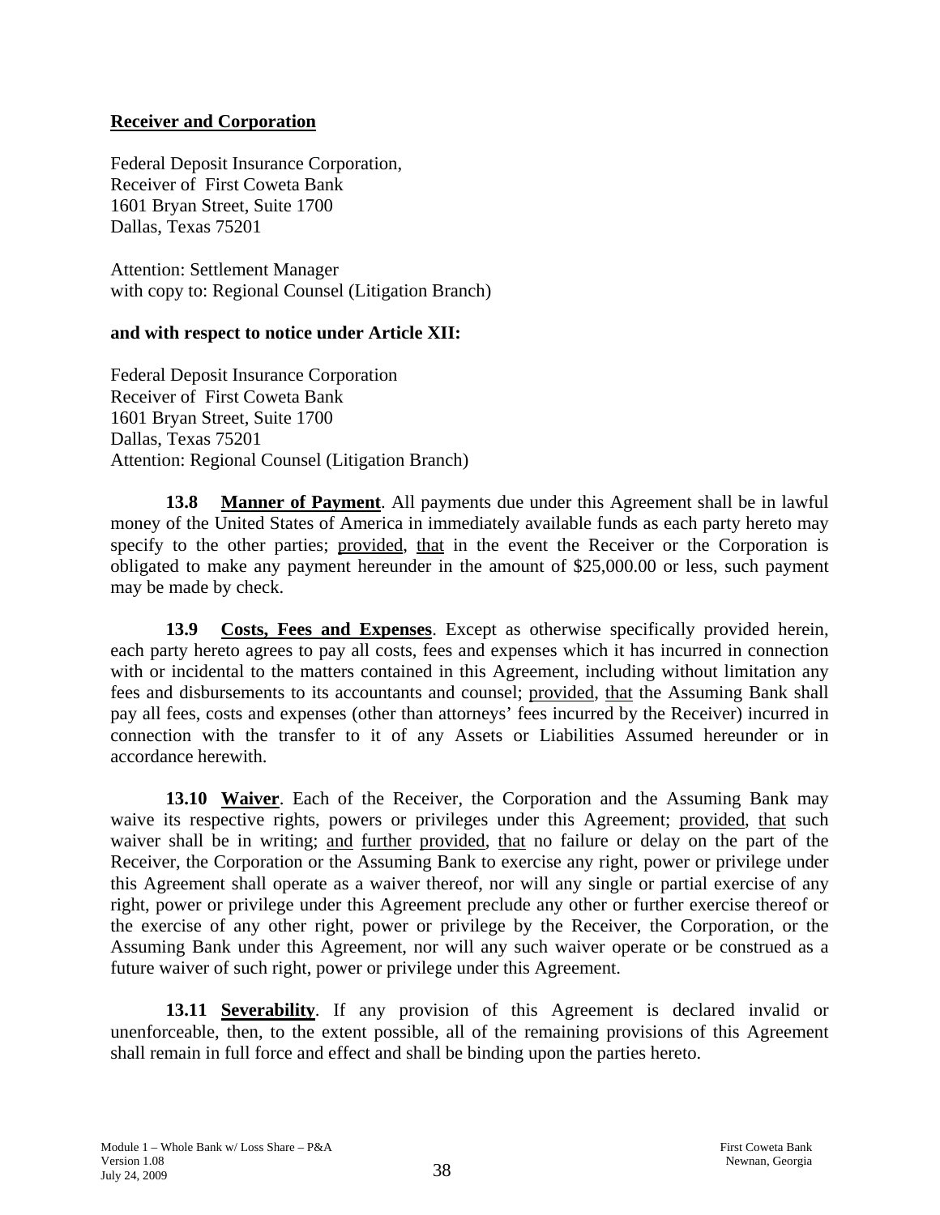**Receiver and Corporation**

Federal Deposit Insurance Corporation,
Receiver of First Coweta Bank
1601 Bryan Street, Suite 1700
Dallas, Texas 75201

Attention: Settlement Manager
with copy to: Regional Counsel (Litigation Branch)

**and with respect to notice under Article XII:**

Federal Deposit Insurance Corporation
Receiver of First Coweta Bank
1601 Bryan Street, Suite 1700
Dallas, Texas 75201
Attention: Regional Counsel (Litigation Branch)

**13.8 Manner of Payment**. All payments due under this Agreement shall be in lawful money of the United States of America in immediately available funds as each party hereto may specify to the other parties; provided, that in the event the Receiver or the Corporation is obligated to make any payment hereunder in the amount of $25,000.00 or less, such payment may be made by check.

**13.9 Costs, Fees and Expenses**. Except as otherwise specifically provided herein, each party hereto agrees to pay all costs, fees and expenses which it has incurred in connection with or incidental to the matters contained in this Agreement, including without limitation any fees and disbursements to its accountants and counsel; provided, that the Assuming Bank shall pay all fees, costs and expenses (other than attorneys' fees incurred by the Receiver) incurred in connection with the transfer to it of any Assets or Liabilities Assumed hereunder or in accordance herewith.

**13.10 Waiver**. Each of the Receiver, the Corporation and the Assuming Bank may waive its respective rights, powers or privileges under this Agreement; provided, that such waiver shall be in writing; and further provided, that no failure or delay on the part of the Receiver, the Corporation or the Assuming Bank to exercise any right, power or privilege under this Agreement shall operate as a waiver thereof, nor will any single or partial exercise of any right, power or privilege under this Agreement preclude any other or further exercise thereof or the exercise of any other right, power or privilege by the Receiver, the Corporation, or the Assuming Bank under this Agreement, nor will any such waiver operate or be construed as a future waiver of such right, power or privilege under this Agreement.

**13.11 Severability**. If any provision of this Agreement is declared invalid or unenforceable, then, to the extent possible, all of the remaining provisions of this Agreement shall remain in full force and effect and shall be binding upon the parties hereto.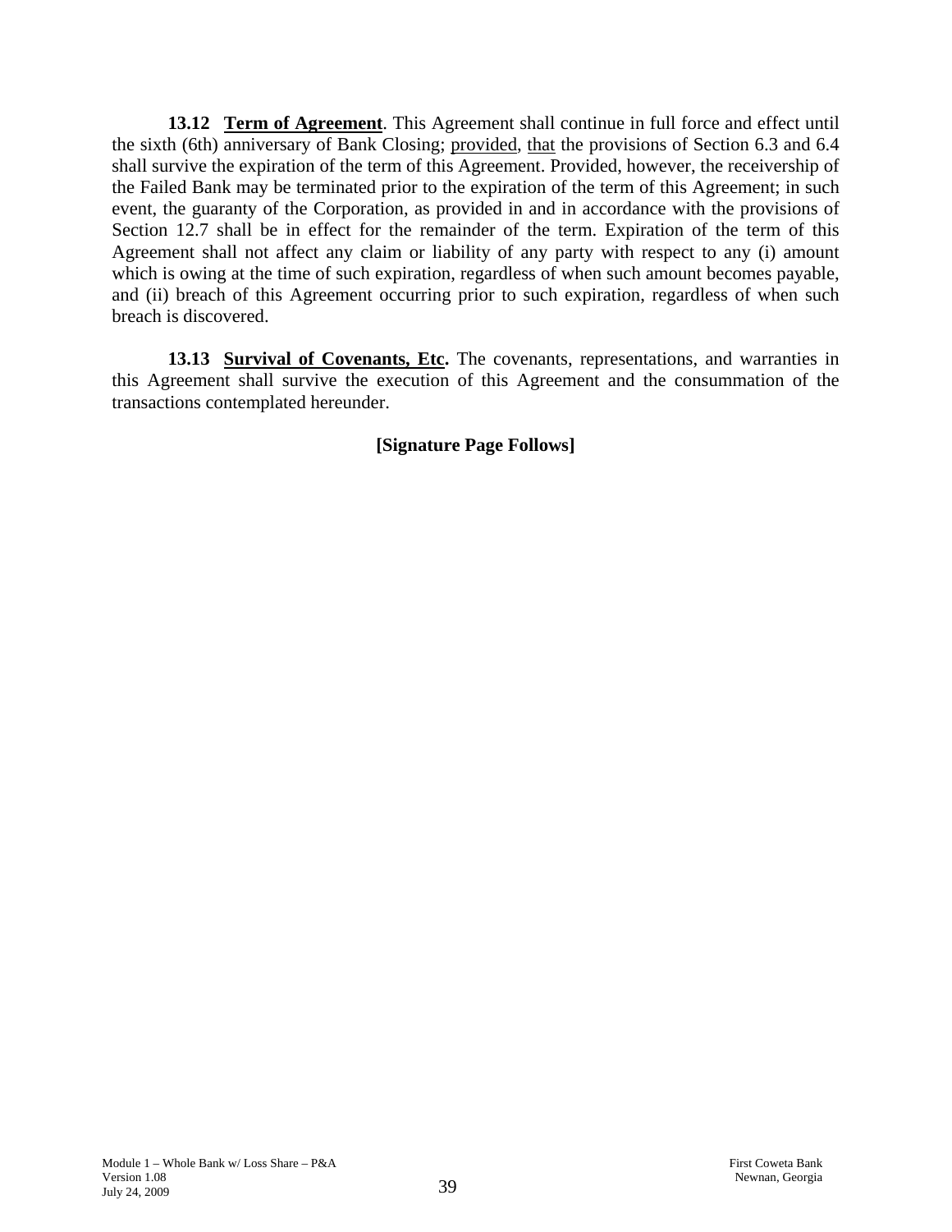**13.12 Term of Agreement**. This Agreement shall continue in full force and effect until the sixth (6th) anniversary of Bank Closing; provided, that the provisions of Section 6.3 and 6.4 shall survive the expiration of the term of this Agreement. Provided, however, the receivership of the Failed Bank may be terminated prior to the expiration of the term of this Agreement; in such event, the guaranty of the Corporation, as provided in and in accordance with the provisions of Section 12.7 shall be in effect for the remainder of the term. Expiration of the term of this Agreement shall not affect any claim or liability of any party with respect to any (i) amount which is owing at the time of such expiration, regardless of when such amount becomes payable, and (ii) breach of this Agreement occurring prior to such expiration, regardless of when such breach is discovered.

**13.13 Survival of Covenants, Etc.** The covenants, representations, and warranties in this Agreement shall survive the execution of this Agreement and the consummation of the transactions contemplated hereunder.

**[Signature Page Follows]**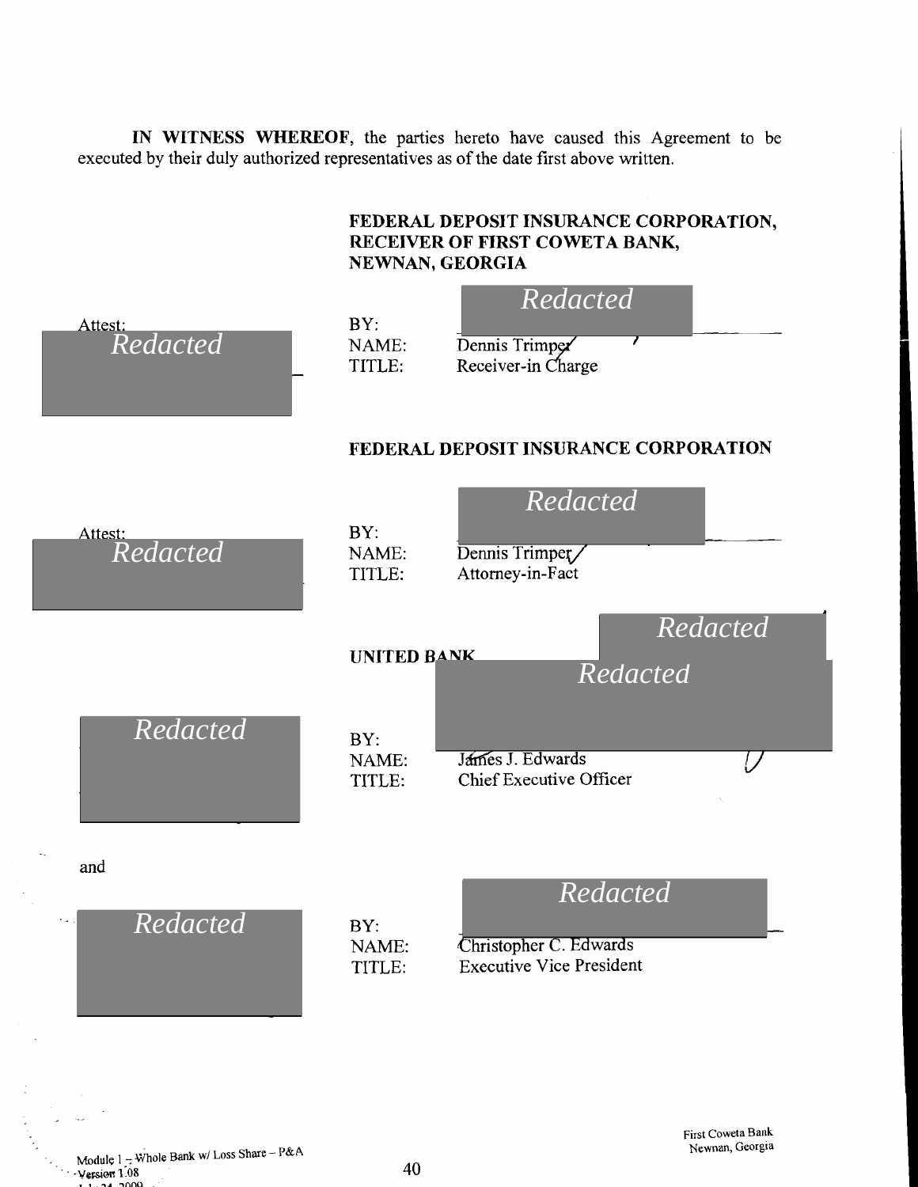**IN WITNESS WHEREOF**, the parties hereto have caused this Agreement to be executed by their duly authorized representatives as of the date first above written.

**FEDERAL DEPOSIT INSURANCE CORPORATION, RECEIVER OF FIRST COWETA BANK, NEWNAN, GEORGIA**

Attest: *Redacted*

BY: *Redacted*
NAME: Dennis Trimper
TITLE: Receiver-in Charge

**FEDERAL DEPOSIT INSURANCE CORPORATION**

Attest: *Redacted*

BY: *Redacted*
NAME: Dennis Trimper
TITLE: Attorney-in-Fact

**UNITED BANK** *Redacted*

*Redacted*

BY: *Redacted*
NAME: James J. Edwards
TITLE: Chief Executive Officer

and

*Redacted*

BY: *Redacted*
NAME: Christopher C. Edwards
TITLE: Executive Vice President

Module 1 – Whole Bank w/ Loss Share – P&A
Version 1.08

First Coweta Bank
Newnan, Georgia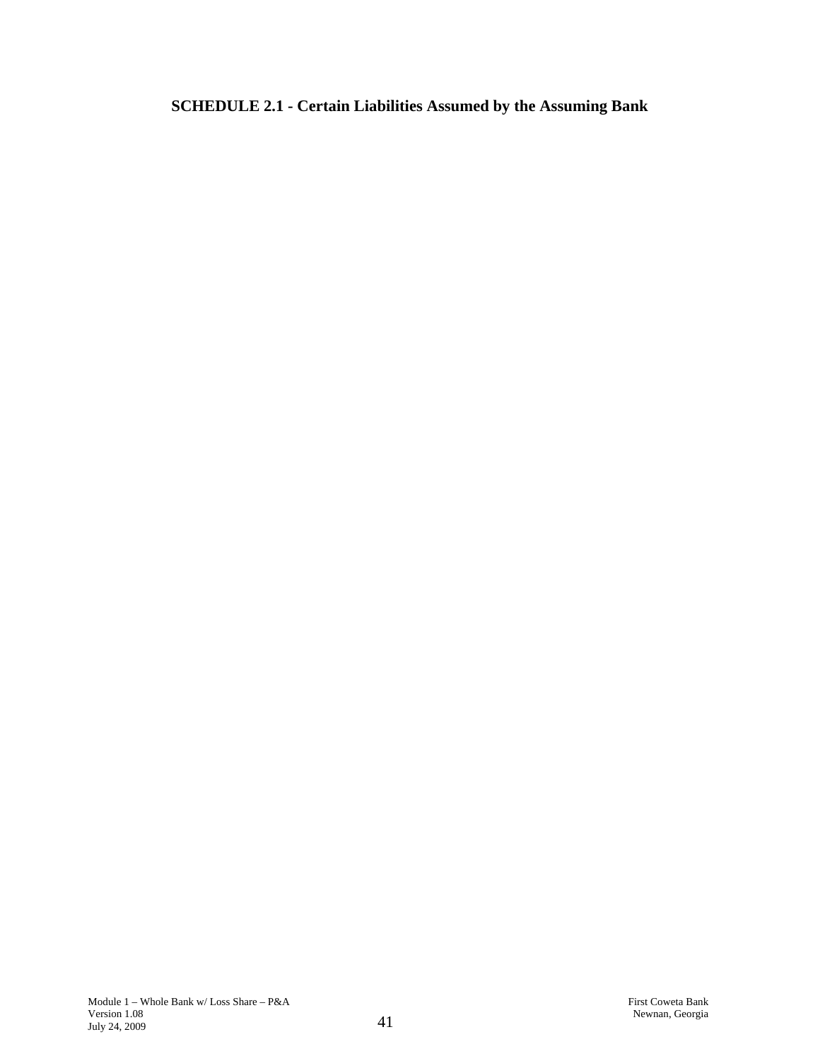# SCHEDULE 2.1 - Certain Liabilities Assumed by the Assuming Bank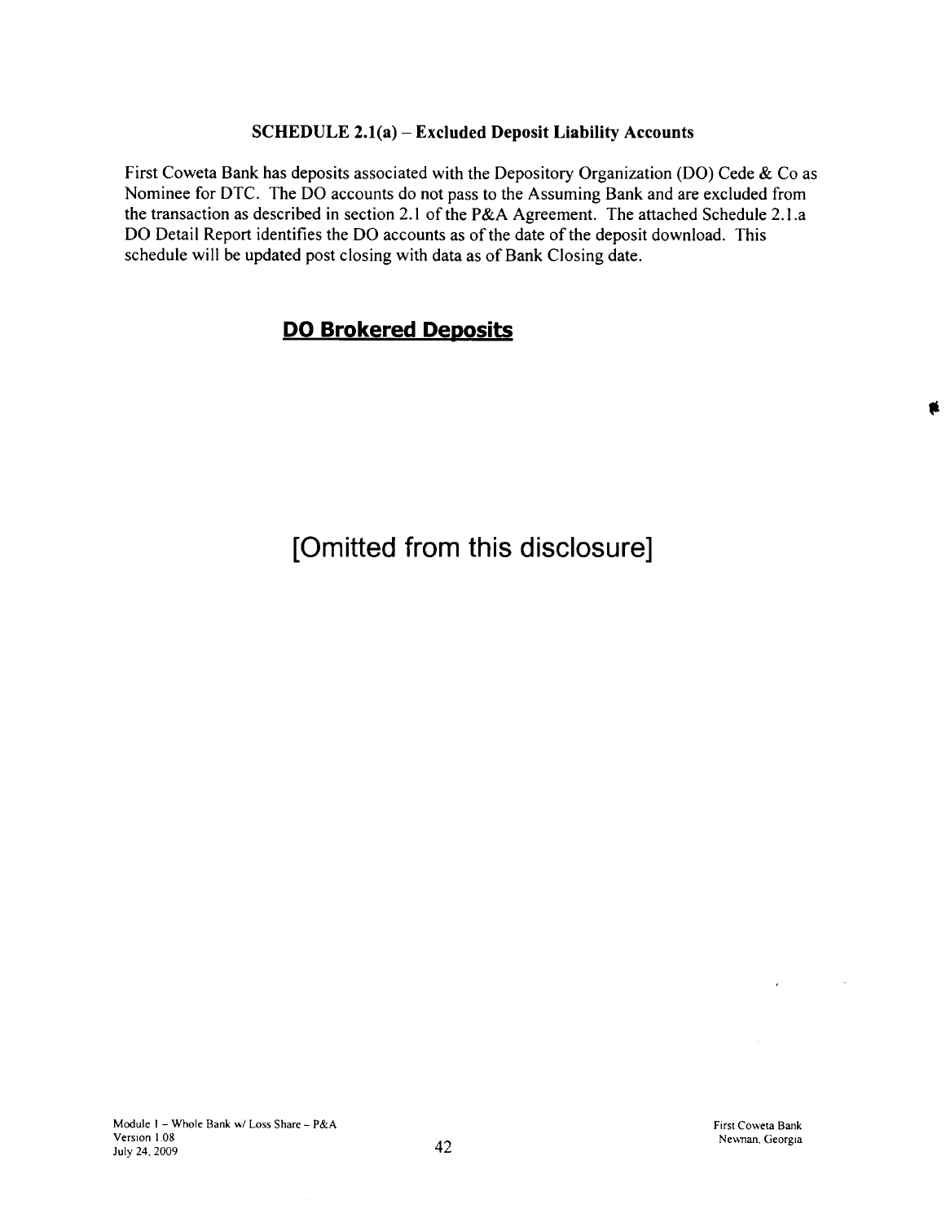**SCHEDULE 2.1(a) – Excluded Deposit Liability Accounts**

First Coweta Bank has deposits associated with the Depository Organization (DO) Cede & Co as Nominee for DTC. The DO accounts do not pass to the Assuming Bank and are excluded from the transaction as described in section 2.1 of the P&A Agreement. The attached Schedule 2.1.a DO Detail Report identifies the DO accounts as of the date of the deposit download. This schedule will be updated post closing with data as of Bank Closing date.

## DO Brokered Deposits

[Omitted from this disclosure]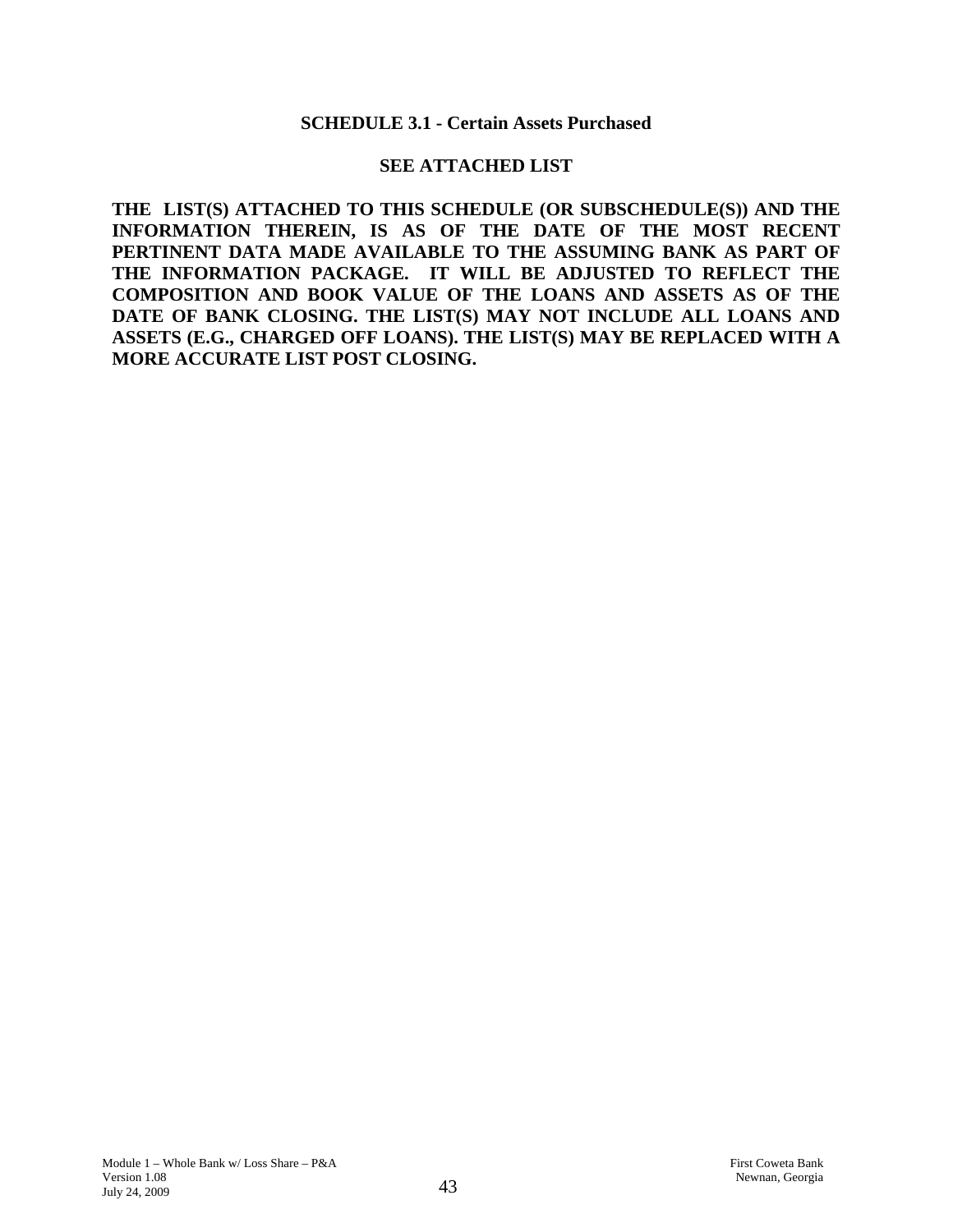## SCHEDULE 3.1 - Certain Assets Purchased

**SEE ATTACHED LIST**

**THE LIST(S) ATTACHED TO THIS SCHEDULE (OR SUBSCHEDULE(S)) AND THE INFORMATION THEREIN, IS AS OF THE DATE OF THE MOST RECENT PERTINENT DATA MADE AVAILABLE TO THE ASSUMING BANK AS PART OF THE INFORMATION PACKAGE. IT WILL BE ADJUSTED TO REFLECT THE COMPOSITION AND BOOK VALUE OF THE LOANS AND ASSETS AS OF THE DATE OF BANK CLOSING. THE LIST(S) MAY NOT INCLUDE ALL LOANS AND ASSETS (E.G., CHARGED OFF LOANS). THE LIST(S) MAY BE REPLACED WITH A MORE ACCURATE LIST POST CLOSING.**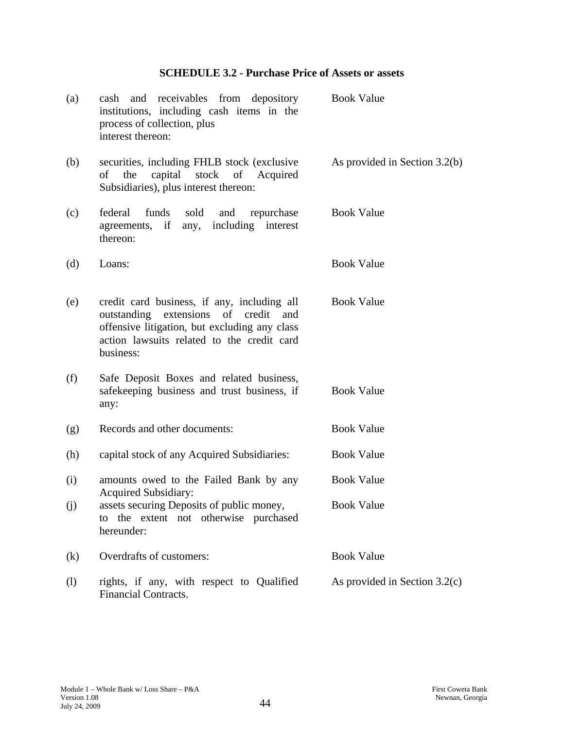## SCHEDULE 3.2 - Purchase Price of Assets or assets

| | | |
|---|---|---|
| (a) | cash and receivables from depository institutions, including cash items in the process of collection, plus interest thereon: | Book Value |
| (b) | securities, including FHLB stock (exclusive of the capital stock of Acquired Subsidiaries), plus interest thereon: | As provided in Section 3.2(b) |
| (c) | federal funds sold and repurchase agreements, if any, including interest thereon: | Book Value |
| (d) | Loans: | Book Value |
| (e) | credit card business, if any, including all outstanding extensions of credit and offensive litigation, but excluding any class action lawsuits related to the credit card business: | Book Value |
| (f) | Safe Deposit Boxes and related business, safekeeping business and trust business, if any: | Book Value |
| (g) | Records and other documents: | Book Value |
| (h) | capital stock of any Acquired Subsidiaries: | Book Value |
| (i) | amounts owed to the Failed Bank by any Acquired Subsidiary: | Book Value |
| (j) | assets securing Deposits of public money, to the extent not otherwise purchased hereunder: | Book Value |
| (k) | Overdrafts of customers: | Book Value |
| (l) | rights, if any, with respect to Qualified Financial Contracts. | As provided in Section 3.2(c) |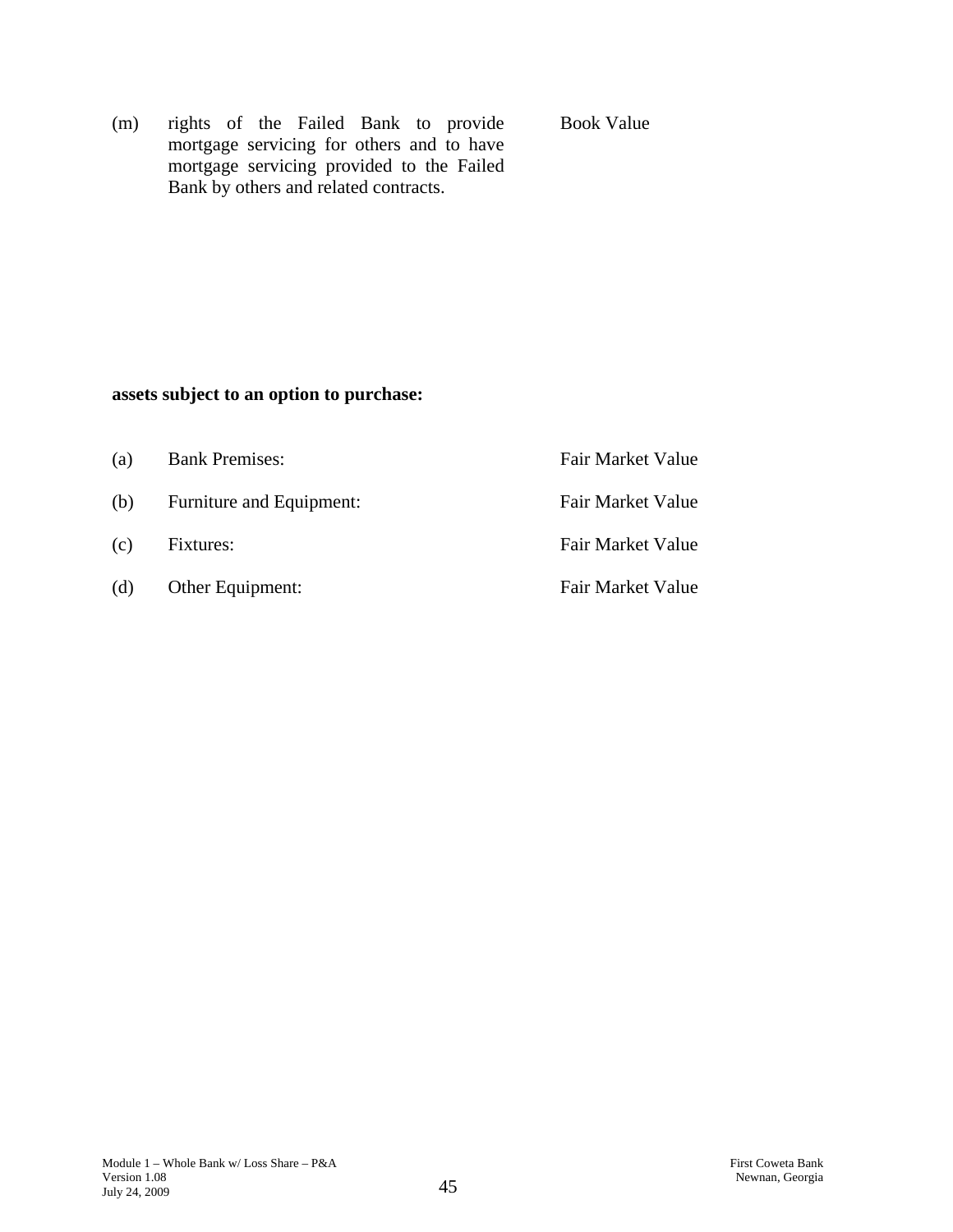| | | |
|---|---|---|
| (m) | rights of the Failed Bank to provide mortgage servicing for others and to have mortgage servicing provided to the Failed Bank by others and related contracts. | Book Value |

**assets subject to an option to purchase:**

| | | |
|---|---|---|
| (a) | Bank Premises: | Fair Market Value |
| (b) | Furniture and Equipment: | Fair Market Value |
| (c) | Fixtures: | Fair Market Value |
| (d) | Other Equipment: | Fair Market Value |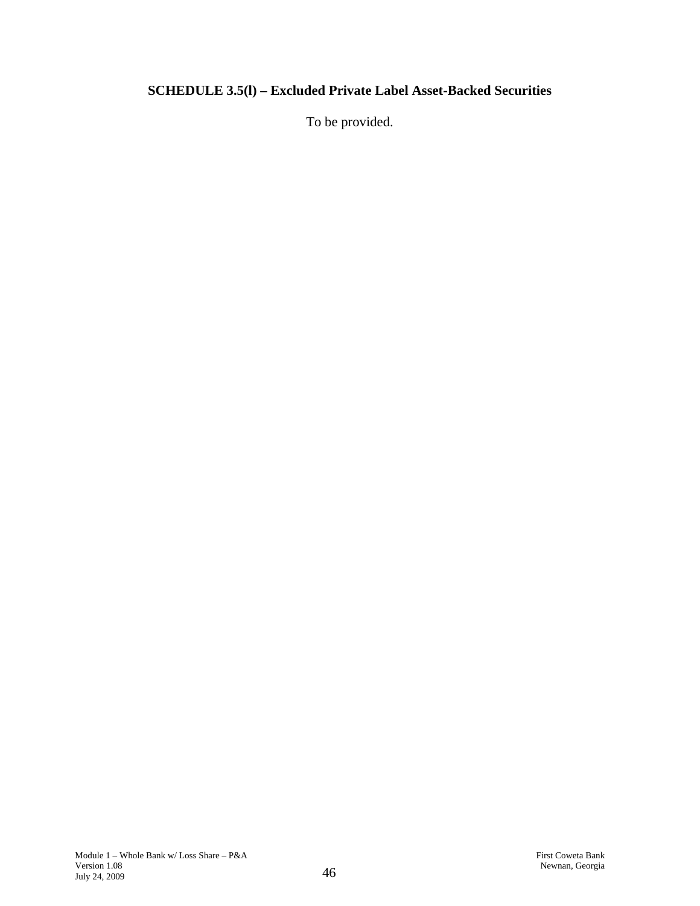## SCHEDULE 3.5(l) – Excluded Private Label Asset-Backed Securities

To be provided.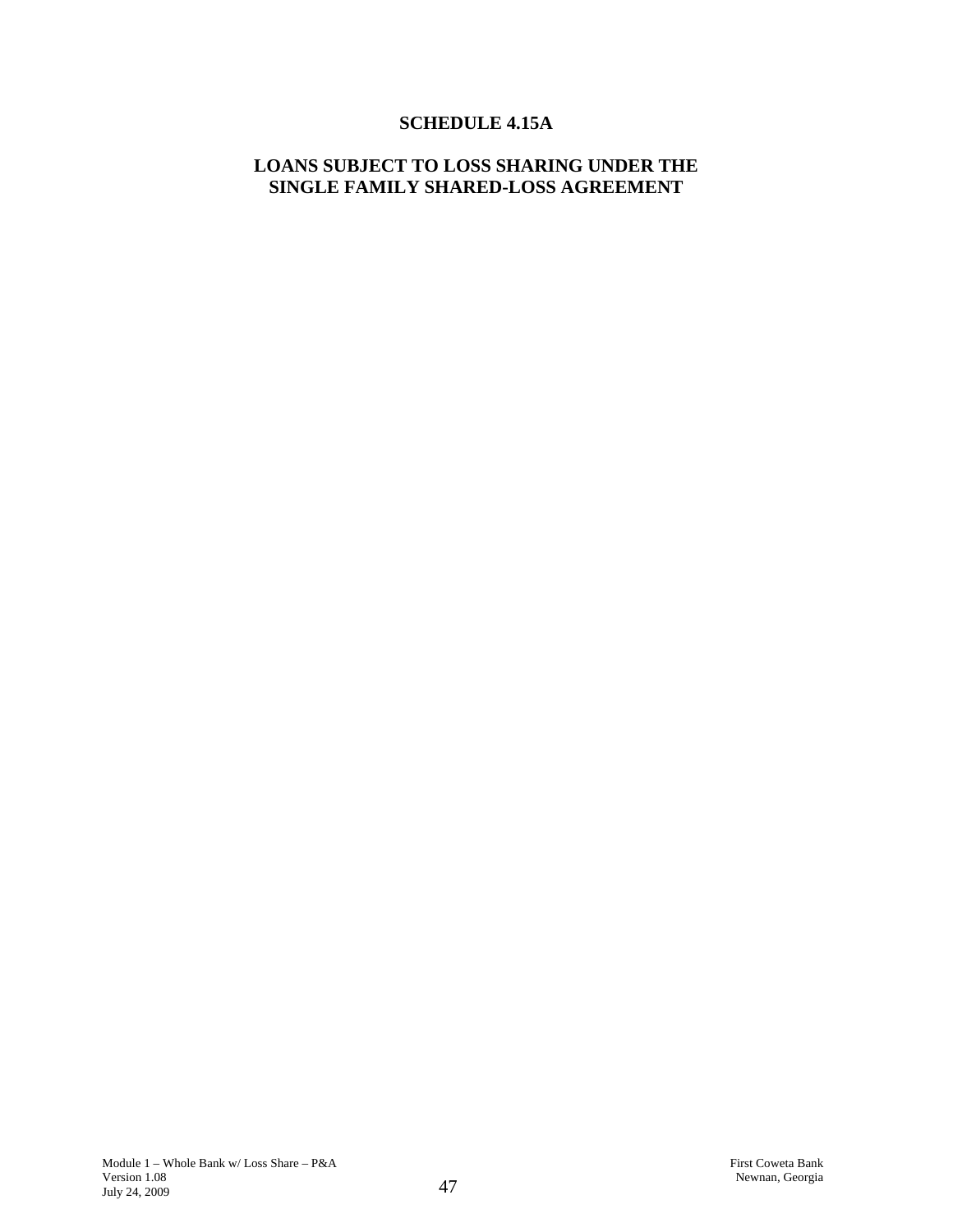# SCHEDULE 4.15A

## LOANS SUBJECT TO LOSS SHARING UNDER THE SINGLE FAMILY SHARED-LOSS AGREEMENT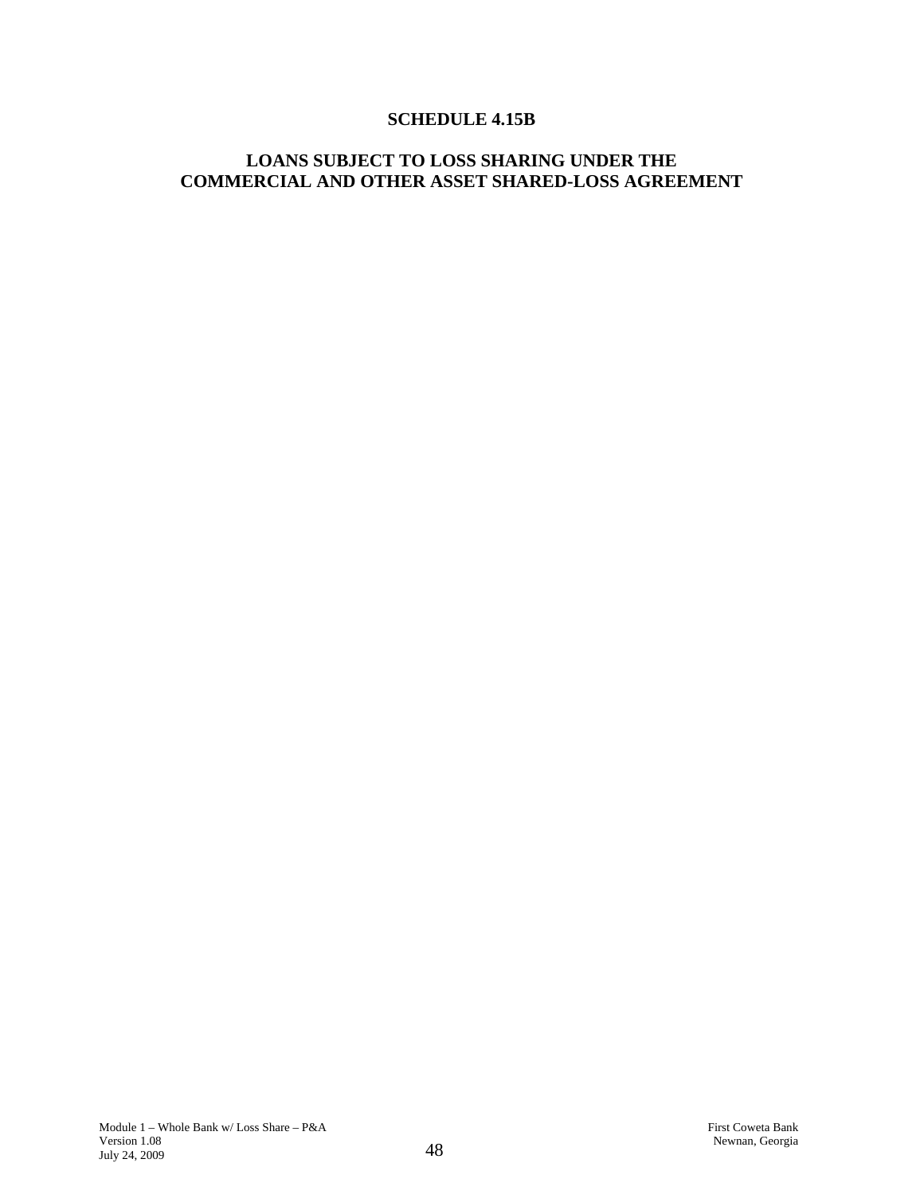# SCHEDULE 4.15B

## LOANS SUBJECT TO LOSS SHARING UNDER THE COMMERCIAL AND OTHER ASSET SHARED-LOSS AGREEMENT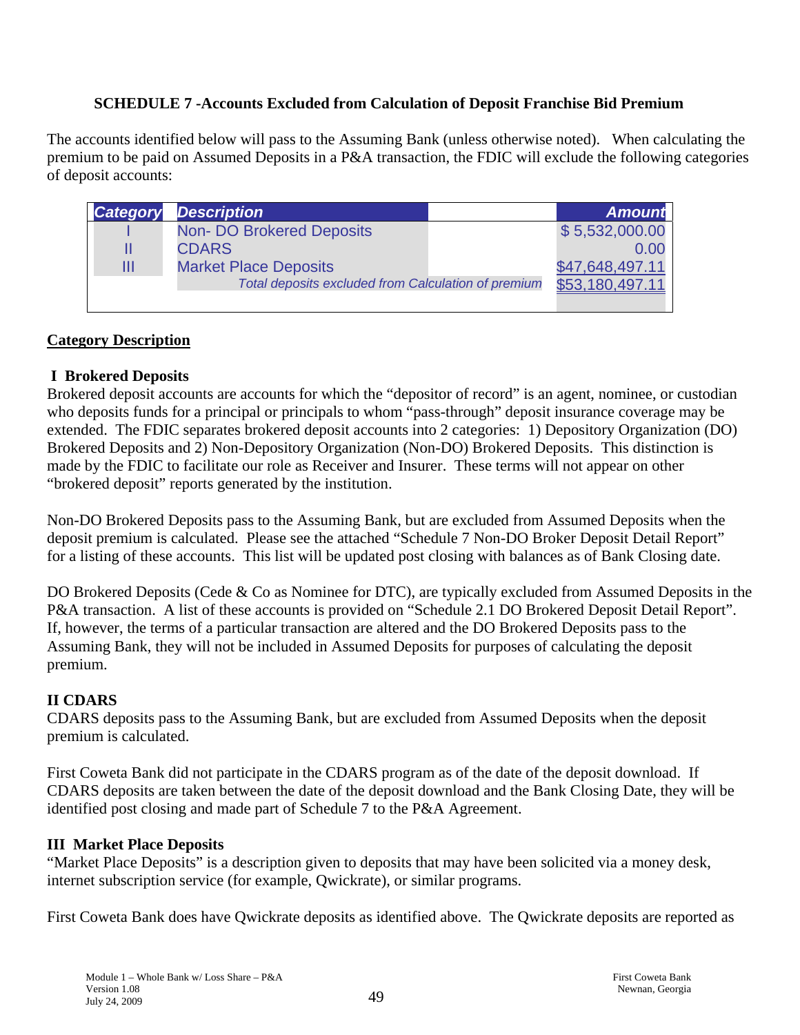**SCHEDULE 7 -Accounts Excluded from Calculation of Deposit Franchise Bid Premium**

The accounts identified below will pass to the Assuming Bank (unless otherwise noted). When calculating the premium to be paid on Assumed Deposits in a P&A transaction, the FDIC will exclude the following categories of deposit accounts:

| Category | Description | Amount |
|---|---|---|
| I | Non- DO Brokered Deposits | $ 5,532,000.00 |
| II | CDARS | 0.00 |
| III | Market Place Deposits | $47,648,497.11 |
| | *Total deposits excluded from Calculation of premium* | $53,180,497.11 |

**Category Description**

**I Brokered Deposits**

Brokered deposit accounts are accounts for which the "depositor of record" is an agent, nominee, or custodian who deposits funds for a principal or principals to whom "pass-through" deposit insurance coverage may be extended. The FDIC separates brokered deposit accounts into 2 categories: 1) Depository Organization (DO) Brokered Deposits and 2) Non-Depository Organization (Non-DO) Brokered Deposits. This distinction is made by the FDIC to facilitate our role as Receiver and Insurer. These terms will not appear on other "brokered deposit" reports generated by the institution.

Non-DO Brokered Deposits pass to the Assuming Bank, but are excluded from Assumed Deposits when the deposit premium is calculated. Please see the attached "Schedule 7 Non-DO Broker Deposit Detail Report" for a listing of these accounts. This list will be updated post closing with balances as of Bank Closing date.

DO Brokered Deposits (Cede & Co as Nominee for DTC), are typically excluded from Assumed Deposits in the P&A transaction. A list of these accounts is provided on "Schedule 2.1 DO Brokered Deposit Detail Report". If, however, the terms of a particular transaction are altered and the DO Brokered Deposits pass to the Assuming Bank, they will not be included in Assumed Deposits for purposes of calculating the deposit premium.

**II CDARS**

CDARS deposits pass to the Assuming Bank, but are excluded from Assumed Deposits when the deposit premium is calculated.

First Coweta Bank did not participate in the CDARS program as of the date of the deposit download. If CDARS deposits are taken between the date of the deposit download and the Bank Closing Date, they will be identified post closing and made part of Schedule 7 to the P&A Agreement.

**III Market Place Deposits**

"Market Place Deposits" is a description given to deposits that may have been solicited via a money desk, internet subscription service (for example, Qwickrate), or similar programs.

First Coweta Bank does have Qwickrate deposits as identified above. The Qwickrate deposits are reported as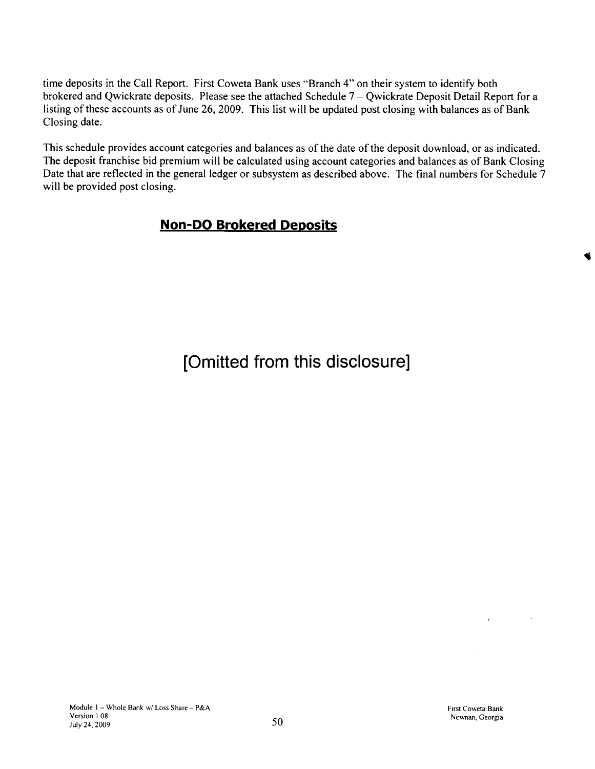time deposits in the Call Report. First Coweta Bank uses "Branch 4" on their system to identify both brokered and Qwickrate deposits. Please see the attached Schedule 7 – Qwickrate Deposit Detail Report for a listing of these accounts as of June 26, 2009. This list will be updated post closing with balances as of Bank Closing date.

This schedule provides account categories and balances as of the date of the deposit download, or as indicated. The deposit franchise bid premium will be calculated using account categories and balances as of Bank Closing Date that are reflected in the general ledger or subsystem as described above. The final numbers for Schedule 7 will be provided post closing.

## Non-DO Brokered Deposits

[Omitted from this disclosure]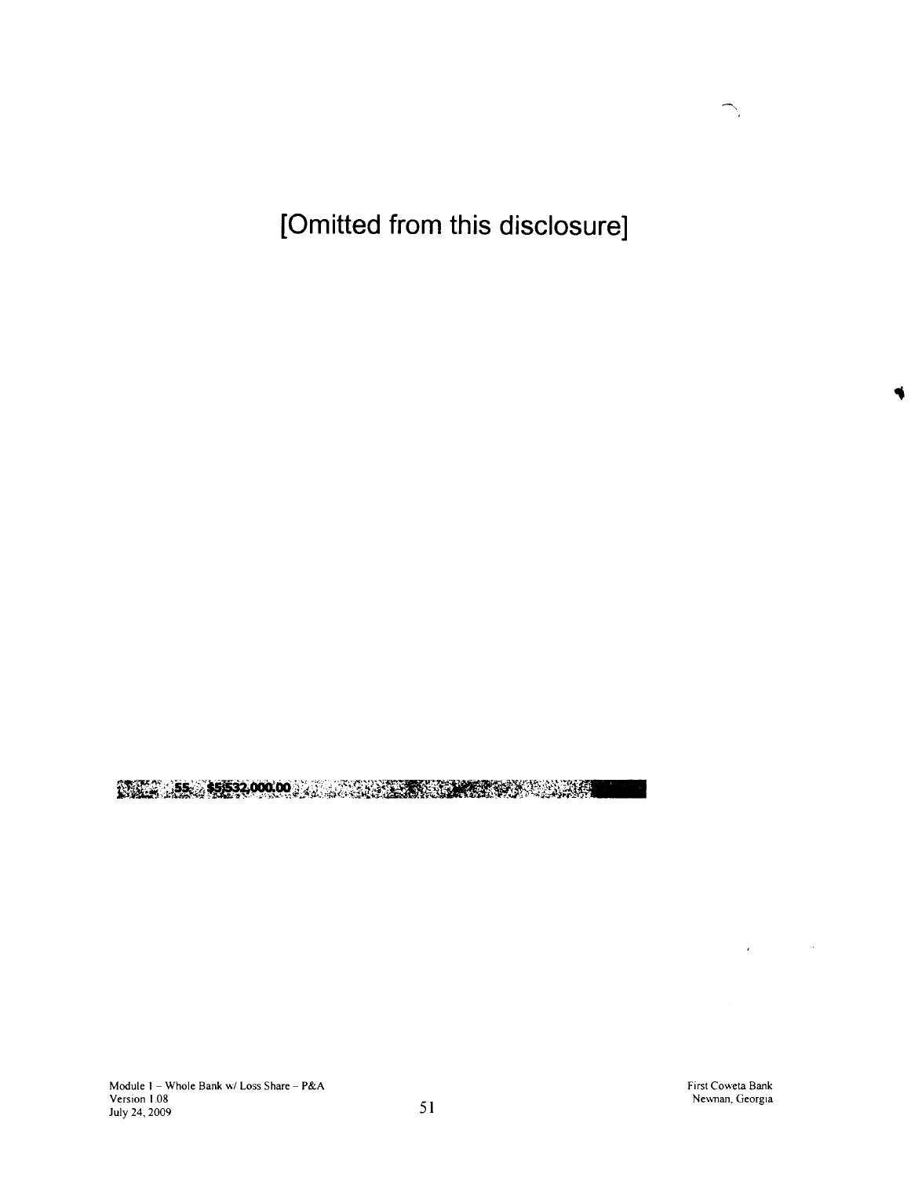[Omitted from this disclosure]

55 $5,532,000.00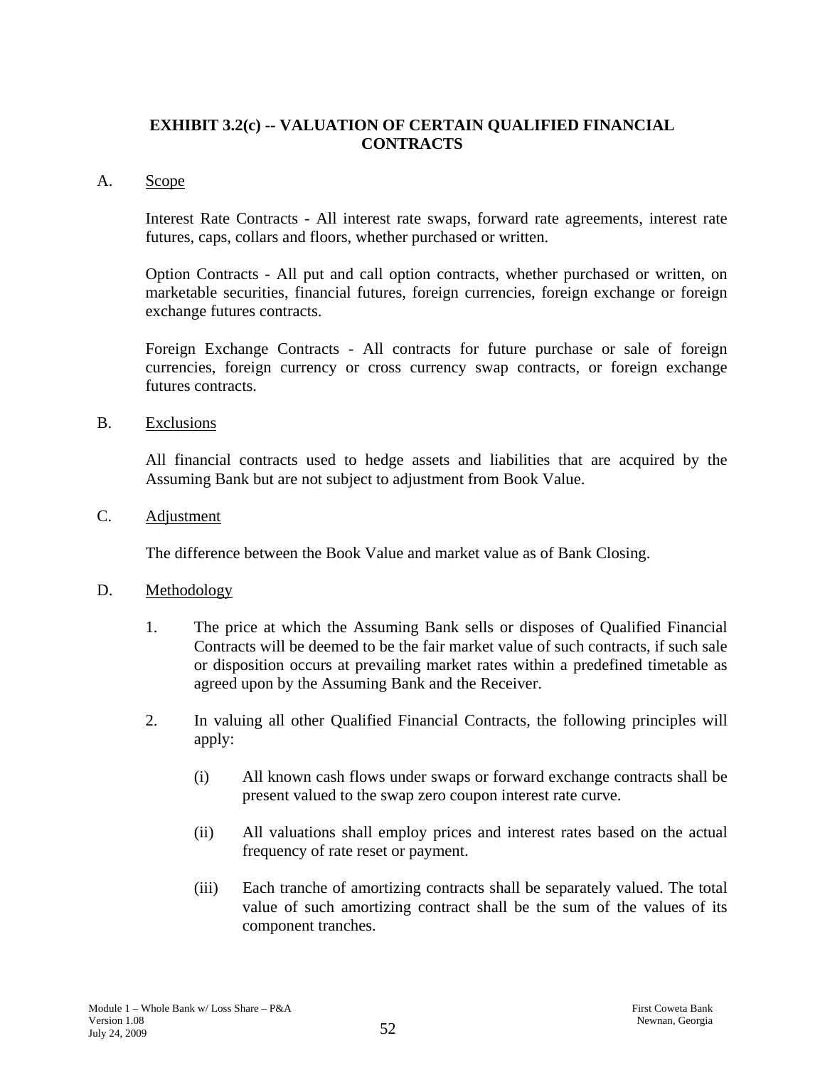# EXHIBIT 3.2(c) -- VALUATION OF CERTAIN QUALIFIED FINANCIAL CONTRACTS

A. Scope

Interest Rate Contracts - All interest rate swaps, forward rate agreements, interest rate futures, caps, collars and floors, whether purchased or written.

Option Contracts - All put and call option contracts, whether purchased or written, on marketable securities, financial futures, foreign currencies, foreign exchange or foreign exchange futures contracts.

Foreign Exchange Contracts - All contracts for future purchase or sale of foreign currencies, foreign currency or cross currency swap contracts, or foreign exchange futures contracts.

B. Exclusions

All financial contracts used to hedge assets and liabilities that are acquired by the Assuming Bank but are not subject to adjustment from Book Value.

C. Adjustment

The difference between the Book Value and market value as of Bank Closing.

D. Methodology

1. The price at which the Assuming Bank sells or disposes of Qualified Financial Contracts will be deemed to be the fair market value of such contracts, if such sale or disposition occurs at prevailing market rates within a predefined timetable as agreed upon by the Assuming Bank and the Receiver.

2. In valuing all other Qualified Financial Contracts, the following principles will apply:

   (i) All known cash flows under swaps or forward exchange contracts shall be present valued to the swap zero coupon interest rate curve.

   (ii) All valuations shall employ prices and interest rates based on the actual frequency of rate reset or payment.

   (iii) Each tranche of amortizing contracts shall be separately valued. The total value of such amortizing contract shall be the sum of the values of its component tranches.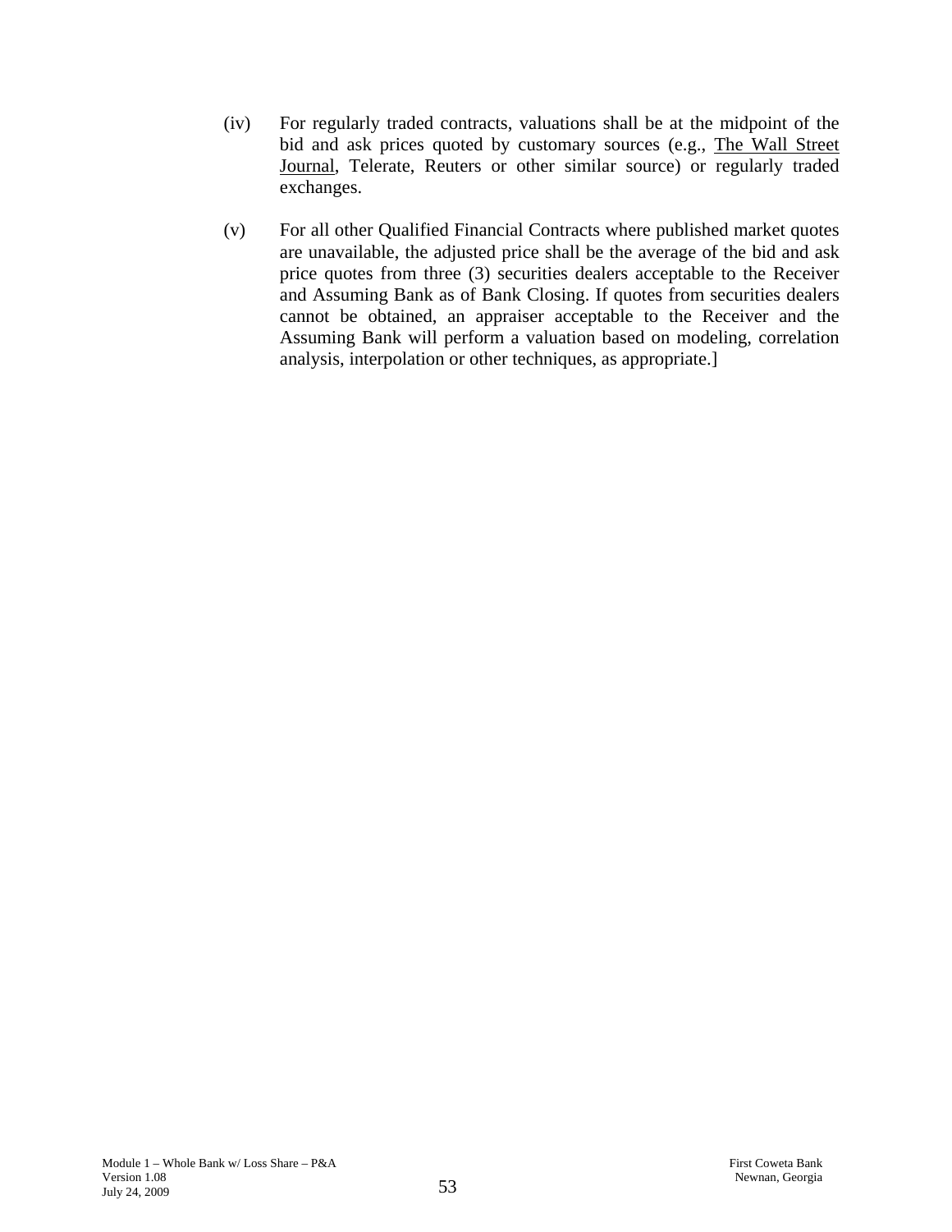(iv) For regularly traded contracts, valuations shall be at the midpoint of the bid and ask prices quoted by customary sources (e.g., The Wall Street Journal, Telerate, Reuters or other similar source) or regularly traded exchanges.

(v) For all other Qualified Financial Contracts where published market quotes are unavailable, the adjusted price shall be the average of the bid and ask price quotes from three (3) securities dealers acceptable to the Receiver and Assuming Bank as of Bank Closing. If quotes from securities dealers cannot be obtained, an appraiser acceptable to the Receiver and the Assuming Bank will perform a valuation based on modeling, correlation analysis, interpolation or other techniques, as appropriate.]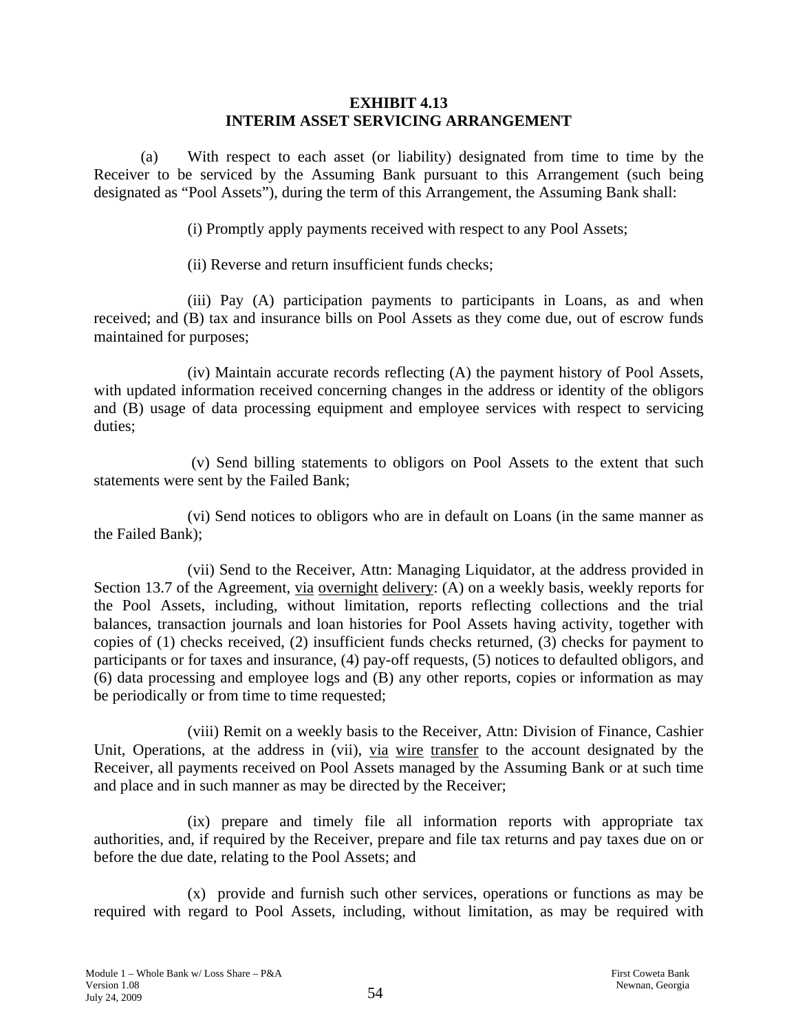# EXHIBIT 4.13
# INTERIM ASSET SERVICING ARRANGEMENT

(a) With respect to each asset (or liability) designated from time to time by the Receiver to be serviced by the Assuming Bank pursuant to this Arrangement (such being designated as "Pool Assets"), during the term of this Arrangement, the Assuming Bank shall:

(i) Promptly apply payments received with respect to any Pool Assets;

(ii) Reverse and return insufficient funds checks;

(iii) Pay (A) participation payments to participants in Loans, as and when received; and (B) tax and insurance bills on Pool Assets as they come due, out of escrow funds maintained for purposes;

(iv) Maintain accurate records reflecting (A) the payment history of Pool Assets, with updated information received concerning changes in the address or identity of the obligors and (B) usage of data processing equipment and employee services with respect to servicing duties;

(v) Send billing statements to obligors on Pool Assets to the extent that such statements were sent by the Failed Bank;

(vi) Send notices to obligors who are in default on Loans (in the same manner as the Failed Bank);

(vii) Send to the Receiver, Attn: Managing Liquidator, at the address provided in Section 13.7 of the Agreement, via overnight delivery: (A) on a weekly basis, weekly reports for the Pool Assets, including, without limitation, reports reflecting collections and the trial balances, transaction journals and loan histories for Pool Assets having activity, together with copies of (1) checks received, (2) insufficient funds checks returned, (3) checks for payment to participants or for taxes and insurance, (4) pay-off requests, (5) notices to defaulted obligors, and (6) data processing and employee logs and (B) any other reports, copies or information as may be periodically or from time to time requested;

(viii) Remit on a weekly basis to the Receiver, Attn: Division of Finance, Cashier Unit, Operations, at the address in (vii), via wire transfer to the account designated by the Receiver, all payments received on Pool Assets managed by the Assuming Bank or at such time and place and in such manner as may be directed by the Receiver;

(ix) prepare and timely file all information reports with appropriate tax authorities, and, if required by the Receiver, prepare and file tax returns and pay taxes due on or before the due date, relating to the Pool Assets; and

(x) provide and furnish such other services, operations or functions as may be required with regard to Pool Assets, including, without limitation, as may be required with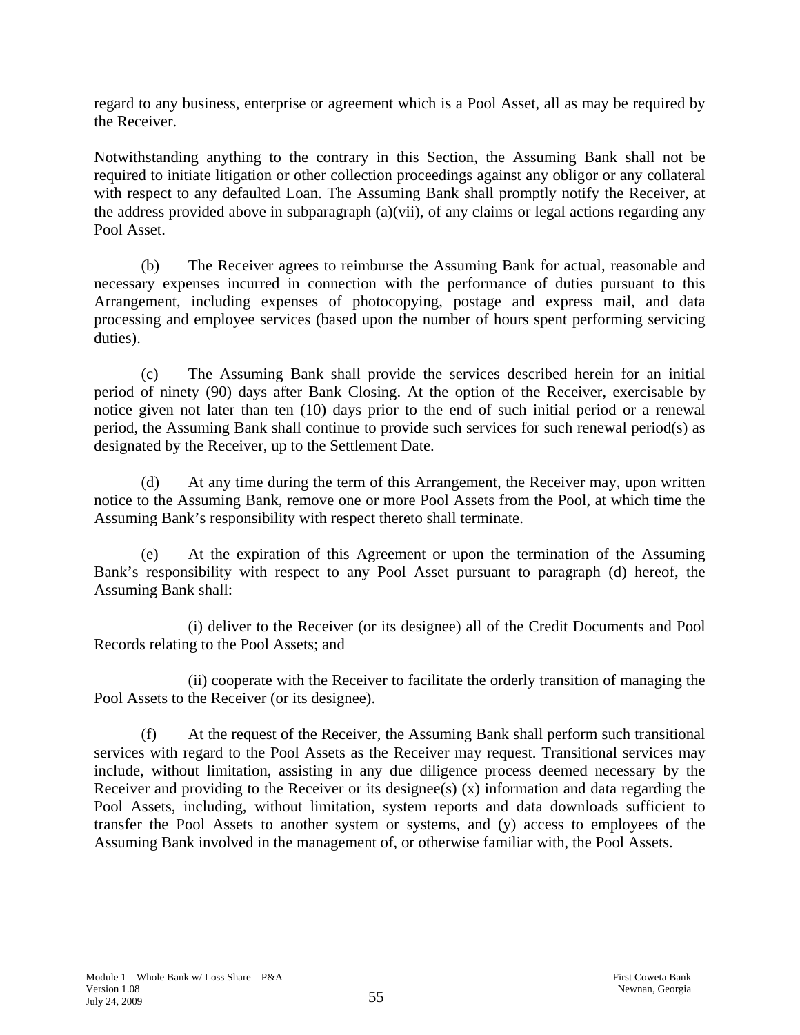regard to any business, enterprise or agreement which is a Pool Asset, all as may be required by the Receiver.

Notwithstanding anything to the contrary in this Section, the Assuming Bank shall not be required to initiate litigation or other collection proceedings against any obligor or any collateral with respect to any defaulted Loan. The Assuming Bank shall promptly notify the Receiver, at the address provided above in subparagraph (a)(vii), of any claims or legal actions regarding any Pool Asset.

(b) The Receiver agrees to reimburse the Assuming Bank for actual, reasonable and necessary expenses incurred in connection with the performance of duties pursuant to this Arrangement, including expenses of photocopying, postage and express mail, and data processing and employee services (based upon the number of hours spent performing servicing duties).

(c) The Assuming Bank shall provide the services described herein for an initial period of ninety (90) days after Bank Closing. At the option of the Receiver, exercisable by notice given not later than ten (10) days prior to the end of such initial period or a renewal period, the Assuming Bank shall continue to provide such services for such renewal period(s) as designated by the Receiver, up to the Settlement Date.

(d) At any time during the term of this Arrangement, the Receiver may, upon written notice to the Assuming Bank, remove one or more Pool Assets from the Pool, at which time the Assuming Bank's responsibility with respect thereto shall terminate.

(e) At the expiration of this Agreement or upon the termination of the Assuming Bank's responsibility with respect to any Pool Asset pursuant to paragraph (d) hereof, the Assuming Bank shall:

(i) deliver to the Receiver (or its designee) all of the Credit Documents and Pool Records relating to the Pool Assets; and

(ii) cooperate with the Receiver to facilitate the orderly transition of managing the Pool Assets to the Receiver (or its designee).

(f) At the request of the Receiver, the Assuming Bank shall perform such transitional services with regard to the Pool Assets as the Receiver may request. Transitional services may include, without limitation, assisting in any due diligence process deemed necessary by the Receiver and providing to the Receiver or its designee(s) (x) information and data regarding the Pool Assets, including, without limitation, system reports and data downloads sufficient to transfer the Pool Assets to another system or systems, and (y) access to employees of the Assuming Bank involved in the management of, or otherwise familiar with, the Pool Assets.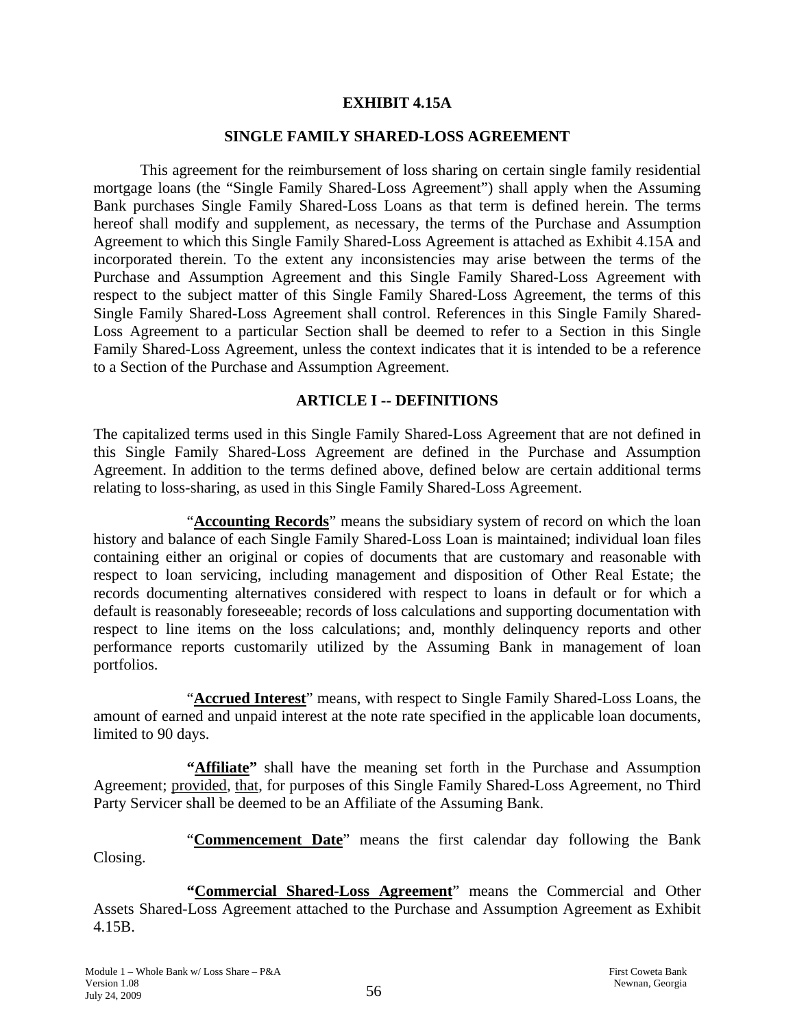# EXHIBIT 4.15A

## SINGLE FAMILY SHARED-LOSS AGREEMENT

This agreement for the reimbursement of loss sharing on certain single family residential mortgage loans (the "Single Family Shared-Loss Agreement") shall apply when the Assuming Bank purchases Single Family Shared-Loss Loans as that term is defined herein. The terms hereof shall modify and supplement, as necessary, the terms of the Purchase and Assumption Agreement to which this Single Family Shared-Loss Agreement is attached as Exhibit 4.15A and incorporated therein. To the extent any inconsistencies may arise between the terms of the Purchase and Assumption Agreement and this Single Family Shared-Loss Agreement with respect to the subject matter of this Single Family Shared-Loss Agreement, the terms of this Single Family Shared-Loss Agreement shall control. References in this Single Family Shared-Loss Agreement to a particular Section shall be deemed to refer to a Section in this Single Family Shared-Loss Agreement, unless the context indicates that it is intended to be a reference to a Section of the Purchase and Assumption Agreement.

## ARTICLE I -- DEFINITIONS

The capitalized terms used in this Single Family Shared-Loss Agreement that are not defined in this Single Family Shared-Loss Agreement are defined in the Purchase and Assumption Agreement. In addition to the terms defined above, defined below are certain additional terms relating to loss-sharing, as used in this Single Family Shared-Loss Agreement.

"**Accounting Records**" means the subsidiary system of record on which the loan history and balance of each Single Family Shared-Loss Loan is maintained; individual loan files containing either an original or copies of documents that are customary and reasonable with respect to loan servicing, including management and disposition of Other Real Estate; the records documenting alternatives considered with respect to loans in default or for which a default is reasonably foreseeable; records of loss calculations and supporting documentation with respect to line items on the loss calculations; and, monthly delinquency reports and other performance reports customarily utilized by the Assuming Bank in management of loan portfolios.

"**Accrued Interest**" means, with respect to Single Family Shared-Loss Loans, the amount of earned and unpaid interest at the note rate specified in the applicable loan documents, limited to 90 days.

**"Affiliate"** shall have the meaning set forth in the Purchase and Assumption Agreement; provided, that, for purposes of this Single Family Shared-Loss Agreement, no Third Party Servicer shall be deemed to be an Affiliate of the Assuming Bank.

"**Commencement Date**" means the first calendar day following the Bank Closing.

**"Commercial Shared-Loss Agreement"** means the Commercial and Other Assets Shared-Loss Agreement attached to the Purchase and Assumption Agreement as Exhibit 4.15B.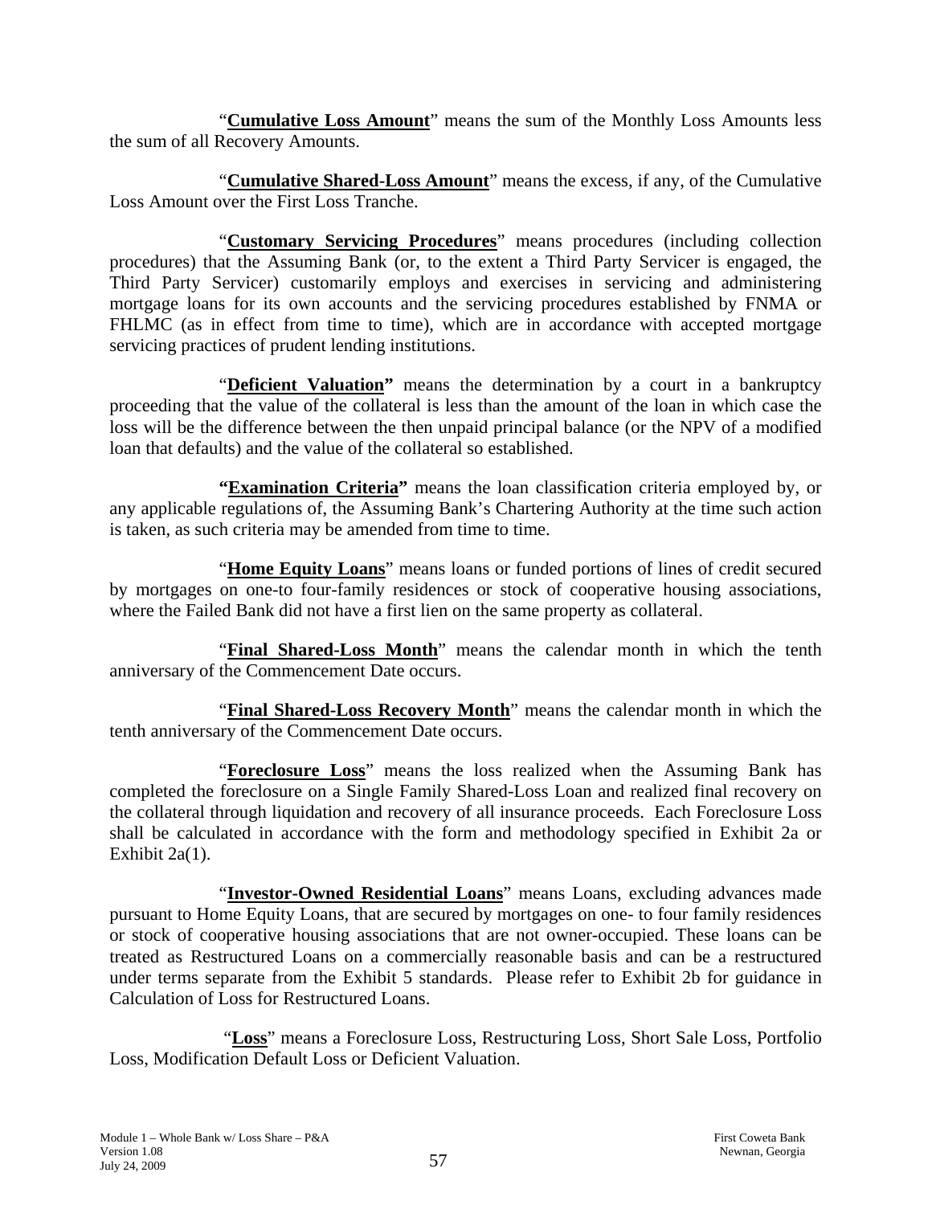"**Cumulative Loss Amount**" means the sum of the Monthly Loss Amounts less the sum of all Recovery Amounts.

"**Cumulative Shared-Loss Amount**" means the excess, if any, of the Cumulative Loss Amount over the First Loss Tranche.

"**Customary Servicing Procedures**" means procedures (including collection procedures) that the Assuming Bank (or, to the extent a Third Party Servicer is engaged, the Third Party Servicer) customarily employs and exercises in servicing and administering mortgage loans for its own accounts and the servicing procedures established by FNMA or FHLMC (as in effect from time to time), which are in accordance with accepted mortgage servicing practices of prudent lending institutions.

"**Deficient Valuation**" means the determination by a court in a bankruptcy proceeding that the value of the collateral is less than the amount of the loan in which case the loss will be the difference between the then unpaid principal balance (or the NPV of a modified loan that defaults) and the value of the collateral so established.

**"Examination Criteria"** means the loan classification criteria employed by, or any applicable regulations of, the Assuming Bank's Chartering Authority at the time such action is taken, as such criteria may be amended from time to time.

"**Home Equity Loans**" means loans or funded portions of lines of credit secured by mortgages on one-to four-family residences or stock of cooperative housing associations, where the Failed Bank did not have a first lien on the same property as collateral.

"**Final Shared-Loss Month**" means the calendar month in which the tenth anniversary of the Commencement Date occurs.

"**Final Shared-Loss Recovery Month**" means the calendar month in which the tenth anniversary of the Commencement Date occurs.

"**Foreclosure Loss**" means the loss realized when the Assuming Bank has completed the foreclosure on a Single Family Shared-Loss Loan and realized final recovery on the collateral through liquidation and recovery of all insurance proceeds. Each Foreclosure Loss shall be calculated in accordance with the form and methodology specified in Exhibit 2a or Exhibit 2a(1).

"**Investor-Owned Residential Loans**" means Loans, excluding advances made pursuant to Home Equity Loans, that are secured by mortgages on one- to four family residences or stock of cooperative housing associations that are not owner-occupied. These loans can be treated as Restructured Loans on a commercially reasonable basis and can be a restructured under terms separate from the Exhibit 5 standards. Please refer to Exhibit 2b for guidance in Calculation of Loss for Restructured Loans.

"**Loss**" means a Foreclosure Loss, Restructuring Loss, Short Sale Loss, Portfolio Loss, Modification Default Loss or Deficient Valuation.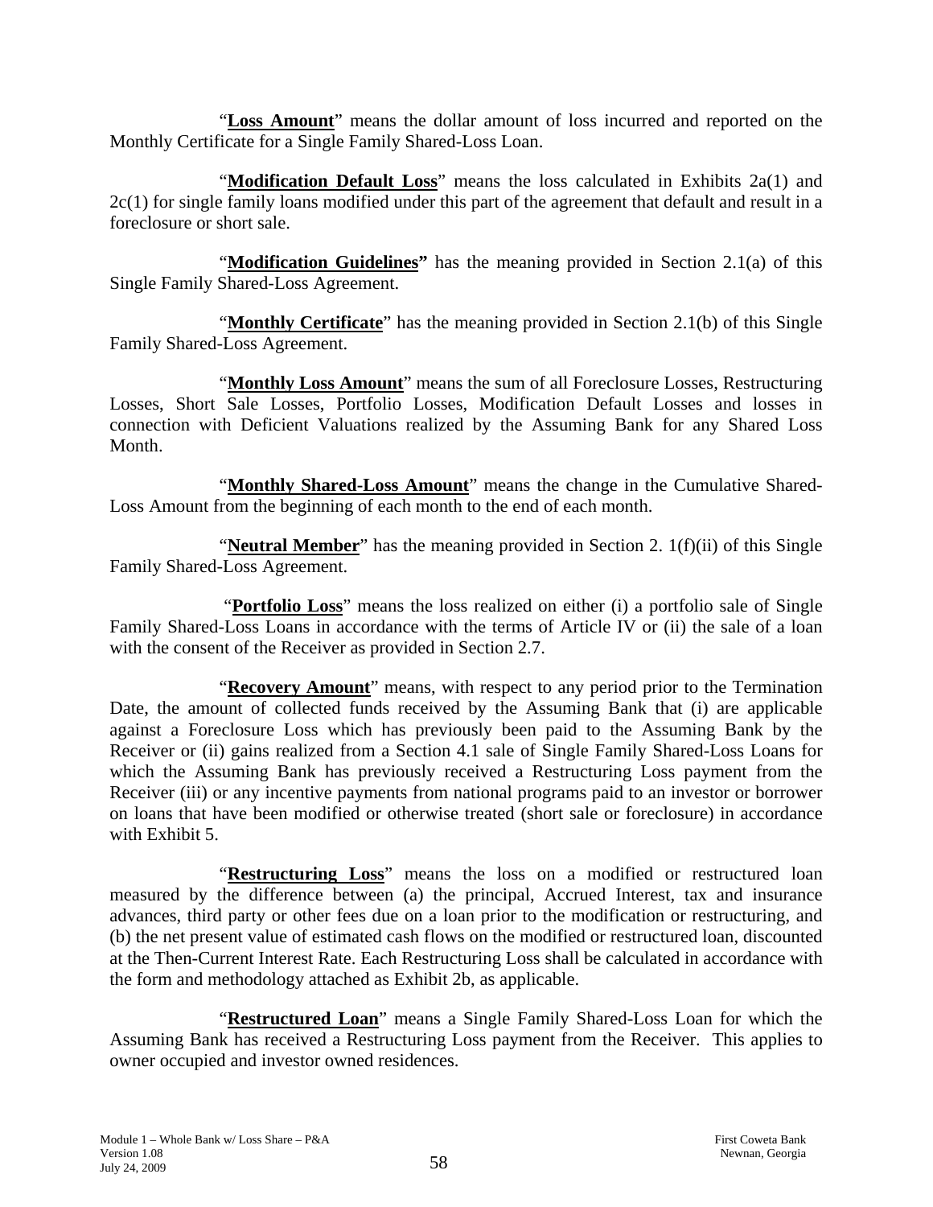"**Loss Amount**" means the dollar amount of loss incurred and reported on the Monthly Certificate for a Single Family Shared-Loss Loan.

"**Modification Default Loss**" means the loss calculated in Exhibits 2a(1) and 2c(1) for single family loans modified under this part of the agreement that default and result in a foreclosure or short sale.

"**Modification Guidelines**" has the meaning provided in Section 2.1(a) of this Single Family Shared-Loss Agreement.

"**Monthly Certificate**" has the meaning provided in Section 2.1(b) of this Single Family Shared-Loss Agreement.

"**Monthly Loss Amount**" means the sum of all Foreclosure Losses, Restructuring Losses, Short Sale Losses, Portfolio Losses, Modification Default Losses and losses in connection with Deficient Valuations realized by the Assuming Bank for any Shared Loss Month.

"**Monthly Shared-Loss Amount**" means the change in the Cumulative Shared-Loss Amount from the beginning of each month to the end of each month.

"**Neutral Member**" has the meaning provided in Section 2. 1(f)(ii) of this Single Family Shared-Loss Agreement.

"**Portfolio Loss**" means the loss realized on either (i) a portfolio sale of Single Family Shared-Loss Loans in accordance with the terms of Article IV or (ii) the sale of a loan with the consent of the Receiver as provided in Section 2.7.

"**Recovery Amount**" means, with respect to any period prior to the Termination Date, the amount of collected funds received by the Assuming Bank that (i) are applicable against a Foreclosure Loss which has previously been paid to the Assuming Bank by the Receiver or (ii) gains realized from a Section 4.1 sale of Single Family Shared-Loss Loans for which the Assuming Bank has previously received a Restructuring Loss payment from the Receiver (iii) or any incentive payments from national programs paid to an investor or borrower on loans that have been modified or otherwise treated (short sale or foreclosure) in accordance with Exhibit 5.

"**Restructuring Loss**" means the loss on a modified or restructured loan measured by the difference between (a) the principal, Accrued Interest, tax and insurance advances, third party or other fees due on a loan prior to the modification or restructuring, and (b) the net present value of estimated cash flows on the modified or restructured loan, discounted at the Then-Current Interest Rate. Each Restructuring Loss shall be calculated in accordance with the form and methodology attached as Exhibit 2b, as applicable.

"**Restructured Loan**" means a Single Family Shared-Loss Loan for which the Assuming Bank has received a Restructuring Loss payment from the Receiver. This applies to owner occupied and investor owned residences.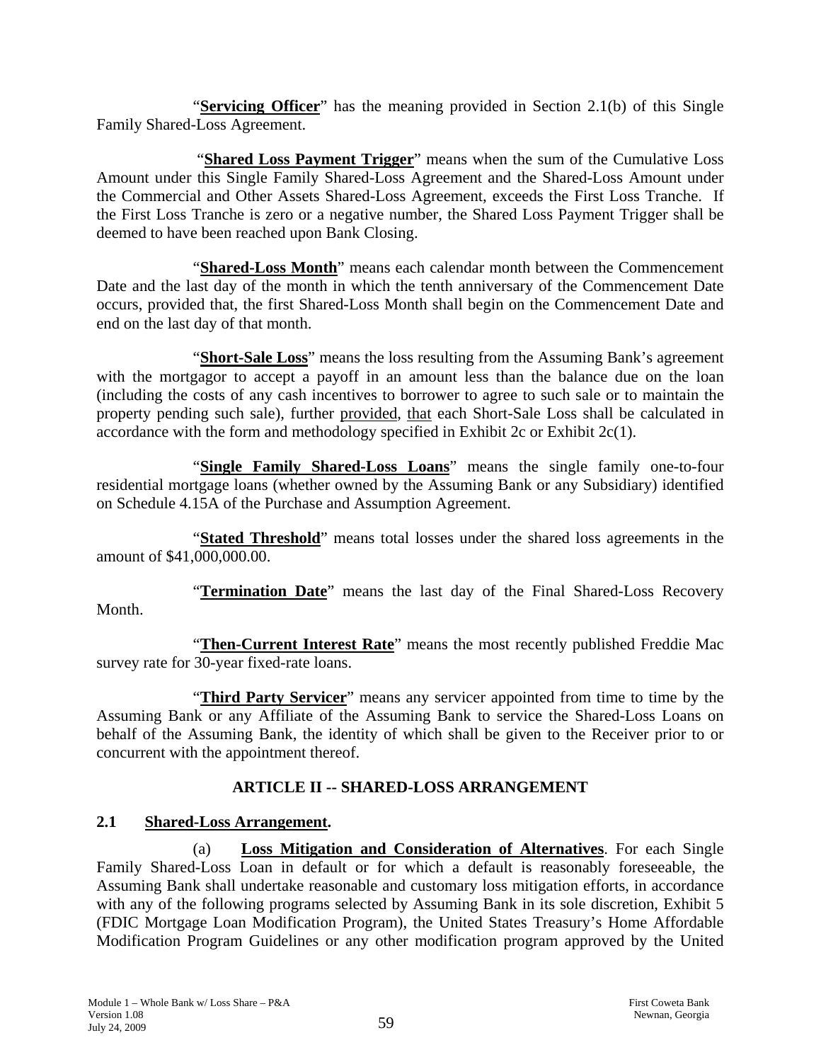"**Servicing Officer**" has the meaning provided in Section 2.1(b) of this Single Family Shared-Loss Agreement.

"**Shared Loss Payment Trigger**" means when the sum of the Cumulative Loss Amount under this Single Family Shared-Loss Agreement and the Shared-Loss Amount under the Commercial and Other Assets Shared-Loss Agreement, exceeds the First Loss Tranche. If the First Loss Tranche is zero or a negative number, the Shared Loss Payment Trigger shall be deemed to have been reached upon Bank Closing.

"**Shared-Loss Month**" means each calendar month between the Commencement Date and the last day of the month in which the tenth anniversary of the Commencement Date occurs, provided that, the first Shared-Loss Month shall begin on the Commencement Date and end on the last day of that month.

"**Short-Sale Loss**" means the loss resulting from the Assuming Bank's agreement with the mortgagor to accept a payoff in an amount less than the balance due on the loan (including the costs of any cash incentives to borrower to agree to such sale or to maintain the property pending such sale), further provided, that each Short-Sale Loss shall be calculated in accordance with the form and methodology specified in Exhibit 2c or Exhibit 2c(1).

"**Single Family Shared-Loss Loans**" means the single family one-to-four residential mortgage loans (whether owned by the Assuming Bank or any Subsidiary) identified on Schedule 4.15A of the Purchase and Assumption Agreement.

"**Stated Threshold**" means total losses under the shared loss agreements in the amount of $41,000,000.00.

"**Termination Date**" means the last day of the Final Shared-Loss Recovery Month.

"**Then-Current Interest Rate**" means the most recently published Freddie Mac survey rate for 30-year fixed-rate loans.

"**Third Party Servicer**" means any servicer appointed from time to time by the Assuming Bank or any Affiliate of the Assuming Bank to service the Shared-Loss Loans on behalf of the Assuming Bank, the identity of which shall be given to the Receiver prior to or concurrent with the appointment thereof.

## ARTICLE II -- SHARED-LOSS ARRANGEMENT

### 2.1 Shared-Loss Arrangement.

(a) **Loss Mitigation and Consideration of Alternatives**. For each Single Family Shared-Loss Loan in default or for which a default is reasonably foreseeable, the Assuming Bank shall undertake reasonable and customary loss mitigation efforts, in accordance with any of the following programs selected by Assuming Bank in its sole discretion, Exhibit 5 (FDIC Mortgage Loan Modification Program), the United States Treasury's Home Affordable Modification Program Guidelines or any other modification program approved by the United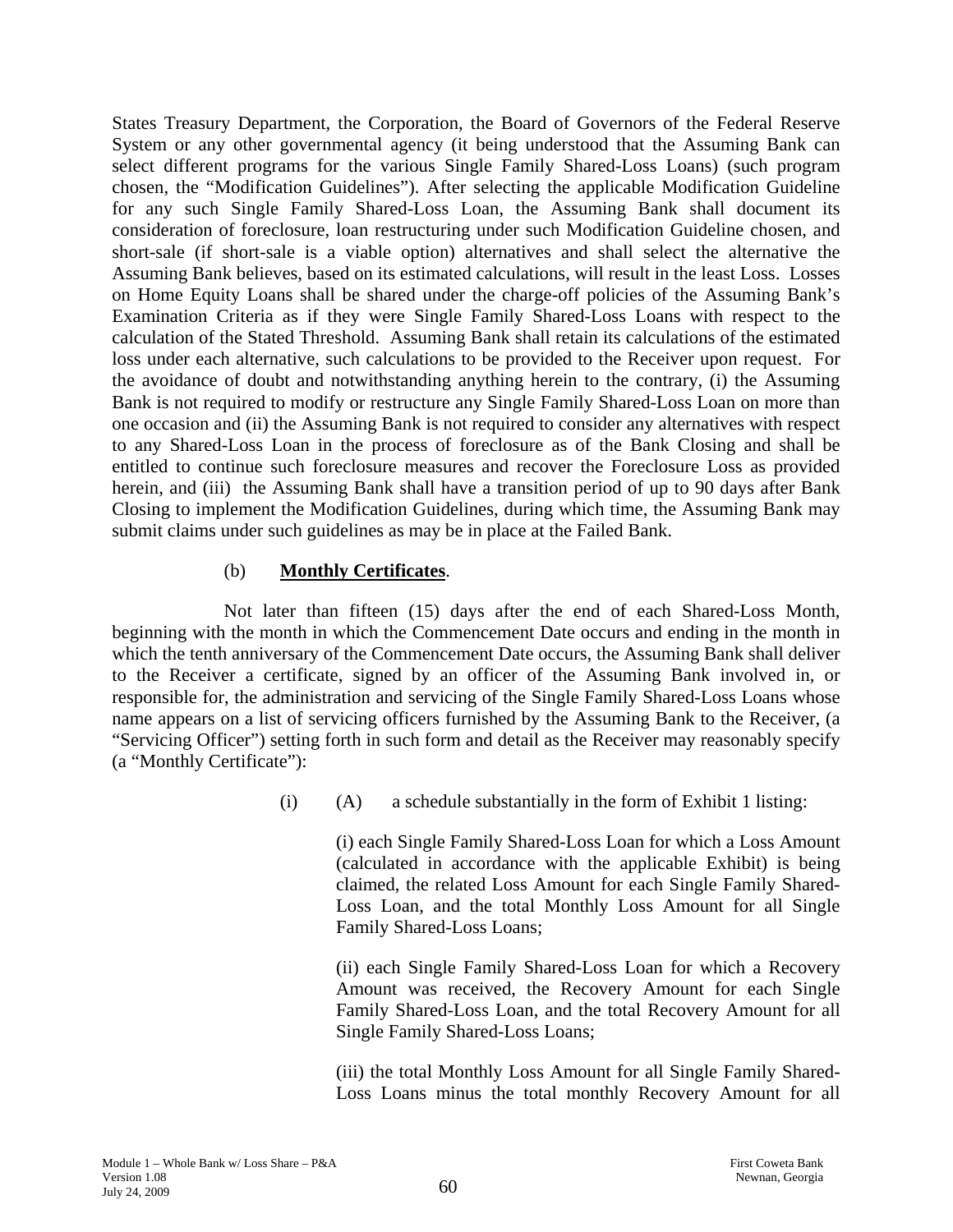States Treasury Department, the Corporation, the Board of Governors of the Federal Reserve System or any other governmental agency (it being understood that the Assuming Bank can select different programs for the various Single Family Shared-Loss Loans) (such program chosen, the "Modification Guidelines"). After selecting the applicable Modification Guideline for any such Single Family Shared-Loss Loan, the Assuming Bank shall document its consideration of foreclosure, loan restructuring under such Modification Guideline chosen, and short-sale (if short-sale is a viable option) alternatives and shall select the alternative the Assuming Bank believes, based on its estimated calculations, will result in the least Loss. Losses on Home Equity Loans shall be shared under the charge-off policies of the Assuming Bank's Examination Criteria as if they were Single Family Shared-Loss Loans with respect to the calculation of the Stated Threshold. Assuming Bank shall retain its calculations of the estimated loss under each alternative, such calculations to be provided to the Receiver upon request. For the avoidance of doubt and notwithstanding anything herein to the contrary, (i) the Assuming Bank is not required to modify or restructure any Single Family Shared-Loss Loan on more than one occasion and (ii) the Assuming Bank is not required to consider any alternatives with respect to any Shared-Loss Loan in the process of foreclosure as of the Bank Closing and shall be entitled to continue such foreclosure measures and recover the Foreclosure Loss as provided herein, and (iii) the Assuming Bank shall have a transition period of up to 90 days after Bank Closing to implement the Modification Guidelines, during which time, the Assuming Bank may submit claims under such guidelines as may be in place at the Failed Bank.

(b) **Monthly Certificates**.

Not later than fifteen (15) days after the end of each Shared-Loss Month, beginning with the month in which the Commencement Date occurs and ending in the month in which the tenth anniversary of the Commencement Date occurs, the Assuming Bank shall deliver to the Receiver a certificate, signed by an officer of the Assuming Bank involved in, or responsible for, the administration and servicing of the Single Family Shared-Loss Loans whose name appears on a list of servicing officers furnished by the Assuming Bank to the Receiver, (a "Servicing Officer") setting forth in such form and detail as the Receiver may reasonably specify (a "Monthly Certificate"):

(i) (A) a schedule substantially in the form of Exhibit 1 listing:

(i) each Single Family Shared-Loss Loan for which a Loss Amount (calculated in accordance with the applicable Exhibit) is being claimed, the related Loss Amount for each Single Family Shared-Loss Loan, and the total Monthly Loss Amount for all Single Family Shared-Loss Loans;

(ii) each Single Family Shared-Loss Loan for which a Recovery Amount was received, the Recovery Amount for each Single Family Shared-Loss Loan, and the total Recovery Amount for all Single Family Shared-Loss Loans;

(iii) the total Monthly Loss Amount for all Single Family Shared-Loss Loans minus the total monthly Recovery Amount for all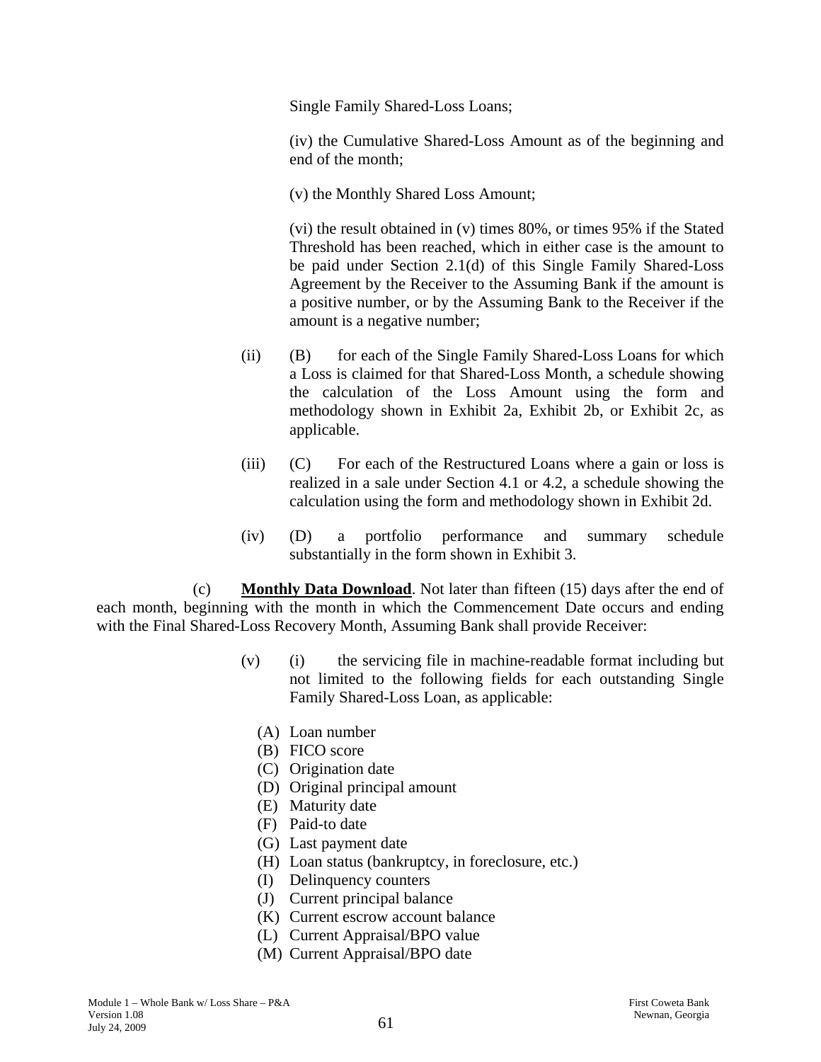Single Family Shared-Loss Loans;

(iv) the Cumulative Shared-Loss Amount as of the beginning and end of the month;

(v) the Monthly Shared Loss Amount;

(vi) the result obtained in (v) times 80%, or times 95% if the Stated Threshold has been reached, which in either case is the amount to be paid under Section 2.1(d) of this Single Family Shared-Loss Agreement by the Receiver to the Assuming Bank if the amount is a positive number, or by the Assuming Bank to the Receiver if the amount is a negative number;

(ii) (B) for each of the Single Family Shared-Loss Loans for which a Loss is claimed for that Shared-Loss Month, a schedule showing the calculation of the Loss Amount using the form and methodology shown in Exhibit 2a, Exhibit 2b, or Exhibit 2c, as applicable.

(iii) (C) For each of the Restructured Loans where a gain or loss is realized in a sale under Section 4.1 or 4.2, a schedule showing the calculation using the form and methodology shown in Exhibit 2d.

(iv) (D) a portfolio performance and summary schedule substantially in the form shown in Exhibit 3.

(c) **Monthly Data Download**. Not later than fifteen (15) days after the end of each month, beginning with the month in which the Commencement Date occurs and ending with the Final Shared-Loss Recovery Month, Assuming Bank shall provide Receiver:

(v) (i) the servicing file in machine-readable format including but not limited to the following fields for each outstanding Single Family Shared-Loss Loan, as applicable:

(A) Loan number
(B) FICO score
(C) Origination date
(D) Original principal amount
(E) Maturity date
(F) Paid-to date
(G) Last payment date
(H) Loan status (bankruptcy, in foreclosure, etc.)
(I) Delinquency counters
(J) Current principal balance
(K) Current escrow account balance
(L) Current Appraisal/BPO value
(M) Current Appraisal/BPO date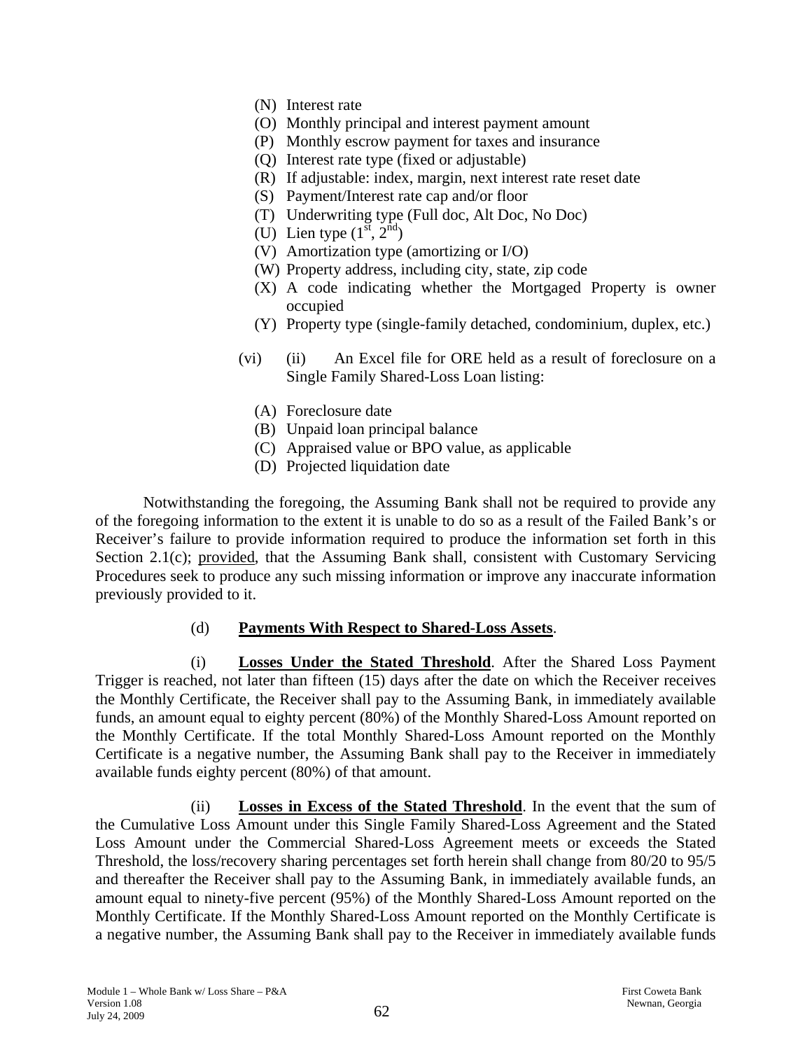(N) Interest rate
(O) Monthly principal and interest payment amount
(P) Monthly escrow payment for taxes and insurance
(Q) Interest rate type (fixed or adjustable)
(R) If adjustable: index, margin, next interest rate reset date
(S) Payment/Interest rate cap and/or floor
(T) Underwriting type (Full doc, Alt Doc, No Doc)
(U) Lien type ($1^{st}$, $2^{nd}$)
(V) Amortization type (amortizing or I/O)
(W) Property address, including city, state, zip code
(X) A code indicating whether the Mortgaged Property is owner occupied
(Y) Property type (single-family detached, condominium, duplex, etc.)

(vi) (ii) An Excel file for ORE held as a result of foreclosure on a Single Family Shared-Loss Loan listing:

(A) Foreclosure date
(B) Unpaid loan principal balance
(C) Appraised value or BPO value, as applicable
(D) Projected liquidation date

Notwithstanding the foregoing, the Assuming Bank shall not be required to provide any of the foregoing information to the extent it is unable to do so as a result of the Failed Bank's or Receiver's failure to provide information required to produce the information set forth in this Section 2.1(c); provided, that the Assuming Bank shall, consistent with Customary Servicing Procedures seek to produce any such missing information or improve any inaccurate information previously provided to it.

(d) **Payments With Respect to Shared-Loss Assets**.

(i) **Losses Under the Stated Threshold**. After the Shared Loss Payment Trigger is reached, not later than fifteen (15) days after the date on which the Receiver receives the Monthly Certificate, the Receiver shall pay to the Assuming Bank, in immediately available funds, an amount equal to eighty percent (80%) of the Monthly Shared-Loss Amount reported on the Monthly Certificate. If the total Monthly Shared-Loss Amount reported on the Monthly Certificate is a negative number, the Assuming Bank shall pay to the Receiver in immediately available funds eighty percent (80%) of that amount.

(ii) **Losses in Excess of the Stated Threshold**. In the event that the sum of the Cumulative Loss Amount under this Single Family Shared-Loss Agreement and the Stated Loss Amount under the Commercial Shared-Loss Agreement meets or exceeds the Stated Threshold, the loss/recovery sharing percentages set forth herein shall change from 80/20 to 95/5 and thereafter the Receiver shall pay to the Assuming Bank, in immediately available funds, an amount equal to ninety-five percent (95%) of the Monthly Shared-Loss Amount reported on the Monthly Certificate. If the Monthly Shared-Loss Amount reported on the Monthly Certificate is a negative number, the Assuming Bank shall pay to the Receiver in immediately available funds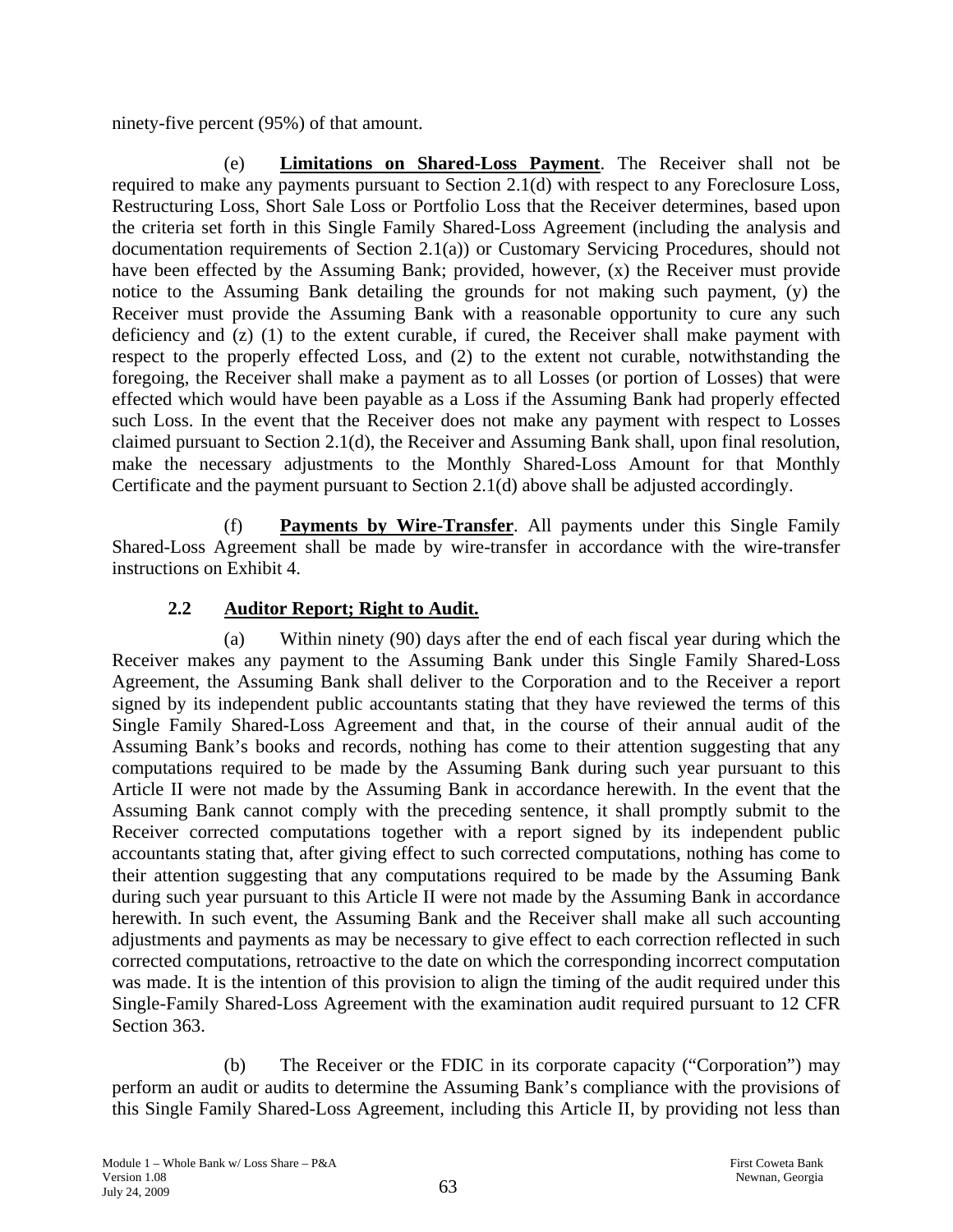ninety-five percent (95%) of that amount.

(e) **Limitations on Shared-Loss Payment**. The Receiver shall not be required to make any payments pursuant to Section 2.1(d) with respect to any Foreclosure Loss, Restructuring Loss, Short Sale Loss or Portfolio Loss that the Receiver determines, based upon the criteria set forth in this Single Family Shared-Loss Agreement (including the analysis and documentation requirements of Section 2.1(a)) or Customary Servicing Procedures, should not have been effected by the Assuming Bank; provided, however, (x) the Receiver must provide notice to the Assuming Bank detailing the grounds for not making such payment, (y) the Receiver must provide the Assuming Bank with a reasonable opportunity to cure any such deficiency and (z) (1) to the extent curable, if cured, the Receiver shall make payment with respect to the properly effected Loss, and (2) to the extent not curable, notwithstanding the foregoing, the Receiver shall make a payment as to all Losses (or portion of Losses) that were effected which would have been payable as a Loss if the Assuming Bank had properly effected such Loss. In the event that the Receiver does not make any payment with respect to Losses claimed pursuant to Section 2.1(d), the Receiver and Assuming Bank shall, upon final resolution, make the necessary adjustments to the Monthly Shared-Loss Amount for that Monthly Certificate and the payment pursuant to Section 2.1(d) above shall be adjusted accordingly.

(f) **Payments by Wire-Transfer**. All payments under this Single Family Shared-Loss Agreement shall be made by wire-transfer in accordance with the wire-transfer instructions on Exhibit 4.

### 2.2 Auditor Report; Right to Audit.

(a) Within ninety (90) days after the end of each fiscal year during which the Receiver makes any payment to the Assuming Bank under this Single Family Shared-Loss Agreement, the Assuming Bank shall deliver to the Corporation and to the Receiver a report signed by its independent public accountants stating that they have reviewed the terms of this Single Family Shared-Loss Agreement and that, in the course of their annual audit of the Assuming Bank's books and records, nothing has come to their attention suggesting that any computations required to be made by the Assuming Bank during such year pursuant to this Article II were not made by the Assuming Bank in accordance herewith. In the event that the Assuming Bank cannot comply with the preceding sentence, it shall promptly submit to the Receiver corrected computations together with a report signed by its independent public accountants stating that, after giving effect to such corrected computations, nothing has come to their attention suggesting that any computations required to be made by the Assuming Bank during such year pursuant to this Article II were not made by the Assuming Bank in accordance herewith. In such event, the Assuming Bank and the Receiver shall make all such accounting adjustments and payments as may be necessary to give effect to each correction reflected in such corrected computations, retroactive to the date on which the corresponding incorrect computation was made. It is the intention of this provision to align the timing of the audit required under this Single-Family Shared-Loss Agreement with the examination audit required pursuant to 12 CFR Section 363.

(b) The Receiver or the FDIC in its corporate capacity ("Corporation") may perform an audit or audits to determine the Assuming Bank's compliance with the provisions of this Single Family Shared-Loss Agreement, including this Article II, by providing not less than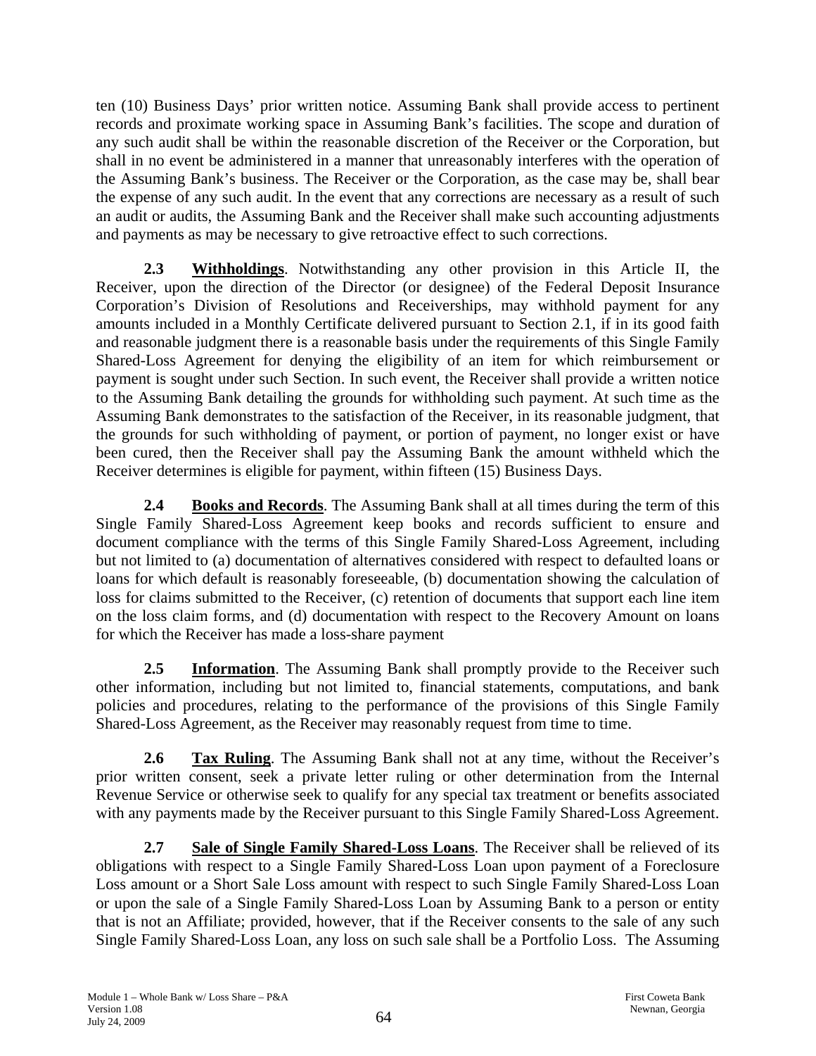ten (10) Business Days' prior written notice. Assuming Bank shall provide access to pertinent records and proximate working space in Assuming Bank's facilities. The scope and duration of any such audit shall be within the reasonable discretion of the Receiver or the Corporation, but shall in no event be administered in a manner that unreasonably interferes with the operation of the Assuming Bank's business. The Receiver or the Corporation, as the case may be, shall bear the expense of any such audit. In the event that any corrections are necessary as a result of such an audit or audits, the Assuming Bank and the Receiver shall make such accounting adjustments and payments as may be necessary to give retroactive effect to such corrections.

**2.3 Withholdings**. Notwithstanding any other provision in this Article II, the Receiver, upon the direction of the Director (or designee) of the Federal Deposit Insurance Corporation's Division of Resolutions and Receiverships, may withhold payment for any amounts included in a Monthly Certificate delivered pursuant to Section 2.1, if in its good faith and reasonable judgment there is a reasonable basis under the requirements of this Single Family Shared-Loss Agreement for denying the eligibility of an item for which reimbursement or payment is sought under such Section. In such event, the Receiver shall provide a written notice to the Assuming Bank detailing the grounds for withholding such payment. At such time as the Assuming Bank demonstrates to the satisfaction of the Receiver, in its reasonable judgment, that the grounds for such withholding of payment, or portion of payment, no longer exist or have been cured, then the Receiver shall pay the Assuming Bank the amount withheld which the Receiver determines is eligible for payment, within fifteen (15) Business Days.

**2.4 Books and Records**. The Assuming Bank shall at all times during the term of this Single Family Shared-Loss Agreement keep books and records sufficient to ensure and document compliance with the terms of this Single Family Shared-Loss Agreement, including but not limited to (a) documentation of alternatives considered with respect to defaulted loans or loans for which default is reasonably foreseeable, (b) documentation showing the calculation of loss for claims submitted to the Receiver, (c) retention of documents that support each line item on the loss claim forms, and (d) documentation with respect to the Recovery Amount on loans for which the Receiver has made a loss-share payment

**2.5 Information**. The Assuming Bank shall promptly provide to the Receiver such other information, including but not limited to, financial statements, computations, and bank policies and procedures, relating to the performance of the provisions of this Single Family Shared-Loss Agreement, as the Receiver may reasonably request from time to time.

**2.6 Tax Ruling**. The Assuming Bank shall not at any time, without the Receiver's prior written consent, seek a private letter ruling or other determination from the Internal Revenue Service or otherwise seek to qualify for any special tax treatment or benefits associated with any payments made by the Receiver pursuant to this Single Family Shared-Loss Agreement.

**2.7 Sale of Single Family Shared-Loss Loans**. The Receiver shall be relieved of its obligations with respect to a Single Family Shared-Loss Loan upon payment of a Foreclosure Loss amount or a Short Sale Loss amount with respect to such Single Family Shared-Loss Loan or upon the sale of a Single Family Shared-Loss Loan by Assuming Bank to a person or entity that is not an Affiliate; provided, however, that if the Receiver consents to the sale of any such Single Family Shared-Loss Loan, any loss on such sale shall be a Portfolio Loss. The Assuming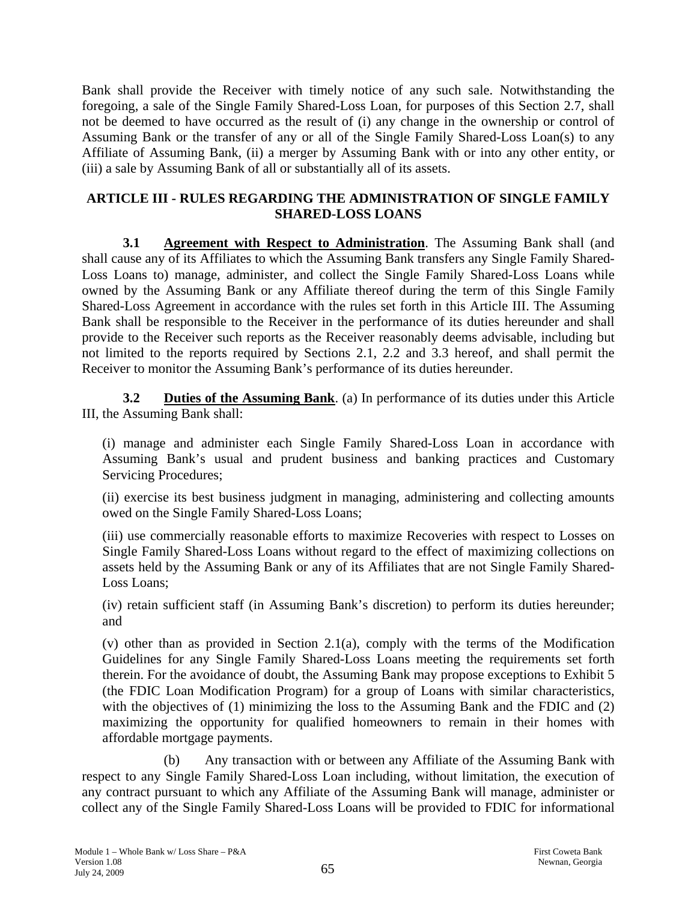Bank shall provide the Receiver with timely notice of any such sale. Notwithstanding the foregoing, a sale of the Single Family Shared-Loss Loan, for purposes of this Section 2.7, shall not be deemed to have occurred as the result of (i) any change in the ownership or control of Assuming Bank or the transfer of any or all of the Single Family Shared-Loss Loan(s) to any Affiliate of Assuming Bank, (ii) a merger by Assuming Bank with or into any other entity, or (iii) a sale by Assuming Bank of all or substantially all of its assets.

## ARTICLE III - RULES REGARDING THE ADMINISTRATION OF SINGLE FAMILY SHARED-LOSS LOANS

**3.1 Agreement with Respect to Administration**. The Assuming Bank shall (and shall cause any of its Affiliates to which the Assuming Bank transfers any Single Family Shared-Loss Loans to) manage, administer, and collect the Single Family Shared-Loss Loans while owned by the Assuming Bank or any Affiliate thereof during the term of this Single Family Shared-Loss Agreement in accordance with the rules set forth in this Article III. The Assuming Bank shall be responsible to the Receiver in the performance of its duties hereunder and shall provide to the Receiver such reports as the Receiver reasonably deems advisable, including but not limited to the reports required by Sections 2.1, 2.2 and 3.3 hereof, and shall permit the Receiver to monitor the Assuming Bank's performance of its duties hereunder.

**3.2 Duties of the Assuming Bank**. (a) In performance of its duties under this Article III, the Assuming Bank shall:

(i) manage and administer each Single Family Shared-Loss Loan in accordance with Assuming Bank's usual and prudent business and banking practices and Customary Servicing Procedures;

(ii) exercise its best business judgment in managing, administering and collecting amounts owed on the Single Family Shared-Loss Loans;

(iii) use commercially reasonable efforts to maximize Recoveries with respect to Losses on Single Family Shared-Loss Loans without regard to the effect of maximizing collections on assets held by the Assuming Bank or any of its Affiliates that are not Single Family Shared-Loss Loans;

(iv) retain sufficient staff (in Assuming Bank's discretion) to perform its duties hereunder; and

(v) other than as provided in Section 2.1(a), comply with the terms of the Modification Guidelines for any Single Family Shared-Loss Loans meeting the requirements set forth therein. For the avoidance of doubt, the Assuming Bank may propose exceptions to Exhibit 5 (the FDIC Loan Modification Program) for a group of Loans with similar characteristics, with the objectives of (1) minimizing the loss to the Assuming Bank and the FDIC and (2) maximizing the opportunity for qualified homeowners to remain in their homes with affordable mortgage payments.

(b) Any transaction with or between any Affiliate of the Assuming Bank with respect to any Single Family Shared-Loss Loan including, without limitation, the execution of any contract pursuant to which any Affiliate of the Assuming Bank will manage, administer or collect any of the Single Family Shared-Loss Loans will be provided to FDIC for informational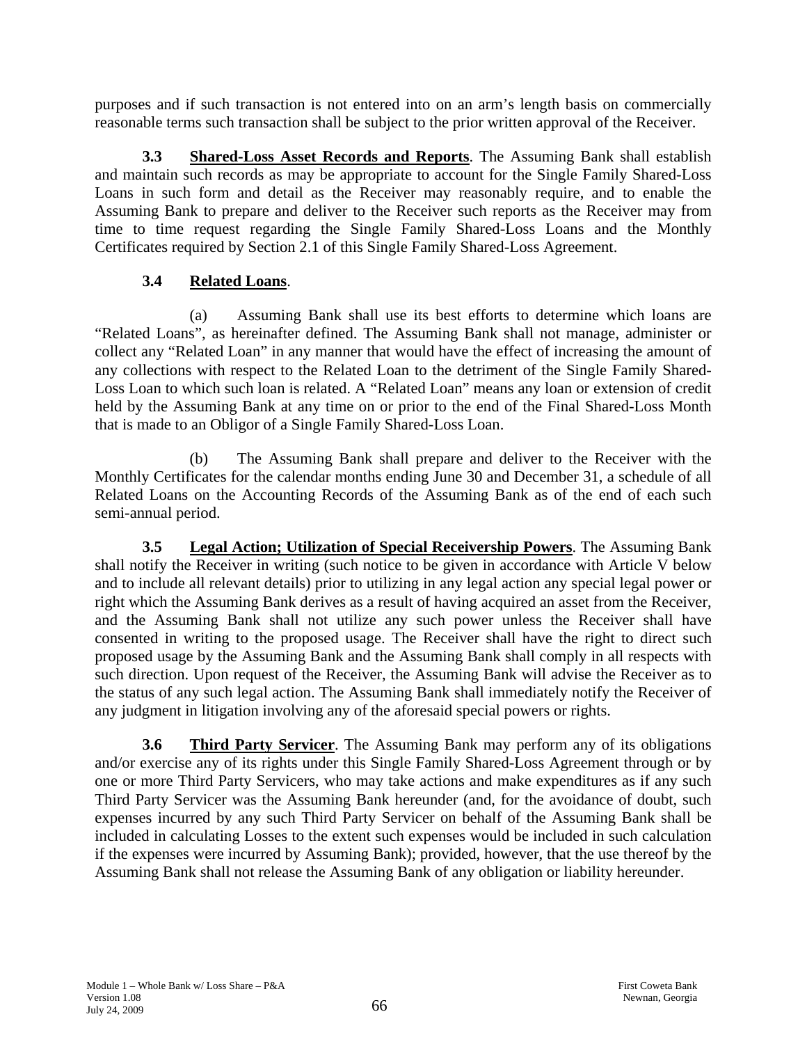purposes and if such transaction is not entered into on an arm's length basis on commercially reasonable terms such transaction shall be subject to the prior written approval of the Receiver.

**3.3 Shared-Loss Asset Records and Reports**. The Assuming Bank shall establish and maintain such records as may be appropriate to account for the Single Family Shared-Loss Loans in such form and detail as the Receiver may reasonably require, and to enable the Assuming Bank to prepare and deliver to the Receiver such reports as the Receiver may from time to time request regarding the Single Family Shared-Loss Loans and the Monthly Certificates required by Section 2.1 of this Single Family Shared-Loss Agreement.

**3.4 Related Loans**.

(a) Assuming Bank shall use its best efforts to determine which loans are "Related Loans", as hereinafter defined. The Assuming Bank shall not manage, administer or collect any "Related Loan" in any manner that would have the effect of increasing the amount of any collections with respect to the Related Loan to the detriment of the Single Family Shared-Loss Loan to which such loan is related. A "Related Loan" means any loan or extension of credit held by the Assuming Bank at any time on or prior to the end of the Final Shared-Loss Month that is made to an Obligor of a Single Family Shared-Loss Loan.

(b) The Assuming Bank shall prepare and deliver to the Receiver with the Monthly Certificates for the calendar months ending June 30 and December 31, a schedule of all Related Loans on the Accounting Records of the Assuming Bank as of the end of each such semi-annual period.

**3.5 Legal Action; Utilization of Special Receivership Powers**. The Assuming Bank shall notify the Receiver in writing (such notice to be given in accordance with Article V below and to include all relevant details) prior to utilizing in any legal action any special legal power or right which the Assuming Bank derives as a result of having acquired an asset from the Receiver, and the Assuming Bank shall not utilize any such power unless the Receiver shall have consented in writing to the proposed usage. The Receiver shall have the right to direct such proposed usage by the Assuming Bank and the Assuming Bank shall comply in all respects with such direction. Upon request of the Receiver, the Assuming Bank will advise the Receiver as to the status of any such legal action. The Assuming Bank shall immediately notify the Receiver of any judgment in litigation involving any of the aforesaid special powers or rights.

**3.6 Third Party Servicer**. The Assuming Bank may perform any of its obligations and/or exercise any of its rights under this Single Family Shared-Loss Agreement through or by one or more Third Party Servicers, who may take actions and make expenditures as if any such Third Party Servicer was the Assuming Bank hereunder (and, for the avoidance of doubt, such expenses incurred by any such Third Party Servicer on behalf of the Assuming Bank shall be included in calculating Losses to the extent such expenses would be included in such calculation if the expenses were incurred by Assuming Bank); provided, however, that the use thereof by the Assuming Bank shall not release the Assuming Bank of any obligation or liability hereunder.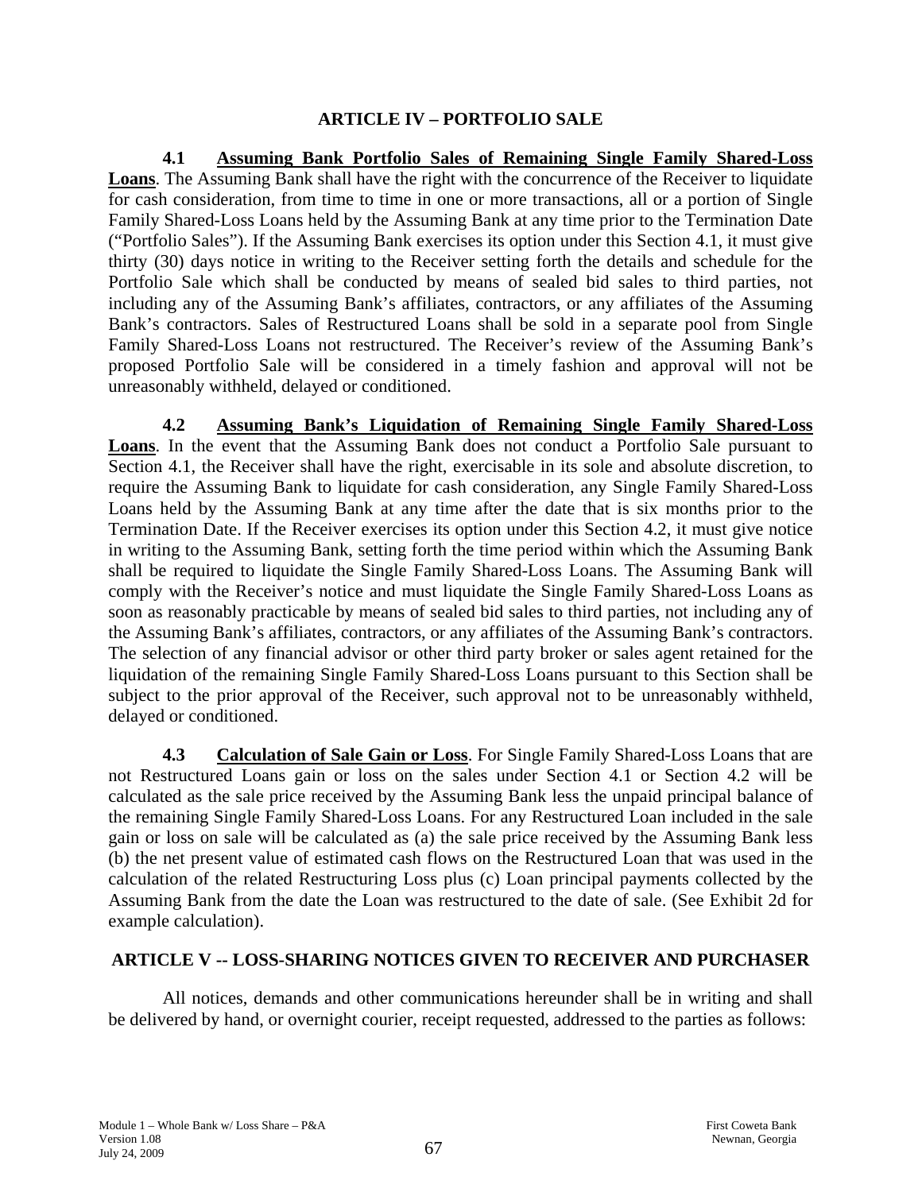## ARTICLE IV – PORTFOLIO SALE

**4.1 <u>Assuming Bank Portfolio Sales of Remaining Single Family Shared-Loss Loans</u>**. The Assuming Bank shall have the right with the concurrence of the Receiver to liquidate for cash consideration, from time to time in one or more transactions, all or a portion of Single Family Shared-Loss Loans held by the Assuming Bank at any time prior to the Termination Date ("Portfolio Sales"). If the Assuming Bank exercises its option under this Section 4.1, it must give thirty (30) days notice in writing to the Receiver setting forth the details and schedule for the Portfolio Sale which shall be conducted by means of sealed bid sales to third parties, not including any of the Assuming Bank's affiliates, contractors, or any affiliates of the Assuming Bank's contractors. Sales of Restructured Loans shall be sold in a separate pool from Single Family Shared-Loss Loans not restructured. The Receiver's review of the Assuming Bank's proposed Portfolio Sale will be considered in a timely fashion and approval will not be unreasonably withheld, delayed or conditioned.

**4.2 <u>Assuming Bank's Liquidation of Remaining Single Family Shared-Loss Loans</u>**. In the event that the Assuming Bank does not conduct a Portfolio Sale pursuant to Section 4.1, the Receiver shall have the right, exercisable in its sole and absolute discretion, to require the Assuming Bank to liquidate for cash consideration, any Single Family Shared-Loss Loans held by the Assuming Bank at any time after the date that is six months prior to the Termination Date. If the Receiver exercises its option under this Section 4.2, it must give notice in writing to the Assuming Bank, setting forth the time period within which the Assuming Bank shall be required to liquidate the Single Family Shared-Loss Loans. The Assuming Bank will comply with the Receiver's notice and must liquidate the Single Family Shared-Loss Loans as soon as reasonably practicable by means of sealed bid sales to third parties, not including any of the Assuming Bank's affiliates, contractors, or any affiliates of the Assuming Bank's contractors. The selection of any financial advisor or other third party broker or sales agent retained for the liquidation of the remaining Single Family Shared-Loss Loans pursuant to this Section shall be subject to the prior approval of the Receiver, such approval not to be unreasonably withheld, delayed or conditioned.

**4.3 <u>Calculation of Sale Gain or Loss</u>**. For Single Family Shared-Loss Loans that are not Restructured Loans gain or loss on the sales under Section 4.1 or Section 4.2 will be calculated as the sale price received by the Assuming Bank less the unpaid principal balance of the remaining Single Family Shared-Loss Loans. For any Restructured Loan included in the sale gain or loss on sale will be calculated as (a) the sale price received by the Assuming Bank less (b) the net present value of estimated cash flows on the Restructured Loan that was used in the calculation of the related Restructuring Loss plus (c) Loan principal payments collected by the Assuming Bank from the date the Loan was restructured to the date of sale. (See Exhibit 2d for example calculation).

## ARTICLE V -- LOSS-SHARING NOTICES GIVEN TO RECEIVER AND PURCHASER

All notices, demands and other communications hereunder shall be in writing and shall be delivered by hand, or overnight courier, receipt requested, addressed to the parties as follows: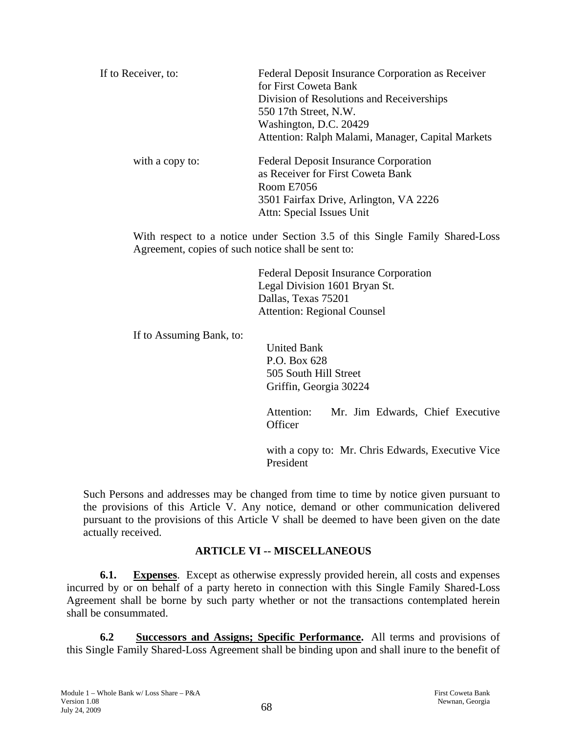If to Receiver, to: Federal Deposit Insurance Corporation as Receiver for First Coweta Bank
Division of Resolutions and Receiverships
550 17th Street, N.W.
Washington, D.C. 20429
Attention: Ralph Malami, Manager, Capital Markets

with a copy to: Federal Deposit Insurance Corporation as Receiver for First Coweta Bank
Room E7056
3501 Fairfax Drive, Arlington, VA 2226
Attn: Special Issues Unit

With respect to a notice under Section 3.5 of this Single Family Shared-Loss Agreement, copies of such notice shall be sent to:

Federal Deposit Insurance Corporation
Legal Division 1601 Bryan St.
Dallas, Texas 75201
Attention: Regional Counsel

If to Assuming Bank, to:

United Bank
P.O. Box 628
505 South Hill Street
Griffin, Georgia 30224

Attention: Mr. Jim Edwards, Chief Executive Officer

with a copy to: Mr. Chris Edwards, Executive Vice President

Such Persons and addresses may be changed from time to time by notice given pursuant to the provisions of this Article V. Any notice, demand or other communication delivered pursuant to the provisions of this Article V shall be deemed to have been given on the date actually received.

## ARTICLE VI -- MISCELLANEOUS

**6.1. Expenses**. Except as otherwise expressly provided herein, all costs and expenses incurred by or on behalf of a party hereto in connection with this Single Family Shared-Loss Agreement shall be borne by such party whether or not the transactions contemplated herein shall be consummated.

**6.2 Successors and Assigns; Specific Performance.** All terms and provisions of this Single Family Shared-Loss Agreement shall be binding upon and shall inure to the benefit of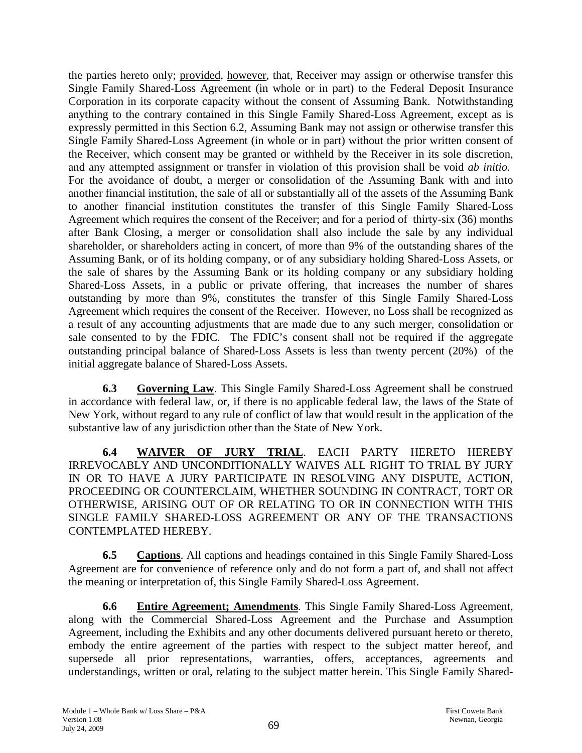the parties hereto only; provided, however, that, Receiver may assign or otherwise transfer this Single Family Shared-Loss Agreement (in whole or in part) to the Federal Deposit Insurance Corporation in its corporate capacity without the consent of Assuming Bank. Notwithstanding anything to the contrary contained in this Single Family Shared-Loss Agreement, except as is expressly permitted in this Section 6.2, Assuming Bank may not assign or otherwise transfer this Single Family Shared-Loss Agreement (in whole or in part) without the prior written consent of the Receiver, which consent may be granted or withheld by the Receiver in its sole discretion, and any attempted assignment or transfer in violation of this provision shall be void *ab initio.* For the avoidance of doubt, a merger or consolidation of the Assuming Bank with and into another financial institution, the sale of all or substantially all of the assets of the Assuming Bank to another financial institution constitutes the transfer of this Single Family Shared-Loss Agreement which requires the consent of the Receiver; and for a period of thirty-six (36) months after Bank Closing, a merger or consolidation shall also include the sale by any individual shareholder, or shareholders acting in concert, of more than 9% of the outstanding shares of the Assuming Bank, or of its holding company, or of any subsidiary holding Shared-Loss Assets, or the sale of shares by the Assuming Bank or its holding company or any subsidiary holding Shared-Loss Assets, in a public or private offering, that increases the number of shares outstanding by more than 9%, constitutes the transfer of this Single Family Shared-Loss Agreement which requires the consent of the Receiver. However, no Loss shall be recognized as a result of any accounting adjustments that are made due to any such merger, consolidation or sale consented to by the FDIC. The FDIC's consent shall not be required if the aggregate outstanding principal balance of Shared-Loss Assets is less than twenty percent (20%) of the initial aggregate balance of Shared-Loss Assets.

**6.3 Governing Law**. This Single Family Shared-Loss Agreement shall be construed in accordance with federal law, or, if there is no applicable federal law, the laws of the State of New York, without regard to any rule of conflict of law that would result in the application of the substantive law of any jurisdiction other than the State of New York.

**6.4 WAIVER OF JURY TRIAL**. EACH PARTY HERETO HEREBY IRREVOCABLY AND UNCONDITIONALLY WAIVES ALL RIGHT TO TRIAL BY JURY IN OR TO HAVE A JURY PARTICIPATE IN RESOLVING ANY DISPUTE, ACTION, PROCEEDING OR COUNTERCLAIM, WHETHER SOUNDING IN CONTRACT, TORT OR OTHERWISE, ARISING OUT OF OR RELATING TO OR IN CONNECTION WITH THIS SINGLE FAMILY SHARED-LOSS AGREEMENT OR ANY OF THE TRANSACTIONS CONTEMPLATED HEREBY.

**6.5 Captions**. All captions and headings contained in this Single Family Shared-Loss Agreement are for convenience of reference only and do not form a part of, and shall not affect the meaning or interpretation of, this Single Family Shared-Loss Agreement.

**6.6 Entire Agreement; Amendments**. This Single Family Shared-Loss Agreement, along with the Commercial Shared-Loss Agreement and the Purchase and Assumption Agreement, including the Exhibits and any other documents delivered pursuant hereto or thereto, embody the entire agreement of the parties with respect to the subject matter hereof, and supersede all prior representations, warranties, offers, acceptances, agreements and understandings, written or oral, relating to the subject matter herein. This Single Family Shared-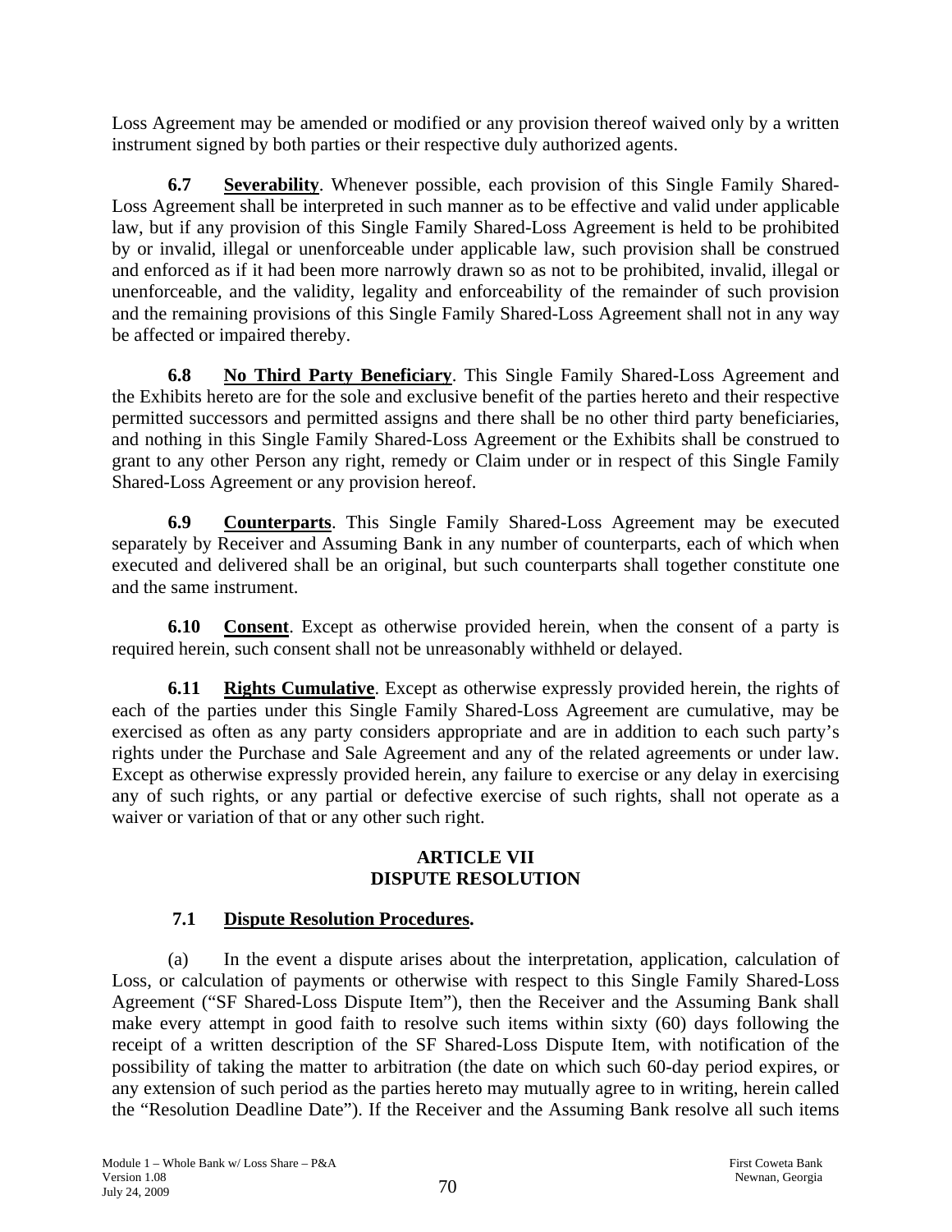Loss Agreement may be amended or modified or any provision thereof waived only by a written instrument signed by both parties or their respective duly authorized agents.

**6.7 Severability**. Whenever possible, each provision of this Single Family Shared-Loss Agreement shall be interpreted in such manner as to be effective and valid under applicable law, but if any provision of this Single Family Shared-Loss Agreement is held to be prohibited by or invalid, illegal or unenforceable under applicable law, such provision shall be construed and enforced as if it had been more narrowly drawn so as not to be prohibited, invalid, illegal or unenforceable, and the validity, legality and enforceability of the remainder of such provision and the remaining provisions of this Single Family Shared-Loss Agreement shall not in any way be affected or impaired thereby.

**6.8 No Third Party Beneficiary**. This Single Family Shared-Loss Agreement and the Exhibits hereto are for the sole and exclusive benefit of the parties hereto and their respective permitted successors and permitted assigns and there shall be no other third party beneficiaries, and nothing in this Single Family Shared-Loss Agreement or the Exhibits shall be construed to grant to any other Person any right, remedy or Claim under or in respect of this Single Family Shared-Loss Agreement or any provision hereof.

**6.9 Counterparts**. This Single Family Shared-Loss Agreement may be executed separately by Receiver and Assuming Bank in any number of counterparts, each of which when executed and delivered shall be an original, but such counterparts shall together constitute one and the same instrument.

**6.10 Consent**. Except as otherwise provided herein, when the consent of a party is required herein, such consent shall not be unreasonably withheld or delayed.

**6.11 Rights Cumulative**. Except as otherwise expressly provided herein, the rights of each of the parties under this Single Family Shared-Loss Agreement are cumulative, may be exercised as often as any party considers appropriate and are in addition to each such party's rights under the Purchase and Sale Agreement and any of the related agreements or under law. Except as otherwise expressly provided herein, any failure to exercise or any delay in exercising any of such rights, or any partial or defective exercise of such rights, shall not operate as a waiver or variation of that or any other such right.

## ARTICLE VII
## DISPUTE RESOLUTION

**7.1 Dispute Resolution Procedures.**

(a) In the event a dispute arises about the interpretation, application, calculation of Loss, or calculation of payments or otherwise with respect to this Single Family Shared-Loss Agreement ("SF Shared-Loss Dispute Item"), then the Receiver and the Assuming Bank shall make every attempt in good faith to resolve such items within sixty (60) days following the receipt of a written description of the SF Shared-Loss Dispute Item, with notification of the possibility of taking the matter to arbitration (the date on which such 60-day period expires, or any extension of such period as the parties hereto may mutually agree to in writing, herein called the "Resolution Deadline Date"). If the Receiver and the Assuming Bank resolve all such items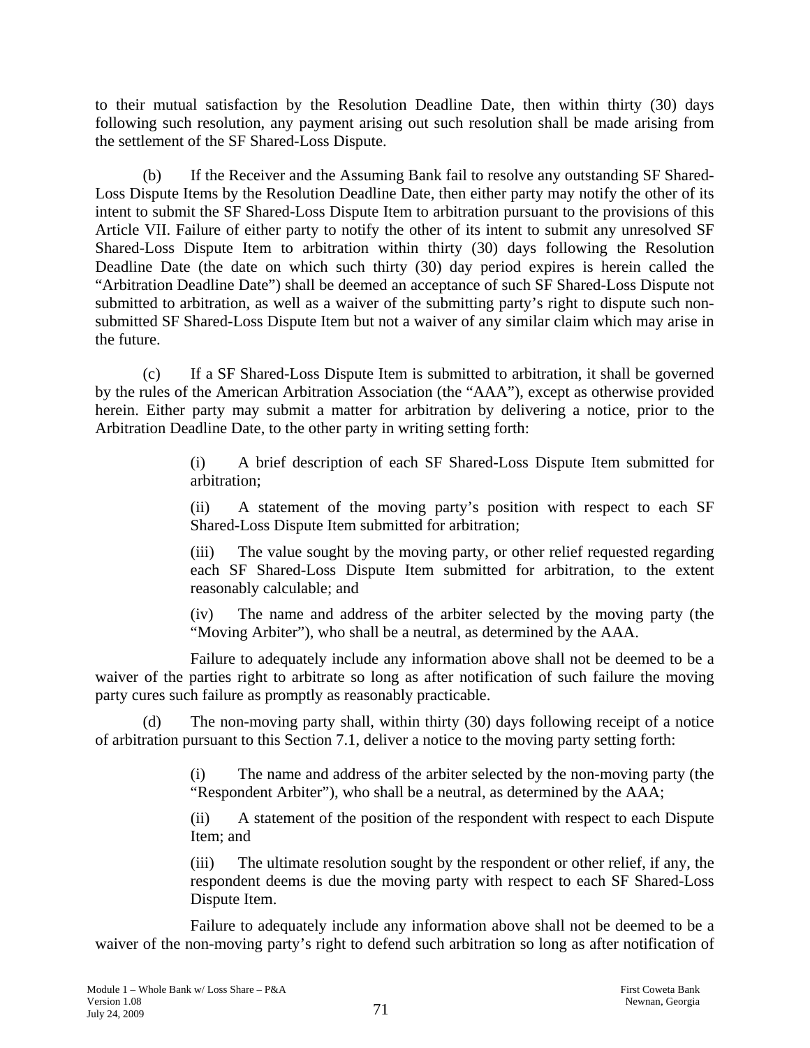to their mutual satisfaction by the Resolution Deadline Date, then within thirty (30) days following such resolution, any payment arising out such resolution shall be made arising from the settlement of the SF Shared-Loss Dispute.

(b) If the Receiver and the Assuming Bank fail to resolve any outstanding SF Shared-Loss Dispute Items by the Resolution Deadline Date, then either party may notify the other of its intent to submit the SF Shared-Loss Dispute Item to arbitration pursuant to the provisions of this Article VII. Failure of either party to notify the other of its intent to submit any unresolved SF Shared-Loss Dispute Item to arbitration within thirty (30) days following the Resolution Deadline Date (the date on which such thirty (30) day period expires is herein called the "Arbitration Deadline Date") shall be deemed an acceptance of such SF Shared-Loss Dispute not submitted to arbitration, as well as a waiver of the submitting party's right to dispute such non-submitted SF Shared-Loss Dispute Item but not a waiver of any similar claim which may arise in the future.

(c) If a SF Shared-Loss Dispute Item is submitted to arbitration, it shall be governed by the rules of the American Arbitration Association (the "AAA"), except as otherwise provided herein. Either party may submit a matter for arbitration by delivering a notice, prior to the Arbitration Deadline Date, to the other party in writing setting forth:

(i) A brief description of each SF Shared-Loss Dispute Item submitted for arbitration;

(ii) A statement of the moving party's position with respect to each SF Shared-Loss Dispute Item submitted for arbitration;

(iii) The value sought by the moving party, or other relief requested regarding each SF Shared-Loss Dispute Item submitted for arbitration, to the extent reasonably calculable; and

(iv) The name and address of the arbiter selected by the moving party (the "Moving Arbiter"), who shall be a neutral, as determined by the AAA.

Failure to adequately include any information above shall not be deemed to be a waiver of the parties right to arbitrate so long as after notification of such failure the moving party cures such failure as promptly as reasonably practicable.

(d) The non-moving party shall, within thirty (30) days following receipt of a notice of arbitration pursuant to this Section 7.1, deliver a notice to the moving party setting forth:

(i) The name and address of the arbiter selected by the non-moving party (the "Respondent Arbiter"), who shall be a neutral, as determined by the AAA;

(ii) A statement of the position of the respondent with respect to each Dispute Item; and

(iii) The ultimate resolution sought by the respondent or other relief, if any, the respondent deems is due the moving party with respect to each SF Shared-Loss Dispute Item.

Failure to adequately include any information above shall not be deemed to be a waiver of the non-moving party's right to defend such arbitration so long as after notification of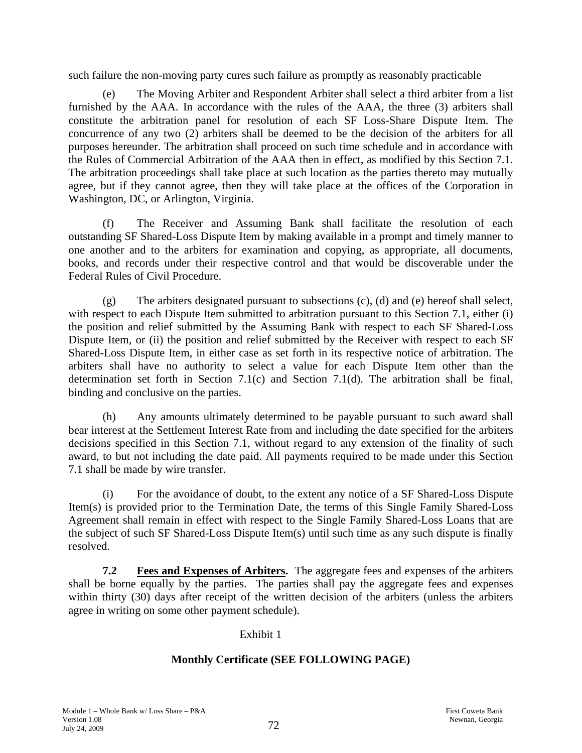such failure the non-moving party cures such failure as promptly as reasonably practicable

(e) The Moving Arbiter and Respondent Arbiter shall select a third arbiter from a list furnished by the AAA. In accordance with the rules of the AAA, the three (3) arbiters shall constitute the arbitration panel for resolution of each SF Loss-Share Dispute Item. The concurrence of any two (2) arbiters shall be deemed to be the decision of the arbiters for all purposes hereunder. The arbitration shall proceed on such time schedule and in accordance with the Rules of Commercial Arbitration of the AAA then in effect, as modified by this Section 7.1. The arbitration proceedings shall take place at such location as the parties thereto may mutually agree, but if they cannot agree, then they will take place at the offices of the Corporation in Washington, DC, or Arlington, Virginia.

(f) The Receiver and Assuming Bank shall facilitate the resolution of each outstanding SF Shared-Loss Dispute Item by making available in a prompt and timely manner to one another and to the arbiters for examination and copying, as appropriate, all documents, books, and records under their respective control and that would be discoverable under the Federal Rules of Civil Procedure.

(g) The arbiters designated pursuant to subsections (c), (d) and (e) hereof shall select, with respect to each Dispute Item submitted to arbitration pursuant to this Section 7.1, either (i) the position and relief submitted by the Assuming Bank with respect to each SF Shared-Loss Dispute Item, or (ii) the position and relief submitted by the Receiver with respect to each SF Shared-Loss Dispute Item, in either case as set forth in its respective notice of arbitration. The arbiters shall have no authority to select a value for each Dispute Item other than the determination set forth in Section 7.1(c) and Section 7.1(d). The arbitration shall be final, binding and conclusive on the parties.

(h) Any amounts ultimately determined to be payable pursuant to such award shall bear interest at the Settlement Interest Rate from and including the date specified for the arbiters decisions specified in this Section 7.1, without regard to any extension of the finality of such award, to but not including the date paid. All payments required to be made under this Section 7.1 shall be made by wire transfer.

(i) For the avoidance of doubt, to the extent any notice of a SF Shared-Loss Dispute Item(s) is provided prior to the Termination Date, the terms of this Single Family Shared-Loss Agreement shall remain in effect with respect to the Single Family Shared-Loss Loans that are the subject of such SF Shared-Loss Dispute Item(s) until such time as any such dispute is finally resolved.

**7.2 Fees and Expenses of Arbiters.** The aggregate fees and expenses of the arbiters shall be borne equally by the parties. The parties shall pay the aggregate fees and expenses within thirty (30) days after receipt of the written decision of the arbiters (unless the arbiters agree in writing on some other payment schedule).

Exhibit 1

**Monthly Certificate (SEE FOLLOWING PAGE)**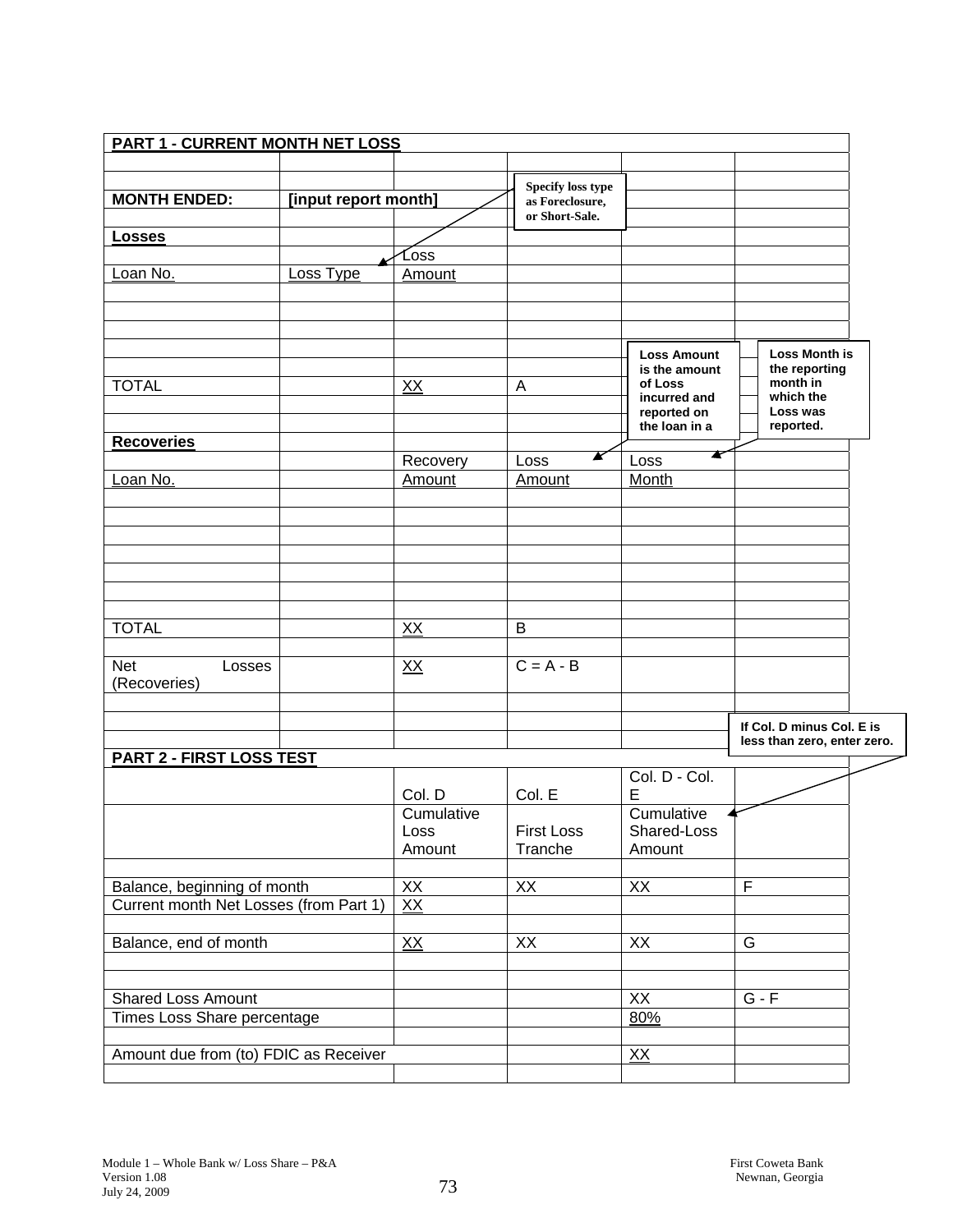**PART 1 - CURRENT MONTH NET LOSS**

| | | | | | |
|---|---|---|---|---|---|
| **MONTH ENDED:** | **[input report month]** | | | | |
| **Losses** | | | | | |
| | | Loss | | | |
| Loan No. | Loss Type | Amount | | | |
| | | | | | |
| | | | | | |
| | | | | | |
| TOTAL | | XX | A | | |
| | | | | | |
| **Recoveries** | | | | | |
| | | Recovery | Loss | Loss | |
| Loan No. | | Amount | Amount | Month | |
| | | | | | |
| | | | | | |
| | | | | | |
| TOTAL | | XX | B | | |
| | | | | | |
| Net Losses (Recoveries) | | XX | C = A - B | | |

Specify loss type as Foreclosure, or Short-Sale.

Loss Amount is the amount of Loss incurred and reported on the loan in a

Loss Month is the reporting month in which the Loss was reported.

If Col. D minus Col. E is less than zero, enter zero.

**PART 2 - FIRST LOSS TEST**

| | Col. D | Col. E | Col. D - Col. E | |
|---|---|---|---|---|
| | Cumulative Loss Amount | First Loss Tranche | Cumulative Shared-Loss Amount | |
| | | | | |
| Balance, beginning of month | XX | XX | XX | F |
| Current month Net Losses (from Part 1) | XX | | | |
| | | | | |
| Balance, end of month | XX | XX | XX | G |
| | | | | |
| | | | | |
| Shared Loss Amount | | | XX | G - F |
| Times Loss Share percentage | | | 80% | |
| | | | | |
| Amount due from (to) FDIC as Receiver | | | XX | |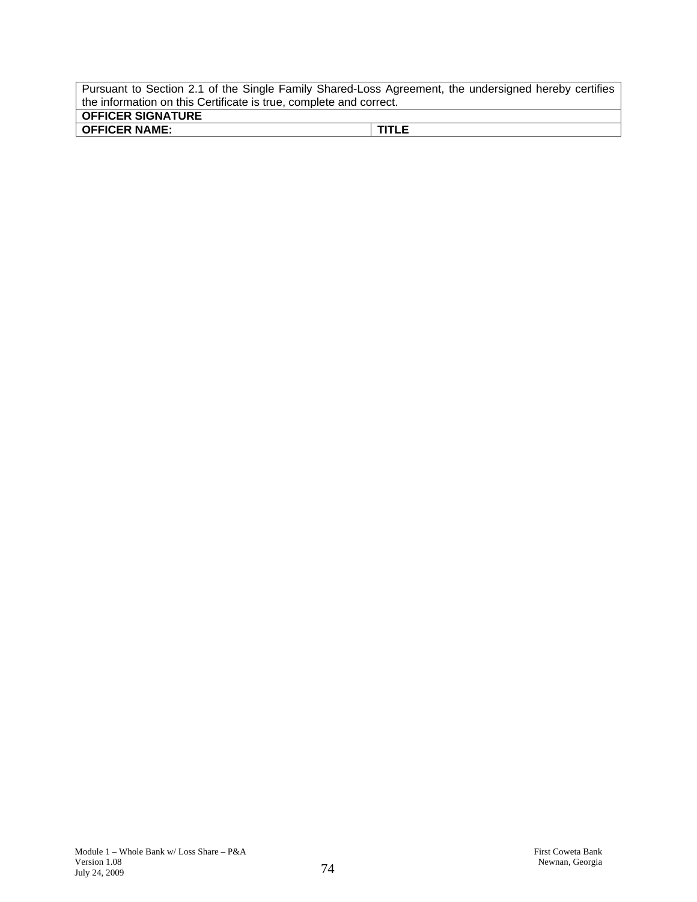| Pursuant to Section 2.1 of the Single Family Shared-Loss Agreement, the undersigned hereby certifies the information on this Certificate is true, complete and correct. | |
|---|---|
| **OFFICER SIGNATURE** | |
| **OFFICER NAME:** | **TITLE** |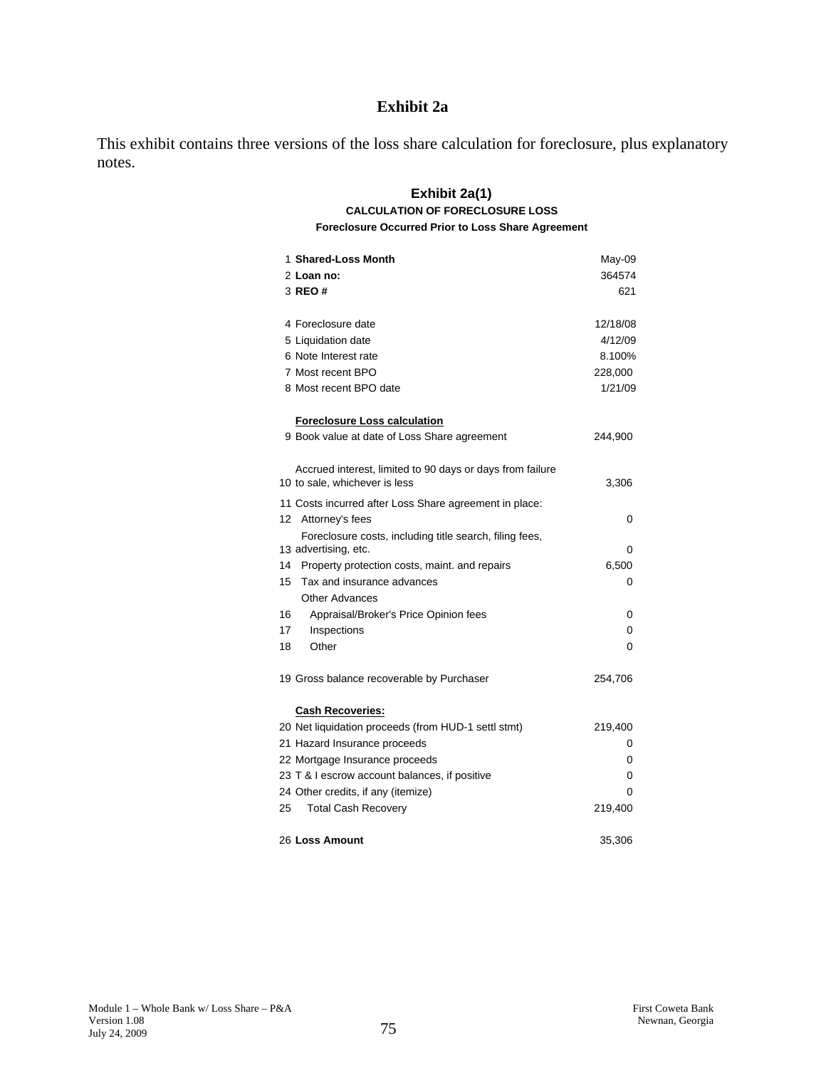# Exhibit 2a

This exhibit contains three versions of the loss share calculation for foreclosure, plus explanatory notes.

## Exhibit 2a(1)

### CALCULATION OF FORECLOSURE LOSS

**Foreclosure Occurred Prior to Loss Share Agreement**

| # | Item | Value |
|---|---|---|
| 1 | **Shared-Loss Month** | May-09 |
| 2 | **Loan no:** | 364574 |
| 3 | **REO #** | 621 |
| | | |
| 4 | Foreclosure date | 12/18/08 |
| 5 | Liquidation date | 4/12/09 |
| 6 | Note Interest rate | 8.100% |
| 7 | Most recent BPO | 228,000 |
| 8 | Most recent BPO date | 1/21/09 |
| | | |
| | **Foreclosure Loss calculation** | |
| 9 | Book value at date of Loss Share agreement | 244,900 |
| | | |
| 10 | Accrued interest, limited to 90 days or days from failure to sale, whichever is less | 3,306 |
| 11 | Costs incurred after Loss Share agreement in place: | |
| 12 | Attorney's fees | 0 |
| 13 | Foreclosure costs, including title search, filing fees, advertising, etc. | 0 |
| 14 | Property protection costs, maint. and repairs | 6,500 |
| 15 | Tax and insurance advances | 0 |
| | Other Advances | |
| 16 | Appraisal/Broker's Price Opinion fees | 0 |
| 17 | Inspections | 0 |
| 18 | Other | 0 |
| | | |
| 19 | Gross balance recoverable by Purchaser | 254,706 |
| | | |
| | **Cash Recoveries:** | |
| 20 | Net liquidation proceeds (from HUD-1 settl stmt) | 219,400 |
| 21 | Hazard Insurance proceeds | 0 |
| 22 | Mortgage Insurance proceeds | 0 |
| 23 | T & I escrow account balances, if positive | 0 |
| 24 | Other credits, if any (itemize) | 0 |
| 25 | Total Cash Recovery | 219,400 |
| | | |
| 26 | **Loss Amount** | 35,306 |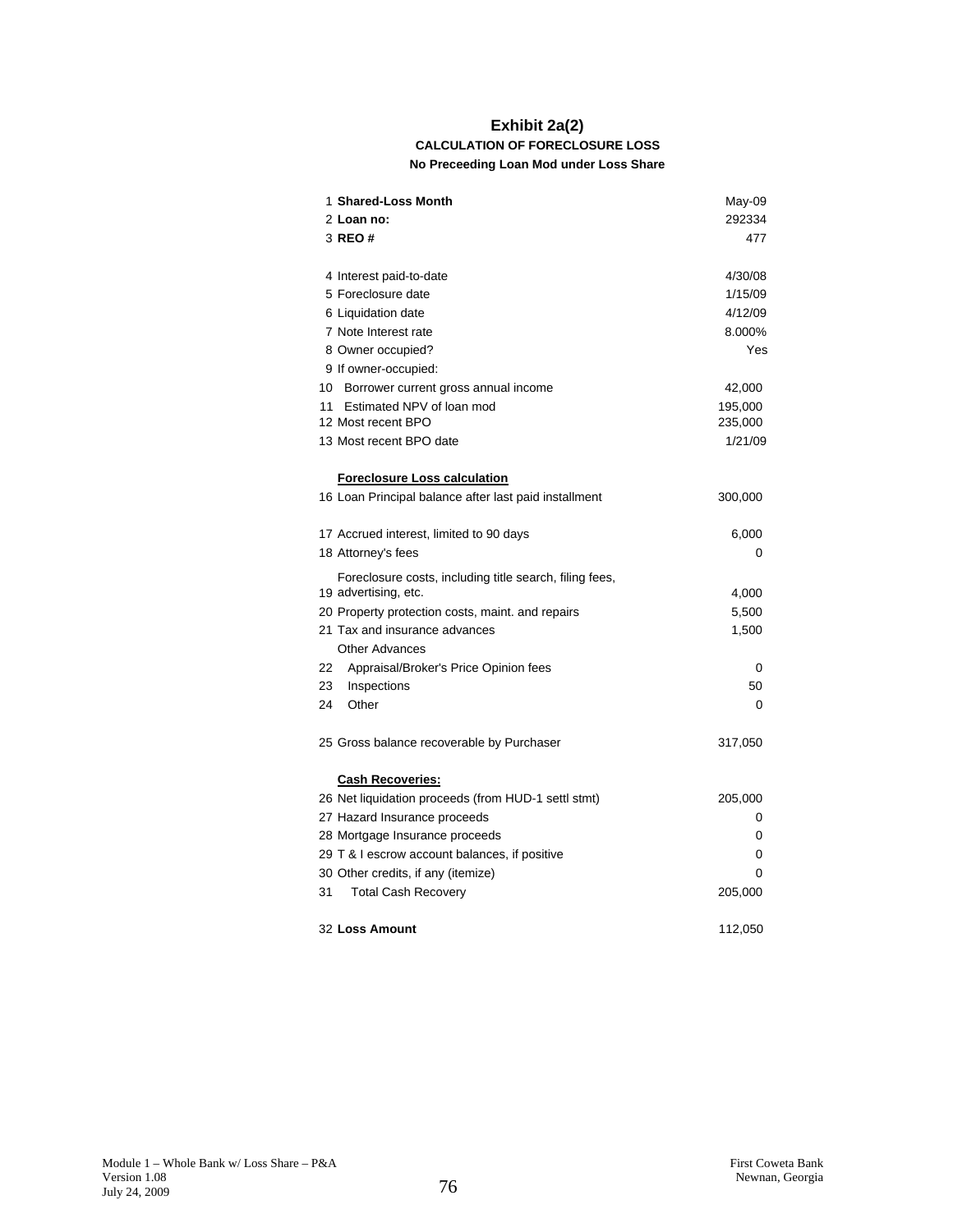# Exhibit 2a(2)

## CALCULATION OF FORECLOSURE LOSS

### No Preceeding Loan Mod under Loss Share

| | | |
|---|---|---|
| 1 | **Shared-Loss Month** | May-09 |
| 2 | **Loan no:** | 292334 |
| 3 | **REO #** | 477 |
| | | |
| 4 | Interest paid-to-date | 4/30/08 |
| 5 | Foreclosure date | 1/15/09 |
| 6 | Liquidation date | 4/12/09 |
| 7 | Note Interest rate | 8.000% |
| 8 | Owner occupied? | Yes |
| 9 | If owner-occupied: | |
| 10 | Borrower current gross annual income | 42,000 |
| 11 | Estimated NPV of loan mod | 195,000 |
| 12 | Most recent BPO | 235,000 |
| 13 | Most recent BPO date | 1/21/09 |
| | | |
| | **Foreclosure Loss calculation** | |
| 16 | Loan Principal balance after last paid installment | 300,000 |
| | | |
| 17 | Accrued interest, limited to 90 days | 6,000 |
| 18 | Attorney's fees | 0 |
| 19 | Foreclosure costs, including title search, filing fees, advertising, etc. | 4,000 |
| 20 | Property protection costs, maint. and repairs | 5,500 |
| 21 | Tax and insurance advances | 1,500 |
| | Other Advances | |
| 22 | Appraisal/Broker's Price Opinion fees | 0 |
| 23 | Inspections | 50 |
| 24 | Other | 0 |
| | | |
| 25 | Gross balance recoverable by Purchaser | 317,050 |
| | | |
| | **Cash Recoveries:** | |
| 26 | Net liquidation proceeds (from HUD-1 settl stmt) | 205,000 |
| 27 | Hazard Insurance proceeds | 0 |
| 28 | Mortgage Insurance proceeds | 0 |
| 29 | T & I escrow account balances, if positive | 0 |
| 30 | Other credits, if any (itemize) | 0 |
| 31 | Total Cash Recovery | 205,000 |
| | | |
| 32 | **Loss Amount** | 112,050 |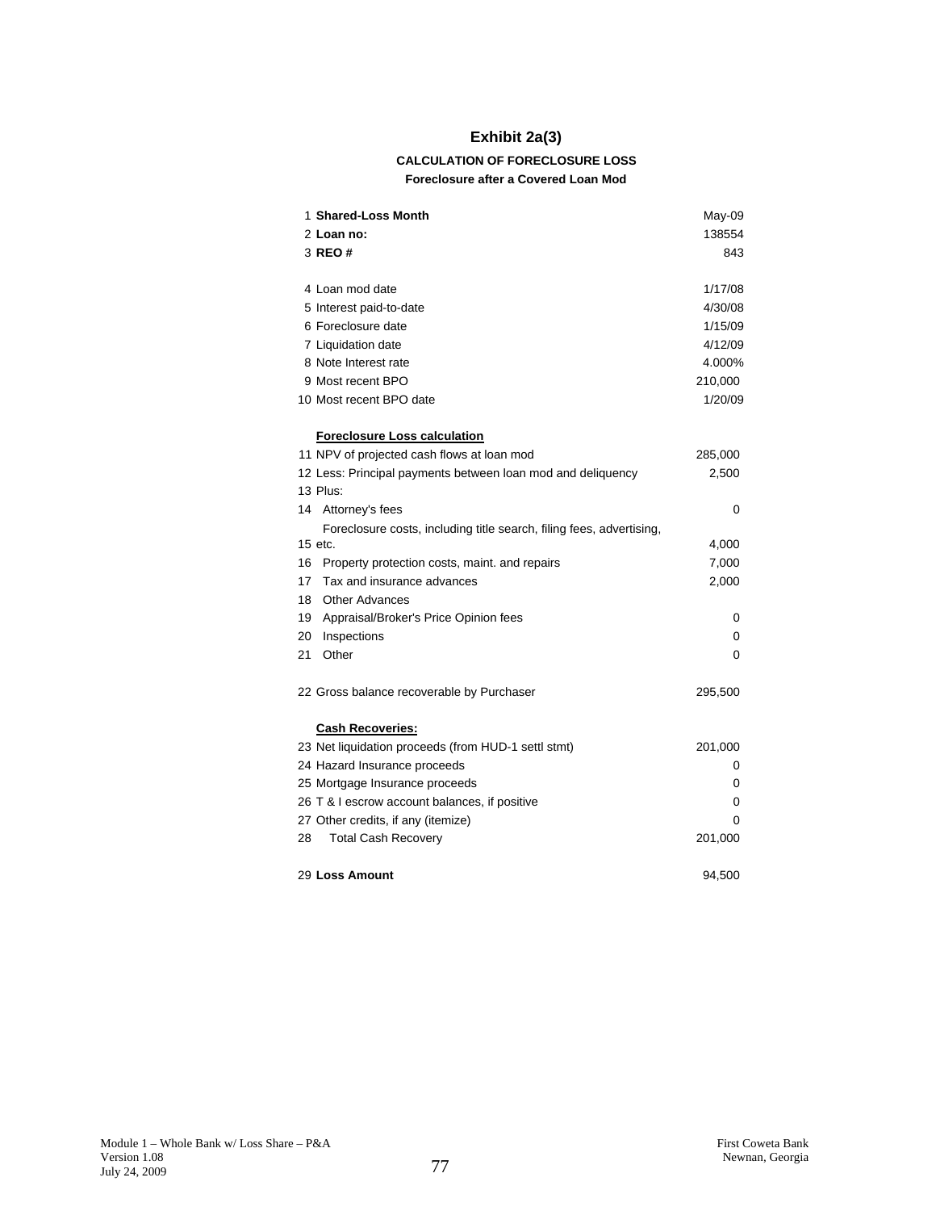# Exhibit 2a(3)

**CALCULATION OF FORECLOSURE LOSS**

**Foreclosure after a Covered Loan Mod**

| | | |
|---|---|---|
| 1 | **Shared-Loss Month** | May-09 |
| 2 | **Loan no:** | 138554 |
| 3 | **REO #** | 843 |
| | | |
| 4 | Loan mod date | 1/17/08 |
| 5 | Interest paid-to-date | 4/30/08 |
| 6 | Foreclosure date | 1/15/09 |
| 7 | Liquidation date | 4/12/09 |
| 8 | Note Interest rate | 4.000% |
| 9 | Most recent BPO | 210,000 |
| 10 | Most recent BPO date | 1/20/09 |
| | | |
| | **Foreclosure Loss calculation** | |
| 11 | NPV of projected cash flows at loan mod | 285,000 |
| 12 | Less: Principal payments between loan mod and deliquency | 2,500 |
| 13 | Plus: | |
| 14 | Attorney's fees | 0 |
| 15 | Foreclosure costs, including title search, filing fees, advertising, etc. | 4,000 |
| 16 | Property protection costs, maint. and repairs | 7,000 |
| 17 | Tax and insurance advances | 2,000 |
| 18 | Other Advances | |
| 19 | Appraisal/Broker's Price Opinion fees | 0 |
| 20 | Inspections | 0 |
| 21 | Other | 0 |
| | | |
| 22 | Gross balance recoverable by Purchaser | 295,500 |
| | | |
| | **Cash Recoveries:** | |
| 23 | Net liquidation proceeds (from HUD-1 settl stmt) | 201,000 |
| 24 | Hazard Insurance proceeds | 0 |
| 25 | Mortgage Insurance proceeds | 0 |
| 26 | T & I escrow account balances, if positive | 0 |
| 27 | Other credits, if any (itemize) | 0 |
| 28 | Total Cash Recovery | 201,000 |
| | | |
| 29 | **Loss Amount** | 94,500 |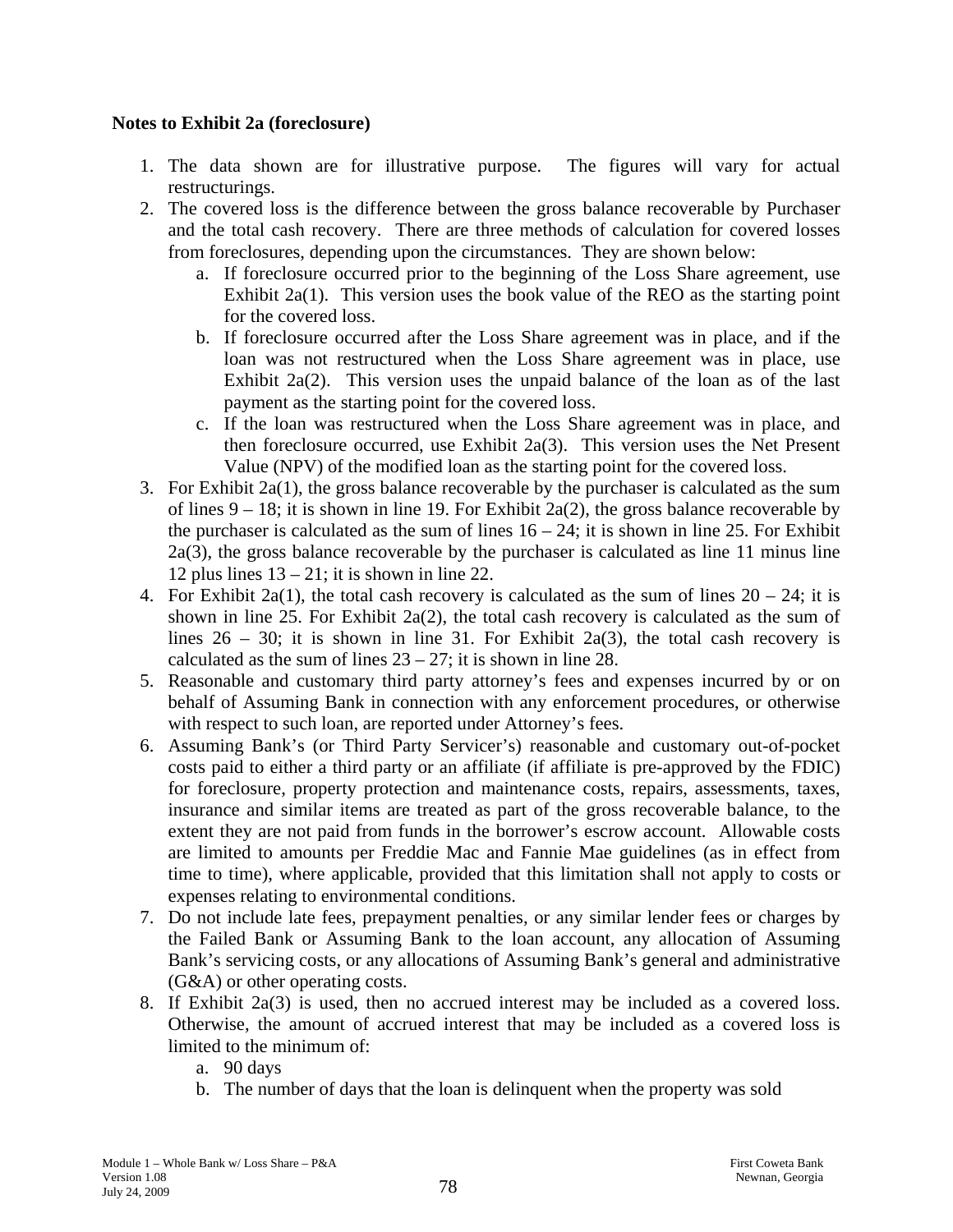**Notes to Exhibit 2a (foreclosure)**

1. The data shown are for illustrative purpose. The figures will vary for actual restructurings.
2. The covered loss is the difference between the gross balance recoverable by Purchaser and the total cash recovery. There are three methods of calculation for covered losses from foreclosures, depending upon the circumstances. They are shown below:
   a. If foreclosure occurred prior to the beginning of the Loss Share agreement, use Exhibit 2a(1). This version uses the book value of the REO as the starting point for the covered loss.
   b. If foreclosure occurred after the Loss Share agreement was in place, and if the loan was not restructured when the Loss Share agreement was in place, use Exhibit 2a(2). This version uses the unpaid balance of the loan as of the last payment as the starting point for the covered loss.
   c. If the loan was restructured when the Loss Share agreement was in place, and then foreclosure occurred, use Exhibit 2a(3). This version uses the Net Present Value (NPV) of the modified loan as the starting point for the covered loss.
3. For Exhibit 2a(1), the gross balance recoverable by the purchaser is calculated as the sum of lines 9 – 18; it is shown in line 19. For Exhibit 2a(2), the gross balance recoverable by the purchaser is calculated as the sum of lines 16 – 24; it is shown in line 25. For Exhibit 2a(3), the gross balance recoverable by the purchaser is calculated as line 11 minus line 12 plus lines 13 – 21; it is shown in line 22.
4. For Exhibit 2a(1), the total cash recovery is calculated as the sum of lines 20 – 24; it is shown in line 25. For Exhibit 2a(2), the total cash recovery is calculated as the sum of lines 26 – 30; it is shown in line 31. For Exhibit 2a(3), the total cash recovery is calculated as the sum of lines 23 – 27; it is shown in line 28.
5. Reasonable and customary third party attorney's fees and expenses incurred by or on behalf of Assuming Bank in connection with any enforcement procedures, or otherwise with respect to such loan, are reported under Attorney's fees.
6. Assuming Bank's (or Third Party Servicer's) reasonable and customary out-of-pocket costs paid to either a third party or an affiliate (if affiliate is pre-approved by the FDIC) for foreclosure, property protection and maintenance costs, repairs, assessments, taxes, insurance and similar items are treated as part of the gross recoverable balance, to the extent they are not paid from funds in the borrower's escrow account. Allowable costs are limited to amounts per Freddie Mac and Fannie Mae guidelines (as in effect from time to time), where applicable, provided that this limitation shall not apply to costs or expenses relating to environmental conditions.
7. Do not include late fees, prepayment penalties, or any similar lender fees or charges by the Failed Bank or Assuming Bank to the loan account, any allocation of Assuming Bank's servicing costs, or any allocations of Assuming Bank's general and administrative (G&A) or other operating costs.
8. If Exhibit 2a(3) is used, then no accrued interest may be included as a covered loss. Otherwise, the amount of accrued interest that may be included as a covered loss is limited to the minimum of:
   a. 90 days
   b. The number of days that the loan is delinquent when the property was sold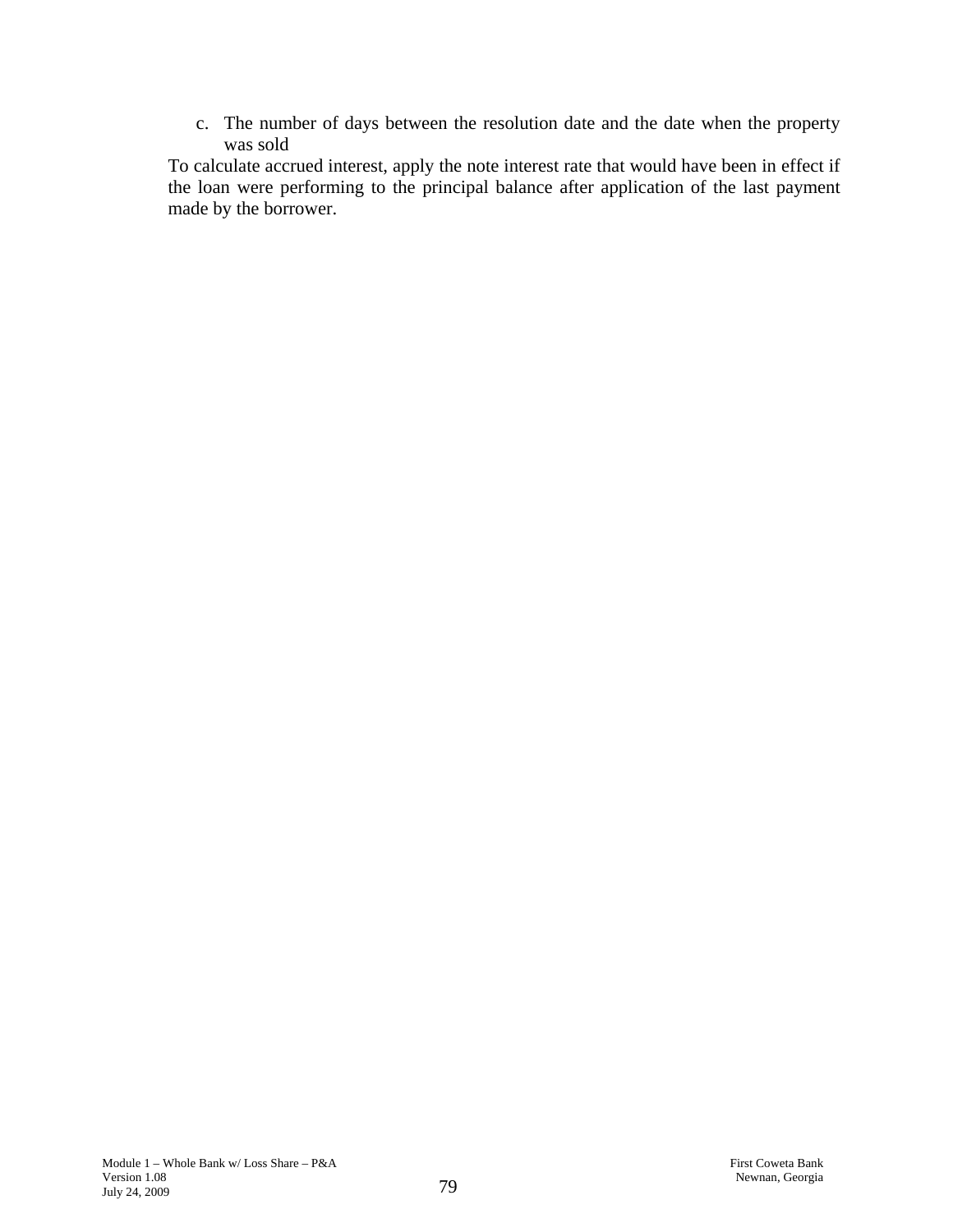c. The number of days between the resolution date and the date when the property was sold

To calculate accrued interest, apply the note interest rate that would have been in effect if the loan were performing to the principal balance after application of the last payment made by the borrower.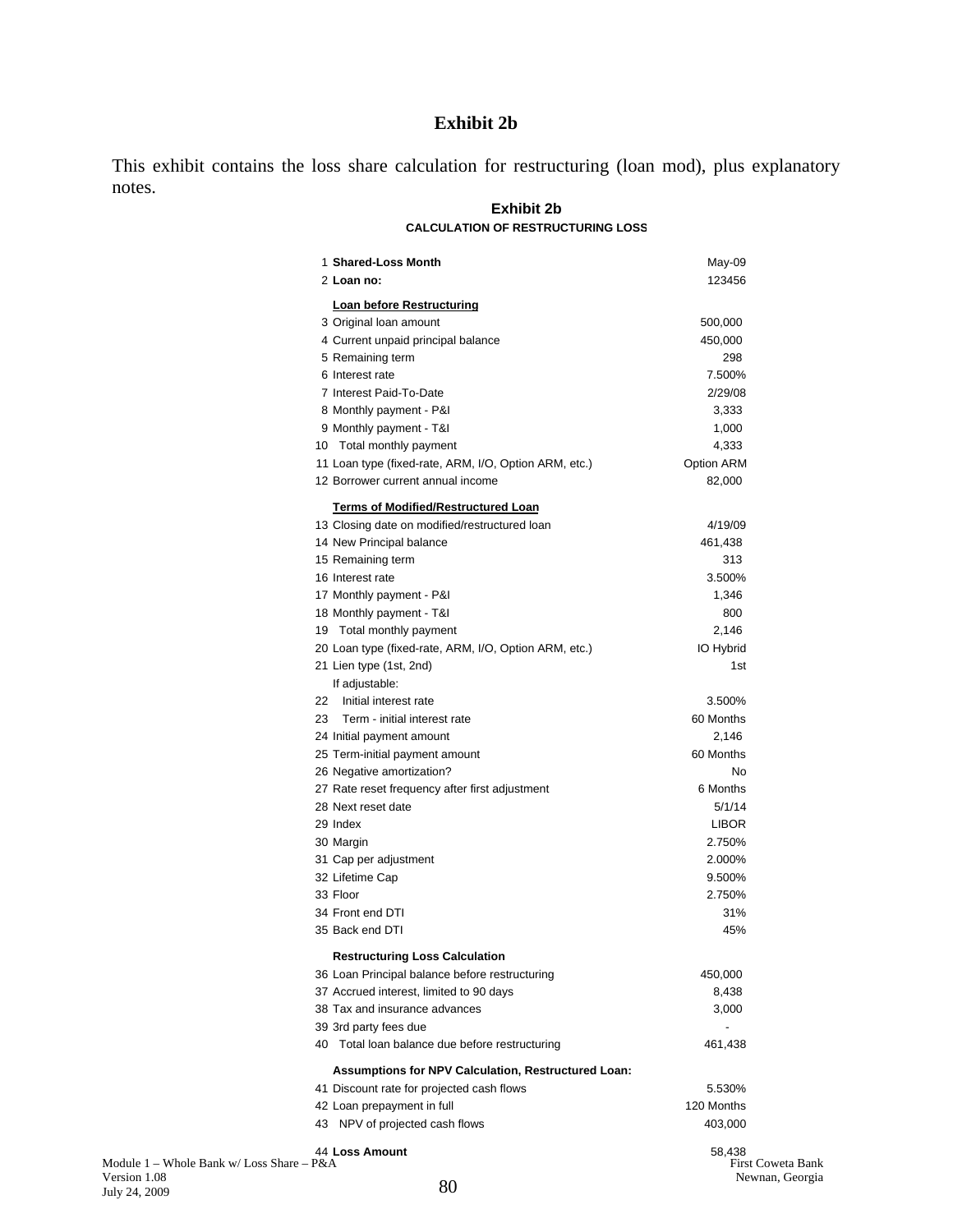# Exhibit 2b

This exhibit contains the loss share calculation for restructuring (loan mod), plus explanatory notes.

## Exhibit 2b

### CALCULATION OF RESTRUCTURING LOSS

| # | Item | Value |
|---|---|---|
| 1 | **Shared-Loss Month** | May-09 |
| 2 | **Loan no:** | 123456 |
| | **Loan before Restructuring** | |
| 3 | Original loan amount | 500,000 |
| 4 | Current unpaid principal balance | 450,000 |
| 5 | Remaining term | 298 |
| 6 | Interest rate | 7.500% |
| 7 | Interest Paid-To-Date | 2/29/08 |
| 8 | Monthly payment - P&I | 3,333 |
| 9 | Monthly payment - T&I | 1,000 |
| 10 | Total monthly payment | 4,333 |
| 11 | Loan type (fixed-rate, ARM, I/O, Option ARM, etc.) | Option ARM |
| 12 | Borrower current annual income | 82,000 |
| | **Terms of Modified/Restructured Loan** | |
| 13 | Closing date on modified/restructured loan | 4/19/09 |
| 14 | New Principal balance | 461,438 |
| 15 | Remaining term | 313 |
| 16 | Interest rate | 3.500% |
| 17 | Monthly payment - P&I | 1,346 |
| 18 | Monthly payment - T&I | 800 |
| 19 | Total monthly payment | 2,146 |
| 20 | Loan type (fixed-rate, ARM, I/O, Option ARM, etc.) | IO Hybrid |
| 21 | Lien type (1st, 2nd) | 1st |
| | If adjustable: | |
| 22 | Initial interest rate | 3.500% |
| 23 | Term - initial interest rate | 60 Months |
| 24 | Initial payment amount | 2,146 |
| 25 | Term-initial payment amount | 60 Months |
| 26 | Negative amortization? | No |
| 27 | Rate reset frequency after first adjustment | 6 Months |
| 28 | Next reset date | 5/1/14 |
| 29 | Index | LIBOR |
| 30 | Margin | 2.750% |
| 31 | Cap per adjustment | 2.000% |
| 32 | Lifetime Cap | 9.500% |
| 33 | Floor | 2.750% |
| 34 | Front end DTI | 31% |
| 35 | Back end DTI | 45% |
| | **Restructuring Loss Calculation** | |
| 36 | Loan Principal balance before restructuring | 450,000 |
| 37 | Accrued interest, limited to 90 days | 8,438 |
| 38 | Tax and insurance advances | 3,000 |
| 39 | 3rd party fees due | - |
| 40 | Total loan balance due before restructuring | 461,438 |
| | **Assumptions for NPV Calculation, Restructured Loan:** | |
| 41 | Discount rate for projected cash flows | 5.530% |
| 42 | Loan prepayment in full | 120 Months |
| 43 | NPV of projected cash flows | 403,000 |
| 44 | **Loss Amount** | 58,438 |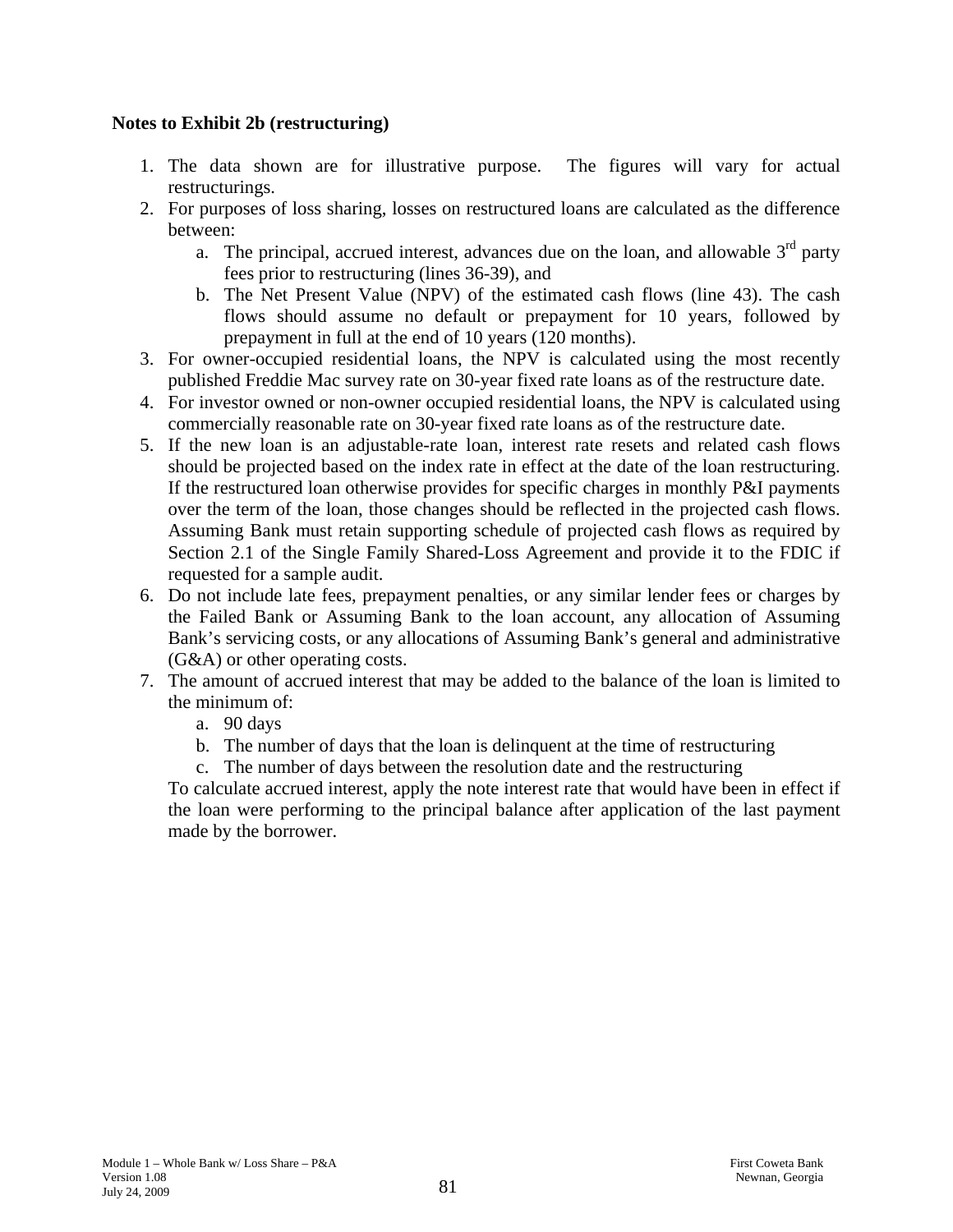**Notes to Exhibit 2b (restructuring)**

1. The data shown are for illustrative purpose. The figures will vary for actual restructurings.
2. For purposes of loss sharing, losses on restructured loans are calculated as the difference between:
   a. The principal, accrued interest, advances due on the loan, and allowable 3rd party fees prior to restructuring (lines 36-39), and
   b. The Net Present Value (NPV) of the estimated cash flows (line 43). The cash flows should assume no default or prepayment for 10 years, followed by prepayment in full at the end of 10 years (120 months).
3. For owner-occupied residential loans, the NPV is calculated using the most recently published Freddie Mac survey rate on 30-year fixed rate loans as of the restructure date.
4. For investor owned or non-owner occupied residential loans, the NPV is calculated using commercially reasonable rate on 30-year fixed rate loans as of the restructure date.
5. If the new loan is an adjustable-rate loan, interest rate resets and related cash flows should be projected based on the index rate in effect at the date of the loan restructuring. If the restructured loan otherwise provides for specific charges in monthly P&I payments over the term of the loan, those changes should be reflected in the projected cash flows. Assuming Bank must retain supporting schedule of projected cash flows as required by Section 2.1 of the Single Family Shared-Loss Agreement and provide it to the FDIC if requested for a sample audit.
6. Do not include late fees, prepayment penalties, or any similar lender fees or charges by the Failed Bank or Assuming Bank to the loan account, any allocation of Assuming Bank's servicing costs, or any allocations of Assuming Bank's general and administrative (G&A) or other operating costs.
7. The amount of accrued interest that may be added to the balance of the loan is limited to the minimum of:
   a. 90 days
   b. The number of days that the loan is delinquent at the time of restructuring
   c. The number of days between the resolution date and the restructuring

   To calculate accrued interest, apply the note interest rate that would have been in effect if the loan were performing to the principal balance after application of the last payment made by the borrower.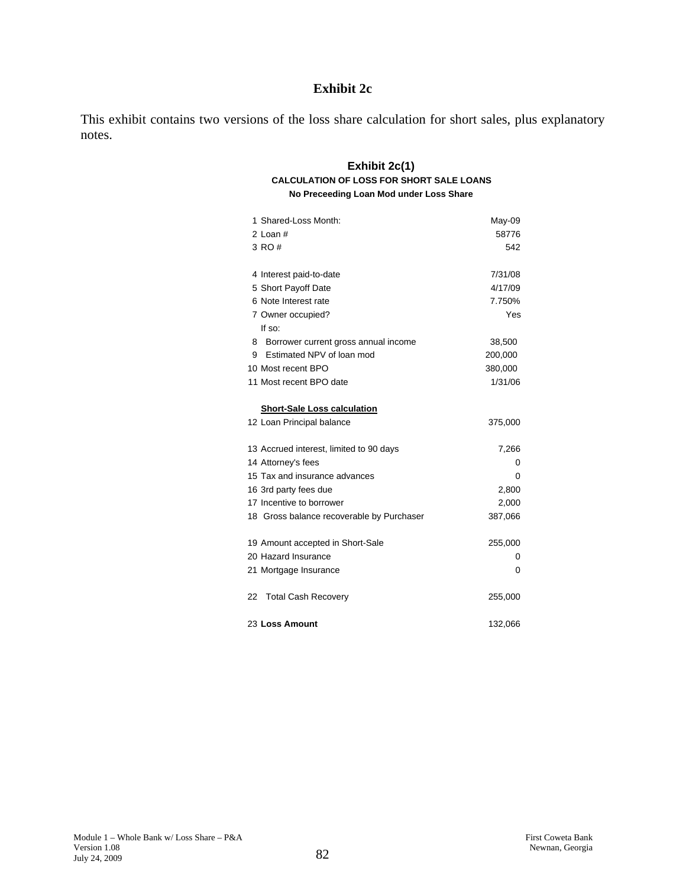# Exhibit 2c

This exhibit contains two versions of the loss share calculation for short sales, plus explanatory notes.

## Exhibit 2c(1)

**CALCULATION OF LOSS FOR SHORT SALE LOANS**

**No Preceeding Loan Mod under Loss Share**

| | |
|---|---|
| 1 Shared-Loss Month: | May-09 |
| 2 Loan # | 58776 |
| 3 RO # | 542 |
| | |
| 4 Interest paid-to-date | 7/31/08 |
| 5 Short Payoff Date | 4/17/09 |
| 6 Note Interest rate | 7.750% |
| 7 Owner occupied? | Yes |
| If so: | |
| 8 Borrower current gross annual income | 38,500 |
| 9 Estimated NPV of loan mod | 200,000 |
| 10 Most recent BPO | 380,000 |
| 11 Most recent BPO date | 1/31/06 |
| | |
| **Short-Sale Loss calculation** | |
| 12 Loan Principal balance | 375,000 |
| | |
| 13 Accrued interest, limited to 90 days | 7,266 |
| 14 Attorney's fees | 0 |
| 15 Tax and insurance advances | 0 |
| 16 3rd party fees due | 2,800 |
| 17 Incentive to borrower | 2,000 |
| 18 Gross balance recoverable by Purchaser | 387,066 |
| | |
| 19 Amount accepted in Short-Sale | 255,000 |
| 20 Hazard Insurance | 0 |
| 21 Mortgage Insurance | 0 |
| | |
| 22 Total Cash Recovery | 255,000 |
| | |
| 23 **Loss Amount** | 132,066 |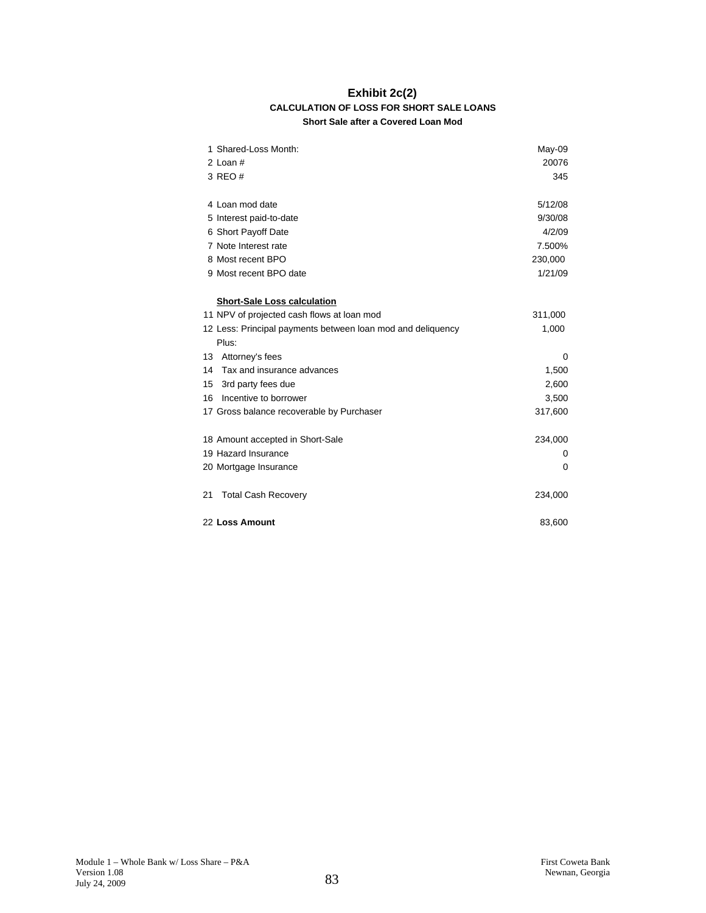# Exhibit 2c(2)

## CALCULATION OF LOSS FOR SHORT SALE LOANS

### Short Sale after a Covered Loan Mod

| | | |
|---|---|---|
| 1 | Shared-Loss Month: | May-09 |
| 2 | Loan # | 20076 |
| 3 | REO # | 345 |
| | | |
| 4 | Loan mod date | 5/12/08 |
| 5 | Interest paid-to-date | 9/30/08 |
| 6 | Short Payoff Date | 4/2/09 |
| 7 | Note Interest rate | 7.500% |
| 8 | Most recent BPO | 230,000 |
| 9 | Most recent BPO date | 1/21/09 |
| | | |
| | **Short-Sale Loss calculation** | |
| 11 | NPV of projected cash flows at loan mod | 311,000 |
| 12 | Less: Principal payments between loan mod and deliquency | 1,000 |
| | Plus: | |
| 13 | Attorney's fees | 0 |
| 14 | Tax and insurance advances | 1,500 |
| 15 | 3rd party fees due | 2,600 |
| 16 | Incentive to borrower | 3,500 |
| 17 | Gross balance recoverable by Purchaser | 317,600 |
| | | |
| 18 | Amount accepted in Short-Sale | 234,000 |
| 19 | Hazard Insurance | 0 |
| 20 | Mortgage Insurance | 0 |
| | | |
| 21 | Total Cash Recovery | 234,000 |
| | | |
| 22 | **Loss Amount** | 83,600 |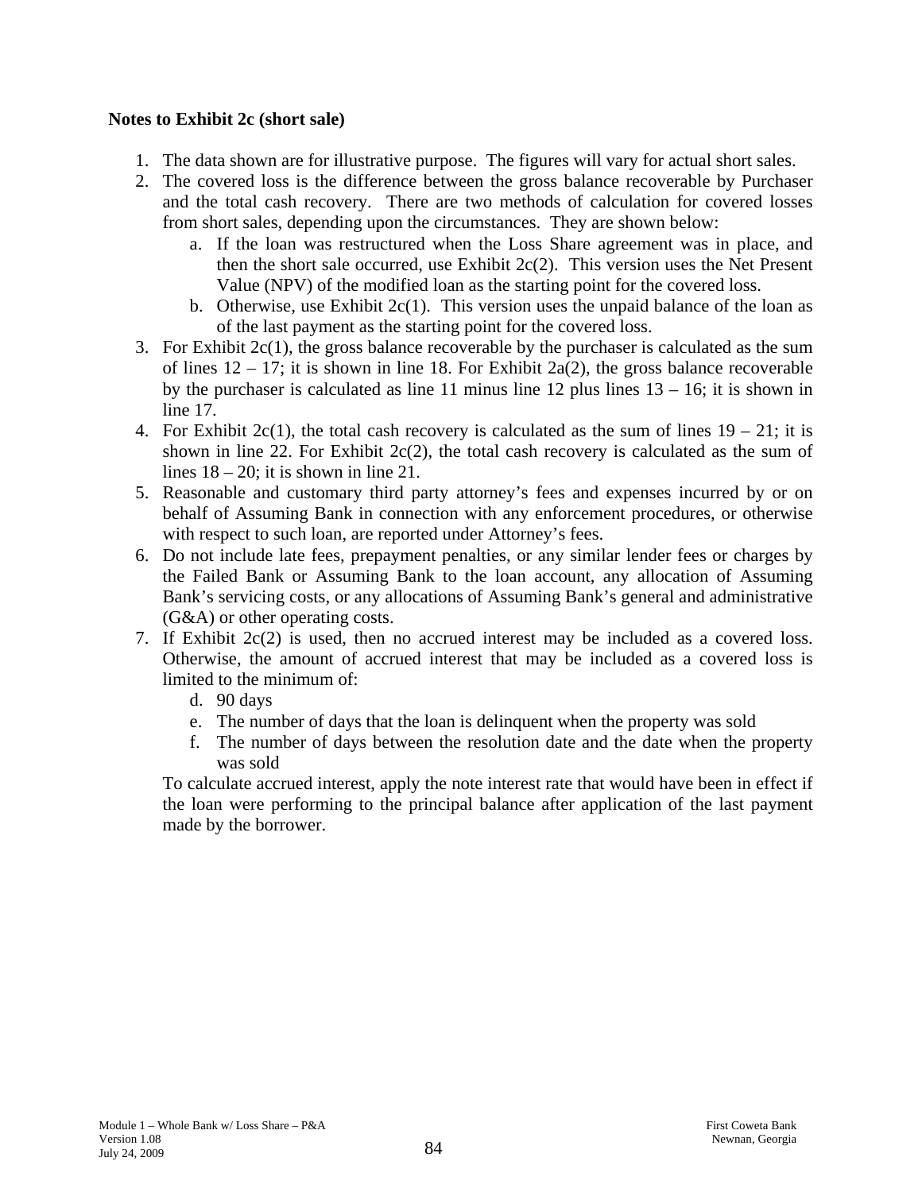**Notes to Exhibit 2c (short sale)**

1. The data shown are for illustrative purpose. The figures will vary for actual short sales.
2. The covered loss is the difference between the gross balance recoverable by Purchaser and the total cash recovery. There are two methods of calculation for covered losses from short sales, depending upon the circumstances. They are shown below:
   a. If the loan was restructured when the Loss Share agreement was in place, and then the short sale occurred, use Exhibit 2c(2). This version uses the Net Present Value (NPV) of the modified loan as the starting point for the covered loss.
   b. Otherwise, use Exhibit 2c(1). This version uses the unpaid balance of the loan as of the last payment as the starting point for the covered loss.
3. For Exhibit 2c(1), the gross balance recoverable by the purchaser is calculated as the sum of lines 12 – 17; it is shown in line 18. For Exhibit 2a(2), the gross balance recoverable by the purchaser is calculated as line 11 minus line 12 plus lines 13 – 16; it is shown in line 17.
4. For Exhibit 2c(1), the total cash recovery is calculated as the sum of lines 19 – 21; it is shown in line 22. For Exhibit 2c(2), the total cash recovery is calculated as the sum of lines 18 – 20; it is shown in line 21.
5. Reasonable and customary third party attorney's fees and expenses incurred by or on behalf of Assuming Bank in connection with any enforcement procedures, or otherwise with respect to such loan, are reported under Attorney's fees.
6. Do not include late fees, prepayment penalties, or any similar lender fees or charges by the Failed Bank or Assuming Bank to the loan account, any allocation of Assuming Bank's servicing costs, or any allocations of Assuming Bank's general and administrative (G&A) or other operating costs.
7. If Exhibit 2c(2) is used, then no accrued interest may be included as a covered loss. Otherwise, the amount of accrued interest that may be included as a covered loss is limited to the minimum of:
   d. 90 days
   e. The number of days that the loan is delinquent when the property was sold
   f. The number of days between the resolution date and the date when the property was sold

   To calculate accrued interest, apply the note interest rate that would have been in effect if the loan were performing to the principal balance after application of the last payment made by the borrower.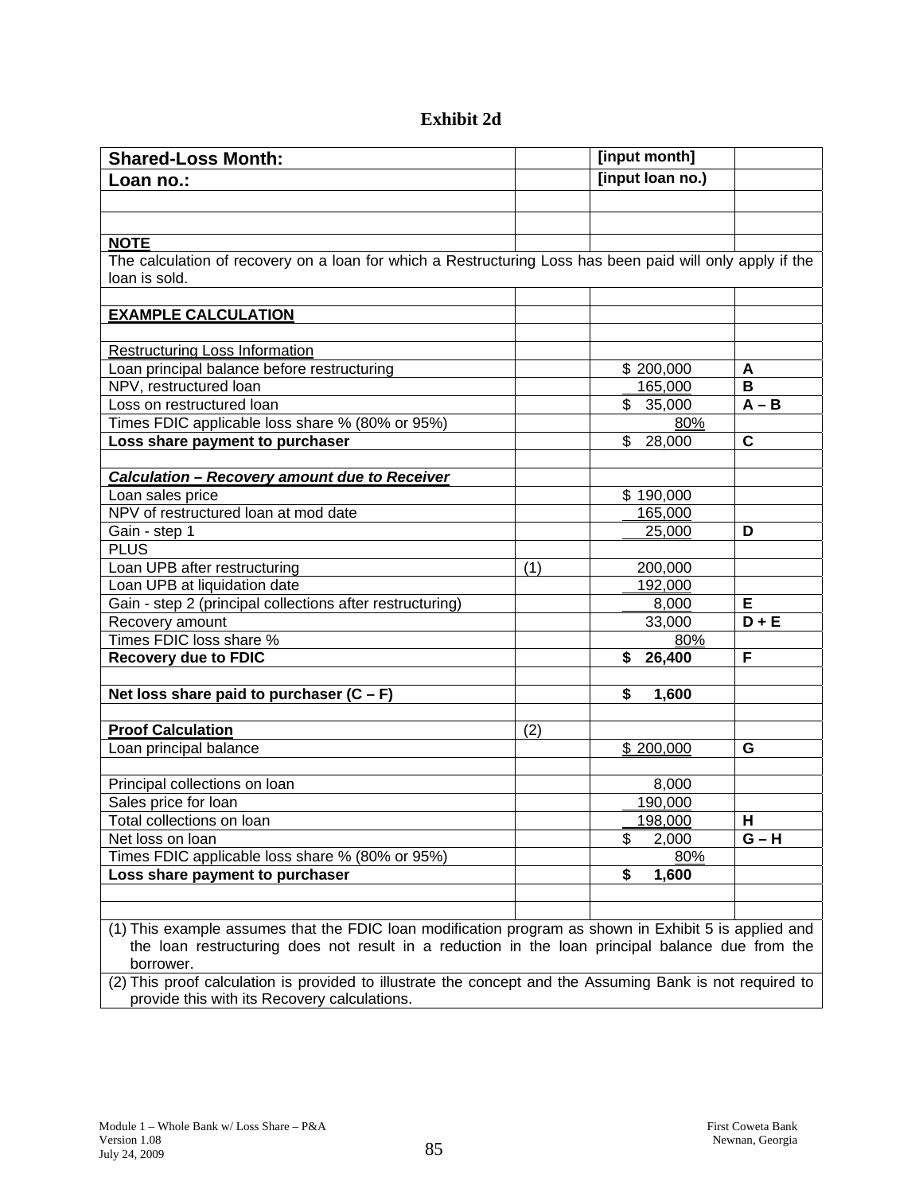# Exhibit 2d

| Shared-Loss Month: | | [input month] | |
|---|---|---|---|
| **Loan no.:** | | **[input loan no.)** | |
| | | | |
| | | | |
| **NOTE** | | | |
| The calculation of recovery on a loan for which a Restructuring Loss has been paid will only apply if the loan is sold. | | | |
| | | | |
| **EXAMPLE CALCULATION** | | | |
| | | | |
| Restructuring Loss Information | | | |
| Loan principal balance before restructuring | | $ 200,000 | A |
| NPV, restructured loan | | 165,000 | B |
| Loss on restructured loan | | $ 35,000 | A – B |
| Times FDIC applicable loss share % (80% or 95%) | | 80% | |
| **Loss share payment to purchaser** | | $ 28,000 | C |
| | | | |
| ***Calculation – Recovery amount due to Receiver*** | | | |
| Loan sales price | | $ 190,000 | |
| NPV of restructured loan at mod date | | 165,000 | |
| Gain - step 1 | | 25,000 | D |
| PLUS | | | |
| Loan UPB after restructuring | (1) | 200,000 | |
| Loan UPB at liquidation date | | 192,000 | |
| Gain - step 2 (principal collections after restructuring) | | 8,000 | E |
| Recovery amount | | 33,000 | D + E |
| Times FDIC loss share % | | 80% | |
| **Recovery due to FDIC** | | **$ 26,400** | F |
| | | | |
| **Net loss share paid to purchaser (C – F)** | | **$ 1,600** | |
| | | | |
| **Proof Calculation** | (2) | | |
| Loan principal balance | | $ 200,000 | G |
| | | | |
| Principal collections on loan | | 8,000 | |
| Sales price for loan | | 190,000 | |
| Total collections on loan | | 198,000 | H |
| Net loss on loan | | $ 2,000 | G – H |
| Times FDIC applicable loss share % (80% or 95%) | | 80% | |
| **Loss share payment to purchaser** | | **$ 1,600** | |
| | | | |
| | | | |

(1) This example assumes that the FDIC loan modification program as shown in Exhibit 5 is applied and the loan restructuring does not result in a reduction in the loan principal balance due from the borrower.

(2) This proof calculation is provided to illustrate the concept and the Assuming Bank is not required to provide this with its Recovery calculations.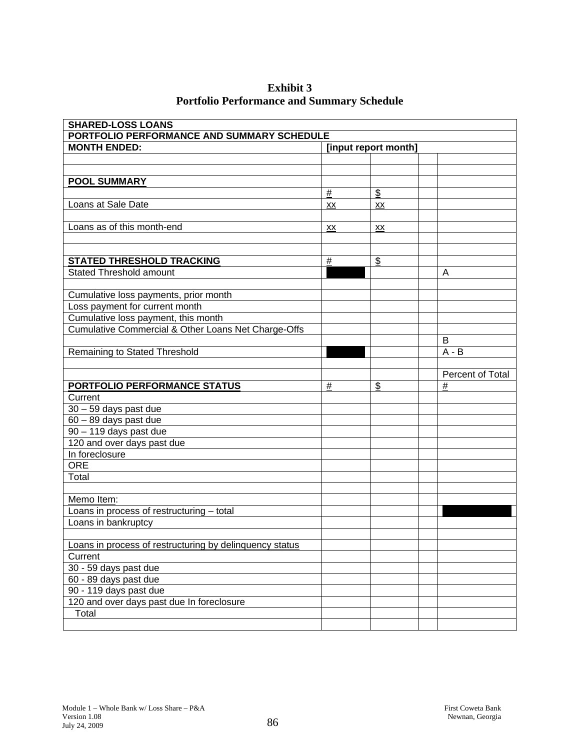# Exhibit 3
## Portfolio Performance and Summary Schedule

| SHARED-LOSS LOANS | | | | |
|---|---|---|---|---|
| **PORTFOLIO PERFORMANCE AND SUMMARY SCHEDULE** | | | | |
| **MONTH ENDED:** | **[input report month]** | | | |
| | | | | |
| | | | | |
| **POOL SUMMARY** | | | | |
| | # | $ | | |
| Loans at Sale Date | xx | xx | | |
| | | | | |
| Loans as of this month-end | xx | xx | | |
| | | | | |
| | | | | |
| **STATED THRESHOLD TRACKING** | # | $ | | |
| Stated Threshold amount | | | | A |
| | | | | |
| Cumulative loss payments, prior month | | | | |
| Loss payment for current month | | | | |
| Cumulative loss payment, this month | | | | |
| Cumulative Commercial & Other Loans Net Charge-Offs | | | | |
| | | | | B |
| Remaining to Stated Threshold | | | | A - B |
| | | | | |
| | | | | Percent of Total |
| **PORTFOLIO PERFORMANCE STATUS** | # | $ | | # |
| Current | | | | |
| 30 – 59 days past due | | | | |
| 60 – 89 days past due | | | | |
| 90 – 119 days past due | | | | |
| 120 and over days past due | | | | |
| In foreclosure | | | | |
| ORE | | | | |
| Total | | | | |
| | | | | |
| Memo Item: | | | | |
| Loans in process of restructuring – total | | | | |
| Loans in bankruptcy | | | | |
| | | | | |
| Loans in process of restructuring by delinquency status | | | | |
| Current | | | | |
| 30 - 59 days past due | | | | |
| 60 - 89 days past due | | | | |
| 90 - 119 days past due | | | | |
| 120 and over days past due In foreclosure | | | | |
| Total | | | | |
| | | | | |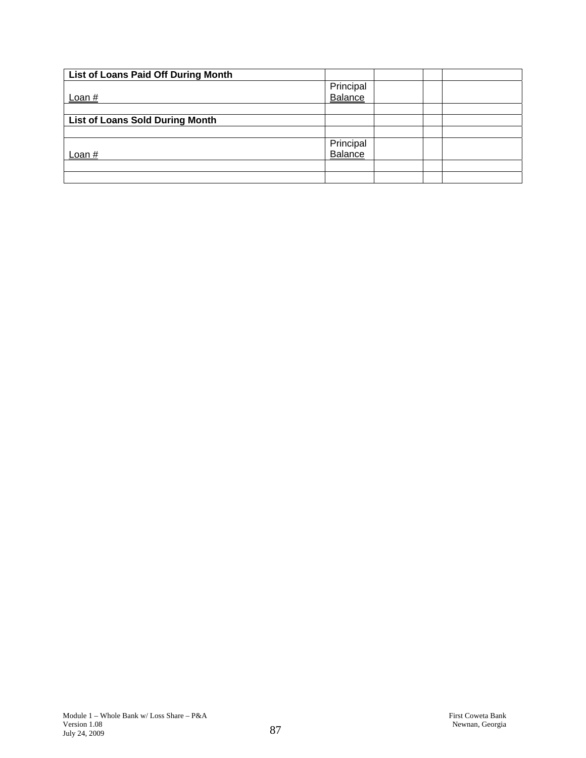| **List of Loans Paid Off During Month** | | | | |
| --- | --- | --- | --- | --- |
| Loan # | Principal Balance | | | |
| | | | | |
| **List of Loans Sold During Month** | | | | |
| | | | | |
| Loan # | Principal Balance | | | |
| | | | | |
| | | | | |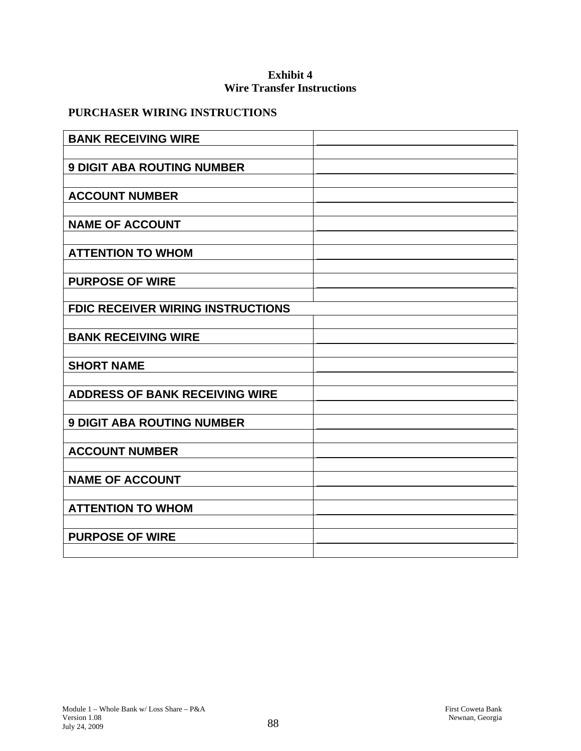# Exhibit 4
## Wire Transfer Instructions

**PURCHASER WIRING INSTRUCTIONS**

| | |
|---|---|
| **BANK RECEIVING WIRE** | ______________________________ |
| | |
| **9 DIGIT ABA ROUTING NUMBER** | ______________________________ |
| | |
| **ACCOUNT NUMBER** | ______________________________ |
| | |
| **NAME OF ACCOUNT** | ______________________________ |
| | |
| **ATTENTION TO WHOM** | ______________________________ |
| | |
| **PURPOSE OF WIRE** | ______________________________ |
| | |
| **FDIC RECEIVER WIRING INSTRUCTIONS** | |
| | |
| **BANK RECEIVING WIRE** | ______________________________ |
| | |
| **SHORT NAME** | ______________________________ |
| | |
| **ADDRESS OF BANK RECEIVING WIRE** | ______________________________ |
| | |
| **9 DIGIT ABA ROUTING NUMBER** | ______________________________ |
| | |
| **ACCOUNT NUMBER** | ______________________________ |
| | |
| **NAME OF ACCOUNT** | ______________________________ |
| | |
| **ATTENTION TO WHOM** | ______________________________ |
| | |
| **PURPOSE OF WIRE** | ______________________________ |
| | |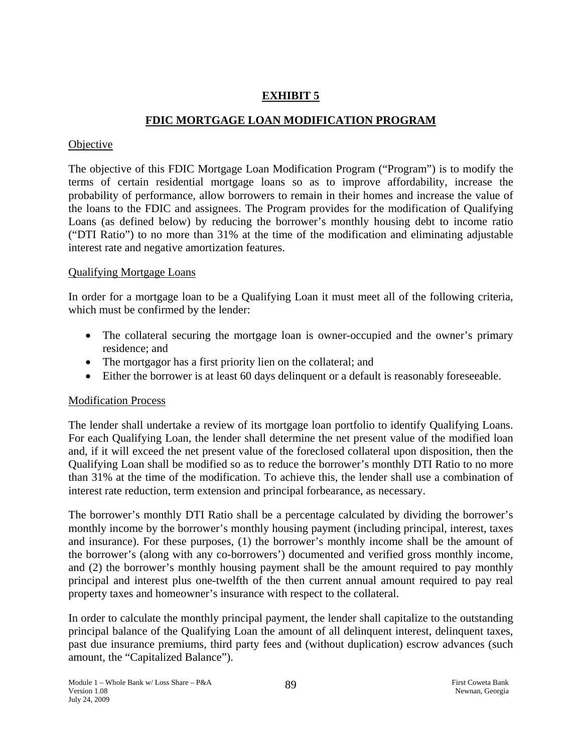# EXHIBIT 5

## FDIC MORTGAGE LOAN MODIFICATION PROGRAM

Objective

The objective of this FDIC Mortgage Loan Modification Program ("Program") is to modify the terms of certain residential mortgage loans so as to improve affordability, increase the probability of performance, allow borrowers to remain in their homes and increase the value of the loans to the FDIC and assignees. The Program provides for the modification of Qualifying Loans (as defined below) by reducing the borrower's monthly housing debt to income ratio ("DTI Ratio") to no more than 31% at the time of the modification and eliminating adjustable interest rate and negative amortization features.

Qualifying Mortgage Loans

In order for a mortgage loan to be a Qualifying Loan it must meet all of the following criteria, which must be confirmed by the lender:

- The collateral securing the mortgage loan is owner-occupied and the owner's primary residence; and
- The mortgagor has a first priority lien on the collateral; and
- Either the borrower is at least 60 days delinquent or a default is reasonably foreseeable.

Modification Process

The lender shall undertake a review of its mortgage loan portfolio to identify Qualifying Loans. For each Qualifying Loan, the lender shall determine the net present value of the modified loan and, if it will exceed the net present value of the foreclosed collateral upon disposition, then the Qualifying Loan shall be modified so as to reduce the borrower's monthly DTI Ratio to no more than 31% at the time of the modification. To achieve this, the lender shall use a combination of interest rate reduction, term extension and principal forbearance, as necessary.

The borrower's monthly DTI Ratio shall be a percentage calculated by dividing the borrower's monthly income by the borrower's monthly housing payment (including principal, interest, taxes and insurance). For these purposes, (1) the borrower's monthly income shall be the amount of the borrower's (along with any co-borrowers') documented and verified gross monthly income, and (2) the borrower's monthly housing payment shall be the amount required to pay monthly principal and interest plus one-twelfth of the then current annual amount required to pay real property taxes and homeowner's insurance with respect to the collateral.

In order to calculate the monthly principal payment, the lender shall capitalize to the outstanding principal balance of the Qualifying Loan the amount of all delinquent interest, delinquent taxes, past due insurance premiums, third party fees and (without duplication) escrow advances (such amount, the "Capitalized Balance").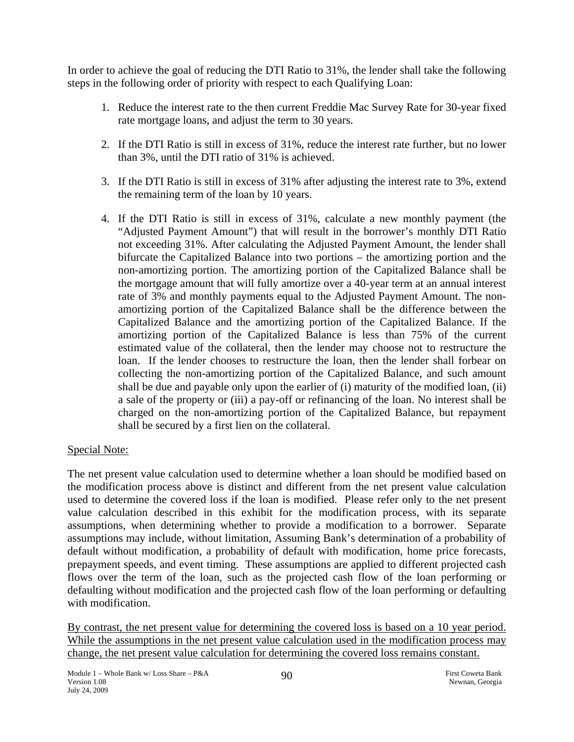In order to achieve the goal of reducing the DTI Ratio to 31%, the lender shall take the following steps in the following order of priority with respect to each Qualifying Loan:

1. Reduce the interest rate to the then current Freddie Mac Survey Rate for 30-year fixed rate mortgage loans, and adjust the term to 30 years.

2. If the DTI Ratio is still in excess of 31%, reduce the interest rate further, but no lower than 3%, until the DTI ratio of 31% is achieved.

3. If the DTI Ratio is still in excess of 31% after adjusting the interest rate to 3%, extend the remaining term of the loan by 10 years.

4. If the DTI Ratio is still in excess of 31%, calculate a new monthly payment (the "Adjusted Payment Amount") that will result in the borrower's monthly DTI Ratio not exceeding 31%. After calculating the Adjusted Payment Amount, the lender shall bifurcate the Capitalized Balance into two portions – the amortizing portion and the non-amortizing portion. The amortizing portion of the Capitalized Balance shall be the mortgage amount that will fully amortize over a 40-year term at an annual interest rate of 3% and monthly payments equal to the Adjusted Payment Amount. The non-amortizing portion of the Capitalized Balance shall be the difference between the Capitalized Balance and the amortizing portion of the Capitalized Balance. If the amortizing portion of the Capitalized Balance is less than 75% of the current estimated value of the collateral, then the lender may choose not to restructure the loan. If the lender chooses to restructure the loan, then the lender shall forbear on collecting the non-amortizing portion of the Capitalized Balance, and such amount shall be due and payable only upon the earlier of (i) maturity of the modified loan, (ii) a sale of the property or (iii) a pay-off or refinancing of the loan. No interest shall be charged on the non-amortizing portion of the Capitalized Balance, but repayment shall be secured by a first lien on the collateral.

<u>Special Note:</u>

The net present value calculation used to determine whether a loan should be modified based on the modification process above is distinct and different from the net present value calculation used to determine the covered loss if the loan is modified. Please refer only to the net present value calculation described in this exhibit for the modification process, with its separate assumptions, when determining whether to provide a modification to a borrower. Separate assumptions may include, without limitation, Assuming Bank's determination of a probability of default without modification, a probability of default with modification, home price forecasts, prepayment speeds, and event timing. These assumptions are applied to different projected cash flows over the term of the loan, such as the projected cash flow of the loan performing or defaulting without modification and the projected cash flow of the loan performing or defaulting with modification.

<u>By contrast, the net present value for determining the covered loss is based on a 10 year period. While the assumptions in the net present value calculation used in the modification process may change, the net present value calculation for determining the covered loss remains constant.</u>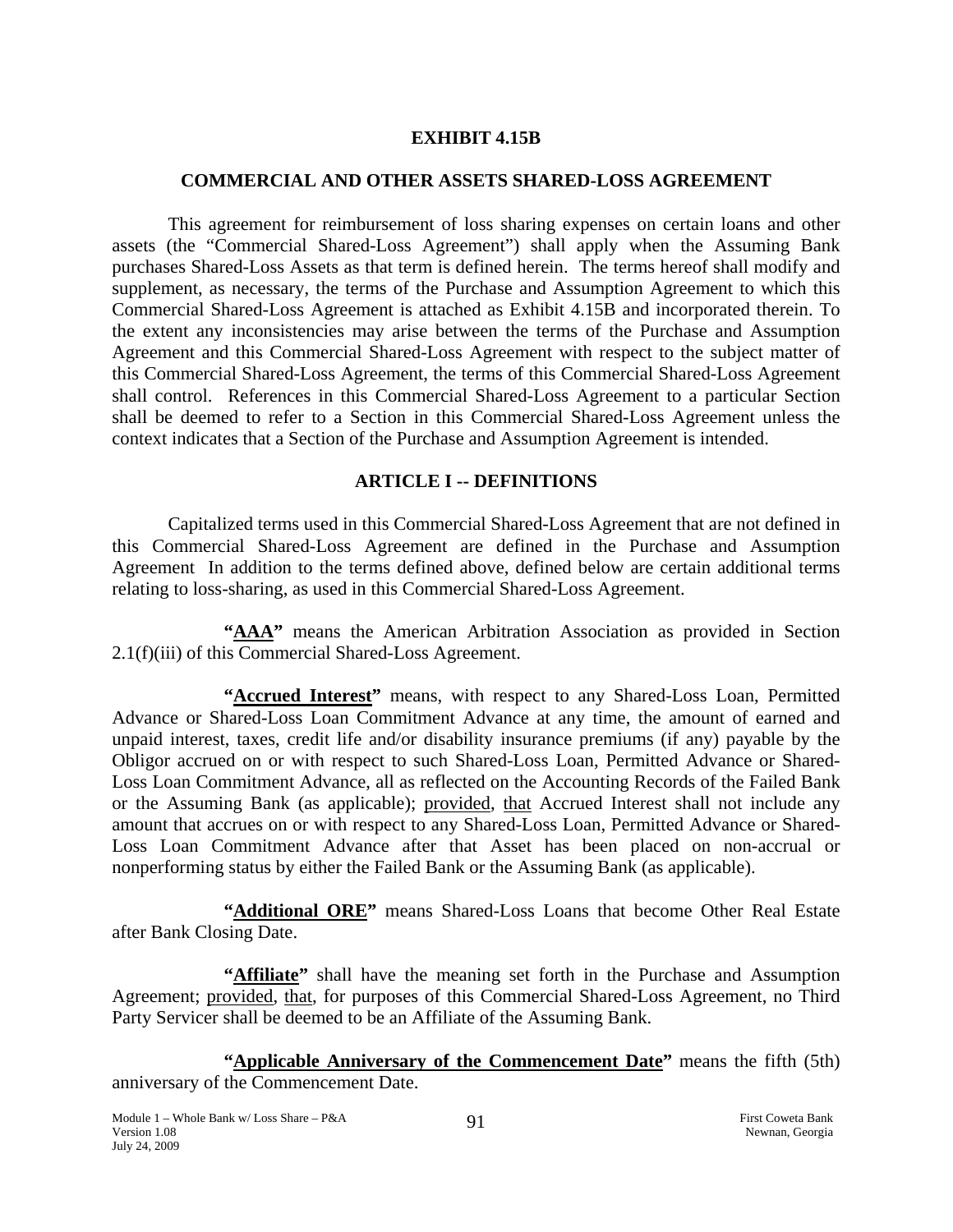# EXHIBIT 4.15B

## COMMERCIAL AND OTHER ASSETS SHARED-LOSS AGREEMENT

This agreement for reimbursement of loss sharing expenses on certain loans and other assets (the "Commercial Shared-Loss Agreement") shall apply when the Assuming Bank purchases Shared-Loss Assets as that term is defined herein. The terms hereof shall modify and supplement, as necessary, the terms of the Purchase and Assumption Agreement to which this Commercial Shared-Loss Agreement is attached as Exhibit 4.15B and incorporated therein. To the extent any inconsistencies may arise between the terms of the Purchase and Assumption Agreement and this Commercial Shared-Loss Agreement with respect to the subject matter of this Commercial Shared-Loss Agreement, the terms of this Commercial Shared-Loss Agreement shall control. References in this Commercial Shared-Loss Agreement to a particular Section shall be deemed to refer to a Section in this Commercial Shared-Loss Agreement unless the context indicates that a Section of the Purchase and Assumption Agreement is intended.

## ARTICLE I -- DEFINITIONS

Capitalized terms used in this Commercial Shared-Loss Agreement that are not defined in this Commercial Shared-Loss Agreement are defined in the Purchase and Assumption Agreement In addition to the terms defined above, defined below are certain additional terms relating to loss-sharing, as used in this Commercial Shared-Loss Agreement.

**"AAA"** means the American Arbitration Association as provided in Section 2.1(f)(iii) of this Commercial Shared-Loss Agreement.

**"Accrued Interest"** means, with respect to any Shared-Loss Loan, Permitted Advance or Shared-Loss Loan Commitment Advance at any time, the amount of earned and unpaid interest, taxes, credit life and/or disability insurance premiums (if any) payable by the Obligor accrued on or with respect to such Shared-Loss Loan, Permitted Advance or Shared-Loss Loan Commitment Advance, all as reflected on the Accounting Records of the Failed Bank or the Assuming Bank (as applicable); provided, that Accrued Interest shall not include any amount that accrues on or with respect to any Shared-Loss Loan, Permitted Advance or Shared-Loss Loan Commitment Advance after that Asset has been placed on non-accrual or nonperforming status by either the Failed Bank or the Assuming Bank (as applicable).

**"Additional ORE"** means Shared-Loss Loans that become Other Real Estate after Bank Closing Date.

**"Affiliate"** shall have the meaning set forth in the Purchase and Assumption Agreement; provided, that, for purposes of this Commercial Shared-Loss Agreement, no Third Party Servicer shall be deemed to be an Affiliate of the Assuming Bank.

**"Applicable Anniversary of the Commencement Date"** means the fifth (5th) anniversary of the Commencement Date.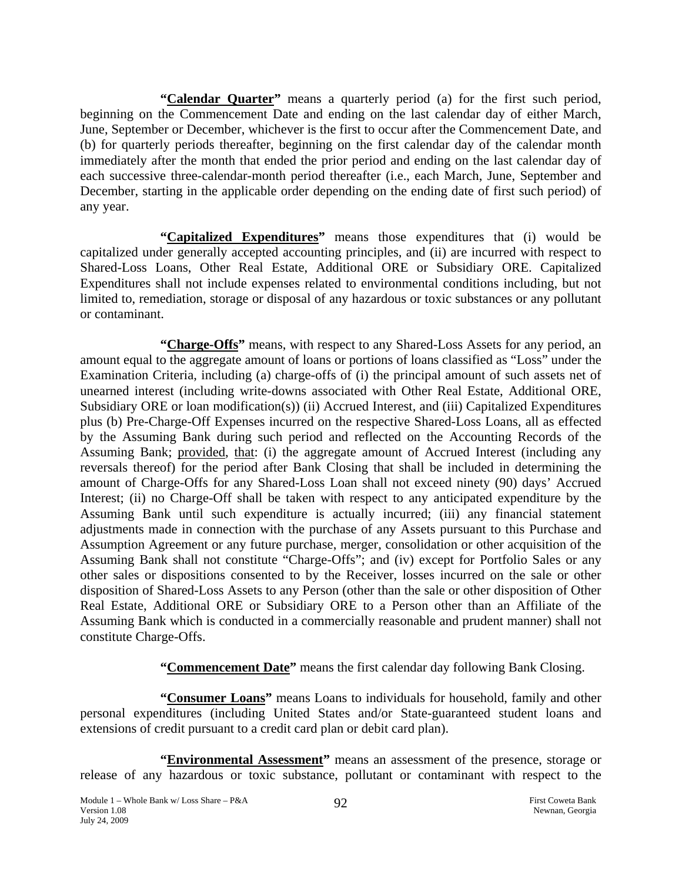**"<u>Calendar Quarter</u>"** means a quarterly period (a) for the first such period, beginning on the Commencement Date and ending on the last calendar day of either March, June, September or December, whichever is the first to occur after the Commencement Date, and (b) for quarterly periods thereafter, beginning on the first calendar day of the calendar month immediately after the month that ended the prior period and ending on the last calendar day of each successive three-calendar-month period thereafter (i.e., each March, June, September and December, starting in the applicable order depending on the ending date of first such period) of any year.

**"<u>Capitalized Expenditures</u>"** means those expenditures that (i) would be capitalized under generally accepted accounting principles, and (ii) are incurred with respect to Shared-Loss Loans, Other Real Estate, Additional ORE or Subsidiary ORE. Capitalized Expenditures shall not include expenses related to environmental conditions including, but not limited to, remediation, storage or disposal of any hazardous or toxic substances or any pollutant or contaminant.

**"<u>Charge-Offs</u>"** means, with respect to any Shared-Loss Assets for any period, an amount equal to the aggregate amount of loans or portions of loans classified as "Loss" under the Examination Criteria, including (a) charge-offs of (i) the principal amount of such assets net of unearned interest (including write-downs associated with Other Real Estate, Additional ORE, Subsidiary ORE or loan modification(s)) (ii) Accrued Interest, and (iii) Capitalized Expenditures plus (b) Pre-Charge-Off Expenses incurred on the respective Shared-Loss Loans, all as effected by the Assuming Bank during such period and reflected on the Accounting Records of the Assuming Bank; <u>provided</u>, <u>that</u>: (i) the aggregate amount of Accrued Interest (including any reversals thereof) for the period after Bank Closing that shall be included in determining the amount of Charge-Offs for any Shared-Loss Loan shall not exceed ninety (90) days' Accrued Interest; (ii) no Charge-Off shall be taken with respect to any anticipated expenditure by the Assuming Bank until such expenditure is actually incurred; (iii) any financial statement adjustments made in connection with the purchase of any Assets pursuant to this Purchase and Assumption Agreement or any future purchase, merger, consolidation or other acquisition of the Assuming Bank shall not constitute "Charge-Offs"; and (iv) except for Portfolio Sales or any other sales or dispositions consented to by the Receiver, losses incurred on the sale or other disposition of Shared-Loss Assets to any Person (other than the sale or other disposition of Other Real Estate, Additional ORE or Subsidiary ORE to a Person other than an Affiliate of the Assuming Bank which is conducted in a commercially reasonable and prudent manner) shall not constitute Charge-Offs.

**"<u>Commencement Date</u>"** means the first calendar day following Bank Closing.

**"<u>Consumer Loans</u>"** means Loans to individuals for household, family and other personal expenditures (including United States and/or State-guaranteed student loans and extensions of credit pursuant to a credit card plan or debit card plan).

**"<u>Environmental Assessment</u>"** means an assessment of the presence, storage or release of any hazardous or toxic substance, pollutant or contaminant with respect to the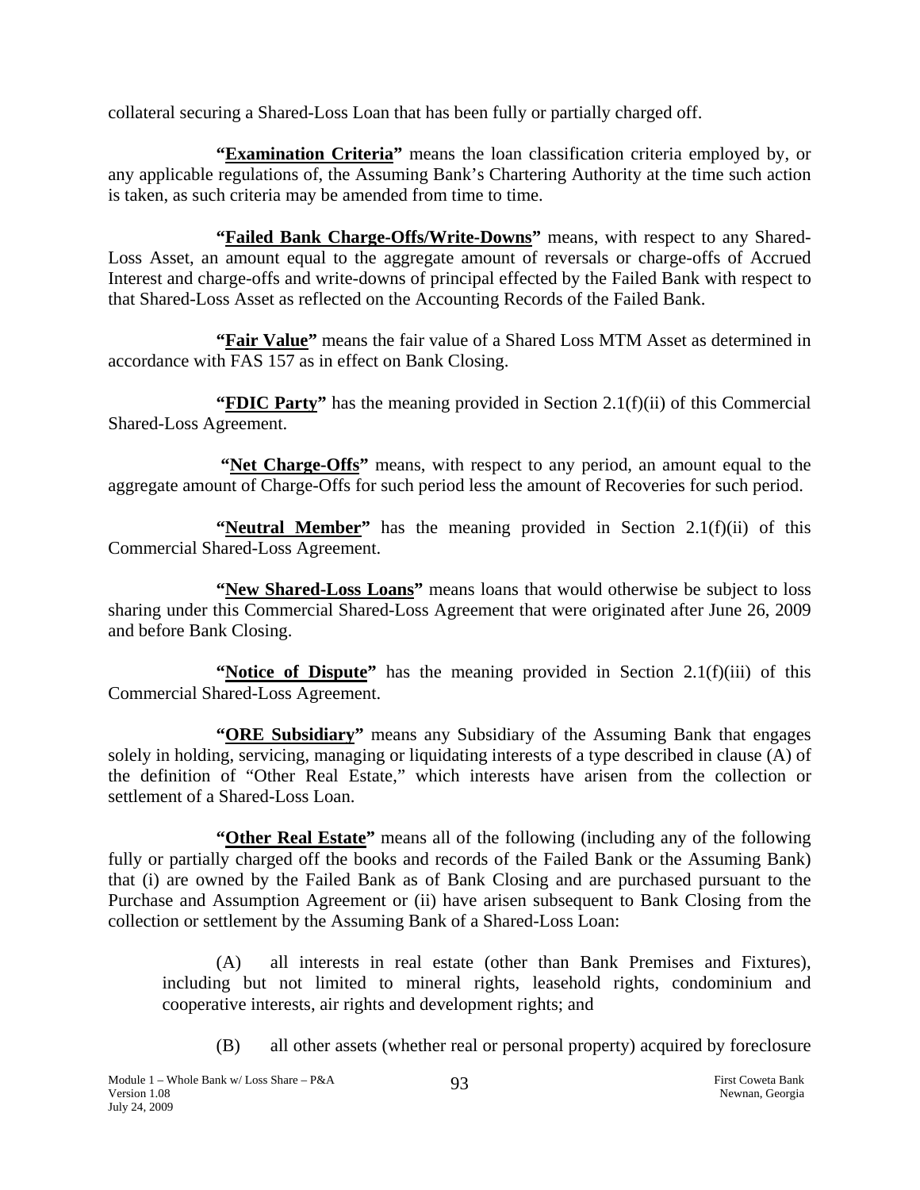collateral securing a Shared-Loss Loan that has been fully or partially charged off.

**"Examination Criteria"** means the loan classification criteria employed by, or any applicable regulations of, the Assuming Bank's Chartering Authority at the time such action is taken, as such criteria may be amended from time to time.

**"Failed Bank Charge-Offs/Write-Downs"** means, with respect to any Shared-Loss Asset, an amount equal to the aggregate amount of reversals or charge-offs of Accrued Interest and charge-offs and write-downs of principal effected by the Failed Bank with respect to that Shared-Loss Asset as reflected on the Accounting Records of the Failed Bank.

**"Fair Value"** means the fair value of a Shared Loss MTM Asset as determined in accordance with FAS 157 as in effect on Bank Closing.

**"FDIC Party"** has the meaning provided in Section 2.1(f)(ii) of this Commercial Shared-Loss Agreement.

**"Net Charge-Offs"** means, with respect to any period, an amount equal to the aggregate amount of Charge-Offs for such period less the amount of Recoveries for such period.

**"Neutral Member"** has the meaning provided in Section 2.1(f)(ii) of this Commercial Shared-Loss Agreement.

**"New Shared-Loss Loans"** means loans that would otherwise be subject to loss sharing under this Commercial Shared-Loss Agreement that were originated after June 26, 2009 and before Bank Closing.

**"Notice of Dispute"** has the meaning provided in Section 2.1(f)(iii) of this Commercial Shared-Loss Agreement.

**"ORE Subsidiary"** means any Subsidiary of the Assuming Bank that engages solely in holding, servicing, managing or liquidating interests of a type described in clause (A) of the definition of "Other Real Estate," which interests have arisen from the collection or settlement of a Shared-Loss Loan.

**"Other Real Estate"** means all of the following (including any of the following fully or partially charged off the books and records of the Failed Bank or the Assuming Bank) that (i) are owned by the Failed Bank as of Bank Closing and are purchased pursuant to the Purchase and Assumption Agreement or (ii) have arisen subsequent to Bank Closing from the collection or settlement by the Assuming Bank of a Shared-Loss Loan:

(A) all interests in real estate (other than Bank Premises and Fixtures), including but not limited to mineral rights, leasehold rights, condominium and cooperative interests, air rights and development rights; and

(B) all other assets (whether real or personal property) acquired by foreclosure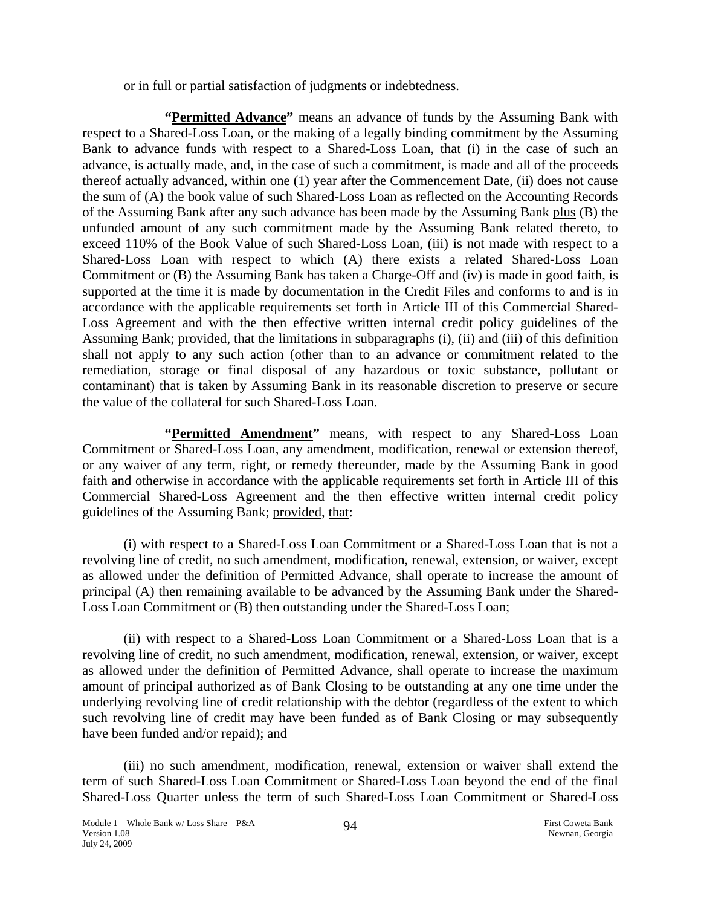or in full or partial satisfaction of judgments or indebtedness.

**"Permitted Advance"** means an advance of funds by the Assuming Bank with respect to a Shared-Loss Loan, or the making of a legally binding commitment by the Assuming Bank to advance funds with respect to a Shared-Loss Loan, that (i) in the case of such an advance, is actually made, and, in the case of such a commitment, is made and all of the proceeds thereof actually advanced, within one (1) year after the Commencement Date, (ii) does not cause the sum of (A) the book value of such Shared-Loss Loan as reflected on the Accounting Records of the Assuming Bank after any such advance has been made by the Assuming Bank plus (B) the unfunded amount of any such commitment made by the Assuming Bank related thereto, to exceed 110% of the Book Value of such Shared-Loss Loan, (iii) is not made with respect to a Shared-Loss Loan with respect to which (A) there exists a related Shared-Loss Loan Commitment or (B) the Assuming Bank has taken a Charge-Off and (iv) is made in good faith, is supported at the time it is made by documentation in the Credit Files and conforms to and is in accordance with the applicable requirements set forth in Article III of this Commercial Shared-Loss Agreement and with the then effective written internal credit policy guidelines of the Assuming Bank; provided, that the limitations in subparagraphs (i), (ii) and (iii) of this definition shall not apply to any such action (other than to an advance or commitment related to the remediation, storage or final disposal of any hazardous or toxic substance, pollutant or contaminant) that is taken by Assuming Bank in its reasonable discretion to preserve or secure the value of the collateral for such Shared-Loss Loan.

**"Permitted Amendment"** means, with respect to any Shared-Loss Loan Commitment or Shared-Loss Loan, any amendment, modification, renewal or extension thereof, or any waiver of any term, right, or remedy thereunder, made by the Assuming Bank in good faith and otherwise in accordance with the applicable requirements set forth in Article III of this Commercial Shared-Loss Agreement and the then effective written internal credit policy guidelines of the Assuming Bank; provided, that:

(i) with respect to a Shared-Loss Loan Commitment or a Shared-Loss Loan that is not a revolving line of credit, no such amendment, modification, renewal, extension, or waiver, except as allowed under the definition of Permitted Advance, shall operate to increase the amount of principal (A) then remaining available to be advanced by the Assuming Bank under the Shared-Loss Loan Commitment or (B) then outstanding under the Shared-Loss Loan;

(ii) with respect to a Shared-Loss Loan Commitment or a Shared-Loss Loan that is a revolving line of credit, no such amendment, modification, renewal, extension, or waiver, except as allowed under the definition of Permitted Advance, shall operate to increase the maximum amount of principal authorized as of Bank Closing to be outstanding at any one time under the underlying revolving line of credit relationship with the debtor (regardless of the extent to which such revolving line of credit may have been funded as of Bank Closing or may subsequently have been funded and/or repaid); and

(iii) no such amendment, modification, renewal, extension or waiver shall extend the term of such Shared-Loss Loan Commitment or Shared-Loss Loan beyond the end of the final Shared-Loss Quarter unless the term of such Shared-Loss Loan Commitment or Shared-Loss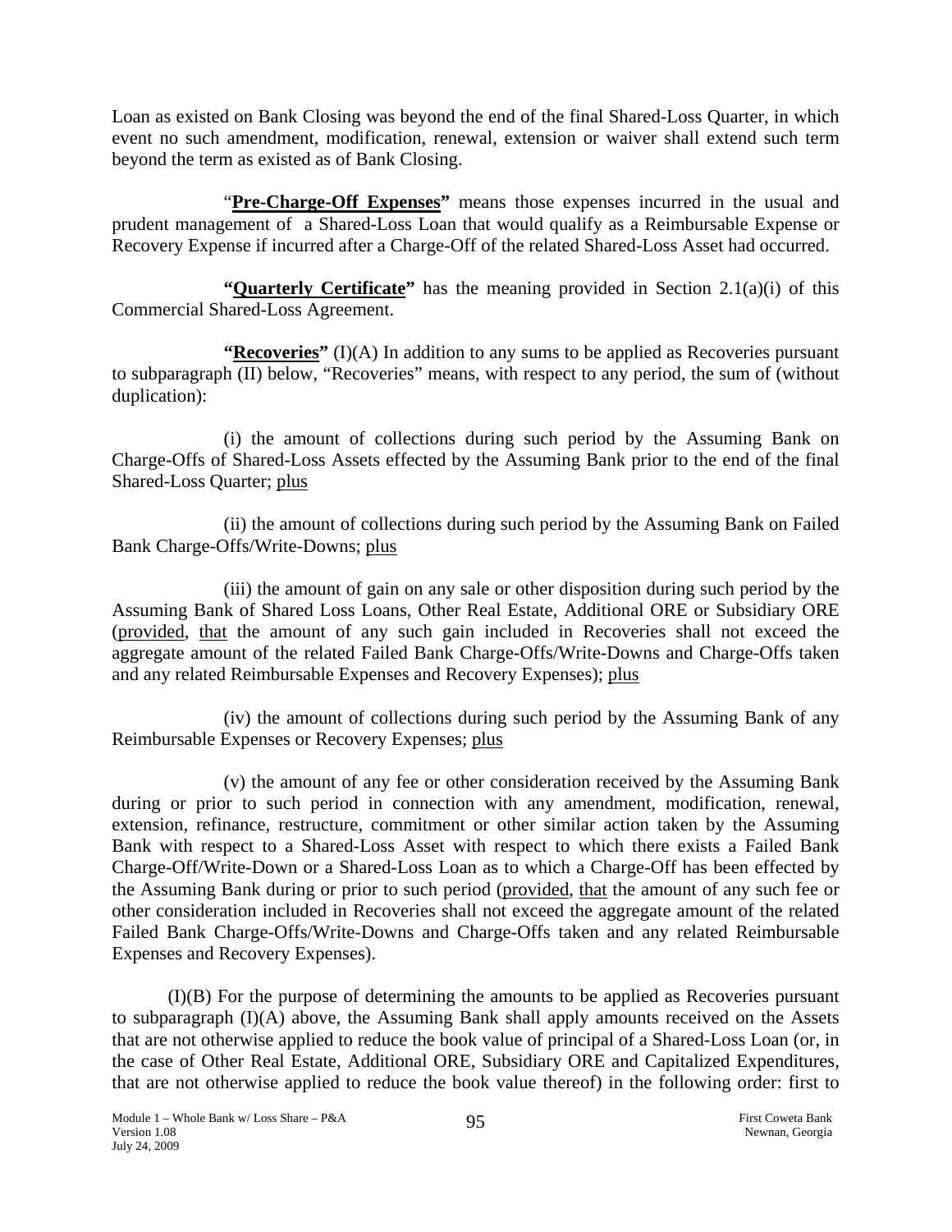Loan as existed on Bank Closing was beyond the end of the final Shared-Loss Quarter, in which event no such amendment, modification, renewal, extension or waiver shall extend such term beyond the term as existed as of Bank Closing.

"**Pre-Charge-Off Expenses"** means those expenses incurred in the usual and prudent management of a Shared-Loss Loan that would qualify as a Reimbursable Expense or Recovery Expense if incurred after a Charge-Off of the related Shared-Loss Asset had occurred.

**"Quarterly Certificate"** has the meaning provided in Section 2.1(a)(i) of this Commercial Shared-Loss Agreement.

**"Recoveries"** (I)(A) In addition to any sums to be applied as Recoveries pursuant to subparagraph (II) below, "Recoveries" means, with respect to any period, the sum of (without duplication):

(i) the amount of collections during such period by the Assuming Bank on Charge-Offs of Shared-Loss Assets effected by the Assuming Bank prior to the end of the final Shared-Loss Quarter; plus

(ii) the amount of collections during such period by the Assuming Bank on Failed Bank Charge-Offs/Write-Downs; plus

(iii) the amount of gain on any sale or other disposition during such period by the Assuming Bank of Shared Loss Loans, Other Real Estate, Additional ORE or Subsidiary ORE (provided, that the amount of any such gain included in Recoveries shall not exceed the aggregate amount of the related Failed Bank Charge-Offs/Write-Downs and Charge-Offs taken and any related Reimbursable Expenses and Recovery Expenses); plus

(iv) the amount of collections during such period by the Assuming Bank of any Reimbursable Expenses or Recovery Expenses; plus

(v) the amount of any fee or other consideration received by the Assuming Bank during or prior to such period in connection with any amendment, modification, renewal, extension, refinance, restructure, commitment or other similar action taken by the Assuming Bank with respect to a Shared-Loss Asset with respect to which there exists a Failed Bank Charge-Off/Write-Down or a Shared-Loss Loan as to which a Charge-Off has been effected by the Assuming Bank during or prior to such period (provided, that the amount of any such fee or other consideration included in Recoveries shall not exceed the aggregate amount of the related Failed Bank Charge-Offs/Write-Downs and Charge-Offs taken and any related Reimbursable Expenses and Recovery Expenses).

(I)(B) For the purpose of determining the amounts to be applied as Recoveries pursuant to subparagraph (I)(A) above, the Assuming Bank shall apply amounts received on the Assets that are not otherwise applied to reduce the book value of principal of a Shared-Loss Loan (or, in the case of Other Real Estate, Additional ORE, Subsidiary ORE and Capitalized Expenditures, that are not otherwise applied to reduce the book value thereof) in the following order: first to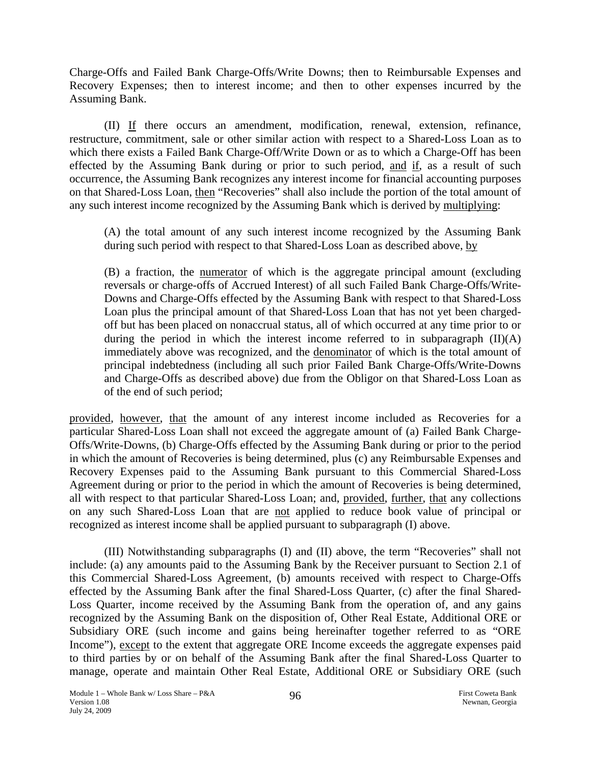Charge-Offs and Failed Bank Charge-Offs/Write Downs; then to Reimbursable Expenses and Recovery Expenses; then to interest income; and then to other expenses incurred by the Assuming Bank.

(II) If there occurs an amendment, modification, renewal, extension, refinance, restructure, commitment, sale or other similar action with respect to a Shared-Loss Loan as to which there exists a Failed Bank Charge-Off/Write Down or as to which a Charge-Off has been effected by the Assuming Bank during or prior to such period, and if, as a result of such occurrence, the Assuming Bank recognizes any interest income for financial accounting purposes on that Shared-Loss Loan, then "Recoveries" shall also include the portion of the total amount of any such interest income recognized by the Assuming Bank which is derived by multiplying:

> (A) the total amount of any such interest income recognized by the Assuming Bank during such period with respect to that Shared-Loss Loan as described above, by
>
> (B) a fraction, the numerator of which is the aggregate principal amount (excluding reversals or charge-offs of Accrued Interest) of all such Failed Bank Charge-Offs/Write-Downs and Charge-Offs effected by the Assuming Bank with respect to that Shared-Loss Loan plus the principal amount of that Shared-Loss Loan that has not yet been charged-off but has been placed on nonaccrual status, all of which occurred at any time prior to or during the period in which the interest income referred to in subparagraph (II)(A) immediately above was recognized, and the denominator of which is the total amount of principal indebtedness (including all such prior Failed Bank Charge-Offs/Write-Downs and Charge-Offs as described above) due from the Obligor on that Shared-Loss Loan as of the end of such period;

provided, however, that the amount of any interest income included as Recoveries for a particular Shared-Loss Loan shall not exceed the aggregate amount of (a) Failed Bank Charge-Offs/Write-Downs, (b) Charge-Offs effected by the Assuming Bank during or prior to the period in which the amount of Recoveries is being determined, plus (c) any Reimbursable Expenses and Recovery Expenses paid to the Assuming Bank pursuant to this Commercial Shared-Loss Agreement during or prior to the period in which the amount of Recoveries is being determined, all with respect to that particular Shared-Loss Loan; and, provided, further, that any collections on any such Shared-Loss Loan that are not applied to reduce book value of principal or recognized as interest income shall be applied pursuant to subparagraph (I) above.

(III) Notwithstanding subparagraphs (I) and (II) above, the term "Recoveries" shall not include: (a) any amounts paid to the Assuming Bank by the Receiver pursuant to Section 2.1 of this Commercial Shared-Loss Agreement, (b) amounts received with respect to Charge-Offs effected by the Assuming Bank after the final Shared-Loss Quarter, (c) after the final Shared-Loss Quarter, income received by the Assuming Bank from the operation of, and any gains recognized by the Assuming Bank on the disposition of, Other Real Estate, Additional ORE or Subsidiary ORE (such income and gains being hereinafter together referred to as "ORE Income"), except to the extent that aggregate ORE Income exceeds the aggregate expenses paid to third parties by or on behalf of the Assuming Bank after the final Shared-Loss Quarter to manage, operate and maintain Other Real Estate, Additional ORE or Subsidiary ORE (such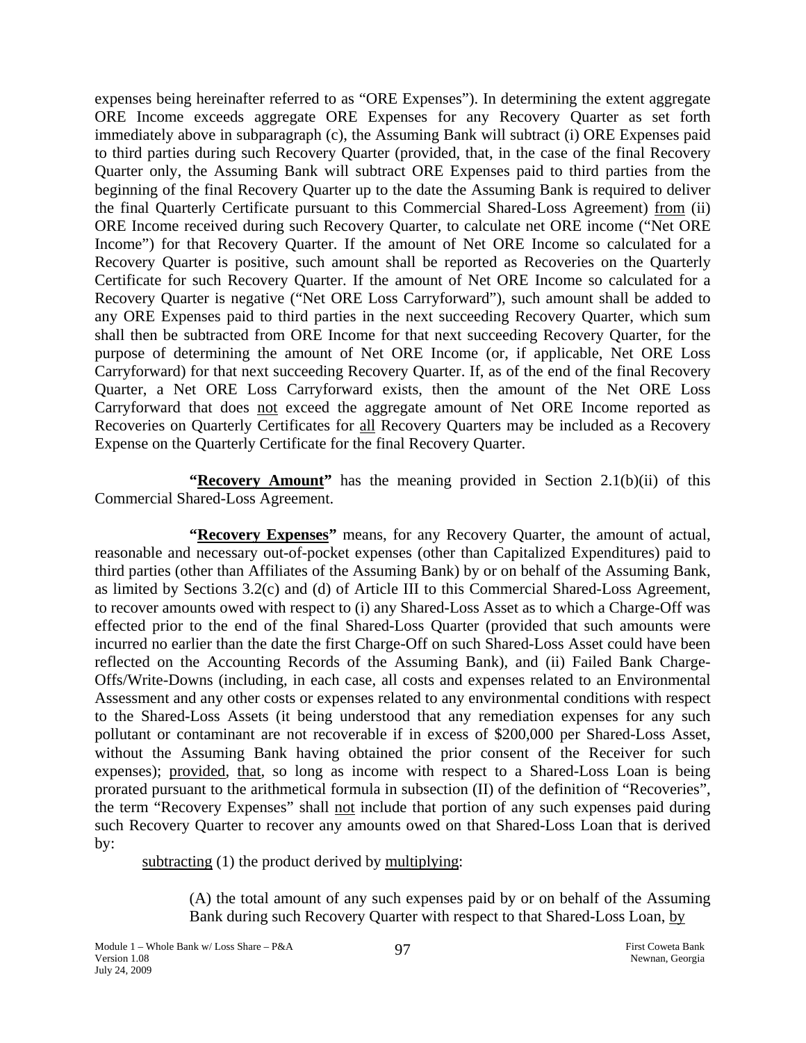expenses being hereinafter referred to as "ORE Expenses"). In determining the extent aggregate ORE Income exceeds aggregate ORE Expenses for any Recovery Quarter as set forth immediately above in subparagraph (c), the Assuming Bank will subtract (i) ORE Expenses paid to third parties during such Recovery Quarter (provided, that, in the case of the final Recovery Quarter only, the Assuming Bank will subtract ORE Expenses paid to third parties from the beginning of the final Recovery Quarter up to the date the Assuming Bank is required to deliver the final Quarterly Certificate pursuant to this Commercial Shared-Loss Agreement) from (ii) ORE Income received during such Recovery Quarter, to calculate net ORE income ("Net ORE Income") for that Recovery Quarter. If the amount of Net ORE Income so calculated for a Recovery Quarter is positive, such amount shall be reported as Recoveries on the Quarterly Certificate for such Recovery Quarter. If the amount of Net ORE Income so calculated for a Recovery Quarter is negative ("Net ORE Loss Carryforward"), such amount shall be added to any ORE Expenses paid to third parties in the next succeeding Recovery Quarter, which sum shall then be subtracted from ORE Income for that next succeeding Recovery Quarter, for the purpose of determining the amount of Net ORE Income (or, if applicable, Net ORE Loss Carryforward) for that next succeeding Recovery Quarter. If, as of the end of the final Recovery Quarter, a Net ORE Loss Carryforward exists, then the amount of the Net ORE Loss Carryforward that does not exceed the aggregate amount of Net ORE Income reported as Recoveries on Quarterly Certificates for all Recovery Quarters may be included as a Recovery Expense on the Quarterly Certificate for the final Recovery Quarter.

**"Recovery Amount"** has the meaning provided in Section 2.1(b)(ii) of this Commercial Shared-Loss Agreement.

**"Recovery Expenses"** means, for any Recovery Quarter, the amount of actual, reasonable and necessary out-of-pocket expenses (other than Capitalized Expenditures) paid to third parties (other than Affiliates of the Assuming Bank) by or on behalf of the Assuming Bank, as limited by Sections 3.2(c) and (d) of Article III to this Commercial Shared-Loss Agreement, to recover amounts owed with respect to (i) any Shared-Loss Asset as to which a Charge-Off was effected prior to the end of the final Shared-Loss Quarter (provided that such amounts were incurred no earlier than the date the first Charge-Off on such Shared-Loss Asset could have been reflected on the Accounting Records of the Assuming Bank), and (ii) Failed Bank Charge-Offs/Write-Downs (including, in each case, all costs and expenses related to an Environmental Assessment and any other costs or expenses related to any environmental conditions with respect to the Shared-Loss Assets (it being understood that any remediation expenses for any such pollutant or contaminant are not recoverable if in excess of $200,000 per Shared-Loss Asset, without the Assuming Bank having obtained the prior consent of the Receiver for such expenses); provided, that, so long as income with respect to a Shared-Loss Loan is being prorated pursuant to the arithmetical formula in subsection (II) of the definition of "Recoveries", the term "Recovery Expenses" shall not include that portion of any such expenses paid during such Recovery Quarter to recover any amounts owed on that Shared-Loss Loan that is derived by:

subtracting (1) the product derived by multiplying:

(A) the total amount of any such expenses paid by or on behalf of the Assuming Bank during such Recovery Quarter with respect to that Shared-Loss Loan, by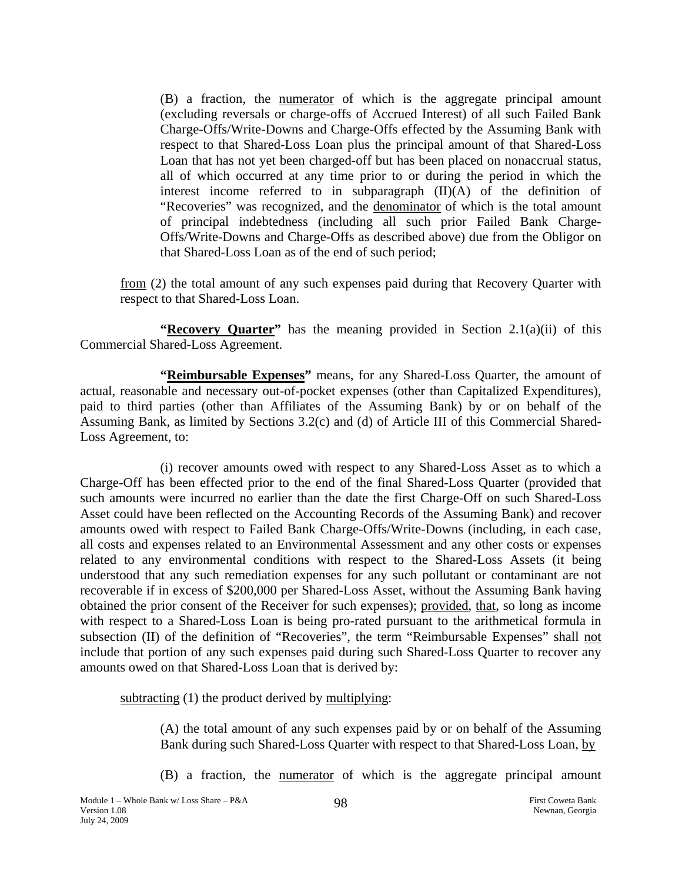(B) a fraction, the <u>numerator</u> of which is the aggregate principal amount (excluding reversals or charge-offs of Accrued Interest) of all such Failed Bank Charge-Offs/Write-Downs and Charge-Offs effected by the Assuming Bank with respect to that Shared-Loss Loan plus the principal amount of that Shared-Loss Loan that has not yet been charged-off but has been placed on nonaccrual status, all of which occurred at any time prior to or during the period in which the interest income referred to in subparagraph (II)(A) of the definition of "Recoveries" was recognized, and the <u>denominator</u> of which is the total amount of principal indebtedness (including all such prior Failed Bank Charge-Offs/Write-Downs and Charge-Offs as described above) due from the Obligor on that Shared-Loss Loan as of the end of such period;

<u>from</u> (2) the total amount of any such expenses paid during that Recovery Quarter with respect to that Shared-Loss Loan.

**"<u>Recovery Quarter</u>"** has the meaning provided in Section 2.1(a)(ii) of this Commercial Shared-Loss Agreement.

**"<u>Reimbursable Expenses</u>"** means, for any Shared-Loss Quarter, the amount of actual, reasonable and necessary out-of-pocket expenses (other than Capitalized Expenditures), paid to third parties (other than Affiliates of the Assuming Bank) by or on behalf of the Assuming Bank, as limited by Sections 3.2(c) and (d) of Article III of this Commercial Shared-Loss Agreement, to:

(i) recover amounts owed with respect to any Shared-Loss Asset as to which a Charge-Off has been effected prior to the end of the final Shared-Loss Quarter (provided that such amounts were incurred no earlier than the date the first Charge-Off on such Shared-Loss Asset could have been reflected on the Accounting Records of the Assuming Bank) and recover amounts owed with respect to Failed Bank Charge-Offs/Write-Downs (including, in each case, all costs and expenses related to an Environmental Assessment and any other costs or expenses related to any environmental conditions with respect to the Shared-Loss Assets (it being understood that any such remediation expenses for any such pollutant or contaminant are not recoverable if in excess of $200,000 per Shared-Loss Asset, without the Assuming Bank having obtained the prior consent of the Receiver for such expenses); <u>provided</u>, <u>that</u>, so long as income with respect to a Shared-Loss Loan is being pro-rated pursuant to the arithmetical formula in subsection (II) of the definition of "Recoveries", the term "Reimbursable Expenses" shall <u>not</u> include that portion of any such expenses paid during such Shared-Loss Quarter to recover any amounts owed on that Shared-Loss Loan that is derived by:

<u>subtracting</u> (1) the product derived by <u>multiplying</u>:

(A) the total amount of any such expenses paid by or on behalf of the Assuming Bank during such Shared-Loss Quarter with respect to that Shared-Loss Loan, <u>by</u>

(B) a fraction, the <u>numerator</u> of which is the aggregate principal amount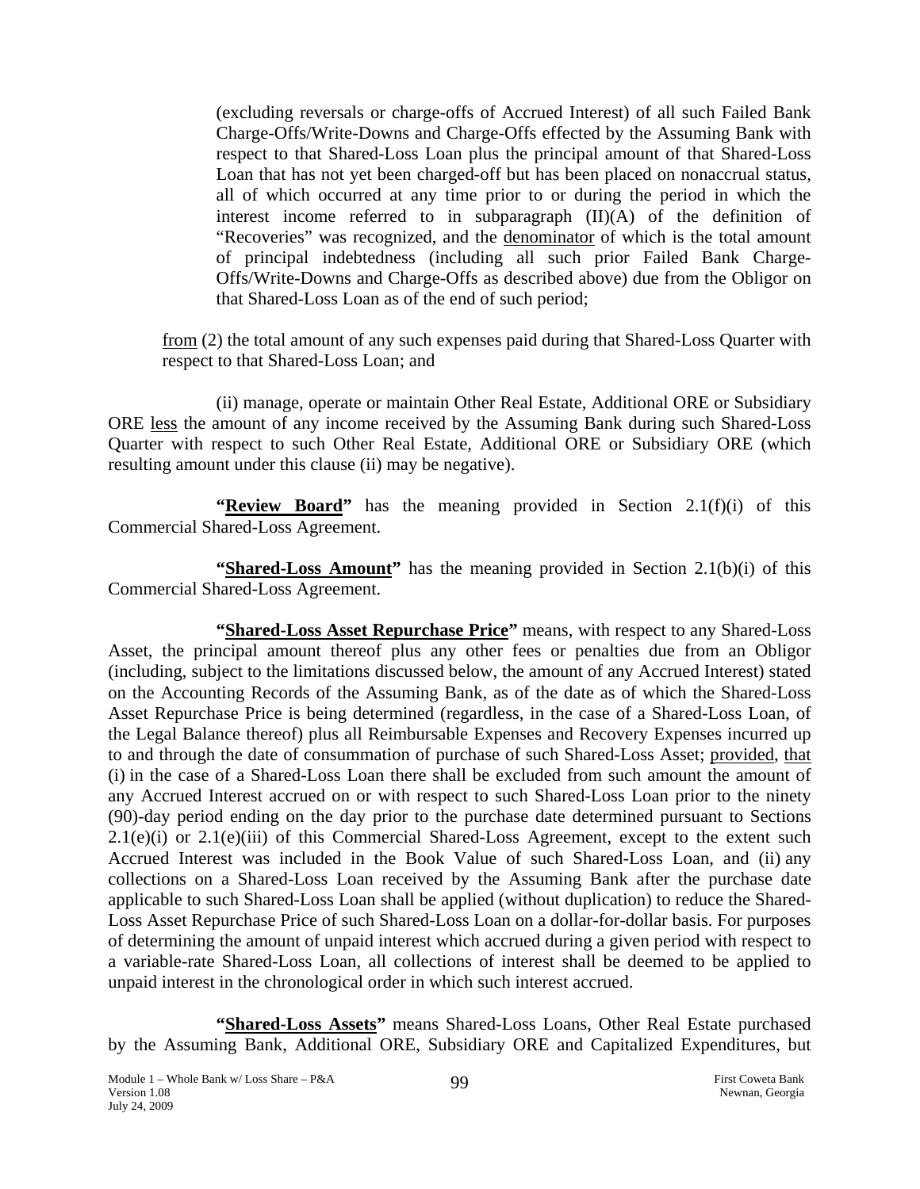(excluding reversals or charge-offs of Accrued Interest) of all such Failed Bank Charge-Offs/Write-Downs and Charge-Offs effected by the Assuming Bank with respect to that Shared-Loss Loan plus the principal amount of that Shared-Loss Loan that has not yet been charged-off but has been placed on nonaccrual status, all of which occurred at any time prior to or during the period in which the interest income referred to in subparagraph (II)(A) of the definition of "Recoveries" was recognized, and the <u>denominator</u> of which is the total amount of principal indebtedness (including all such prior Failed Bank Charge-Offs/Write-Downs and Charge-Offs as described above) due from the Obligor on that Shared-Loss Loan as of the end of such period;

<u>from</u> (2) the total amount of any such expenses paid during that Shared-Loss Quarter with respect to that Shared-Loss Loan; and

(ii) manage, operate or maintain Other Real Estate, Additional ORE or Subsidiary ORE <u>less</u> the amount of any income received by the Assuming Bank during such Shared-Loss Quarter with respect to such Other Real Estate, Additional ORE or Subsidiary ORE (which resulting amount under this clause (ii) may be negative).

**"<u>Review Board</u>"** has the meaning provided in Section 2.1(f)(i) of this Commercial Shared-Loss Agreement.

**"<u>Shared-Loss Amount</u>"** has the meaning provided in Section 2.1(b)(i) of this Commercial Shared-Loss Agreement.

**"<u>Shared-Loss Asset Repurchase Price</u>"** means, with respect to any Shared-Loss Asset, the principal amount thereof plus any other fees or penalties due from an Obligor (including, subject to the limitations discussed below, the amount of any Accrued Interest) stated on the Accounting Records of the Assuming Bank, as of the date as of which the Shared-Loss Asset Repurchase Price is being determined (regardless, in the case of a Shared-Loss Loan, of the Legal Balance thereof) plus all Reimbursable Expenses and Recovery Expenses incurred up to and through the date of consummation of purchase of such Shared-Loss Asset; <u>provided, that</u> (i) in the case of a Shared-Loss Loan there shall be excluded from such amount the amount of any Accrued Interest accrued on or with respect to such Shared-Loss Loan prior to the ninety (90)-day period ending on the day prior to the purchase date determined pursuant to Sections 2.1(e)(i) or 2.1(e)(iii) of this Commercial Shared-Loss Agreement, except to the extent such Accrued Interest was included in the Book Value of such Shared-Loss Loan, and (ii) any collections on a Shared-Loss Loan received by the Assuming Bank after the purchase date applicable to such Shared-Loss Loan shall be applied (without duplication) to reduce the Shared-Loss Asset Repurchase Price of such Shared-Loss Loan on a dollar-for-dollar basis. For purposes of determining the amount of unpaid interest which accrued during a given period with respect to a variable-rate Shared-Loss Loan, all collections of interest shall be deemed to be applied to unpaid interest in the chronological order in which such interest accrued.

**"<u>Shared-Loss Assets</u>"** means Shared-Loss Loans, Other Real Estate purchased by the Assuming Bank, Additional ORE, Subsidiary ORE and Capitalized Expenditures, but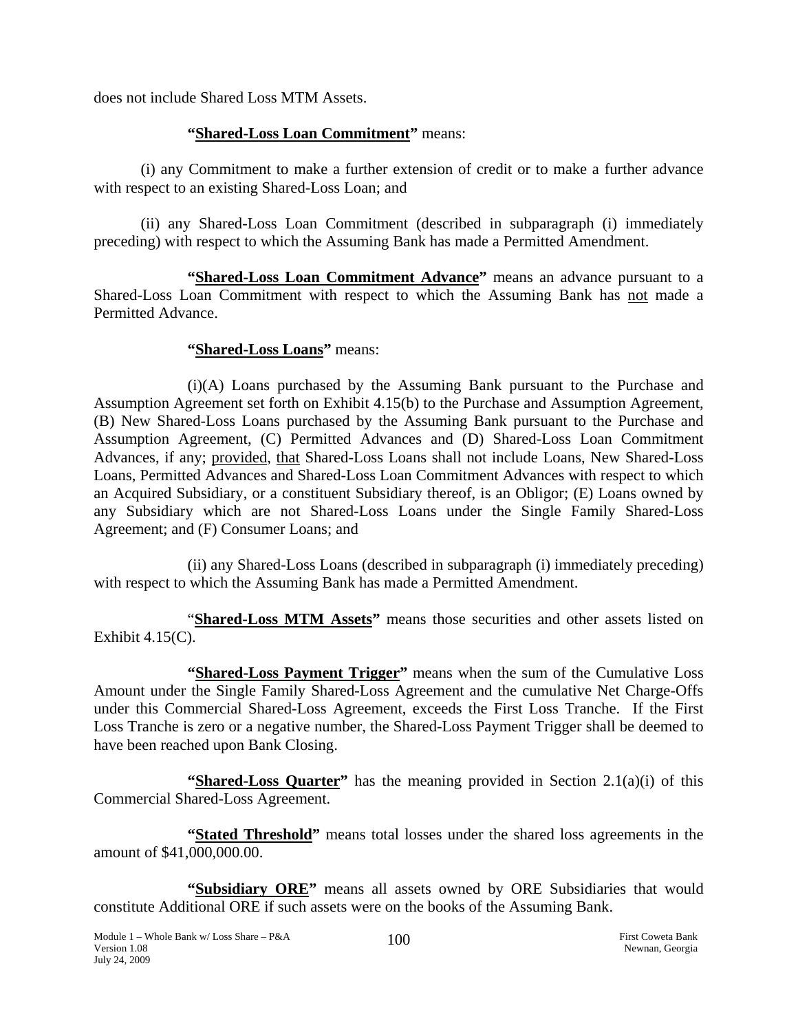does not include Shared Loss MTM Assets.

**"Shared-Loss Loan Commitment"** means:

(i) any Commitment to make a further extension of credit or to make a further advance with respect to an existing Shared-Loss Loan; and

(ii) any Shared-Loss Loan Commitment (described in subparagraph (i) immediately preceding) with respect to which the Assuming Bank has made a Permitted Amendment.

**"Shared-Loss Loan Commitment Advance"** means an advance pursuant to a Shared-Loss Loan Commitment with respect to which the Assuming Bank has not made a Permitted Advance.

**"Shared-Loss Loans"** means:

(i)(A) Loans purchased by the Assuming Bank pursuant to the Purchase and Assumption Agreement set forth on Exhibit 4.15(b) to the Purchase and Assumption Agreement, (B) New Shared-Loss Loans purchased by the Assuming Bank pursuant to the Purchase and Assumption Agreement, (C) Permitted Advances and (D) Shared-Loss Loan Commitment Advances, if any; provided, that Shared-Loss Loans shall not include Loans, New Shared-Loss Loans, Permitted Advances and Shared-Loss Loan Commitment Advances with respect to which an Acquired Subsidiary, or a constituent Subsidiary thereof, is an Obligor; (E) Loans owned by any Subsidiary which are not Shared-Loss Loans under the Single Family Shared-Loss Agreement; and (F) Consumer Loans; and

(ii) any Shared-Loss Loans (described in subparagraph (i) immediately preceding) with respect to which the Assuming Bank has made a Permitted Amendment.

"**Shared-Loss MTM Assets"** means those securities and other assets listed on Exhibit 4.15(C).

**"Shared-Loss Payment Trigger"** means when the sum of the Cumulative Loss Amount under the Single Family Shared-Loss Agreement and the cumulative Net Charge-Offs under this Commercial Shared-Loss Agreement, exceeds the First Loss Tranche. If the First Loss Tranche is zero or a negative number, the Shared-Loss Payment Trigger shall be deemed to have been reached upon Bank Closing.

**"Shared-Loss Quarter"** has the meaning provided in Section 2.1(a)(i) of this Commercial Shared-Loss Agreement.

**"Stated Threshold"** means total losses under the shared loss agreements in the amount of $41,000,000.00.

**"Subsidiary ORE"** means all assets owned by ORE Subsidiaries that would constitute Additional ORE if such assets were on the books of the Assuming Bank.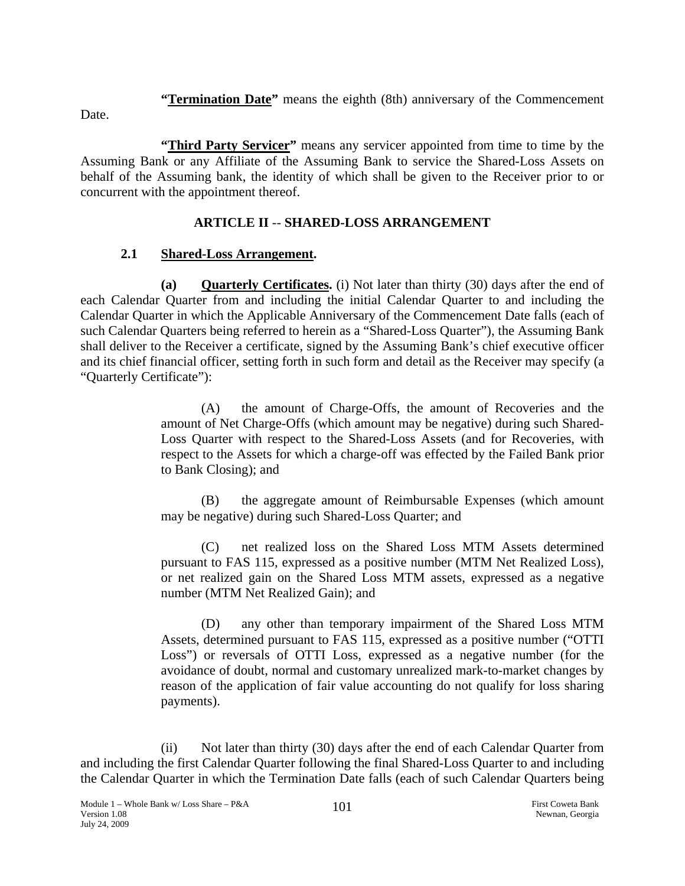**"Termination Date"** means the eighth (8th) anniversary of the Commencement Date.

**"Third Party Servicer"** means any servicer appointed from time to time by the Assuming Bank or any Affiliate of the Assuming Bank to service the Shared-Loss Assets on behalf of the Assuming bank, the identity of which shall be given to the Receiver prior to or concurrent with the appointment thereof.

## ARTICLE II -- SHARED-LOSS ARRANGEMENT

### 2.1 Shared-Loss Arrangement.

**(a) Quarterly Certificates.** (i) Not later than thirty (30) days after the end of each Calendar Quarter from and including the initial Calendar Quarter to and including the Calendar Quarter in which the Applicable Anniversary of the Commencement Date falls (each of such Calendar Quarters being referred to herein as a "Shared-Loss Quarter"), the Assuming Bank shall deliver to the Receiver a certificate, signed by the Assuming Bank's chief executive officer and its chief financial officer, setting forth in such form and detail as the Receiver may specify (a "Quarterly Certificate"):

(A) the amount of Charge-Offs, the amount of Recoveries and the amount of Net Charge-Offs (which amount may be negative) during such Shared-Loss Quarter with respect to the Shared-Loss Assets (and for Recoveries, with respect to the Assets for which a charge-off was effected by the Failed Bank prior to Bank Closing); and

(B) the aggregate amount of Reimbursable Expenses (which amount may be negative) during such Shared-Loss Quarter; and

(C) net realized loss on the Shared Loss MTM Assets determined pursuant to FAS 115, expressed as a positive number (MTM Net Realized Loss), or net realized gain on the Shared Loss MTM assets, expressed as a negative number (MTM Net Realized Gain); and

(D) any other than temporary impairment of the Shared Loss MTM Assets, determined pursuant to FAS 115, expressed as a positive number ("OTTI Loss") or reversals of OTTI Loss, expressed as a negative number (for the avoidance of doubt, normal and customary unrealized mark-to-market changes by reason of the application of fair value accounting do not qualify for loss sharing payments).

(ii) Not later than thirty (30) days after the end of each Calendar Quarter from and including the first Calendar Quarter following the final Shared-Loss Quarter to and including the Calendar Quarter in which the Termination Date falls (each of such Calendar Quarters being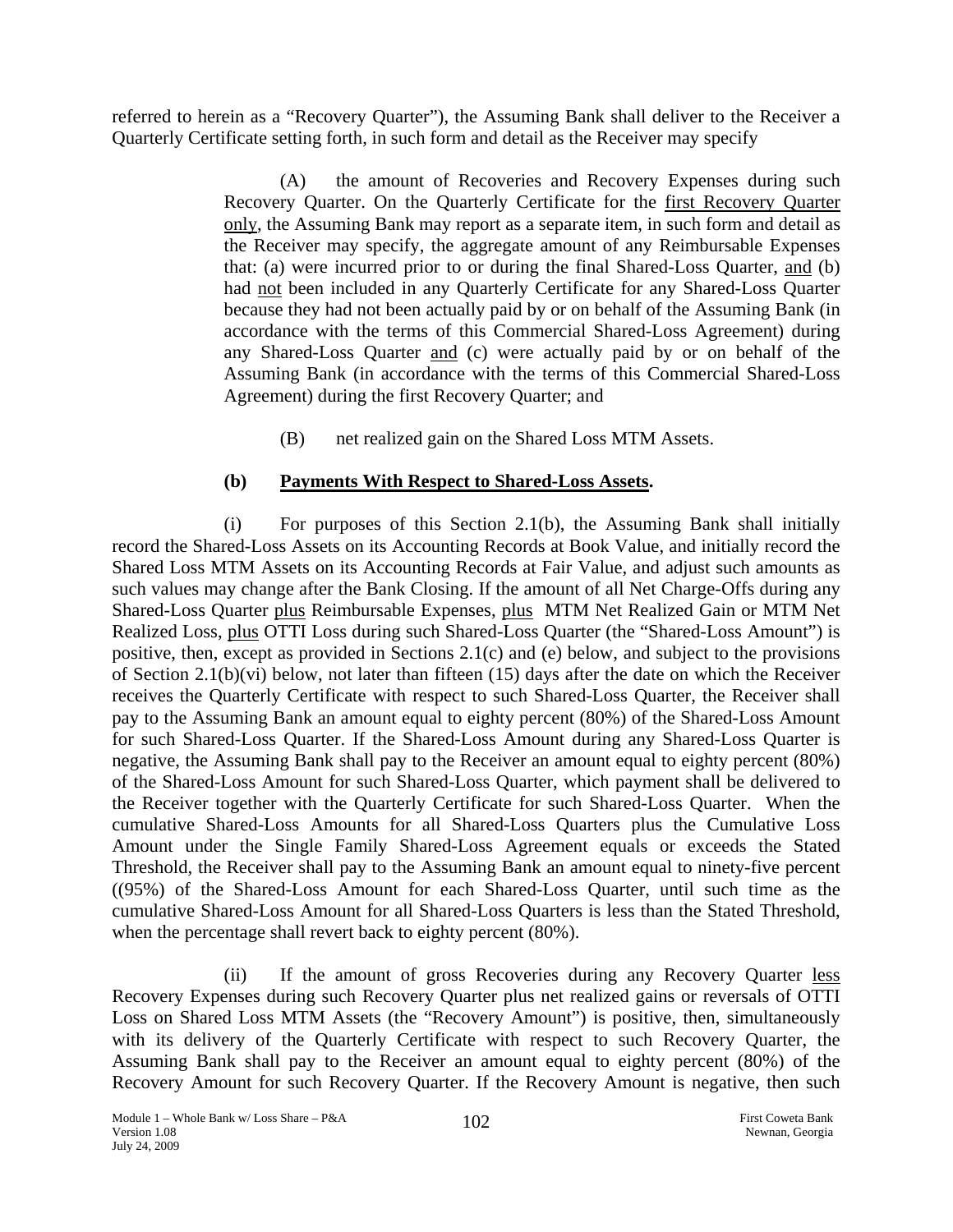referred to herein as a "Recovery Quarter"), the Assuming Bank shall deliver to the Receiver a Quarterly Certificate setting forth, in such form and detail as the Receiver may specify

> (A) the amount of Recoveries and Recovery Expenses during such Recovery Quarter. On the Quarterly Certificate for the first Recovery Quarter only, the Assuming Bank may report as a separate item, in such form and detail as the Receiver may specify, the aggregate amount of any Reimbursable Expenses that: (a) were incurred prior to or during the final Shared-Loss Quarter, and (b) had not been included in any Quarterly Certificate for any Shared-Loss Quarter because they had not been actually paid by or on behalf of the Assuming Bank (in accordance with the terms of this Commercial Shared-Loss Agreement) during any Shared-Loss Quarter and (c) were actually paid by or on behalf of the Assuming Bank (in accordance with the terms of this Commercial Shared-Loss Agreement) during the first Recovery Quarter; and
>
> (B) net realized gain on the Shared Loss MTM Assets.

**(b) Payments With Respect to Shared-Loss Assets.**

(i) For purposes of this Section 2.1(b), the Assuming Bank shall initially record the Shared-Loss Assets on its Accounting Records at Book Value, and initially record the Shared Loss MTM Assets on its Accounting Records at Fair Value, and adjust such amounts as such values may change after the Bank Closing. If the amount of all Net Charge-Offs during any Shared-Loss Quarter plus Reimbursable Expenses, plus MTM Net Realized Gain or MTM Net Realized Loss, plus OTTI Loss during such Shared-Loss Quarter (the "Shared-Loss Amount") is positive, then, except as provided in Sections 2.1(c) and (e) below, and subject to the provisions of Section 2.1(b)(vi) below, not later than fifteen (15) days after the date on which the Receiver receives the Quarterly Certificate with respect to such Shared-Loss Quarter, the Receiver shall pay to the Assuming Bank an amount equal to eighty percent (80%) of the Shared-Loss Amount for such Shared-Loss Quarter. If the Shared-Loss Amount during any Shared-Loss Quarter is negative, the Assuming Bank shall pay to the Receiver an amount equal to eighty percent (80%) of the Shared-Loss Amount for such Shared-Loss Quarter, which payment shall be delivered to the Receiver together with the Quarterly Certificate for such Shared-Loss Quarter. When the cumulative Shared-Loss Amounts for all Shared-Loss Quarters plus the Cumulative Loss Amount under the Single Family Shared-Loss Agreement equals or exceeds the Stated Threshold, the Receiver shall pay to the Assuming Bank an amount equal to ninety-five percent ((95%) of the Shared-Loss Amount for each Shared-Loss Quarter, until such time as the cumulative Shared-Loss Amount for all Shared-Loss Quarters is less than the Stated Threshold, when the percentage shall revert back to eighty percent (80%).

(ii) If the amount of gross Recoveries during any Recovery Quarter less Recovery Expenses during such Recovery Quarter plus net realized gains or reversals of OTTI Loss on Shared Loss MTM Assets (the "Recovery Amount") is positive, then, simultaneously with its delivery of the Quarterly Certificate with respect to such Recovery Quarter, the Assuming Bank shall pay to the Receiver an amount equal to eighty percent (80%) of the Recovery Amount for such Recovery Quarter. If the Recovery Amount is negative, then such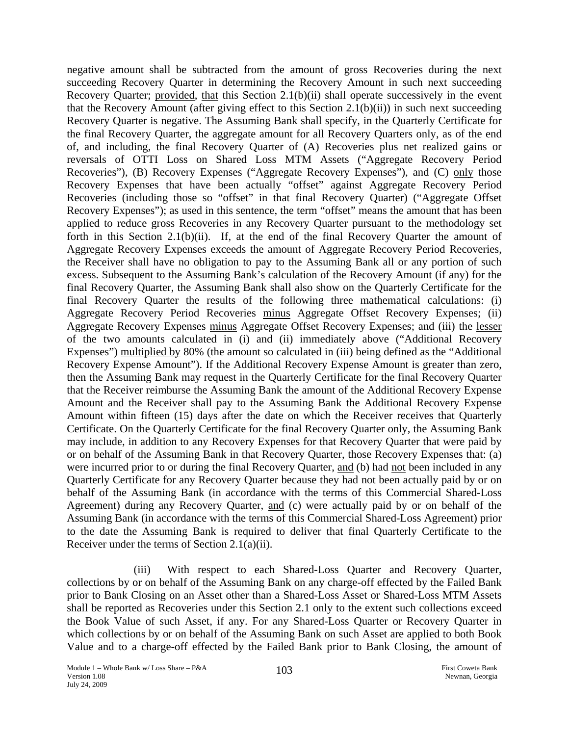negative amount shall be subtracted from the amount of gross Recoveries during the next succeeding Recovery Quarter in determining the Recovery Amount in such next succeeding Recovery Quarter; provided, that this Section 2.1(b)(ii) shall operate successively in the event that the Recovery Amount (after giving effect to this Section 2.1(b)(ii)) in such next succeeding Recovery Quarter is negative. The Assuming Bank shall specify, in the Quarterly Certificate for the final Recovery Quarter, the aggregate amount for all Recovery Quarters only, as of the end of, and including, the final Recovery Quarter of (A) Recoveries plus net realized gains or reversals of OTTI Loss on Shared Loss MTM Assets ("Aggregate Recovery Period Recoveries"), (B) Recovery Expenses ("Aggregate Recovery Expenses"), and (C) only those Recovery Expenses that have been actually "offset" against Aggregate Recovery Period Recoveries (including those so "offset" in that final Recovery Quarter) ("Aggregate Offset Recovery Expenses"); as used in this sentence, the term "offset" means the amount that has been applied to reduce gross Recoveries in any Recovery Quarter pursuant to the methodology set forth in this Section 2.1(b)(ii). If, at the end of the final Recovery Quarter the amount of Aggregate Recovery Expenses exceeds the amount of Aggregate Recovery Period Recoveries, the Receiver shall have no obligation to pay to the Assuming Bank all or any portion of such excess. Subsequent to the Assuming Bank's calculation of the Recovery Amount (if any) for the final Recovery Quarter, the Assuming Bank shall also show on the Quarterly Certificate for the final Recovery Quarter the results of the following three mathematical calculations: (i) Aggregate Recovery Period Recoveries minus Aggregate Offset Recovery Expenses; (ii) Aggregate Recovery Expenses minus Aggregate Offset Recovery Expenses; and (iii) the lesser of the two amounts calculated in (i) and (ii) immediately above ("Additional Recovery Expenses") multiplied by 80% (the amount so calculated in (iii) being defined as the "Additional Recovery Expense Amount"). If the Additional Recovery Expense Amount is greater than zero, then the Assuming Bank may request in the Quarterly Certificate for the final Recovery Quarter that the Receiver reimburse the Assuming Bank the amount of the Additional Recovery Expense Amount and the Receiver shall pay to the Assuming Bank the Additional Recovery Expense Amount within fifteen (15) days after the date on which the Receiver receives that Quarterly Certificate. On the Quarterly Certificate for the final Recovery Quarter only, the Assuming Bank may include, in addition to any Recovery Expenses for that Recovery Quarter that were paid by or on behalf of the Assuming Bank in that Recovery Quarter, those Recovery Expenses that: (a) were incurred prior to or during the final Recovery Quarter, and (b) had not been included in any Quarterly Certificate for any Recovery Quarter because they had not been actually paid by or on behalf of the Assuming Bank (in accordance with the terms of this Commercial Shared-Loss Agreement) during any Recovery Quarter, and (c) were actually paid by or on behalf of the Assuming Bank (in accordance with the terms of this Commercial Shared-Loss Agreement) prior to the date the Assuming Bank is required to deliver that final Quarterly Certificate to the Receiver under the terms of Section 2.1(a)(ii).

(iii) With respect to each Shared-Loss Quarter and Recovery Quarter, collections by or on behalf of the Assuming Bank on any charge-off effected by the Failed Bank prior to Bank Closing on an Asset other than a Shared-Loss Asset or Shared-Loss MTM Assets shall be reported as Recoveries under this Section 2.1 only to the extent such collections exceed the Book Value of such Asset, if any. For any Shared-Loss Quarter or Recovery Quarter in which collections by or on behalf of the Assuming Bank on such Asset are applied to both Book Value and to a charge-off effected by the Failed Bank prior to Bank Closing, the amount of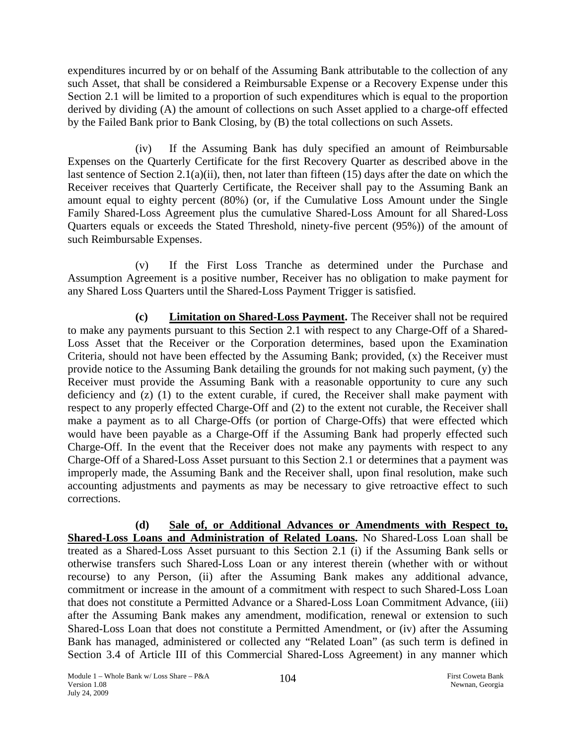expenditures incurred by or on behalf of the Assuming Bank attributable to the collection of any such Asset, that shall be considered a Reimbursable Expense or a Recovery Expense under this Section 2.1 will be limited to a proportion of such expenditures which is equal to the proportion derived by dividing (A) the amount of collections on such Asset applied to a charge-off effected by the Failed Bank prior to Bank Closing, by (B) the total collections on such Assets.

(iv) If the Assuming Bank has duly specified an amount of Reimbursable Expenses on the Quarterly Certificate for the first Recovery Quarter as described above in the last sentence of Section 2.1(a)(ii), then, not later than fifteen (15) days after the date on which the Receiver receives that Quarterly Certificate, the Receiver shall pay to the Assuming Bank an amount equal to eighty percent (80%) (or, if the Cumulative Loss Amount under the Single Family Shared-Loss Agreement plus the cumulative Shared-Loss Amount for all Shared-Loss Quarters equals or exceeds the Stated Threshold, ninety-five percent (95%)) of the amount of such Reimbursable Expenses.

(v) If the First Loss Tranche as determined under the Purchase and Assumption Agreement is a positive number, Receiver has no obligation to make payment for any Shared Loss Quarters until the Shared-Loss Payment Trigger is satisfied.

**(c) Limitation on Shared-Loss Payment.** The Receiver shall not be required to make any payments pursuant to this Section 2.1 with respect to any Charge-Off of a Shared-Loss Asset that the Receiver or the Corporation determines, based upon the Examination Criteria, should not have been effected by the Assuming Bank; provided, (x) the Receiver must provide notice to the Assuming Bank detailing the grounds for not making such payment, (y) the Receiver must provide the Assuming Bank with a reasonable opportunity to cure any such deficiency and (z) (1) to the extent curable, if cured, the Receiver shall make payment with respect to any properly effected Charge-Off and (2) to the extent not curable, the Receiver shall make a payment as to all Charge-Offs (or portion of Charge-Offs) that were effected which would have been payable as a Charge-Off if the Assuming Bank had properly effected such Charge-Off. In the event that the Receiver does not make any payments with respect to any Charge-Off of a Shared-Loss Asset pursuant to this Section 2.1 or determines that a payment was improperly made, the Assuming Bank and the Receiver shall, upon final resolution, make such accounting adjustments and payments as may be necessary to give retroactive effect to such corrections.

**(d) Sale of, or Additional Advances or Amendments with Respect to, Shared-Loss Loans and Administration of Related Loans.** No Shared-Loss Loan shall be treated as a Shared-Loss Asset pursuant to this Section 2.1 (i) if the Assuming Bank sells or otherwise transfers such Shared-Loss Loan or any interest therein (whether with or without recourse) to any Person, (ii) after the Assuming Bank makes any additional advance, commitment or increase in the amount of a commitment with respect to such Shared-Loss Loan that does not constitute a Permitted Advance or a Shared-Loss Loan Commitment Advance, (iii) after the Assuming Bank makes any amendment, modification, renewal or extension to such Shared-Loss Loan that does not constitute a Permitted Amendment, or (iv) after the Assuming Bank has managed, administered or collected any "Related Loan" (as such term is defined in Section 3.4 of Article III of this Commercial Shared-Loss Agreement) in any manner which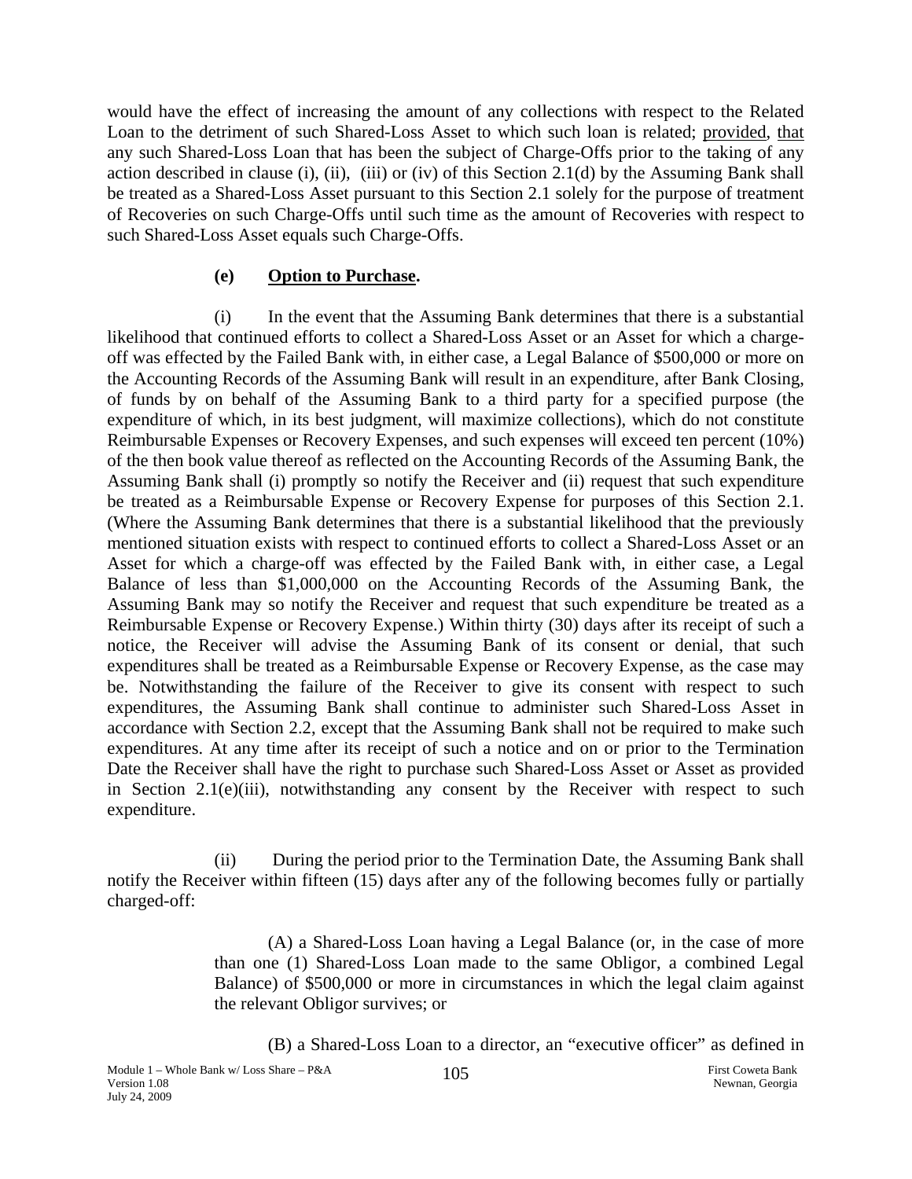would have the effect of increasing the amount of any collections with respect to the Related Loan to the detriment of such Shared-Loss Asset to which such loan is related; provided, that any such Shared-Loss Loan that has been the subject of Charge-Offs prior to the taking of any action described in clause (i), (ii), (iii) or (iv) of this Section 2.1(d) by the Assuming Bank shall be treated as a Shared-Loss Asset pursuant to this Section 2.1 solely for the purpose of treatment of Recoveries on such Charge-Offs until such time as the amount of Recoveries with respect to such Shared-Loss Asset equals such Charge-Offs.

**(e) Option to Purchase.**

(i) In the event that the Assuming Bank determines that there is a substantial likelihood that continued efforts to collect a Shared-Loss Asset or an Asset for which a charge-off was effected by the Failed Bank with, in either case, a Legal Balance of $500,000 or more on the Accounting Records of the Assuming Bank will result in an expenditure, after Bank Closing, of funds by on behalf of the Assuming Bank to a third party for a specified purpose (the expenditure of which, in its best judgment, will maximize collections), which do not constitute Reimbursable Expenses or Recovery Expenses, and such expenses will exceed ten percent (10%) of the then book value thereof as reflected on the Accounting Records of the Assuming Bank, the Assuming Bank shall (i) promptly so notify the Receiver and (ii) request that such expenditure be treated as a Reimbursable Expense or Recovery Expense for purposes of this Section 2.1. (Where the Assuming Bank determines that there is a substantial likelihood that the previously mentioned situation exists with respect to continued efforts to collect a Shared-Loss Asset or an Asset for which a charge-off was effected by the Failed Bank with, in either case, a Legal Balance of less than $1,000,000 on the Accounting Records of the Assuming Bank, the Assuming Bank may so notify the Receiver and request that such expenditure be treated as a Reimbursable Expense or Recovery Expense.) Within thirty (30) days after its receipt of such a notice, the Receiver will advise the Assuming Bank of its consent or denial, that such expenditures shall be treated as a Reimbursable Expense or Recovery Expense, as the case may be. Notwithstanding the failure of the Receiver to give its consent with respect to such expenditures, the Assuming Bank shall continue to administer such Shared-Loss Asset in accordance with Section 2.2, except that the Assuming Bank shall not be required to make such expenditures. At any time after its receipt of such a notice and on or prior to the Termination Date the Receiver shall have the right to purchase such Shared-Loss Asset or Asset as provided in Section 2.1(e)(iii), notwithstanding any consent by the Receiver with respect to such expenditure.

(ii) During the period prior to the Termination Date, the Assuming Bank shall notify the Receiver within fifteen (15) days after any of the following becomes fully or partially charged-off:

(A) a Shared-Loss Loan having a Legal Balance (or, in the case of more than one (1) Shared-Loss Loan made to the same Obligor, a combined Legal Balance) of $500,000 or more in circumstances in which the legal claim against the relevant Obligor survives; or

(B) a Shared-Loss Loan to a director, an "executive officer" as defined in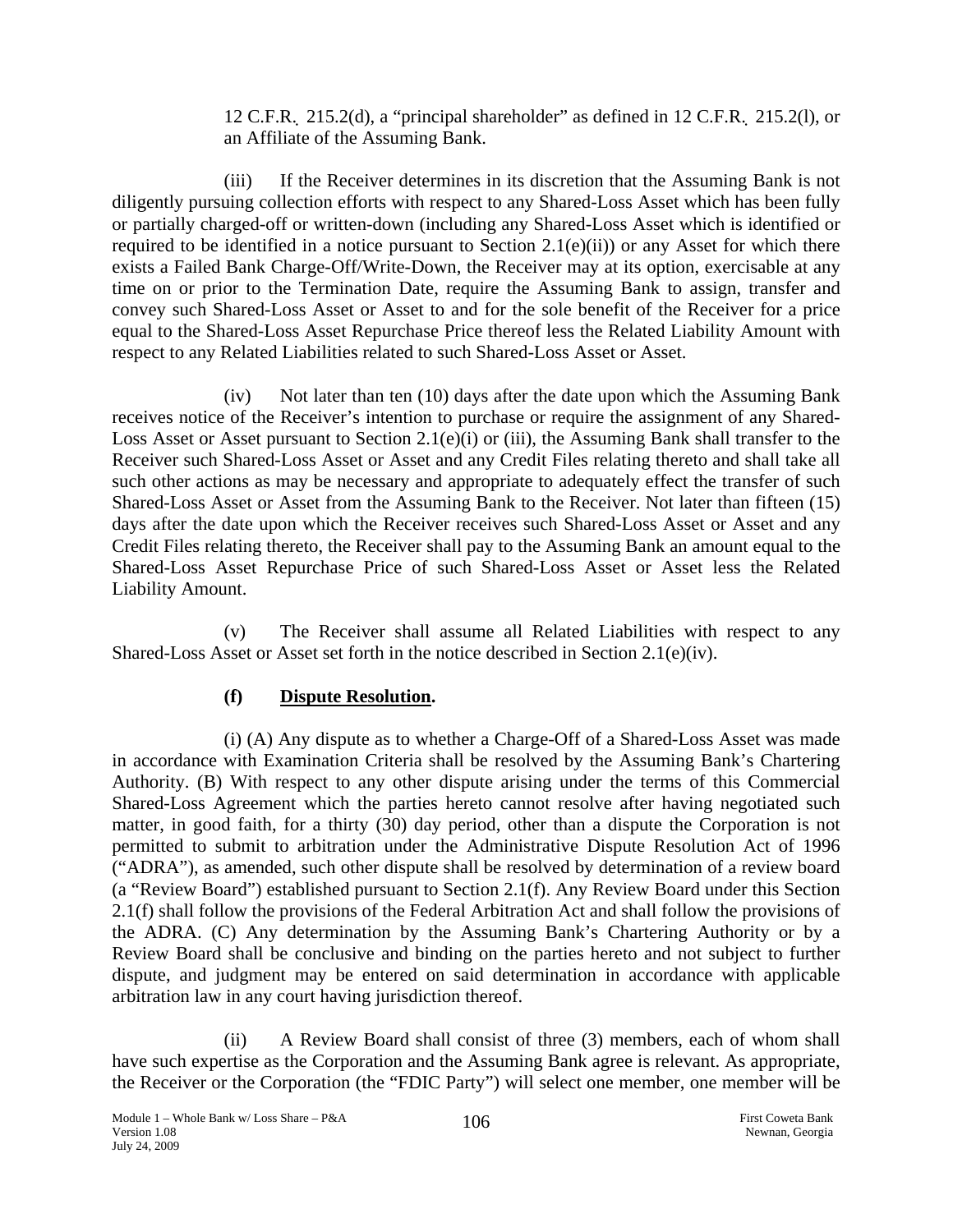12 C.F.R. 215.2(d), a "principal shareholder" as defined in 12 C.F.R. 215.2(l), or an Affiliate of the Assuming Bank.

(iii) If the Receiver determines in its discretion that the Assuming Bank is not diligently pursuing collection efforts with respect to any Shared-Loss Asset which has been fully or partially charged-off or written-down (including any Shared-Loss Asset which is identified or required to be identified in a notice pursuant to Section 2.1(e)(ii)) or any Asset for which there exists a Failed Bank Charge-Off/Write-Down, the Receiver may at its option, exercisable at any time on or prior to the Termination Date, require the Assuming Bank to assign, transfer and convey such Shared-Loss Asset or Asset to and for the sole benefit of the Receiver for a price equal to the Shared-Loss Asset Repurchase Price thereof less the Related Liability Amount with respect to any Related Liabilities related to such Shared-Loss Asset or Asset.

(iv) Not later than ten (10) days after the date upon which the Assuming Bank receives notice of the Receiver's intention to purchase or require the assignment of any Shared-Loss Asset or Asset pursuant to Section 2.1(e)(i) or (iii), the Assuming Bank shall transfer to the Receiver such Shared-Loss Asset or Asset and any Credit Files relating thereto and shall take all such other actions as may be necessary and appropriate to adequately effect the transfer of such Shared-Loss Asset or Asset from the Assuming Bank to the Receiver. Not later than fifteen (15) days after the date upon which the Receiver receives such Shared-Loss Asset or Asset and any Credit Files relating thereto, the Receiver shall pay to the Assuming Bank an amount equal to the Shared-Loss Asset Repurchase Price of such Shared-Loss Asset or Asset less the Related Liability Amount.

(v) The Receiver shall assume all Related Liabilities with respect to any Shared-Loss Asset or Asset set forth in the notice described in Section 2.1(e)(iv).

**(f) Dispute Resolution.**

(i) (A) Any dispute as to whether a Charge-Off of a Shared-Loss Asset was made in accordance with Examination Criteria shall be resolved by the Assuming Bank's Chartering Authority. (B) With respect to any other dispute arising under the terms of this Commercial Shared-Loss Agreement which the parties hereto cannot resolve after having negotiated such matter, in good faith, for a thirty (30) day period, other than a dispute the Corporation is not permitted to submit to arbitration under the Administrative Dispute Resolution Act of 1996 ("ADRA"), as amended, such other dispute shall be resolved by determination of a review board (a "Review Board") established pursuant to Section 2.1(f). Any Review Board under this Section 2.1(f) shall follow the provisions of the Federal Arbitration Act and shall follow the provisions of the ADRA. (C) Any determination by the Assuming Bank's Chartering Authority or by a Review Board shall be conclusive and binding on the parties hereto and not subject to further dispute, and judgment may be entered on said determination in accordance with applicable arbitration law in any court having jurisdiction thereof.

(ii) A Review Board shall consist of three (3) members, each of whom shall have such expertise as the Corporation and the Assuming Bank agree is relevant. As appropriate, the Receiver or the Corporation (the "FDIC Party") will select one member, one member will be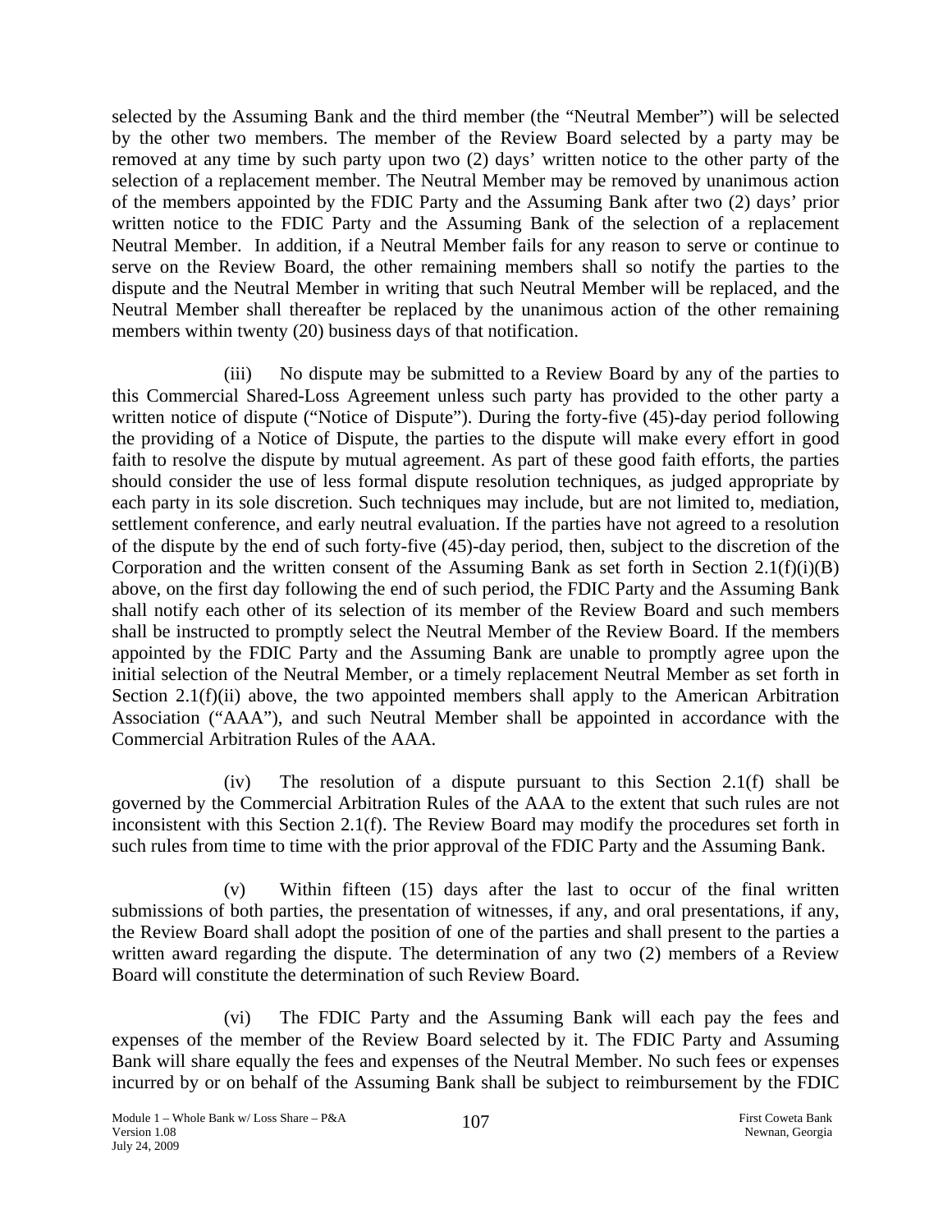selected by the Assuming Bank and the third member (the "Neutral Member") will be selected by the other two members. The member of the Review Board selected by a party may be removed at any time by such party upon two (2) days' written notice to the other party of the selection of a replacement member. The Neutral Member may be removed by unanimous action of the members appointed by the FDIC Party and the Assuming Bank after two (2) days' prior written notice to the FDIC Party and the Assuming Bank of the selection of a replacement Neutral Member. In addition, if a Neutral Member fails for any reason to serve or continue to serve on the Review Board, the other remaining members shall so notify the parties to the dispute and the Neutral Member in writing that such Neutral Member will be replaced, and the Neutral Member shall thereafter be replaced by the unanimous action of the other remaining members within twenty (20) business days of that notification.

(iii) No dispute may be submitted to a Review Board by any of the parties to this Commercial Shared-Loss Agreement unless such party has provided to the other party a written notice of dispute ("Notice of Dispute"). During the forty-five (45)-day period following the providing of a Notice of Dispute, the parties to the dispute will make every effort in good faith to resolve the dispute by mutual agreement. As part of these good faith efforts, the parties should consider the use of less formal dispute resolution techniques, as judged appropriate by each party in its sole discretion. Such techniques may include, but are not limited to, mediation, settlement conference, and early neutral evaluation. If the parties have not agreed to a resolution of the dispute by the end of such forty-five (45)-day period, then, subject to the discretion of the Corporation and the written consent of the Assuming Bank as set forth in Section 2.1(f)(i)(B) above, on the first day following the end of such period, the FDIC Party and the Assuming Bank shall notify each other of its selection of its member of the Review Board and such members shall be instructed to promptly select the Neutral Member of the Review Board. If the members appointed by the FDIC Party and the Assuming Bank are unable to promptly agree upon the initial selection of the Neutral Member, or a timely replacement Neutral Member as set forth in Section 2.1(f)(ii) above, the two appointed members shall apply to the American Arbitration Association ("AAA"), and such Neutral Member shall be appointed in accordance with the Commercial Arbitration Rules of the AAA.

(iv) The resolution of a dispute pursuant to this Section 2.1(f) shall be governed by the Commercial Arbitration Rules of the AAA to the extent that such rules are not inconsistent with this Section 2.1(f). The Review Board may modify the procedures set forth in such rules from time to time with the prior approval of the FDIC Party and the Assuming Bank.

(v) Within fifteen (15) days after the last to occur of the final written submissions of both parties, the presentation of witnesses, if any, and oral presentations, if any, the Review Board shall adopt the position of one of the parties and shall present to the parties a written award regarding the dispute. The determination of any two (2) members of a Review Board will constitute the determination of such Review Board.

(vi) The FDIC Party and the Assuming Bank will each pay the fees and expenses of the member of the Review Board selected by it. The FDIC Party and Assuming Bank will share equally the fees and expenses of the Neutral Member. No such fees or expenses incurred by or on behalf of the Assuming Bank shall be subject to reimbursement by the FDIC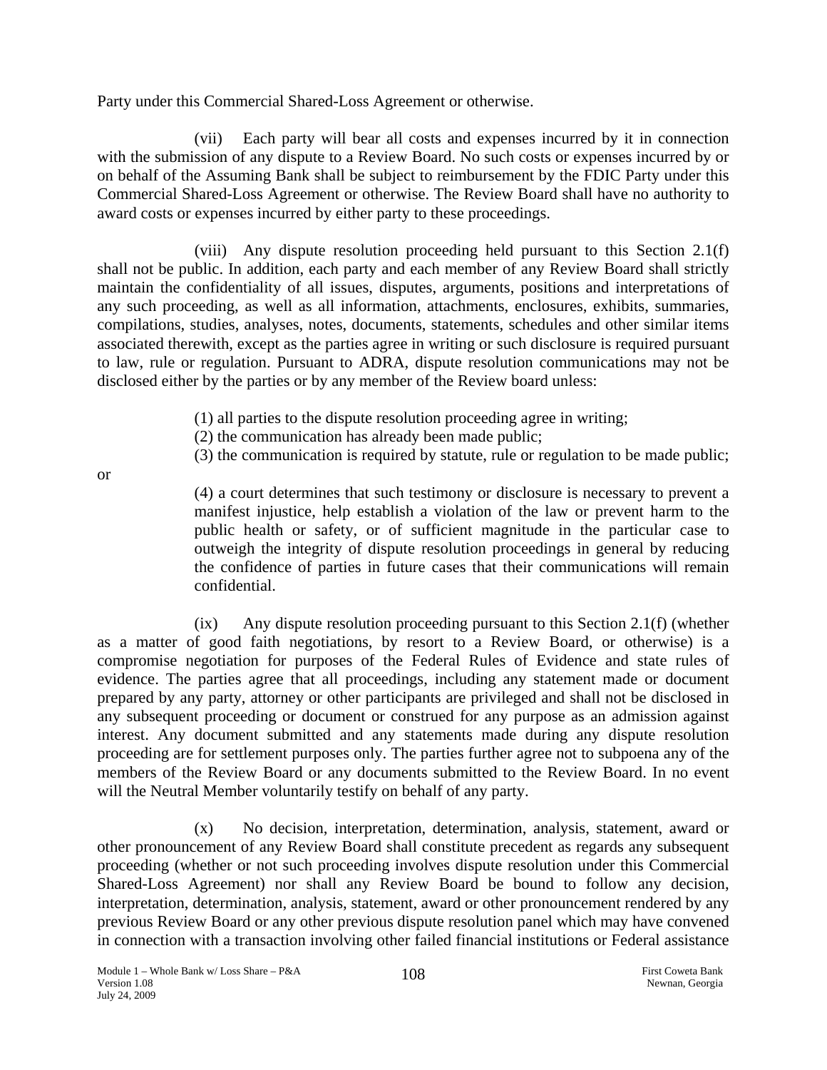Party under this Commercial Shared-Loss Agreement or otherwise.

(vii) Each party will bear all costs and expenses incurred by it in connection with the submission of any dispute to a Review Board. No such costs or expenses incurred by or on behalf of the Assuming Bank shall be subject to reimbursement by the FDIC Party under this Commercial Shared-Loss Agreement or otherwise. The Review Board shall have no authority to award costs or expenses incurred by either party to these proceedings.

(viii) Any dispute resolution proceeding held pursuant to this Section 2.1(f) shall not be public. In addition, each party and each member of any Review Board shall strictly maintain the confidentiality of all issues, disputes, arguments, positions and interpretations of any such proceeding, as well as all information, attachments, enclosures, exhibits, summaries, compilations, studies, analyses, notes, documents, statements, schedules and other similar items associated therewith, except as the parties agree in writing or such disclosure is required pursuant to law, rule or regulation. Pursuant to ADRA, dispute resolution communications may not be disclosed either by the parties or by any member of the Review board unless:

(1) all parties to the dispute resolution proceeding agree in writing;

(2) the communication has already been made public;

(3) the communication is required by statute, rule or regulation to be made public; or

(4) a court determines that such testimony or disclosure is necessary to prevent a manifest injustice, help establish a violation of the law or prevent harm to the public health or safety, or of sufficient magnitude in the particular case to outweigh the integrity of dispute resolution proceedings in general by reducing the confidence of parties in future cases that their communications will remain confidential.

(ix) Any dispute resolution proceeding pursuant to this Section 2.1(f) (whether as a matter of good faith negotiations, by resort to a Review Board, or otherwise) is a compromise negotiation for purposes of the Federal Rules of Evidence and state rules of evidence. The parties agree that all proceedings, including any statement made or document prepared by any party, attorney or other participants are privileged and shall not be disclosed in any subsequent proceeding or document or construed for any purpose as an admission against interest. Any document submitted and any statements made during any dispute resolution proceeding are for settlement purposes only. The parties further agree not to subpoena any of the members of the Review Board or any documents submitted to the Review Board. In no event will the Neutral Member voluntarily testify on behalf of any party.

(x) No decision, interpretation, determination, analysis, statement, award or other pronouncement of any Review Board shall constitute precedent as regards any subsequent proceeding (whether or not such proceeding involves dispute resolution under this Commercial Shared-Loss Agreement) nor shall any Review Board be bound to follow any decision, interpretation, determination, analysis, statement, award or other pronouncement rendered by any previous Review Board or any other previous dispute resolution panel which may have convened in connection with a transaction involving other failed financial institutions or Federal assistance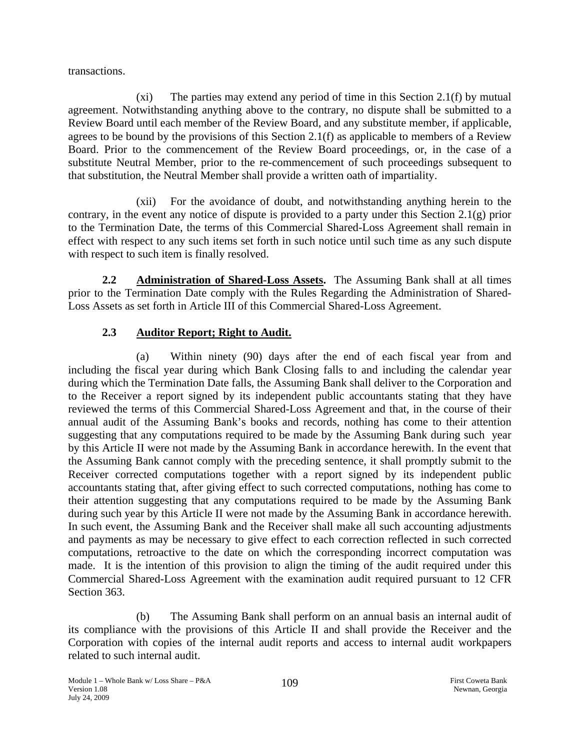transactions.

(xi) The parties may extend any period of time in this Section 2.1(f) by mutual agreement. Notwithstanding anything above to the contrary, no dispute shall be submitted to a Review Board until each member of the Review Board, and any substitute member, if applicable, agrees to be bound by the provisions of this Section 2.1(f) as applicable to members of a Review Board. Prior to the commencement of the Review Board proceedings, or, in the case of a substitute Neutral Member, prior to the re-commencement of such proceedings subsequent to that substitution, the Neutral Member shall provide a written oath of impartiality.

(xii) For the avoidance of doubt, and notwithstanding anything herein to the contrary, in the event any notice of dispute is provided to a party under this Section 2.1(g) prior to the Termination Date, the terms of this Commercial Shared-Loss Agreement shall remain in effect with respect to any such items set forth in such notice until such time as any such dispute with respect to such item is finally resolved.

**2.2 Administration of Shared-Loss Assets.** The Assuming Bank shall at all times prior to the Termination Date comply with the Rules Regarding the Administration of Shared-Loss Assets as set forth in Article III of this Commercial Shared-Loss Agreement.

**2.3 Auditor Report; Right to Audit.**

(a) Within ninety (90) days after the end of each fiscal year from and including the fiscal year during which Bank Closing falls to and including the calendar year during which the Termination Date falls, the Assuming Bank shall deliver to the Corporation and to the Receiver a report signed by its independent public accountants stating that they have reviewed the terms of this Commercial Shared-Loss Agreement and that, in the course of their annual audit of the Assuming Bank's books and records, nothing has come to their attention suggesting that any computations required to be made by the Assuming Bank during such year by this Article II were not made by the Assuming Bank in accordance herewith. In the event that the Assuming Bank cannot comply with the preceding sentence, it shall promptly submit to the Receiver corrected computations together with a report signed by its independent public accountants stating that, after giving effect to such corrected computations, nothing has come to their attention suggesting that any computations required to be made by the Assuming Bank during such year by this Article II were not made by the Assuming Bank in accordance herewith. In such event, the Assuming Bank and the Receiver shall make all such accounting adjustments and payments as may be necessary to give effect to each correction reflected in such corrected computations, retroactive to the date on which the corresponding incorrect computation was made. It is the intention of this provision to align the timing of the audit required under this Commercial Shared-Loss Agreement with the examination audit required pursuant to 12 CFR Section 363.

(b) The Assuming Bank shall perform on an annual basis an internal audit of its compliance with the provisions of this Article II and shall provide the Receiver and the Corporation with copies of the internal audit reports and access to internal audit workpapers related to such internal audit.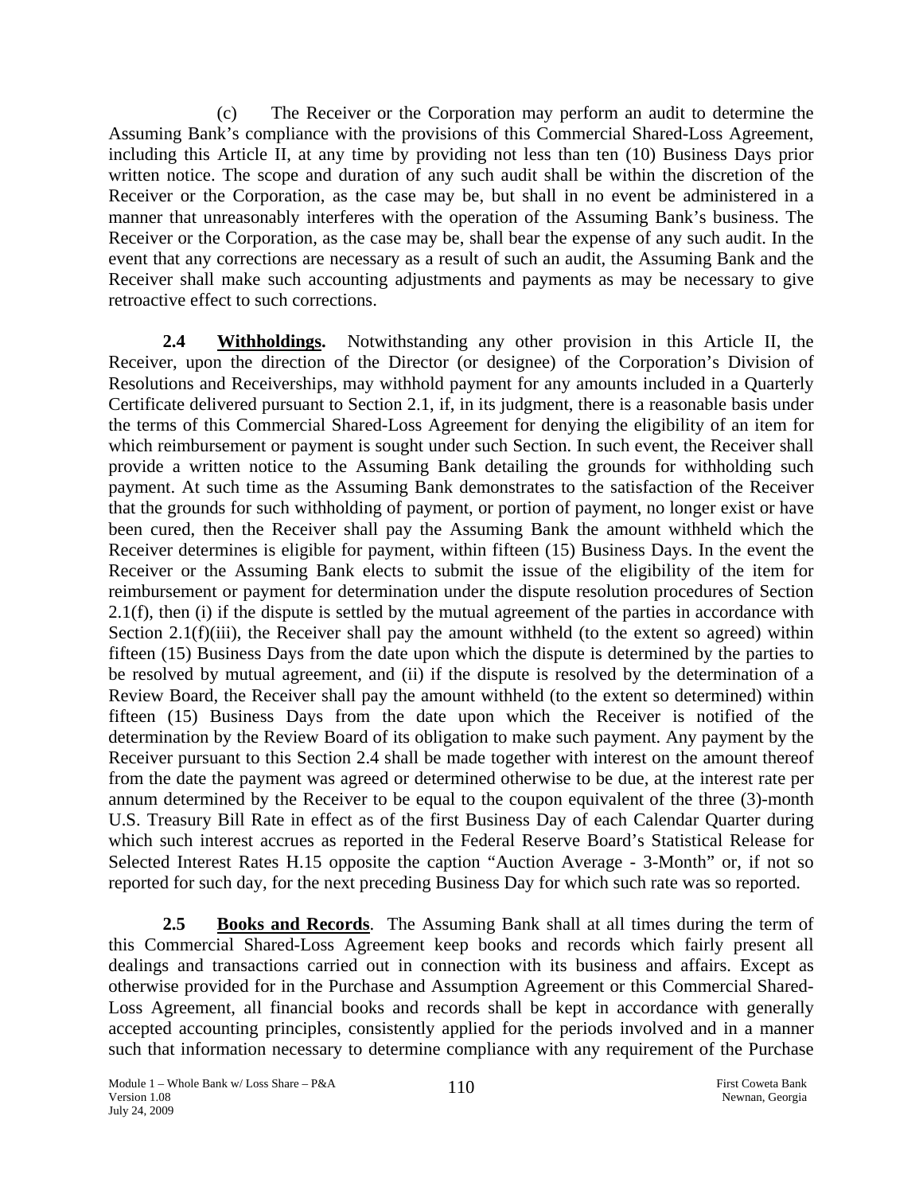(c) The Receiver or the Corporation may perform an audit to determine the Assuming Bank's compliance with the provisions of this Commercial Shared-Loss Agreement, including this Article II, at any time by providing not less than ten (10) Business Days prior written notice. The scope and duration of any such audit shall be within the discretion of the Receiver or the Corporation, as the case may be, but shall in no event be administered in a manner that unreasonably interferes with the operation of the Assuming Bank's business. The Receiver or the Corporation, as the case may be, shall bear the expense of any such audit. In the event that any corrections are necessary as a result of such an audit, the Assuming Bank and the Receiver shall make such accounting adjustments and payments as may be necessary to give retroactive effect to such corrections.

**2.4 Withholdings.** Notwithstanding any other provision in this Article II, the Receiver, upon the direction of the Director (or designee) of the Corporation's Division of Resolutions and Receiverships, may withhold payment for any amounts included in a Quarterly Certificate delivered pursuant to Section 2.1, if, in its judgment, there is a reasonable basis under the terms of this Commercial Shared-Loss Agreement for denying the eligibility of an item for which reimbursement or payment is sought under such Section. In such event, the Receiver shall provide a written notice to the Assuming Bank detailing the grounds for withholding such payment. At such time as the Assuming Bank demonstrates to the satisfaction of the Receiver that the grounds for such withholding of payment, or portion of payment, no longer exist or have been cured, then the Receiver shall pay the Assuming Bank the amount withheld which the Receiver determines is eligible for payment, within fifteen (15) Business Days. In the event the Receiver or the Assuming Bank elects to submit the issue of the eligibility of the item for reimbursement or payment for determination under the dispute resolution procedures of Section 2.1(f), then (i) if the dispute is settled by the mutual agreement of the parties in accordance with Section 2.1(f)(iii), the Receiver shall pay the amount withheld (to the extent so agreed) within fifteen (15) Business Days from the date upon which the dispute is determined by the parties to be resolved by mutual agreement, and (ii) if the dispute is resolved by the determination of a Review Board, the Receiver shall pay the amount withheld (to the extent so determined) within fifteen (15) Business Days from the date upon which the Receiver is notified of the determination by the Review Board of its obligation to make such payment. Any payment by the Receiver pursuant to this Section 2.4 shall be made together with interest on the amount thereof from the date the payment was agreed or determined otherwise to be due, at the interest rate per annum determined by the Receiver to be equal to the coupon equivalent of the three (3)-month U.S. Treasury Bill Rate in effect as of the first Business Day of each Calendar Quarter during which such interest accrues as reported in the Federal Reserve Board's Statistical Release for Selected Interest Rates H.15 opposite the caption "Auction Average - 3-Month" or, if not so reported for such day, for the next preceding Business Day for which such rate was so reported.

**2.5 Books and Records**. The Assuming Bank shall at all times during the term of this Commercial Shared-Loss Agreement keep books and records which fairly present all dealings and transactions carried out in connection with its business and affairs. Except as otherwise provided for in the Purchase and Assumption Agreement or this Commercial Shared-Loss Agreement, all financial books and records shall be kept in accordance with generally accepted accounting principles, consistently applied for the periods involved and in a manner such that information necessary to determine compliance with any requirement of the Purchase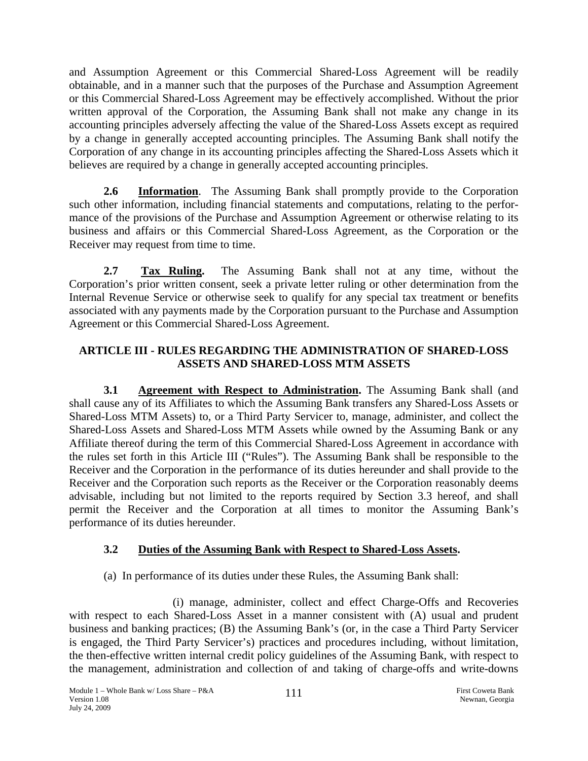and Assumption Agreement or this Commercial Shared-Loss Agreement will be readily obtainable, and in a manner such that the purposes of the Purchase and Assumption Agreement or this Commercial Shared-Loss Agreement may be effectively accomplished. Without the prior written approval of the Corporation, the Assuming Bank shall not make any change in its accounting principles adversely affecting the value of the Shared-Loss Assets except as required by a change in generally accepted accounting principles. The Assuming Bank shall notify the Corporation of any change in its accounting principles affecting the Shared-Loss Assets which it believes are required by a change in generally accepted accounting principles.

**2.6 Information**. The Assuming Bank shall promptly provide to the Corporation such other information, including financial statements and computations, relating to the performance of the provisions of the Purchase and Assumption Agreement or otherwise relating to its business and affairs or this Commercial Shared-Loss Agreement, as the Corporation or the Receiver may request from time to time.

**2.7 Tax Ruling.** The Assuming Bank shall not at any time, without the Corporation's prior written consent, seek a private letter ruling or other determination from the Internal Revenue Service or otherwise seek to qualify for any special tax treatment or benefits associated with any payments made by the Corporation pursuant to the Purchase and Assumption Agreement or this Commercial Shared-Loss Agreement.

## ARTICLE III - RULES REGARDING THE ADMINISTRATION OF SHARED-LOSS ASSETS AND SHARED-LOSS MTM ASSETS

**3.1 Agreement with Respect to Administration.** The Assuming Bank shall (and shall cause any of its Affiliates to which the Assuming Bank transfers any Shared-Loss Assets or Shared-Loss MTM Assets) to, or a Third Party Servicer to, manage, administer, and collect the Shared-Loss Assets and Shared-Loss MTM Assets while owned by the Assuming Bank or any Affiliate thereof during the term of this Commercial Shared-Loss Agreement in accordance with the rules set forth in this Article III ("Rules"). The Assuming Bank shall be responsible to the Receiver and the Corporation in the performance of its duties hereunder and shall provide to the Receiver and the Corporation such reports as the Receiver or the Corporation reasonably deems advisable, including but not limited to the reports required by Section 3.3 hereof, and shall permit the Receiver and the Corporation at all times to monitor the Assuming Bank's performance of its duties hereunder.

### 3.2 Duties of the Assuming Bank with Respect to Shared-Loss Assets.

(a) In performance of its duties under these Rules, the Assuming Bank shall:

(i) manage, administer, collect and effect Charge-Offs and Recoveries with respect to each Shared-Loss Asset in a manner consistent with (A) usual and prudent business and banking practices; (B) the Assuming Bank's (or, in the case a Third Party Servicer is engaged, the Third Party Servicer's) practices and procedures including, without limitation, the then-effective written internal credit policy guidelines of the Assuming Bank, with respect to the management, administration and collection of and taking of charge-offs and write-downs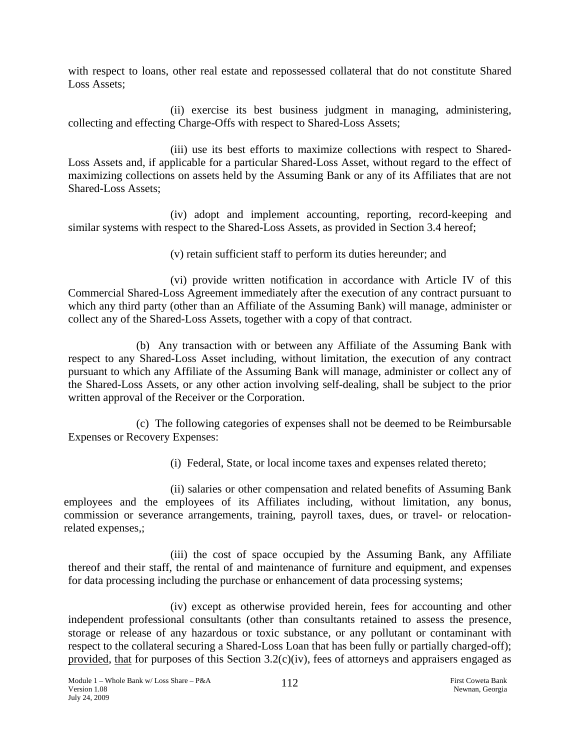with respect to loans, other real estate and repossessed collateral that do not constitute Shared Loss Assets;

(ii) exercise its best business judgment in managing, administering, collecting and effecting Charge-Offs with respect to Shared-Loss Assets;

(iii) use its best efforts to maximize collections with respect to Shared-Loss Assets and, if applicable for a particular Shared-Loss Asset, without regard to the effect of maximizing collections on assets held by the Assuming Bank or any of its Affiliates that are not Shared-Loss Assets;

(iv) adopt and implement accounting, reporting, record-keeping and similar systems with respect to the Shared-Loss Assets, as provided in Section 3.4 hereof;

(v) retain sufficient staff to perform its duties hereunder; and

(vi) provide written notification in accordance with Article IV of this Commercial Shared-Loss Agreement immediately after the execution of any contract pursuant to which any third party (other than an Affiliate of the Assuming Bank) will manage, administer or collect any of the Shared-Loss Assets, together with a copy of that contract.

(b) Any transaction with or between any Affiliate of the Assuming Bank with respect to any Shared-Loss Asset including, without limitation, the execution of any contract pursuant to which any Affiliate of the Assuming Bank will manage, administer or collect any of the Shared-Loss Assets, or any other action involving self-dealing, shall be subject to the prior written approval of the Receiver or the Corporation.

(c) The following categories of expenses shall not be deemed to be Reimbursable Expenses or Recovery Expenses:

(i) Federal, State, or local income taxes and expenses related thereto;

(ii) salaries or other compensation and related benefits of Assuming Bank employees and the employees of its Affiliates including, without limitation, any bonus, commission or severance arrangements, training, payroll taxes, dues, or travel- or relocation-related expenses,;

(iii) the cost of space occupied by the Assuming Bank, any Affiliate thereof and their staff, the rental of and maintenance of furniture and equipment, and expenses for data processing including the purchase or enhancement of data processing systems;

(iv) except as otherwise provided herein, fees for accounting and other independent professional consultants (other than consultants retained to assess the presence, storage or release of any hazardous or toxic substance, or any pollutant or contaminant with respect to the collateral securing a Shared-Loss Loan that has been fully or partially charged-off); provided, that for purposes of this Section 3.2(c)(iv), fees of attorneys and appraisers engaged as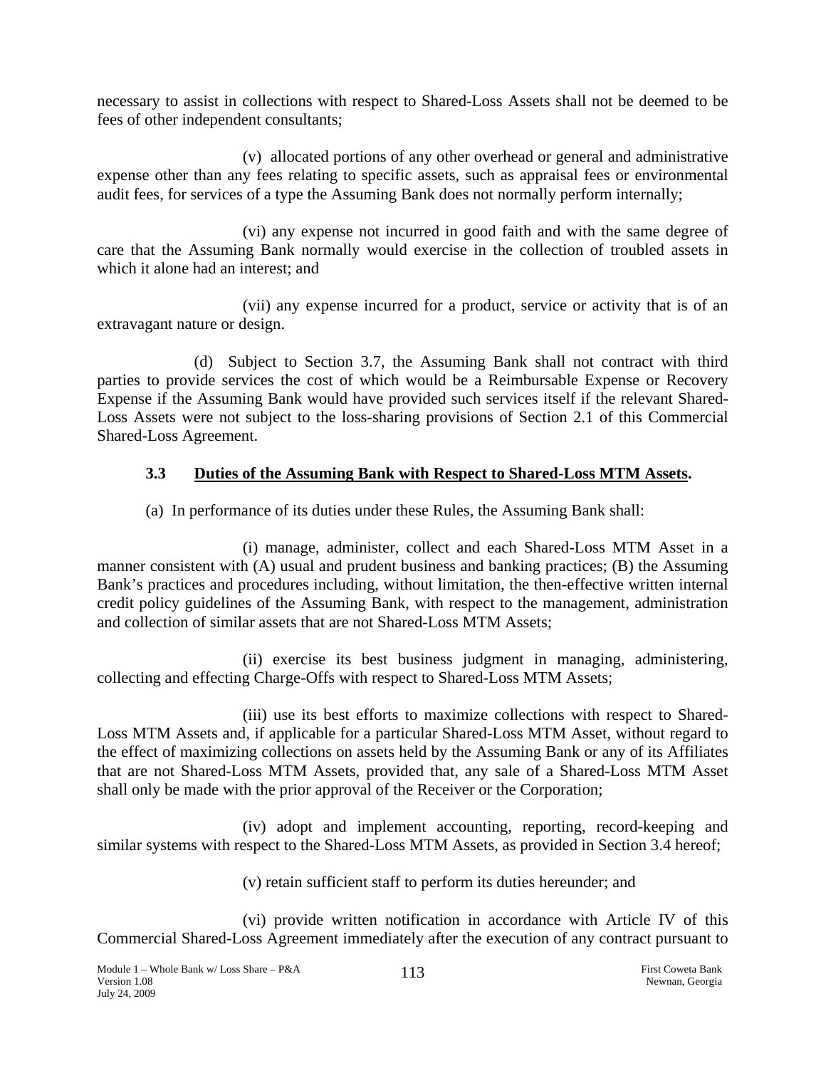necessary to assist in collections with respect to Shared-Loss Assets shall not be deemed to be fees of other independent consultants;

(v) allocated portions of any other overhead or general and administrative expense other than any fees relating to specific assets, such as appraisal fees or environmental audit fees, for services of a type the Assuming Bank does not normally perform internally;

(vi) any expense not incurred in good faith and with the same degree of care that the Assuming Bank normally would exercise in the collection of troubled assets in which it alone had an interest; and

(vii) any expense incurred for a product, service or activity that is of an extravagant nature or design.

(d) Subject to Section 3.7, the Assuming Bank shall not contract with third parties to provide services the cost of which would be a Reimbursable Expense or Recovery Expense if the Assuming Bank would have provided such services itself if the relevant Shared-Loss Assets were not subject to the loss-sharing provisions of Section 2.1 of this Commercial Shared-Loss Agreement.

### 3.3 <u>Duties of the Assuming Bank with Respect to Shared-Loss MTM Assets</u>.

(a) In performance of its duties under these Rules, the Assuming Bank shall:

(i) manage, administer, collect and each Shared-Loss MTM Asset in a manner consistent with (A) usual and prudent business and banking practices; (B) the Assuming Bank's practices and procedures including, without limitation, the then-effective written internal credit policy guidelines of the Assuming Bank, with respect to the management, administration and collection of similar assets that are not Shared-Loss MTM Assets;

(ii) exercise its best business judgment in managing, administering, collecting and effecting Charge-Offs with respect to Shared-Loss MTM Assets;

(iii) use its best efforts to maximize collections with respect to Shared-Loss MTM Assets and, if applicable for a particular Shared-Loss MTM Asset, without regard to the effect of maximizing collections on assets held by the Assuming Bank or any of its Affiliates that are not Shared-Loss MTM Assets, provided that, any sale of a Shared-Loss MTM Asset shall only be made with the prior approval of the Receiver or the Corporation;

(iv) adopt and implement accounting, reporting, record-keeping and similar systems with respect to the Shared-Loss MTM Assets, as provided in Section 3.4 hereof;

(v) retain sufficient staff to perform its duties hereunder; and

(vi) provide written notification in accordance with Article IV of this Commercial Shared-Loss Agreement immediately after the execution of any contract pursuant to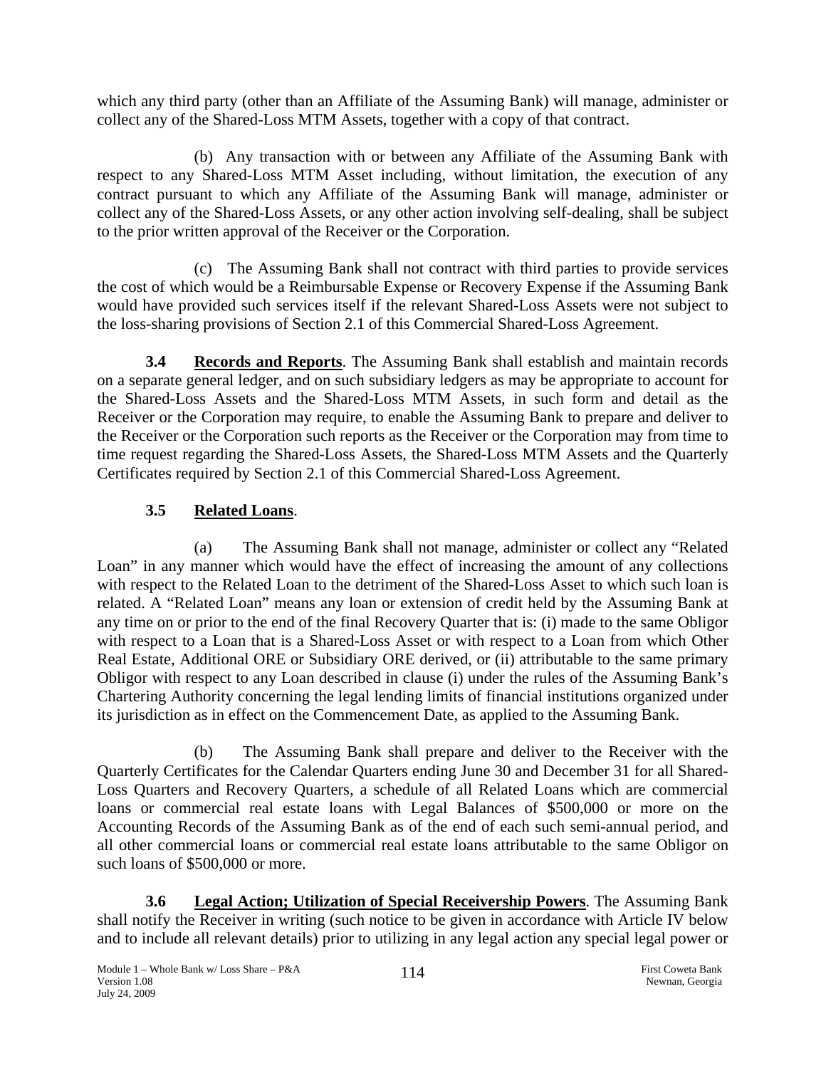which any third party (other than an Affiliate of the Assuming Bank) will manage, administer or collect any of the Shared-Loss MTM Assets, together with a copy of that contract.

(b) Any transaction with or between any Affiliate of the Assuming Bank with respect to any Shared-Loss MTM Asset including, without limitation, the execution of any contract pursuant to which any Affiliate of the Assuming Bank will manage, administer or collect any of the Shared-Loss Assets, or any other action involving self-dealing, shall be subject to the prior written approval of the Receiver or the Corporation.

(c) The Assuming Bank shall not contract with third parties to provide services the cost of which would be a Reimbursable Expense or Recovery Expense if the Assuming Bank would have provided such services itself if the relevant Shared-Loss Assets were not subject to the loss-sharing provisions of Section 2.1 of this Commercial Shared-Loss Agreement.

**3.4 Records and Reports**. The Assuming Bank shall establish and maintain records on a separate general ledger, and on such subsidiary ledgers as may be appropriate to account for the Shared-Loss Assets and the Shared-Loss MTM Assets, in such form and detail as the Receiver or the Corporation may require, to enable the Assuming Bank to prepare and deliver to the Receiver or the Corporation such reports as the Receiver or the Corporation may from time to time request regarding the Shared-Loss Assets, the Shared-Loss MTM Assets and the Quarterly Certificates required by Section 2.1 of this Commercial Shared-Loss Agreement.

**3.5 Related Loans**.

(a) The Assuming Bank shall not manage, administer or collect any "Related Loan" in any manner which would have the effect of increasing the amount of any collections with respect to the Related Loan to the detriment of the Shared-Loss Asset to which such loan is related. A "Related Loan" means any loan or extension of credit held by the Assuming Bank at any time on or prior to the end of the final Recovery Quarter that is: (i) made to the same Obligor with respect to a Loan that is a Shared-Loss Asset or with respect to a Loan from which Other Real Estate, Additional ORE or Subsidiary ORE derived, or (ii) attributable to the same primary Obligor with respect to any Loan described in clause (i) under the rules of the Assuming Bank's Chartering Authority concerning the legal lending limits of financial institutions organized under its jurisdiction as in effect on the Commencement Date, as applied to the Assuming Bank.

(b) The Assuming Bank shall prepare and deliver to the Receiver with the Quarterly Certificates for the Calendar Quarters ending June 30 and December 31 for all Shared-Loss Quarters and Recovery Quarters, a schedule of all Related Loans which are commercial loans or commercial real estate loans with Legal Balances of $500,000 or more on the Accounting Records of the Assuming Bank as of the end of each such semi-annual period, and all other commercial loans or commercial real estate loans attributable to the same Obligor on such loans of $500,000 or more.

**3.6 Legal Action; Utilization of Special Receivership Powers**. The Assuming Bank shall notify the Receiver in writing (such notice to be given in accordance with Article IV below and to include all relevant details) prior to utilizing in any legal action any special legal power or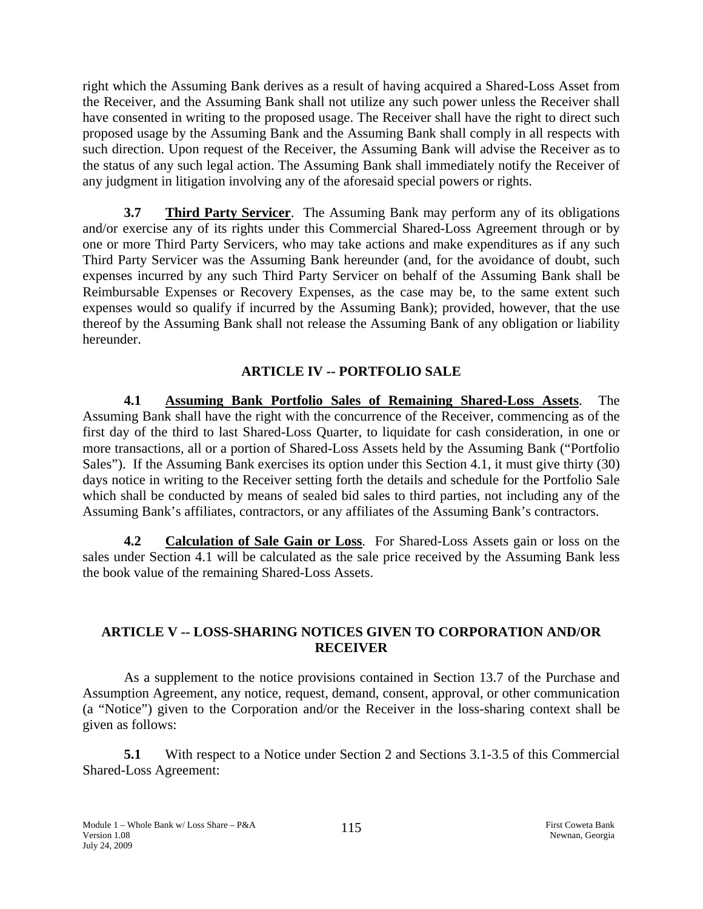right which the Assuming Bank derives as a result of having acquired a Shared-Loss Asset from the Receiver, and the Assuming Bank shall not utilize any such power unless the Receiver shall have consented in writing to the proposed usage. The Receiver shall have the right to direct such proposed usage by the Assuming Bank and the Assuming Bank shall comply in all respects with such direction. Upon request of the Receiver, the Assuming Bank will advise the Receiver as to the status of any such legal action. The Assuming Bank shall immediately notify the Receiver of any judgment in litigation involving any of the aforesaid special powers or rights.

**3.7** **<u>Third Party Servicer</u>**. The Assuming Bank may perform any of its obligations and/or exercise any of its rights under this Commercial Shared-Loss Agreement through or by one or more Third Party Servicers, who may take actions and make expenditures as if any such Third Party Servicer was the Assuming Bank hereunder (and, for the avoidance of doubt, such expenses incurred by any such Third Party Servicer on behalf of the Assuming Bank shall be Reimbursable Expenses or Recovery Expenses, as the case may be, to the same extent such expenses would so qualify if incurred by the Assuming Bank); provided, however, that the use thereof by the Assuming Bank shall not release the Assuming Bank of any obligation or liability hereunder.

## ARTICLE IV -- PORTFOLIO SALE

**4.1** **<u>Assuming Bank Portfolio Sales of Remaining Shared-Loss Assets</u>**. The Assuming Bank shall have the right with the concurrence of the Receiver, commencing as of the first day of the third to last Shared-Loss Quarter, to liquidate for cash consideration, in one or more transactions, all or a portion of Shared-Loss Assets held by the Assuming Bank ("Portfolio Sales"). If the Assuming Bank exercises its option under this Section 4.1, it must give thirty (30) days notice in writing to the Receiver setting forth the details and schedule for the Portfolio Sale which shall be conducted by means of sealed bid sales to third parties, not including any of the Assuming Bank's affiliates, contractors, or any affiliates of the Assuming Bank's contractors.

**4.2** **<u>Calculation of Sale Gain or Loss</u>**. For Shared-Loss Assets gain or loss on the sales under Section 4.1 will be calculated as the sale price received by the Assuming Bank less the book value of the remaining Shared-Loss Assets.

## ARTICLE V -- LOSS-SHARING NOTICES GIVEN TO CORPORATION AND/OR RECEIVER

As a supplement to the notice provisions contained in Section 13.7 of the Purchase and Assumption Agreement, any notice, request, demand, consent, approval, or other communication (a "Notice") given to the Corporation and/or the Receiver in the loss-sharing context shall be given as follows:

**5.1** With respect to a Notice under Section 2 and Sections 3.1-3.5 of this Commercial Shared-Loss Agreement: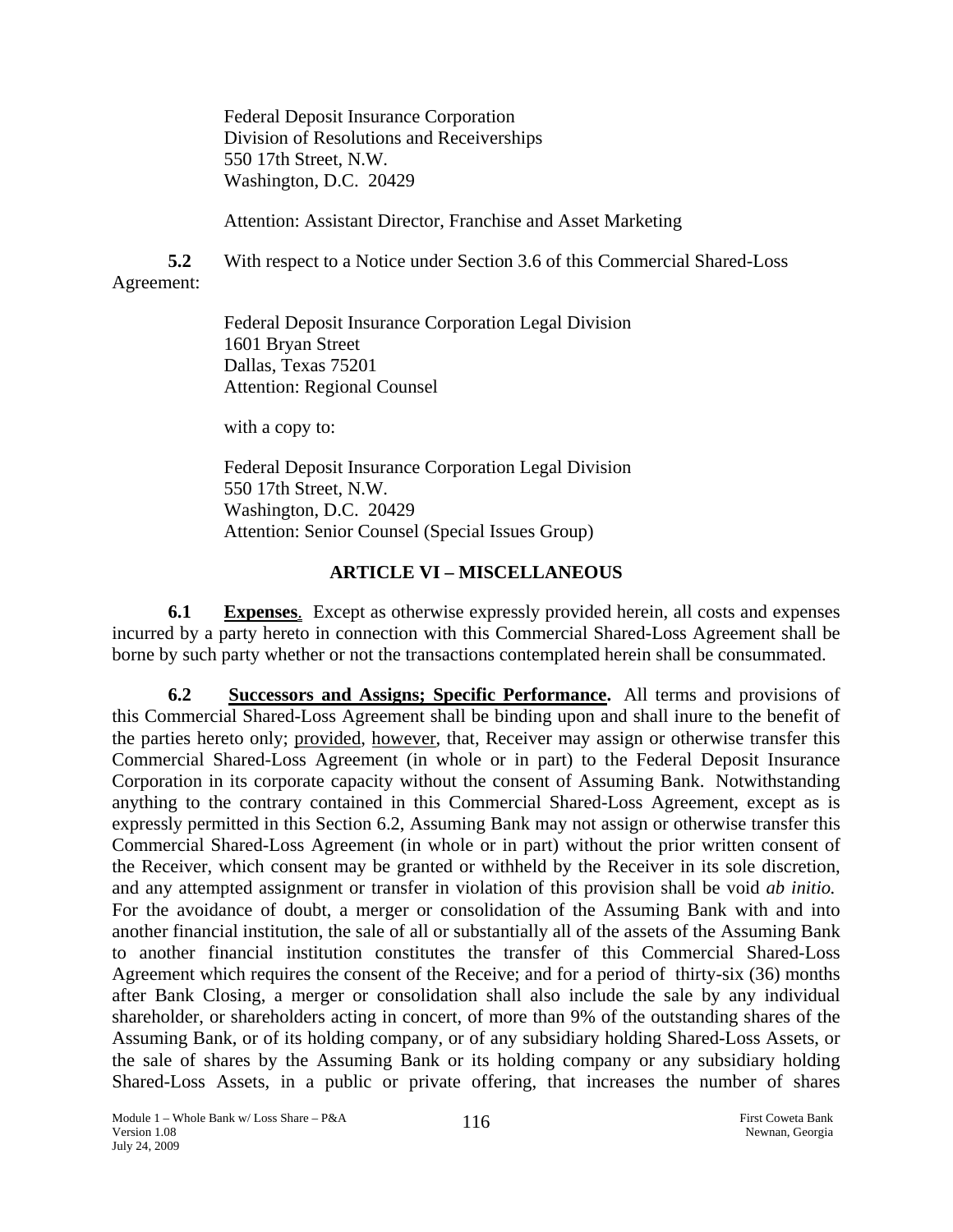Federal Deposit Insurance Corporation
Division of Resolutions and Receiverships
550 17th Street, N.W.
Washington, D.C. 20429

Attention: Assistant Director, Franchise and Asset Marketing

**5.2** With respect to a Notice under Section 3.6 of this Commercial Shared-Loss Agreement:

Federal Deposit Insurance Corporation Legal Division
1601 Bryan Street
Dallas, Texas 75201
Attention: Regional Counsel

with a copy to:

Federal Deposit Insurance Corporation Legal Division
550 17th Street, N.W.
Washington, D.C. 20429
Attention: Senior Counsel (Special Issues Group)

## ARTICLE VI – MISCELLANEOUS

**6.1 Expenses**. Except as otherwise expressly provided herein, all costs and expenses incurred by a party hereto in connection with this Commercial Shared-Loss Agreement shall be borne by such party whether or not the transactions contemplated herein shall be consummated.

**6.2 Successors and Assigns; Specific Performance.** All terms and provisions of this Commercial Shared-Loss Agreement shall be binding upon and shall inure to the benefit of the parties hereto only; provided, however, that, Receiver may assign or otherwise transfer this Commercial Shared-Loss Agreement (in whole or in part) to the Federal Deposit Insurance Corporation in its corporate capacity without the consent of Assuming Bank. Notwithstanding anything to the contrary contained in this Commercial Shared-Loss Agreement, except as is expressly permitted in this Section 6.2, Assuming Bank may not assign or otherwise transfer this Commercial Shared-Loss Agreement (in whole or in part) without the prior written consent of the Receiver, which consent may be granted or withheld by the Receiver in its sole discretion, and any attempted assignment or transfer in violation of this provision shall be void *ab initio.* For the avoidance of doubt, a merger or consolidation of the Assuming Bank with and into another financial institution, the sale of all or substantially all of the assets of the Assuming Bank to another financial institution constitutes the transfer of this Commercial Shared-Loss Agreement which requires the consent of the Receive; and for a period of thirty-six (36) months after Bank Closing, a merger or consolidation shall also include the sale by any individual shareholder, or shareholders acting in concert, of more than 9% of the outstanding shares of the Assuming Bank, or of its holding company, or of any subsidiary holding Shared-Loss Assets, or the sale of shares by the Assuming Bank or its holding company or any subsidiary holding Shared-Loss Assets, in a public or private offering, that increases the number of shares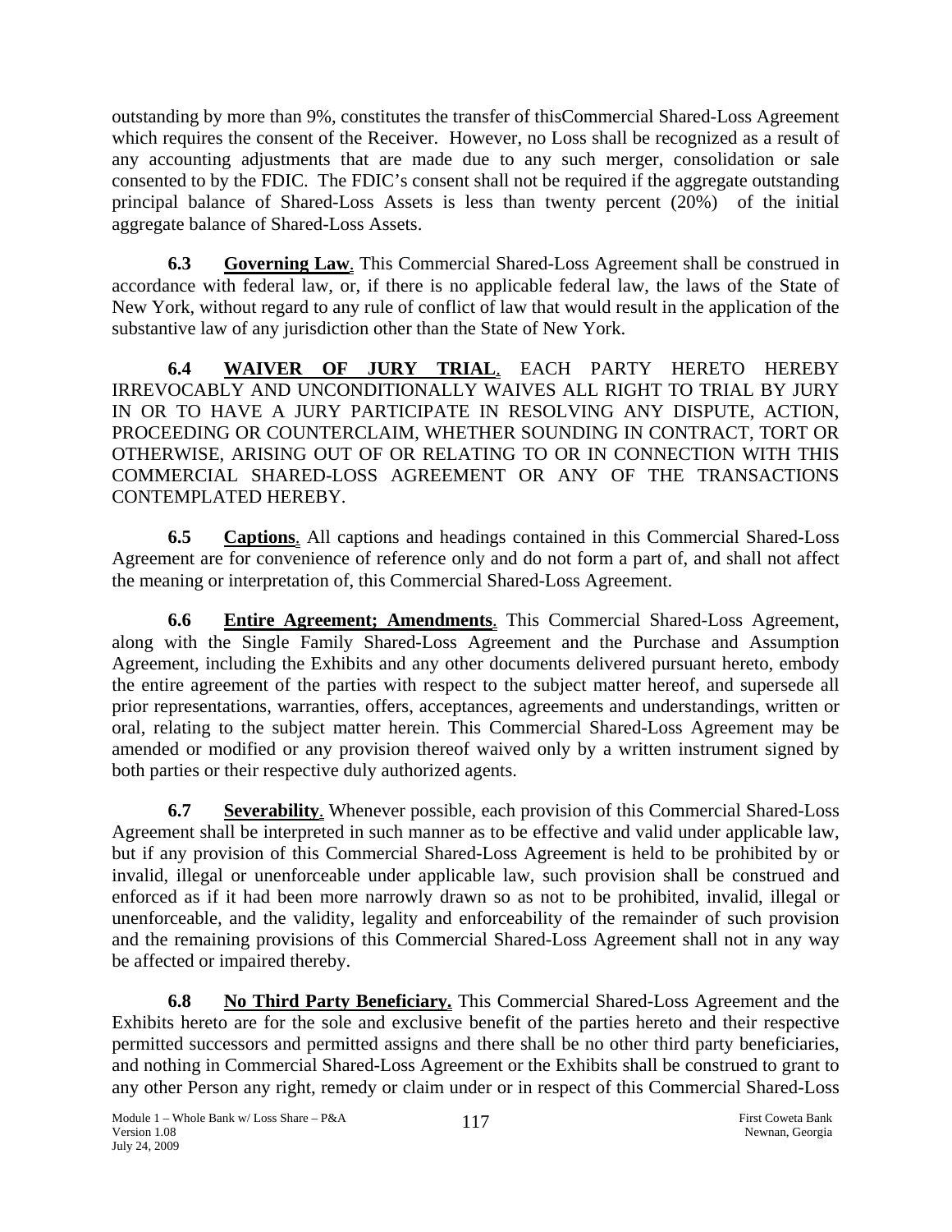outstanding by more than 9%, constitutes the transfer of thisCommercial Shared-Loss Agreement which requires the consent of the Receiver. However, no Loss shall be recognized as a result of any accounting adjustments that are made due to any such merger, consolidation or sale consented to by the FDIC. The FDIC's consent shall not be required if the aggregate outstanding principal balance of Shared-Loss Assets is less than twenty percent (20%) of the initial aggregate balance of Shared-Loss Assets.

**6.3 Governing Law**. This Commercial Shared-Loss Agreement shall be construed in accordance with federal law, or, if there is no applicable federal law, the laws of the State of New York, without regard to any rule of conflict of law that would result in the application of the substantive law of any jurisdiction other than the State of New York.

**6.4 WAIVER OF JURY TRIAL**. EACH PARTY HERETO HEREBY IRREVOCABLY AND UNCONDITIONALLY WAIVES ALL RIGHT TO TRIAL BY JURY IN OR TO HAVE A JURY PARTICIPATE IN RESOLVING ANY DISPUTE, ACTION, PROCEEDING OR COUNTERCLAIM, WHETHER SOUNDING IN CONTRACT, TORT OR OTHERWISE, ARISING OUT OF OR RELATING TO OR IN CONNECTION WITH THIS COMMERCIAL SHARED-LOSS AGREEMENT OR ANY OF THE TRANSACTIONS CONTEMPLATED HEREBY.

**6.5 Captions**. All captions and headings contained in this Commercial Shared-Loss Agreement are for convenience of reference only and do not form a part of, and shall not affect the meaning or interpretation of, this Commercial Shared-Loss Agreement.

**6.6 Entire Agreement; Amendments**. This Commercial Shared-Loss Agreement, along with the Single Family Shared-Loss Agreement and the Purchase and Assumption Agreement, including the Exhibits and any other documents delivered pursuant hereto, embody the entire agreement of the parties with respect to the subject matter hereof, and supersede all prior representations, warranties, offers, acceptances, agreements and understandings, written or oral, relating to the subject matter herein. This Commercial Shared-Loss Agreement may be amended or modified or any provision thereof waived only by a written instrument signed by both parties or their respective duly authorized agents.

**6.7 Severability**. Whenever possible, each provision of this Commercial Shared-Loss Agreement shall be interpreted in such manner as to be effective and valid under applicable law, but if any provision of this Commercial Shared-Loss Agreement is held to be prohibited by or invalid, illegal or unenforceable under applicable law, such provision shall be construed and enforced as if it had been more narrowly drawn so as not to be prohibited, invalid, illegal or unenforceable, and the validity, legality and enforceability of the remainder of such provision and the remaining provisions of this Commercial Shared-Loss Agreement shall not in any way be affected or impaired thereby.

**6.8 No Third Party Beneficiary.** This Commercial Shared-Loss Agreement and the Exhibits hereto are for the sole and exclusive benefit of the parties hereto and their respective permitted successors and permitted assigns and there shall be no other third party beneficiaries, and nothing in Commercial Shared-Loss Agreement or the Exhibits shall be construed to grant to any other Person any right, remedy or claim under or in respect of this Commercial Shared-Loss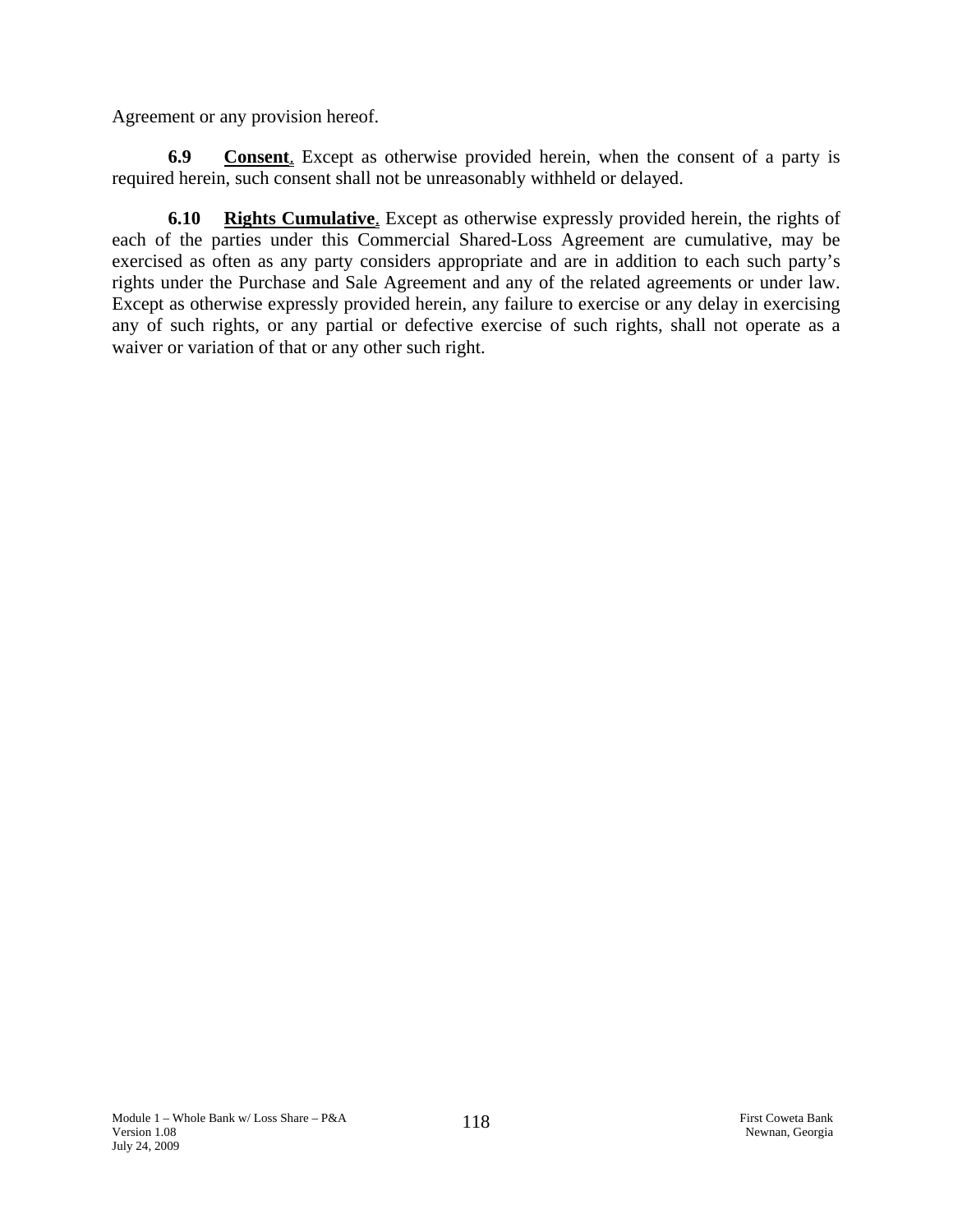Agreement or any provision hereof.

**6.9 Consent**. Except as otherwise provided herein, when the consent of a party is required herein, such consent shall not be unreasonably withheld or delayed.

**6.10 Rights Cumulative**. Except as otherwise expressly provided herein, the rights of each of the parties under this Commercial Shared-Loss Agreement are cumulative, may be exercised as often as any party considers appropriate and are in addition to each such party's rights under the Purchase and Sale Agreement and any of the related agreements or under law. Except as otherwise expressly provided herein, any failure to exercise or any delay in exercising any of such rights, or any partial or defective exercise of such rights, shall not operate as a waiver or variation of that or any other such right.